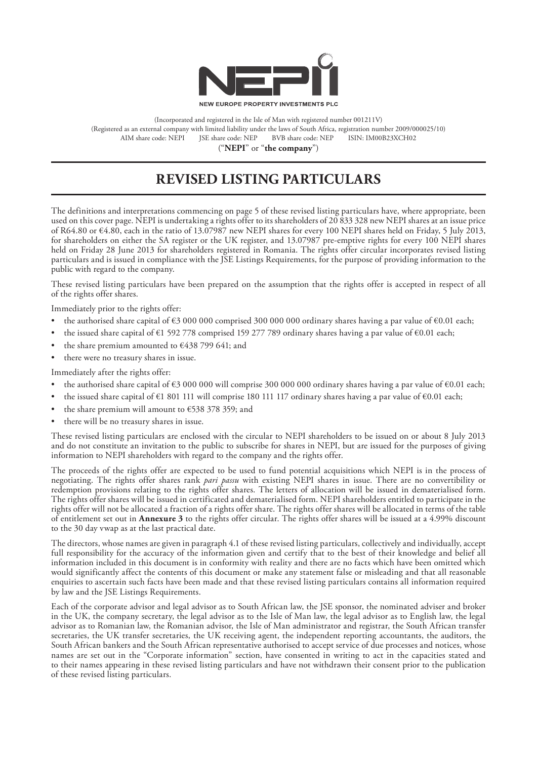NEW EUROPE PROPERTY INVESTMENTS PLC

(Incorporated and registered in the Isle of Man with registered number 001211V)
(Registered as an external company with limited liability under the laws of South Africa, registration number 2009/000025/10)
AIM share code: NEPI JSE share code: NEP BVB share code: NEP ISIN: IM00B23XCH02
("**NEPI**" or "**the company**")

# REVISED LISTING PARTICULARS

The definitions and interpretations commencing on page 5 of these revised listing particulars have, where appropriate, been used on this cover page. NEPI is undertaking a rights offer to its shareholders of 20 833 328 new NEPI shares at an issue price of R64.80 or €4.80, each in the ratio of 13.07987 new NEPI shares for every 100 NEPI shares held on Friday, 5 July 2013, for shareholders on either the SA register or the UK register, and 13.07987 pre-emptive rights for every 100 NEPI shares held on Friday 28 June 2013 for shareholders registered in Romania. The rights offer circular incorporates revised listing particulars and is issued in compliance with the JSE Listings Requirements, for the purpose of providing information to the public with regard to the company.

These revised listing particulars have been prepared on the assumption that the rights offer is accepted in respect of all of the rights offer shares.

Immediately prior to the rights offer:

- the authorised share capital of €3 000 000 comprised 300 000 000 ordinary shares having a par value of €0.01 each;
- the issued share capital of €1 592 778 comprised 159 277 789 ordinary shares having a par value of €0.01 each;
- the share premium amounted to €438 799 641; and
- there were no treasury shares in issue.

Immediately after the rights offer:

- the authorised share capital of €3 000 000 will comprise 300 000 000 ordinary shares having a par value of €0.01 each;
- the issued share capital of €1 801 111 will comprise 180 111 117 ordinary shares having a par value of €0.01 each;
- the share premium will amount to €538 378 359; and
- there will be no treasury shares in issue.

These revised listing particulars are enclosed with the circular to NEPI shareholders to be issued on or about 8 July 2013 and do not constitute an invitation to the public to subscribe for shares in NEPI, but are issued for the purposes of giving information to NEPI shareholders with regard to the company and the rights offer.

The proceeds of the rights offer are expected to be used to fund potential acquisitions which NEPI is in the process of negotiating. The rights offer shares rank *pari passu* with existing NEPI shares in issue. There are no convertibility or redemption provisions relating to the rights offer shares. The letters of allocation will be issued in dematerialised form. The rights offer shares will be issued in certificated and dematerialised form. NEPI shareholders entitled to participate in the rights offer will not be allocated a fraction of a rights offer share. The rights offer shares will be allocated in terms of the table of entitlement set out in **Annexure 3** to the rights offer circular. The rights offer shares will be issued at a 4.99% discount to the 30 day vwap as at the last practical date.

The directors, whose names are given in paragraph 4.1 of these revised listing particulars, collectively and individually, accept full responsibility for the accuracy of the information given and certify that to the best of their knowledge and belief all information included in this document is in conformity with reality and there are no facts which have been omitted which would significantly affect the contents of this document or make any statement false or misleading and that all reasonable enquiries to ascertain such facts have been made and that these revised listing particulars contains all information required by law and the JSE Listings Requirements.

Each of the corporate advisor and legal advisor as to South African law, the JSE sponsor, the nominated adviser and broker in the UK, the company secretary, the legal advisor as to the Isle of Man law, the legal advisor as to English law, the legal advisor as to Romanian law, the Romanian advisor, the Isle of Man administrator and registrar, the South African transfer secretaries, the UK transfer secretaries, the UK receiving agent, the independent reporting accountants, the auditors, the South African bankers and the South African representative authorised to accept service of due processes and notices, whose names are set out in the "Corporate information" section, have consented in writing to act in the capacities stated and to their names appearing in these revised listing particulars and have not withdrawn their consent prior to the publication of these revised listing particulars.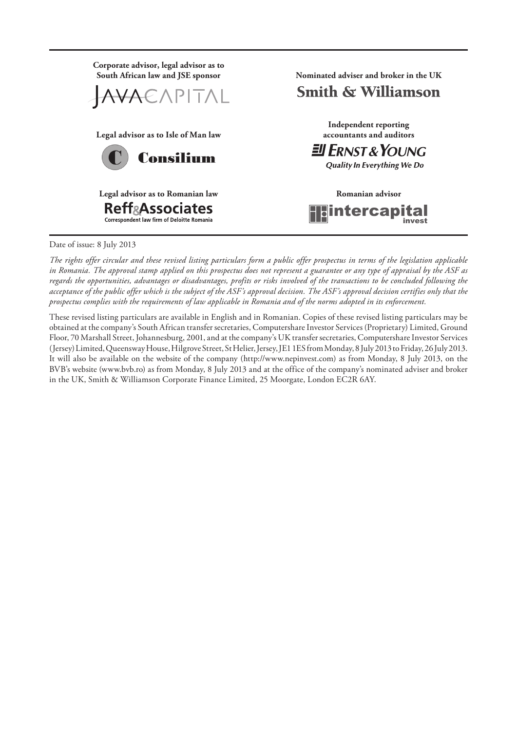**Corporate advisor, legal advisor as to South African law and JSE sponsor**

JAVA CAPITAL

**Nominated adviser and broker in the UK**

Smith & Williamson

**Legal advisor as to Isle of Man law**

Consilium

**Independent reporting accountants and auditors**

Ernst & Young
*Quality In Everything We Do*

**Legal advisor as to Romanian law**

Reff & Associates
Correspondent law firm of Deloitte Romania

**Romanian advisor**

intercapital invest

Date of issue: 8 July 2013

*The rights offer circular and these revised listing particulars form a public offer prospectus in terms of the legislation applicable in Romania. The approval stamp applied on this prospectus does not represent a guarantee or any type of appraisal by the ASF as regards the opportunities, advantages or disadvantages, profits or risks involved of the transactions to be concluded following the acceptance of the public offer which is the subject of the ASF's approval decision. The ASF's approval decision certifies only that the prospectus complies with the requirements of law applicable in Romania and of the norms adopted in its enforcement.*

These revised listing particulars are available in English and in Romanian. Copies of these revised listing particulars may be obtained at the company's South African transfer secretaries, Computershare Investor Services (Proprietary) Limited, Ground Floor, 70 Marshall Street, Johannesburg, 2001, and at the company's UK transfer secretaries, Computershare Investor Services (Jersey) Limited, Queensway House, Hilgrove Street, St Helier, Jersey, JE1 1ES from Monday, 8 July 2013 to Friday, 26 July 2013. It will also be available on the website of the company (http://www.nepinvest.com) as from Monday, 8 July 2013, on the BVB's website (www.bvb.ro) as from Monday, 8 July 2013 and at the office of the company's nominated adviser and broker in the UK, Smith & Williamson Corporate Finance Limited, 25 Moorgate, London EC2R 6AY.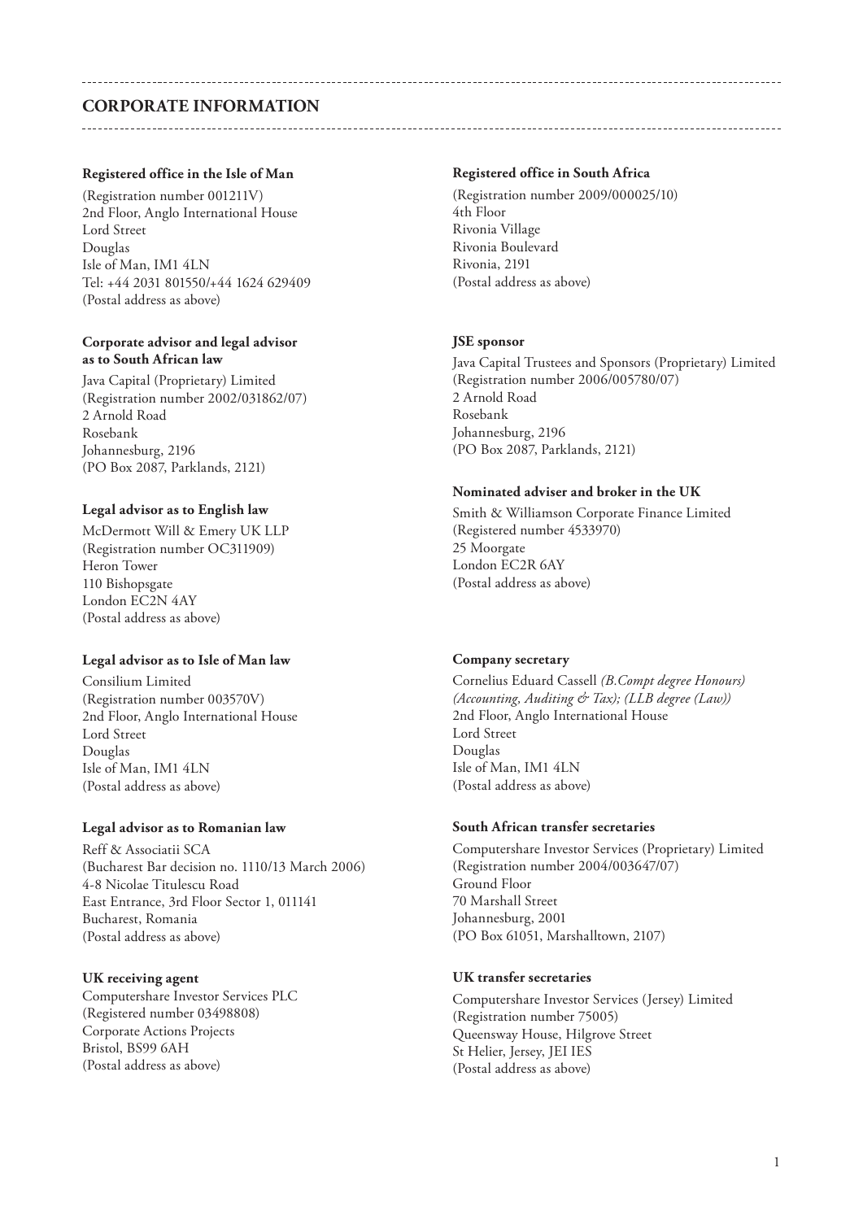# CORPORATE INFORMATION

**Registered office in the Isle of Man**

(Registration number 001211V)
2nd Floor, Anglo International House
Lord Street
Douglas
Isle of Man, IM1 4LN
Tel: +44 2031 801550/+44 1624 629409
(Postal address as above)

**Corporate advisor and legal advisor as to South African law**

Java Capital (Proprietary) Limited
(Registration number 2002/031862/07)
2 Arnold Road
Rosebank
Johannesburg, 2196
(PO Box 2087, Parklands, 2121)

**Legal advisor as to English law**

McDermott Will & Emery UK LLP
(Registration number OC311909)
Heron Tower
110 Bishopsgate
London EC2N 4AY
(Postal address as above)

**Legal advisor as to Isle of Man law**

Consilium Limited
(Registration number 003570V)
2nd Floor, Anglo International House
Lord Street
Douglas
Isle of Man, IM1 4LN
(Postal address as above)

**Legal advisor as to Romanian law**

Reff & Associatii SCA
(Bucharest Bar decision no. 1110/13 March 2006)
4-8 Nicolae Titulescu Road
East Entrance, 3rd Floor Sector 1, 011141
Bucharest, Romania
(Postal address as above)

**UK receiving agent**

Computershare Investor Services PLC
(Registered number 03498808)
Corporate Actions Projects
Bristol, BS99 6AH
(Postal address as above)

**Registered office in South Africa**

(Registration number 2009/000025/10)
4th Floor
Rivonia Village
Rivonia Boulevard
Rivonia, 2191
(Postal address as above)

**JSE sponsor**

Java Capital Trustees and Sponsors (Proprietary) Limited
(Registration number 2006/005780/07)
2 Arnold Road
Rosebank
Johannesburg, 2196
(PO Box 2087, Parklands, 2121)

**Nominated adviser and broker in the UK**

Smith & Williamson Corporate Finance Limited
(Registered number 4533970)
25 Moorgate
London EC2R 6AY
(Postal address as above)

**Company secretary**

Cornelius Eduard Cassell *(B.Compt degree Honours) (Accounting, Auditing & Tax); (LLB degree (Law))*
2nd Floor, Anglo International House
Lord Street
Douglas
Isle of Man, IM1 4LN
(Postal address as above)

**South African transfer secretaries**

Computershare Investor Services (Proprietary) Limited
(Registration number 2004/003647/07)
Ground Floor
70 Marshall Street
Johannesburg, 2001
(PO Box 61051, Marshalltown, 2107)

**UK transfer secretaries**

Computershare Investor Services (Jersey) Limited
(Registration number 75005)
Queensway House, Hilgrove Street
St Helier, Jersey, JEI IES
(Postal address as above)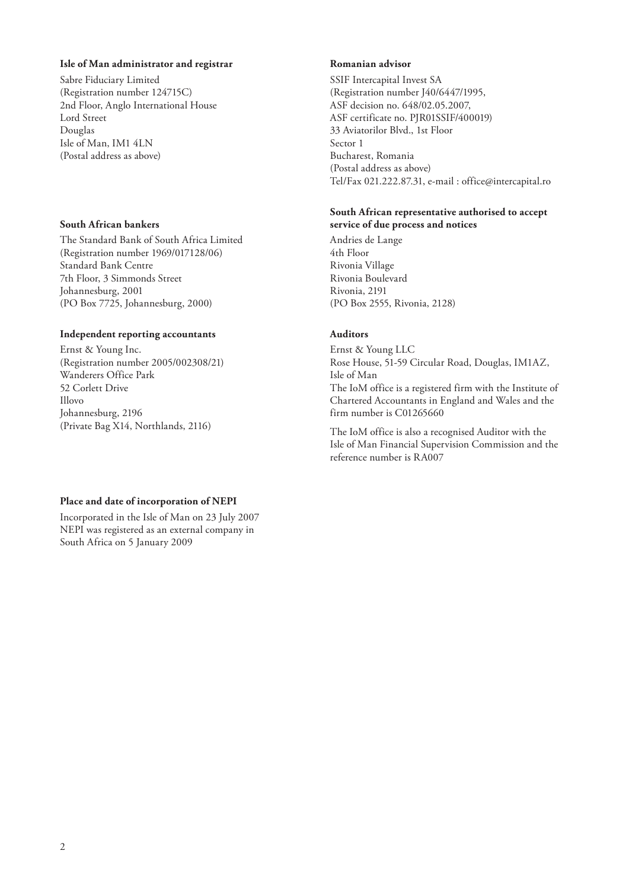**Isle of Man administrator and registrar**

Sabre Fiduciary Limited
(Registration number 124715C)
2nd Floor, Anglo International House
Lord Street
Douglas
Isle of Man, IM1 4LN
(Postal address as above)

**Romanian advisor**

SSIF Intercapital Invest SA
(Registration number J40/6447/1995,
ASF decision no. 648/02.05.2007,
ASF certificate no. PJR01SSIF/400019)
33 Aviatorilor Blvd., 1st Floor
Sector 1
Bucharest, Romania
(Postal address as above)
Tel/Fax 021.222.87.31, e-mail : office@intercapital.ro

**South African bankers**

The Standard Bank of South Africa Limited
(Registration number 1969/017128/06)
Standard Bank Centre
7th Floor, 3 Simmonds Street
Johannesburg, 2001
(PO Box 7725, Johannesburg, 2000)

**South African representative authorised to accept service of due process and notices**

Andries de Lange
4th Floor
Rivonia Village
Rivonia Boulevard
Rivonia, 2191
(PO Box 2555, Rivonia, 2128)

**Independent reporting accountants**

Ernst & Young Inc.
(Registration number 2005/002308/21)
Wanderers Office Park
52 Corlett Drive
Illovo
Johannesburg, 2196
(Private Bag X14, Northlands, 2116)

**Auditors**

Ernst & Young LLC
Rose House, 51-59 Circular Road, Douglas, IM1AZ, Isle of Man
The IoM office is a registered firm with the Institute of Chartered Accountants in England and Wales and the firm number is C01265660

The IoM office is also a recognised Auditor with the Isle of Man Financial Supervision Commission and the reference number is RA007

**Place and date of incorporation of NEPI**

Incorporated in the Isle of Man on 23 July 2007
NEPI was registered as an external company in South Africa on 5 January 2009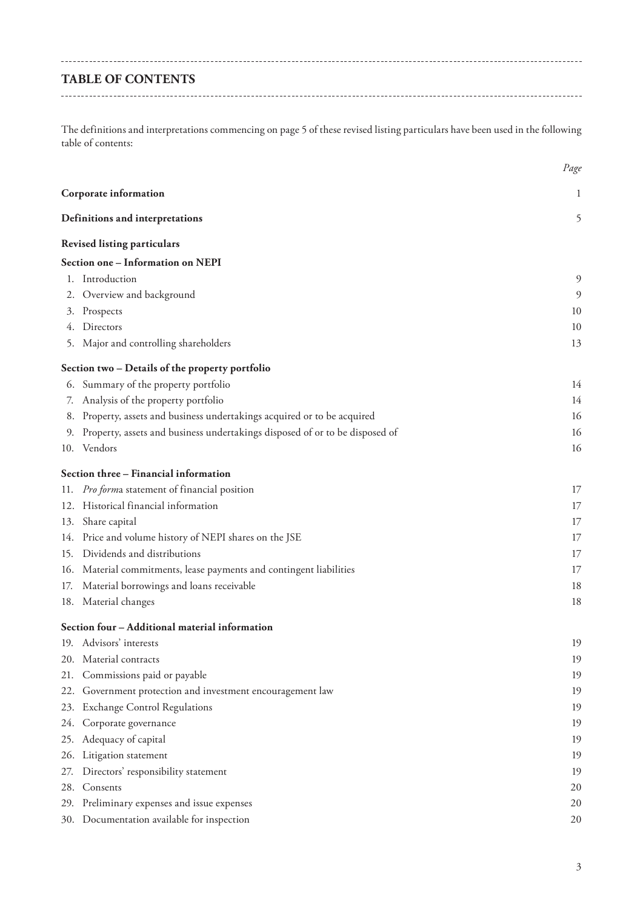# TABLE OF CONTENTS

The definitions and interpretations commencing on page 5 of these revised listing particulars have been used in the following table of contents:

| | *Page* |
|---|---|
| **Corporate information** | 1 |
| **Definitions and interpretations** | 5 |
| **Revised listing particulars** | |
| **Section one – Information on NEPI** | |
| 1. Introduction | 9 |
| 2. Overview and background | 9 |
| 3. Prospects | 10 |
| 4. Directors | 10 |
| 5. Major and controlling shareholders | 13 |
| **Section two – Details of the property portfolio** | |
| 6. Summary of the property portfolio | 14 |
| 7. Analysis of the property portfolio | 14 |
| 8. Property, assets and business undertakings acquired or to be acquired | 16 |
| 9. Property, assets and business undertakings disposed of or to be disposed of | 16 |
| 10. Vendors | 16 |
| **Section three – Financial information** | |
| 11. *Pro forma* statement of financial position | 17 |
| 12. Historical financial information | 17 |
| 13. Share capital | 17 |
| 14. Price and volume history of NEPI shares on the JSE | 17 |
| 15. Dividends and distributions | 17 |
| 16. Material commitments, lease payments and contingent liabilities | 17 |
| 17. Material borrowings and loans receivable | 18 |
| 18. Material changes | 18 |
| **Section four – Additional material information** | |
| 19. Advisors' interests | 19 |
| 20. Material contracts | 19 |
| 21. Commissions paid or payable | 19 |
| 22. Government protection and investment encouragement law | 19 |
| 23. Exchange Control Regulations | 19 |
| 24. Corporate governance | 19 |
| 25. Adequacy of capital | 19 |
| 26. Litigation statement | 19 |
| 27. Directors' responsibility statement | 19 |
| 28. Consents | 20 |
| 29. Preliminary expenses and issue expenses | 20 |
| 30. Documentation available for inspection | 20 |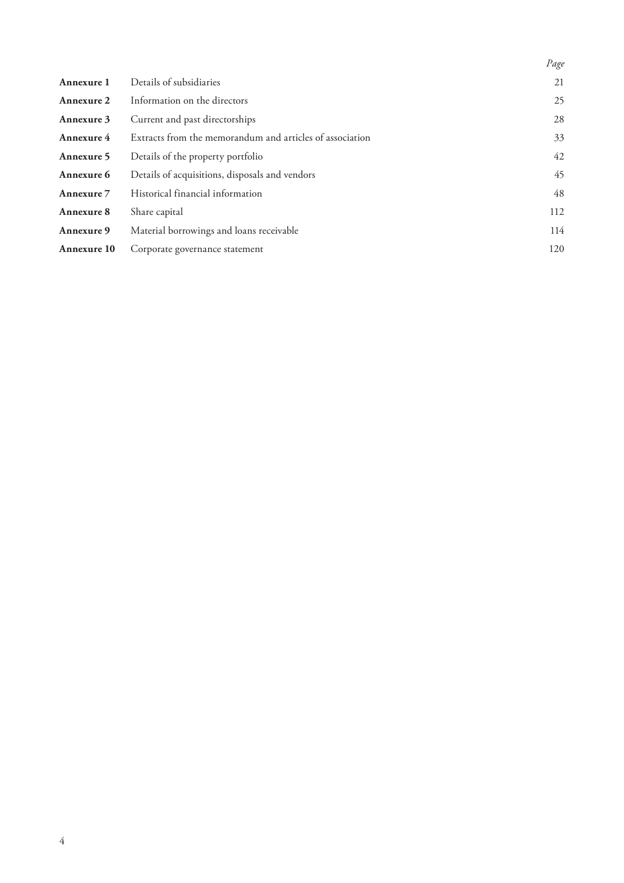| | | *Page* |
|---|---|---|
| **Annexure 1** | Details of subsidiaries | 21 |
| **Annexure 2** | Information on the directors | 25 |
| **Annexure 3** | Current and past directorships | 28 |
| **Annexure 4** | Extracts from the memorandum and articles of association | 33 |
| **Annexure 5** | Details of the property portfolio | 42 |
| **Annexure 6** | Details of acquisitions, disposals and vendors | 45 |
| **Annexure 7** | Historical financial information | 48 |
| **Annexure 8** | Share capital | 112 |
| **Annexure 9** | Material borrowings and loans receivable | 114 |
| **Annexure 10** | Corporate governance statement | 120 |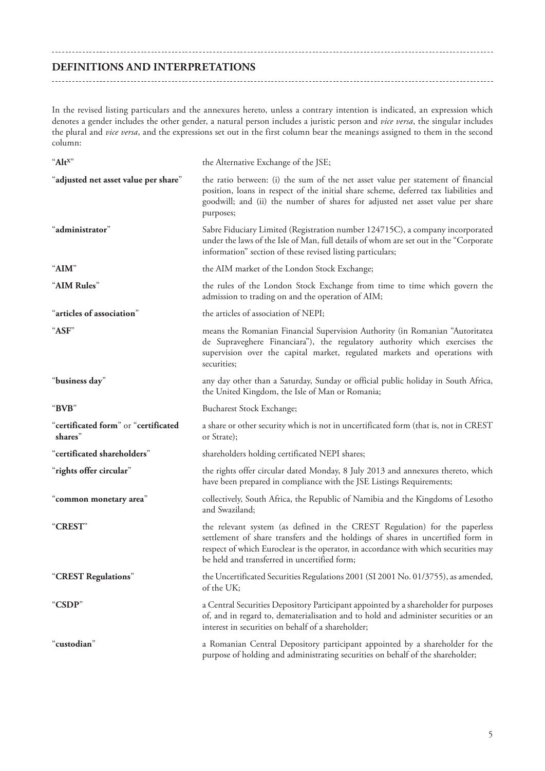## DEFINITIONS AND INTERPRETATIONS

In the revised listing particulars and the annexures hereto, unless a contrary intention is indicated, an expression which denotes a gender includes the other gender, a natural person includes a juristic person and *vice versa*, the singular includes the plural and *vice versa*, and the expressions set out in the first column bear the meanings assigned to them in the second column:

| | |
|---|---|
| "**Alt$^{X}$**" | the Alternative Exchange of the JSE; |
| "**adjusted net asset value per share**" | the ratio between: (i) the sum of the net asset value per statement of financial position, loans in respect of the initial share scheme, deferred tax liabilities and goodwill; and (ii) the number of shares for adjusted net asset value per share purposes; |
| "**administrator**" | Sabre Fiduciary Limited (Registration number 124715C), a company incorporated under the laws of the Isle of Man, full details of whom are set out in the "Corporate information" section of these revised listing particulars; |
| "**AIM**" | the AIM market of the London Stock Exchange; |
| "**AIM Rules**" | the rules of the London Stock Exchange from time to time which govern the admission to trading on and the operation of AIM; |
| "**articles of association**" | the articles of association of NEPI; |
| "**ASF**" | means the Romanian Financial Supervision Authority (in Romanian "Autoritatea de Supraveghere Financiara"), the regulatory authority which exercises the supervision over the capital market, regulated markets and operations with securities; |
| "**business day**" | any day other than a Saturday, Sunday or official public holiday in South Africa, the United Kingdom, the Isle of Man or Romania; |
| "**BVB**" | Bucharest Stock Exchange; |
| "**certificated form**" or "**certificated shares**" | a share or other security which is not in uncertificated form (that is, not in CREST or Strate); |
| "**certificated shareholders**" | shareholders holding certificated NEPI shares; |
| "**rights offer circular**" | the rights offer circular dated Monday, 8 July 2013 and annexures thereto, which have been prepared in compliance with the JSE Listings Requirements; |
| "**common monetary area**" | collectively, South Africa, the Republic of Namibia and the Kingdoms of Lesotho and Swaziland; |
| "**CREST**" | the relevant system (as defined in the CREST Regulation) for the paperless settlement of share transfers and the holdings of shares in uncertified form in respect of which Euroclear is the operator, in accordance with which securities may be held and transferred in uncertified form; |
| "**CREST Regulations**" | the Uncertificated Securities Regulations 2001 (SI 2001 No. 01/3755), as amended, of the UK; |
| "**CSDP**" | a Central Securities Depository Participant appointed by a shareholder for purposes of, and in regard to, dematerialisation and to hold and administer securities or an interest in securities on behalf of a shareholder; |
| "**custodian**" | a Romanian Central Depository participant appointed by a shareholder for the purpose of holding and administrating securities on behalf of the shareholder; |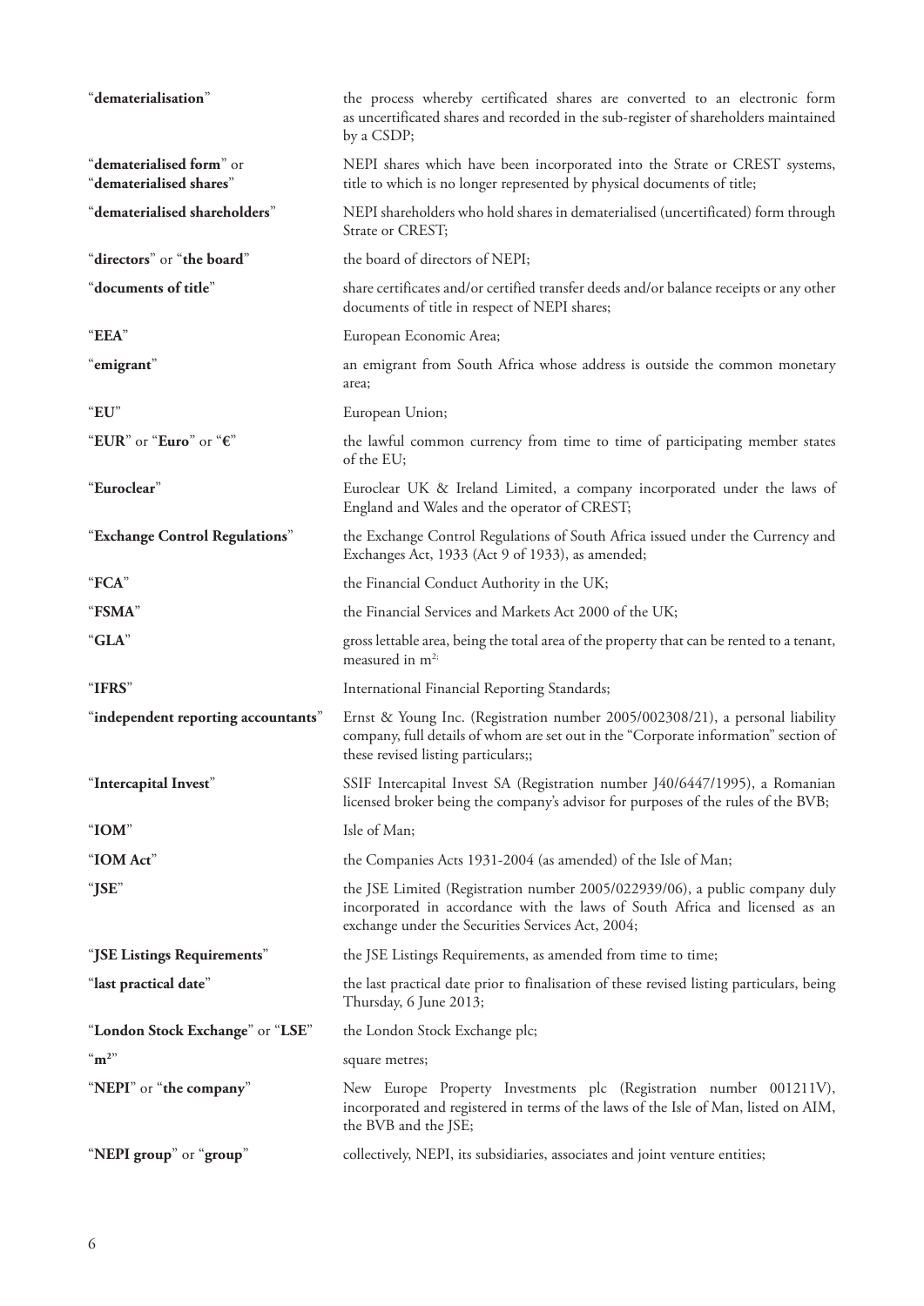| | |
|---|---|
| "**dematerialisation**" | the process whereby certificated shares are converted to an electronic form as uncertificated shares and recorded in the sub-register of shareholders maintained by a CSDP; |
| "**dematerialised form**" or "**dematerialised shares**" | NEPI shares which have been incorporated into the Strate or CREST systems, title to which is no longer represented by physical documents of title; |
| "**dematerialised shareholders**" | NEPI shareholders who hold shares in dematerialised (uncertificated) form through Strate or CREST; |
| "**directors**" or "**the board**" | the board of directors of NEPI; |
| "**documents of title**" | share certificates and/or certified transfer deeds and/or balance receipts or any other documents of title in respect of NEPI shares; |
| "**EEA**" | European Economic Area; |
| "**emigrant**" | an emigrant from South Africa whose address is outside the common monetary area; |
| "**EU**" | European Union; |
| "**EUR**" or "**Euro**" or "**€**" | the lawful common currency from time to time of participating member states of the EU; |
| "**Euroclear**" | Euroclear UK & Ireland Limited, a company incorporated under the laws of England and Wales and the operator of CREST; |
| "**Exchange Control Regulations**" | the Exchange Control Regulations of South Africa issued under the Currency and Exchanges Act, 1933 (Act 9 of 1933), as amended; |
| "**FCA**" | the Financial Conduct Authority in the UK; |
| "**FSMA**" | the Financial Services and Markets Act 2000 of the UK; |
| "**GLA**" | gross lettable area, being the total area of the property that can be rented to a tenant, measured in $m^2$; |
| "**IFRS**" | International Financial Reporting Standards; |
| "**independent reporting accountants**" | Ernst & Young Inc. (Registration number 2005/002308/21), a personal liability company, full details of whom are set out in the "Corporate information" section of these revised listing particulars;; |
| "**Intercapital Invest**" | SSIF Intercapital Invest SA (Registration number J40/6447/1995), a Romanian licensed broker being the company's advisor for purposes of the rules of the BVB; |
| "**IOM**" | Isle of Man; |
| "**IOM Act**" | the Companies Acts 1931-2004 (as amended) of the Isle of Man; |
| "**JSE**" | the JSE Limited (Registration number 2005/022939/06), a public company duly incorporated in accordance with the laws of South Africa and licensed as an exchange under the Securities Services Act, 2004; |
| "**JSE Listings Requirements**" | the JSE Listings Requirements, as amended from time to time; |
| "**last practical date**" | the last practical date prior to finalisation of these revised listing particulars, being Thursday, 6 June 2013; |
| "**London Stock Exchange**" or "**LSE**" | the London Stock Exchange plc; |
| "**$m^2$**" | square metres; |
| "**NEPI**" or "**the company**" | New Europe Property Investments plc (Registration number 001211V), incorporated and registered in terms of the laws of the Isle of Man, listed on AIM, the BVB and the JSE; |
| "**NEPI group**" or "**group**" | collectively, NEPI, its subsidiaries, associates and joint venture entities; |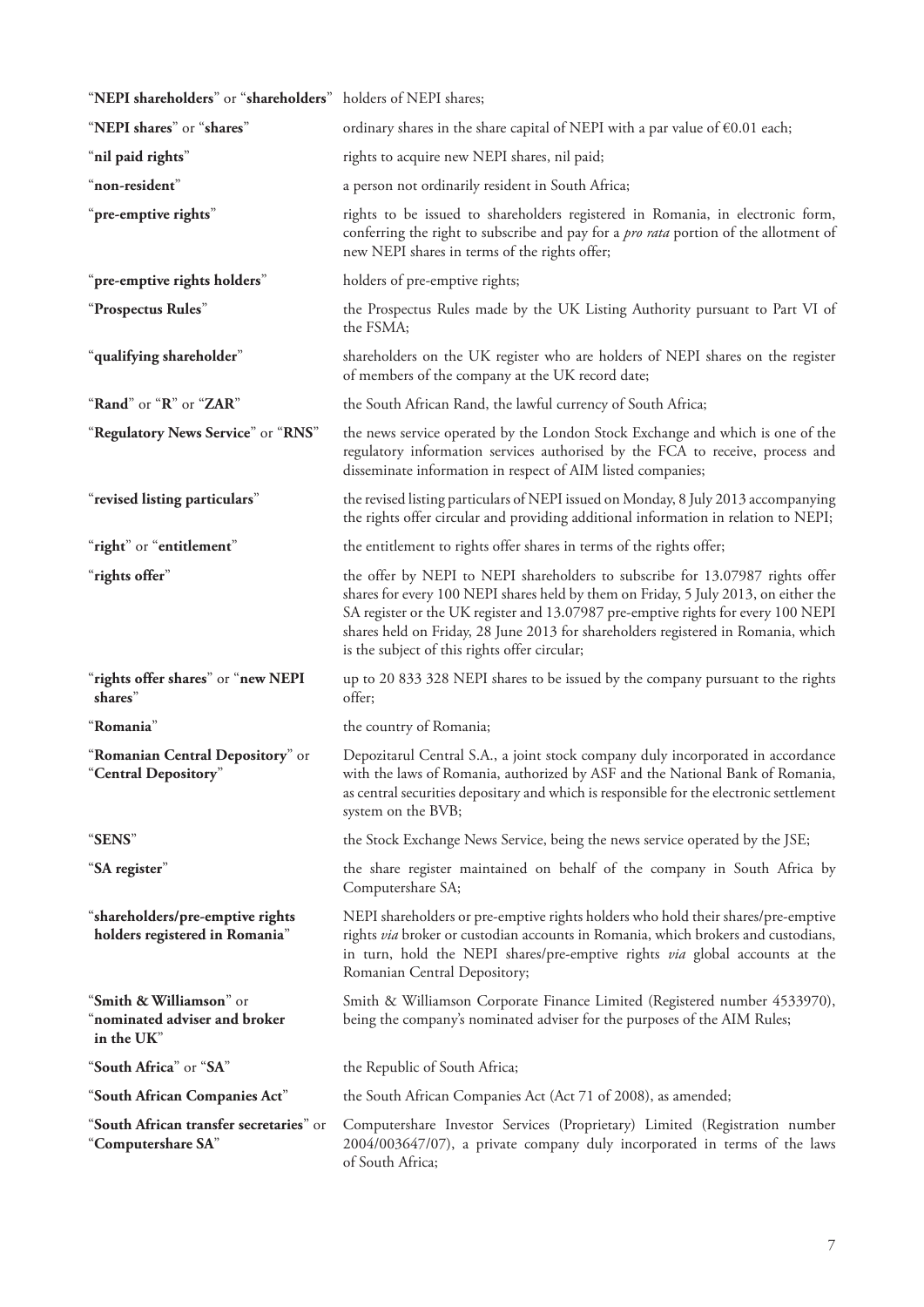| | |
|---|---|
| "**NEPI shareholders**" or "**shareholders**" | holders of NEPI shares; |
| "**NEPI shares**" or "**shares**" | ordinary shares in the share capital of NEPI with a par value of €0.01 each; |
| "**nil paid rights**" | rights to acquire new NEPI shares, nil paid; |
| "**non-resident**" | a person not ordinarily resident in South Africa; |
| "**pre-emptive rights**" | rights to be issued to shareholders registered in Romania, in electronic form, conferring the right to subscribe and pay for a *pro rata* portion of the allotment of new NEPI shares in terms of the rights offer; |
| "**pre-emptive rights holders**" | holders of pre-emptive rights; |
| "**Prospectus Rules**" | the Prospectus Rules made by the UK Listing Authority pursuant to Part VI of the FSMA; |
| "**qualifying shareholder**" | shareholders on the UK register who are holders of NEPI shares on the register of members of the company at the UK record date; |
| "**Rand**" or "**R**" or "**ZAR**" | the South African Rand, the lawful currency of South Africa; |
| "**Regulatory News Service**" or "**RNS**" | the news service operated by the London Stock Exchange and which is one of the regulatory information services authorised by the FCA to receive, process and disseminate information in respect of AIM listed companies; |
| "**revised listing particulars**" | the revised listing particulars of NEPI issued on Monday, 8 July 2013 accompanying the rights offer circular and providing additional information in relation to NEPI; |
| "**right**" or "**entitlement**" | the entitlement to rights offer shares in terms of the rights offer; |
| "**rights offer**" | the offer by NEPI to NEPI shareholders to subscribe for 13.07987 rights offer shares for every 100 NEPI shares held by them on Friday, 5 July 2013, on either the SA register or the UK register and 13.07987 pre-emptive rights for every 100 NEPI shares held on Friday, 28 June 2013 for shareholders registered in Romania, which is the subject of this rights offer circular; |
| "**rights offer shares**" or "**new NEPI shares**" | up to 20 833 328 NEPI shares to be issued by the company pursuant to the rights offer; |
| "**Romania**" | the country of Romania; |
| "**Romanian Central Depository**" or "**Central Depository**" | Depozitarul Central S.A., a joint stock company duly incorporated in accordance with the laws of Romania, authorized by ASF and the National Bank of Romania, as central securities depositary and which is responsible for the electronic settlement system on the BVB; |
| "**SENS**" | the Stock Exchange News Service, being the news service operated by the JSE; |
| "**SA register**" | the share register maintained on behalf of the company in South Africa by Computershare SA; |
| "**shareholders/pre-emptive rights holders registered in Romania**" | NEPI shareholders or pre-emptive rights holders who hold their shares/pre-emptive rights *via* broker or custodian accounts in Romania, which brokers and custodians, in turn, hold the NEPI shares/pre-emptive rights *via* global accounts at the Romanian Central Depository; |
| "**Smith & Williamson**" or "**nominated adviser and broker in the UK**" | Smith & Williamson Corporate Finance Limited (Registered number 4533970), being the company's nominated adviser for the purposes of the AIM Rules; |
| "**South Africa**" or "**SA**" | the Republic of South Africa; |
| "**South African Companies Act**" | the South African Companies Act (Act 71 of 2008), as amended; |
| "**South African transfer secretaries**" or "**Computershare SA**" | Computershare Investor Services (Proprietary) Limited (Registration number 2004/003647/07), a private company duly incorporated in terms of the laws of South Africa; |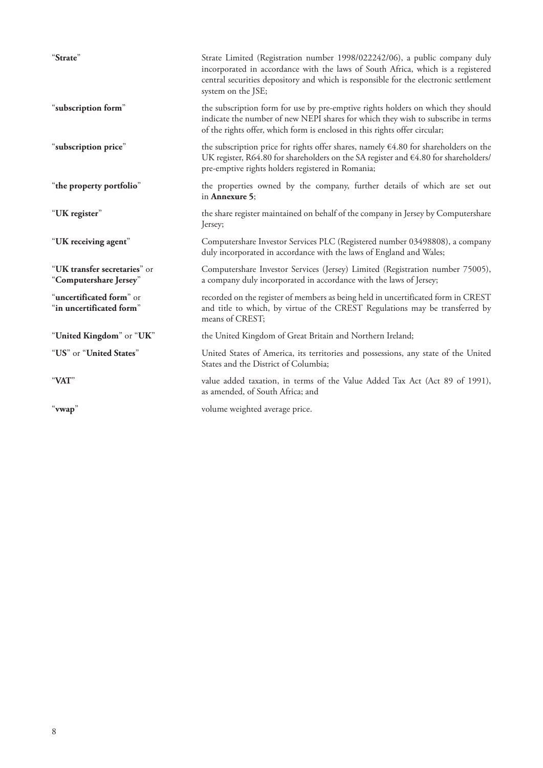| | |
|---|---|
| "**Strate**" | Strate Limited (Registration number 1998/022242/06), a public company duly incorporated in accordance with the laws of South Africa, which is a registered central securities depository and which is responsible for the electronic settlement system on the JSE; |
| "**subscription form**" | the subscription form for use by pre-emptive rights holders on which they should indicate the number of new NEPI shares for which they wish to subscribe in terms of the rights offer, which form is enclosed in this rights offer circular; |
| "**subscription price**" | the subscription price for rights offer shares, namely €4.80 for shareholders on the UK register, R64.80 for shareholders on the SA register and €4.80 for shareholders/ pre-emptive rights holders registered in Romania; |
| "**the property portfolio**" | the properties owned by the company, further details of which are set out in **Annexure 5**; |
| "**UK register**" | the share register maintained on behalf of the company in Jersey by Computershare Jersey; |
| "**UK receiving agent**" | Computershare Investor Services PLC (Registered number 03498808), a company duly incorporated in accordance with the laws of England and Wales; |
| "**UK transfer secretaries**" or "**Computershare Jersey**" | Computershare Investor Services (Jersey) Limited (Registration number 75005), a company duly incorporated in accordance with the laws of Jersey; |
| "**uncertificated form**" or "**in uncertificated form**" | recorded on the register of members as being held in uncertificated form in CREST and title to which, by virtue of the CREST Regulations may be transferred by means of CREST; |
| "**United Kingdom**" or "**UK**" | the United Kingdom of Great Britain and Northern Ireland; |
| "**US**" or "**United States**" | United States of America, its territories and possessions, any state of the United States and the District of Columbia; |
| "**VAT**" | value added taxation, in terms of the Value Added Tax Act (Act 89 of 1991), as amended, of South Africa; and |
| "**vwap**" | volume weighted average price. |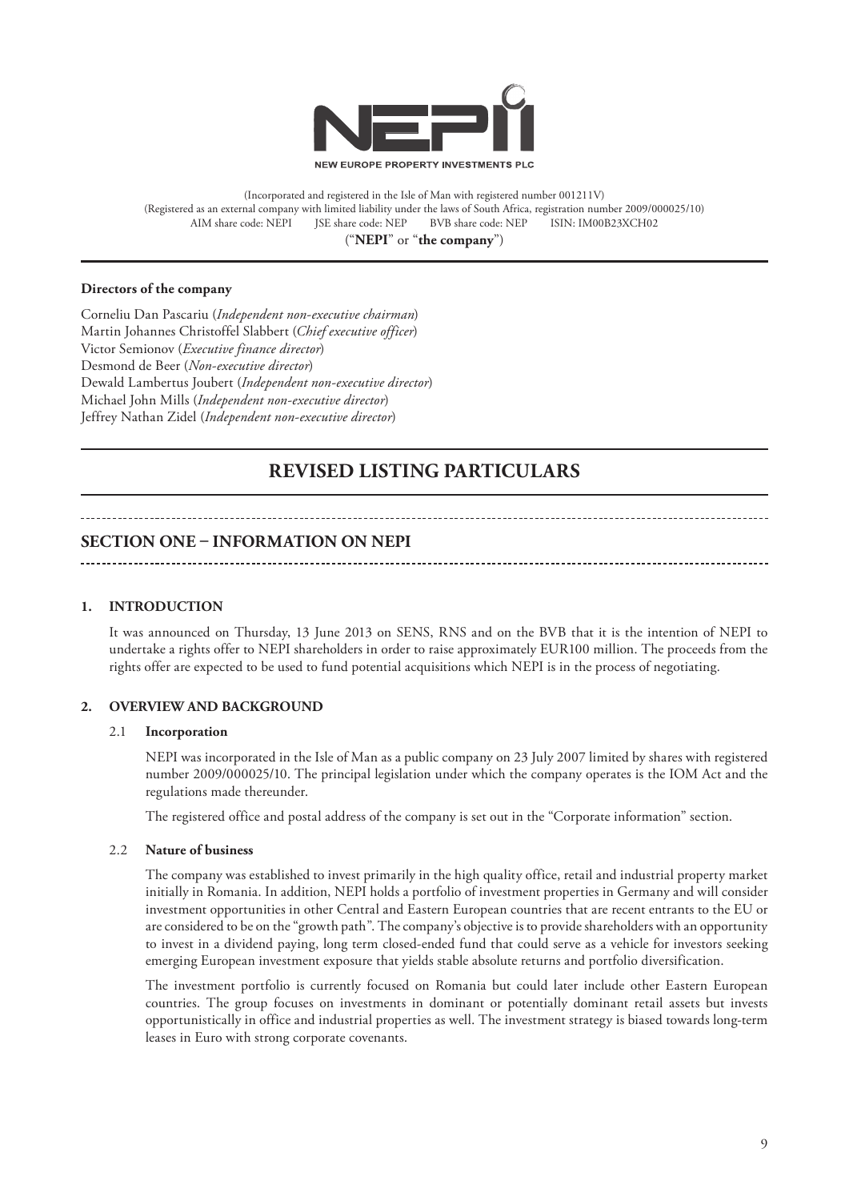NEW EUROPE PROPERTY INVESTMENTS PLC

(Incorporated and registered in the Isle of Man with registered number 001211V)
(Registered as an external company with limited liability under the laws of South Africa, registration number 2009/000025/10)
AIM share code: NEPI JSE share code: NEP BVB share code: NEP ISIN: IM00B23XCH02
("**NEPI**" or "**the company**")

**Directors of the company**

Corneliu Dan Pascariu (*Independent non-executive chairman*)
Martin Johannes Christoffel Slabbert (*Chief executive officer*)
Victor Semionov (*Executive finance director*)
Desmond de Beer (*Non-executive director*)
Dewald Lambertus Joubert (*Independent non-executive director*)
Michael John Mills (*Independent non-executive director*)
Jeffrey Nathan Zidel (*Independent non-executive director*)

# REVISED LISTING PARTICULARS

## SECTION ONE – INFORMATION ON NEPI

### 1. INTRODUCTION

It was announced on Thursday, 13 June 2013 on SENS, RNS and on the BVB that it is the intention of NEPI to undertake a rights offer to NEPI shareholders in order to raise approximately EUR100 million. The proceeds from the rights offer are expected to be used to fund potential acquisitions which NEPI is in the process of negotiating.

### 2. OVERVIEW AND BACKGROUND

2.1 **Incorporation**

NEPI was incorporated in the Isle of Man as a public company on 23 July 2007 limited by shares with registered number 2009/000025/10. The principal legislation under which the company operates is the IOM Act and the regulations made thereunder.

The registered office and postal address of the company is set out in the "Corporate information" section.

2.2 **Nature of business**

The company was established to invest primarily in the high quality office, retail and industrial property market initially in Romania. In addition, NEPI holds a portfolio of investment properties in Germany and will consider investment opportunities in other Central and Eastern European countries that are recent entrants to the EU or are considered to be on the "growth path". The company's objective is to provide shareholders with an opportunity to invest in a dividend paying, long term closed-ended fund that could serve as a vehicle for investors seeking emerging European investment exposure that yields stable absolute returns and portfolio diversification.

The investment portfolio is currently focused on Romania but could later include other Eastern European countries. The group focuses on investments in dominant or potentially dominant retail assets but invests opportunistically in office and industrial properties as well. The investment strategy is biased towards long-term leases in Euro with strong corporate covenants.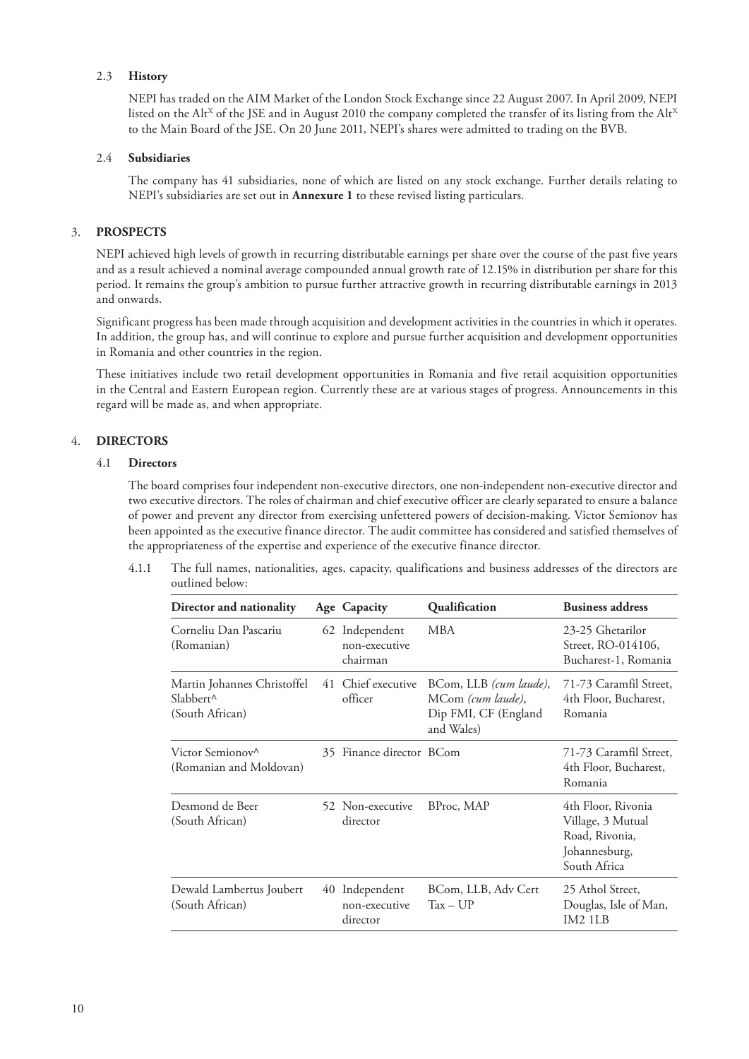### 2.3 History

NEPI has traded on the AIM Market of the London Stock Exchange since 22 August 2007. In April 2009, NEPI listed on the Alt$^X$ of the JSE and in August 2010 the company completed the transfer of its listing from the Alt$^X$ to the Main Board of the JSE. On 20 June 2011, NEPI's shares were admitted to trading on the BVB.

### 2.4 Subsidiaries

The company has 41 subsidiaries, none of which are listed on any stock exchange. Further details relating to NEPI's subsidiaries are set out in **Annexure 1** to these revised listing particulars.

## 3. PROSPECTS

NEPI achieved high levels of growth in recurring distributable earnings per share over the course of the past five years and as a result achieved a nominal average compounded annual growth rate of 12.15% in distribution per share for this period. It remains the group's ambition to pursue further attractive growth in recurring distributable earnings in 2013 and onwards.

Significant progress has been made through acquisition and development activities in the countries in which it operates. In addition, the group has, and will continue to explore and pursue further acquisition and development opportunities in Romania and other countries in the region.

These initiatives include two retail development opportunities in Romania and five retail acquisition opportunities in the Central and Eastern European region. Currently these are at various stages of progress. Announcements in this regard will be made as, and when appropriate.

## 4. DIRECTORS

### 4.1 Directors

The board comprises four independent non-executive directors, one non-independent non-executive director and two executive directors. The roles of chairman and chief executive officer are clearly separated to ensure a balance of power and prevent any director from exercising unfettered powers of decision-making. Victor Semionov has been appointed as the executive finance director. The audit committee has considered and satisfied themselves of the appropriateness of the expertise and experience of the executive finance director.

4.1.1 The full names, nationalities, ages, capacity, qualifications and business addresses of the directors are outlined below:

| Director and nationality | Age | Capacity | Qualification | Business address |
|---|---|---|---|---|
| Corneliu Dan Pascariu (Romanian) | 62 | Independent non-executive chairman | MBA | 23-25 Ghetarilor Street, RO-014106, Bucharest-1, Romania |
| Martin Johannes Christoffel Slabbert^ (South African) | 41 | Chief executive officer | BCom, LLB *(cum laude)*, MCom *(cum laude)*, Dip FMI, CF (England and Wales) | 71-73 Caramfil Street, 4th Floor, Bucharest, Romania |
| Victor Semionov^ (Romanian and Moldovan) | 35 | Finance director | BCom | 71-73 Caramfil Street, 4th Floor, Bucharest, Romania |
| Desmond de Beer (South African) | 52 | Non-executive director | BProc, MAP | 4th Floor, Rivonia Village, 3 Mutual Road, Rivonia, Johannesburg, South Africa |
| Dewald Lambertus Joubert (South African) | 40 | Independent non-executive director | BCom, LLB, Adv Cert Tax – UP | 25 Athol Street, Douglas, Isle of Man, IM2 1LB |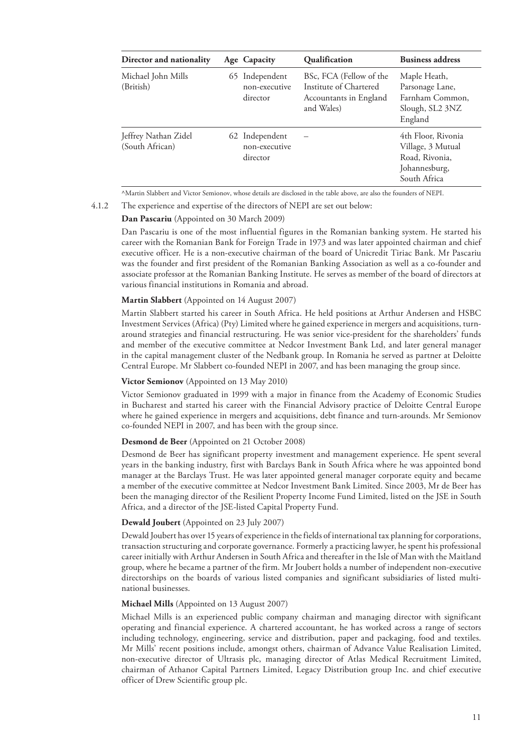| Director and nationality | Age | Capacity | Qualification | Business address |
|---|---|---|---|---|
| Michael John Mills (British) | 65 | Independent non-executive director | BSc, FCA (Fellow of the Institute of Chartered Accountants in England and Wales) | Maple Heath, Parsonage Lane, Farnham Common, Slough, SL2 3NZ England |
| Jeffrey Nathan Zidel (South African) | 62 | Independent non-executive director | – | 4th Floor, Rivonia Village, 3 Mutual Road, Rivonia, Johannesburg, South Africa |

^Martin Slabbert and Victor Semionov, whose details are disclosed in the table above, are also the founders of NEPI.

4.1.2 The experience and expertise of the directors of NEPI are set out below:

**Dan Pascariu** (Appointed on 30 March 2009)

Dan Pascariu is one of the most influential figures in the Romanian banking system. He started his career with the Romanian Bank for Foreign Trade in 1973 and was later appointed chairman and chief executive officer. He is a non-executive chairman of the board of Unicredit Tiriac Bank. Mr Pascariu was the founder and first president of the Romanian Banking Association as well as a co-founder and associate professor at the Romanian Banking Institute. He serves as member of the board of directors at various financial institutions in Romania and abroad.

**Martin Slabbert** (Appointed on 14 August 2007)

Martin Slabbert started his career in South Africa. He held positions at Arthur Andersen and HSBC Investment Services (Africa) (Pty) Limited where he gained experience in mergers and acquisitions, turn-around strategies and financial restructuring. He was senior vice-president for the shareholders' funds and member of the executive committee at Nedcor Investment Bank Ltd, and later general manager in the capital management cluster of the Nedbank group. In Romania he served as partner at Deloitte Central Europe. Mr Slabbert co-founded NEPI in 2007, and has been managing the group since.

**Victor Semionov** (Appointed on 13 May 2010)

Victor Semionov graduated in 1999 with a major in finance from the Academy of Economic Studies in Bucharest and started his career with the Financial Advisory practice of Deloitte Central Europe where he gained experience in mergers and acquisitions, debt finance and turn-arounds. Mr Semionov co-founded NEPI in 2007, and has been with the group since.

**Desmond de Beer** (Appointed on 21 October 2008)

Desmond de Beer has significant property investment and management experience. He spent several years in the banking industry, first with Barclays Bank in South Africa where he was appointed bond manager at the Barclays Trust. He was later appointed general manager corporate equity and became a member of the executive committee at Nedcor Investment Bank Limited. Since 2003, Mr de Beer has been the managing director of the Resilient Property Income Fund Limited, listed on the JSE in South Africa, and a director of the JSE-listed Capital Property Fund.

**Dewald Joubert** (Appointed on 23 July 2007)

Dewald Joubert has over 15 years of experience in the fields of international tax planning for corporations, transaction structuring and corporate governance. Formerly a practicing lawyer, he spent his professional career initially with Arthur Andersen in South Africa and thereafter in the Isle of Man with the Maitland group, where he became a partner of the firm. Mr Joubert holds a number of independent non-executive directorships on the boards of various listed companies and significant subsidiaries of listed multi-national businesses.

**Michael Mills** (Appointed on 13 August 2007)

Michael Mills is an experienced public company chairman and managing director with significant operating and financial experience. A chartered accountant, he has worked across a range of sectors including technology, engineering, service and distribution, paper and packaging, food and textiles. Mr Mills' recent positions include, amongst others, chairman of Advance Value Realisation Limited, non-executive director of Ultrasis plc, managing director of Atlas Medical Recruitment Limited, chairman of Athanor Capital Partners Limited, Legacy Distribution group Inc. and chief executive officer of Drew Scientific group plc.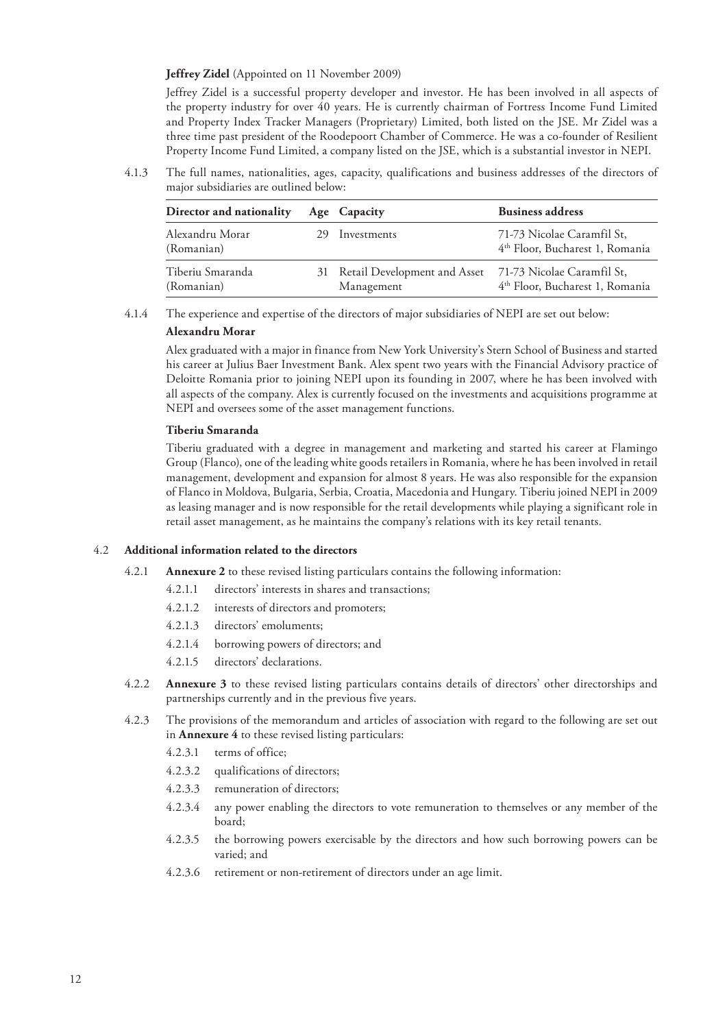**Jeffrey Zidel** (Appointed on 11 November 2009)

Jeffrey Zidel is a successful property developer and investor. He has been involved in all aspects of the property industry for over 40 years. He is currently chairman of Fortress Income Fund Limited and Property Index Tracker Managers (Proprietary) Limited, both listed on the JSE. Mr Zidel was a three time past president of the Roodepoort Chamber of Commerce. He was a co-founder of Resilient Property Income Fund Limited, a company listed on the JSE, which is a substantial investor in NEPI.

4.1.3 The full names, nationalities, ages, capacity, qualifications and business addresses of the directors of major subsidiaries are outlined below:

| Director and nationality | Age | Capacity | Business address |
|---|---|---|---|
| Alexandru Morar (Romanian) | 29 | Investments | 71-73 Nicolae Caramfil St, 4th Floor, Bucharest 1, Romania |
| Tiberiu Smaranda (Romanian) | 31 | Retail Development and Asset Management | 71-73 Nicolae Caramfil St, 4th Floor, Bucharest 1, Romania |

4.1.4 The experience and expertise of the directors of major subsidiaries of NEPI are set out below:

**Alexandru Morar**

Alex graduated with a major in finance from New York University's Stern School of Business and started his career at Julius Baer Investment Bank. Alex spent two years with the Financial Advisory practice of Deloitte Romania prior to joining NEPI upon its founding in 2007, where he has been involved with all aspects of the company. Alex is currently focused on the investments and acquisitions programme at NEPI and oversees some of the asset management functions.

**Tiberiu Smaranda**

Tiberiu graduated with a degree in management and marketing and started his career at Flamingo Group (Flanco), one of the leading white goods retailers in Romania, where he has been involved in retail management, development and expansion for almost 8 years. He was also responsible for the expansion of Flanco in Moldova, Bulgaria, Serbia, Croatia, Macedonia and Hungary. Tiberiu joined NEPI in 2009 as leasing manager and is now responsible for the retail developments while playing a significant role in retail asset management, as he maintains the company's relations with its key retail tenants.

4.2 **Additional information related to the directors**

4.2.1 **Annexure 2** to these revised listing particulars contains the following information:

- 4.2.1.1 directors' interests in shares and transactions;
- 4.2.1.2 interests of directors and promoters;
- 4.2.1.3 directors' emoluments;
- 4.2.1.4 borrowing powers of directors; and
- 4.2.1.5 directors' declarations.

4.2.2 **Annexure 3** to these revised listing particulars contains details of directors' other directorships and partnerships currently and in the previous five years.

4.2.3 The provisions of the memorandum and articles of association with regard to the following are set out in **Annexure 4** to these revised listing particulars:

- 4.2.3.1 terms of office;
- 4.2.3.2 qualifications of directors;
- 4.2.3.3 remuneration of directors;
- 4.2.3.4 any power enabling the directors to vote remuneration to themselves or any member of the board;
- 4.2.3.5 the borrowing powers exercisable by the directors and how such borrowing powers can be varied; and
- 4.2.3.6 retirement or non-retirement of directors under an age limit.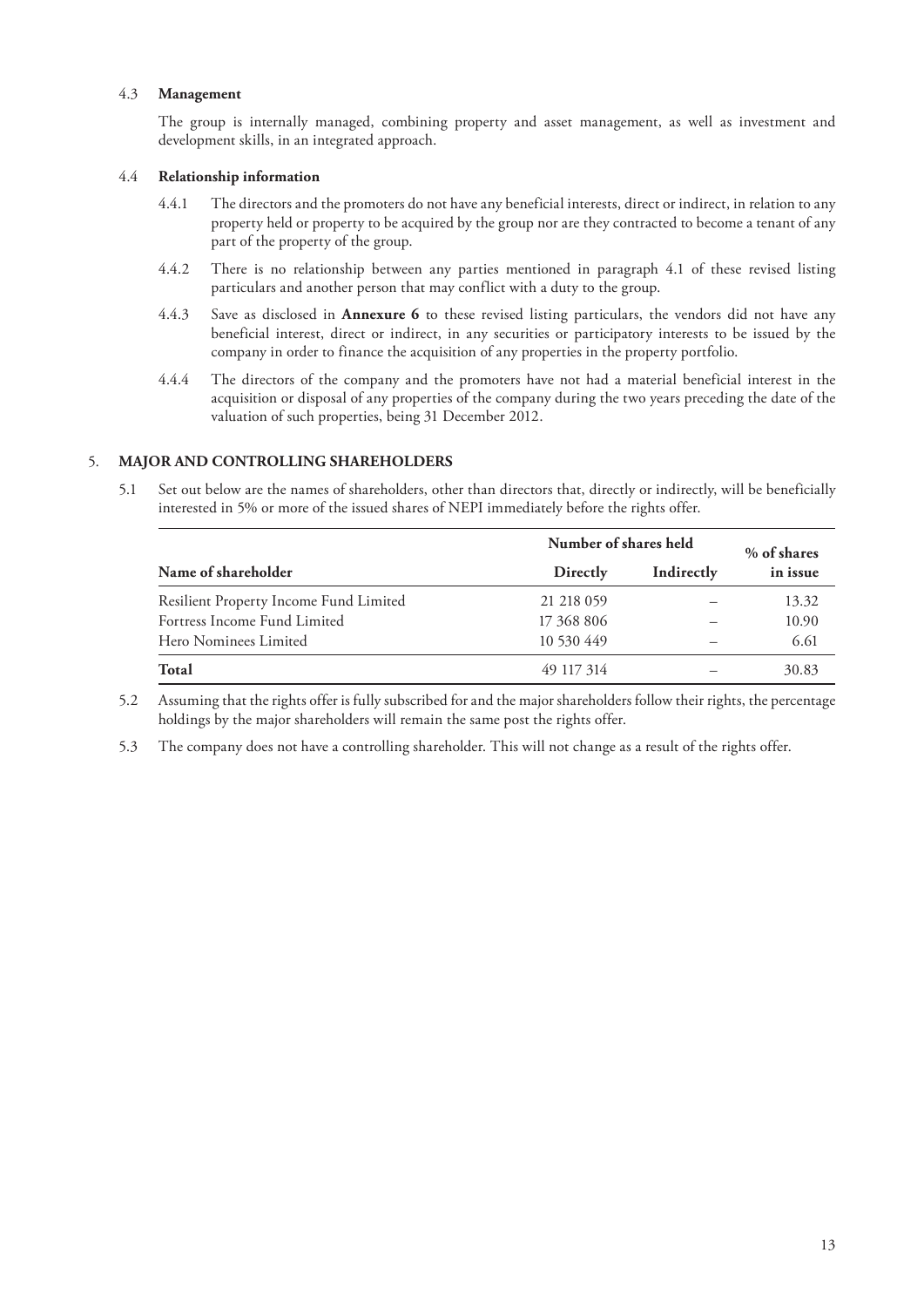### 4.3 Management

The group is internally managed, combining property and asset management, as well as investment and development skills, in an integrated approach.

### 4.4 Relationship information

4.4.1 The directors and the promoters do not have any beneficial interests, direct or indirect, in relation to any property held or property to be acquired by the group nor are they contracted to become a tenant of any part of the property of the group.

4.4.2 There is no relationship between any parties mentioned in paragraph 4.1 of these revised listing particulars and another person that may conflict with a duty to the group.

4.4.3 Save as disclosed in **Annexure 6** to these revised listing particulars, the vendors did not have any beneficial interest, direct or indirect, in any securities or participatory interests to be issued by the company in order to finance the acquisition of any properties in the property portfolio.

4.4.4 The directors of the company and the promoters have not had a material beneficial interest in the acquisition or disposal of any properties of the company during the two years preceding the date of the valuation of such properties, being 31 December 2012.

## 5. MAJOR AND CONTROLLING SHAREHOLDERS

5.1 Set out below are the names of shareholders, other than directors that, directly or indirectly, will be beneficially interested in 5% or more of the issued shares of NEPI immediately before the rights offer.

| | Number of shares held | | % of shares |
|---|---|---|---|
| **Name of shareholder** | **Directly** | **Indirectly** | **in issue** |
| Resilient Property Income Fund Limited | 21 218 059 | – | 13.32 |
| Fortress Income Fund Limited | 17 368 806 | – | 10.90 |
| Hero Nominees Limited | 10 530 449 | – | 6.61 |
| **Total** | 49 117 314 | – | 30.83 |

5.2 Assuming that the rights offer is fully subscribed for and the major shareholders follow their rights, the percentage holdings by the major shareholders will remain the same post the rights offer.

5.3 The company does not have a controlling shareholder. This will not change as a result of the rights offer.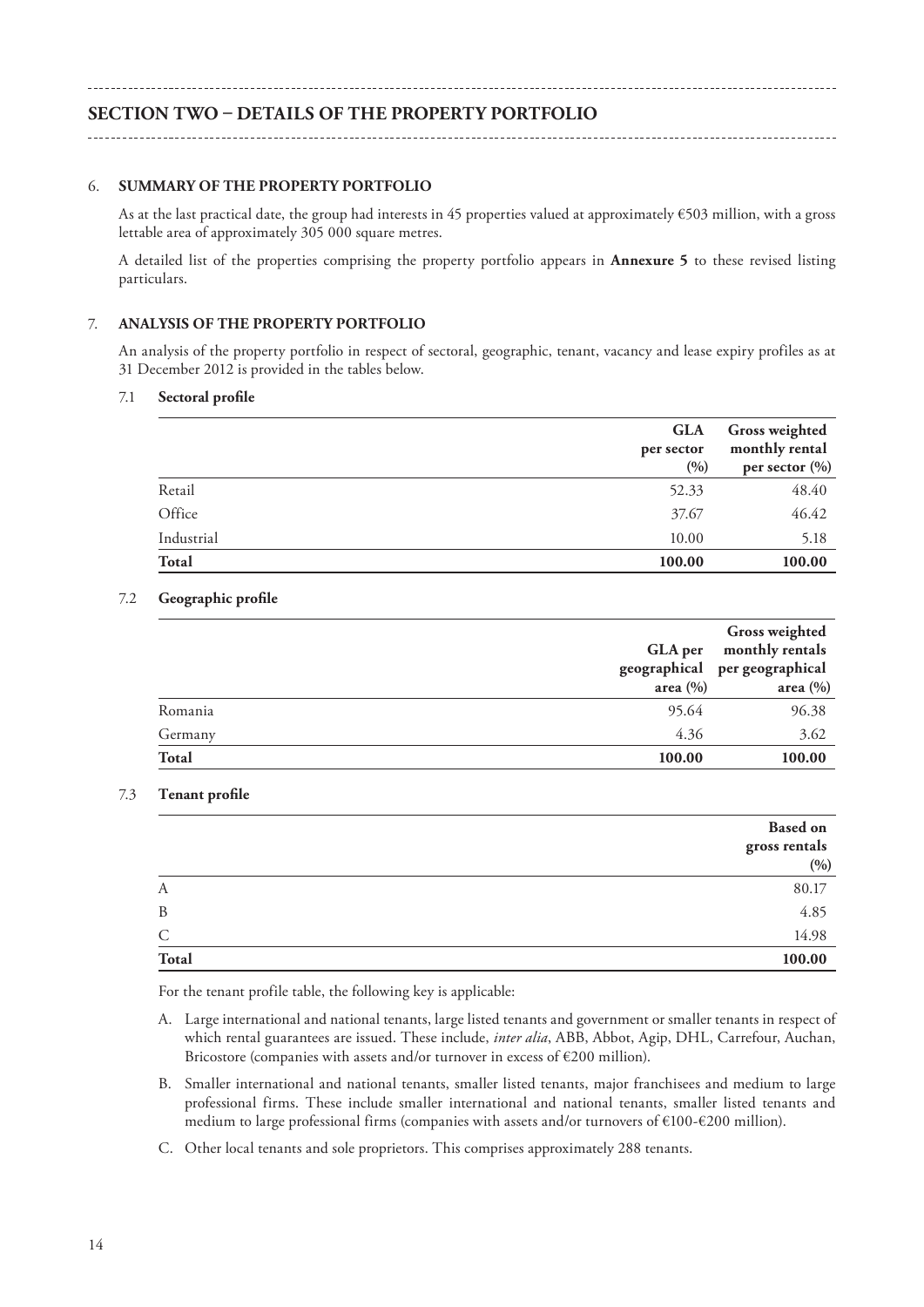## SECTION TWO – DETAILS OF THE PROPERTY PORTFOLIO

### 6. SUMMARY OF THE PROPERTY PORTFOLIO

As at the last practical date, the group had interests in 45 properties valued at approximately €503 million, with a gross lettable area of approximately 305 000 square metres.

A detailed list of the properties comprising the property portfolio appears in **Annexure 5** to these revised listing particulars.

### 7. ANALYSIS OF THE PROPERTY PORTFOLIO

An analysis of the property portfolio in respect of sectoral, geographic, tenant, vacancy and lease expiry profiles as at 31 December 2012 is provided in the tables below.

#### 7.1 Sectoral profile

| | GLA per sector (%) | Gross weighted monthly rental per sector (%) |
|---|---|---|
| Retail | 52.33 | 48.40 |
| Office | 37.67 | 46.42 |
| Industrial | 10.00 | 5.18 |
| **Total** | **100.00** | **100.00** |

#### 7.2 Geographic profile

| | GLA per geographical area (%) | Gross weighted monthly rentals per geographical area (%) |
|---|---|---|
| Romania | 95.64 | 96.38 |
| Germany | 4.36 | 3.62 |
| **Total** | **100.00** | **100.00** |

#### 7.3 Tenant profile

| | Based on gross rentals (%) |
|---|---|
| A | 80.17 |
| B | 4.85 |
| C | 14.98 |
| **Total** | **100.00** |

For the tenant profile table, the following key is applicable:

A. Large international and national tenants, large listed tenants and government or smaller tenants in respect of which rental guarantees are issued. These include, *inter alia*, ABB, Abbot, Agip, DHL, Carrefour, Auchan, Bricostore (companies with assets and/or turnover in excess of €200 million).

B. Smaller international and national tenants, smaller listed tenants, major franchisees and medium to large professional firms. These include smaller international and national tenants, smaller listed tenants and medium to large professional firms (companies with assets and/or turnovers of €100-€200 million).

C. Other local tenants and sole proprietors. This comprises approximately 288 tenants.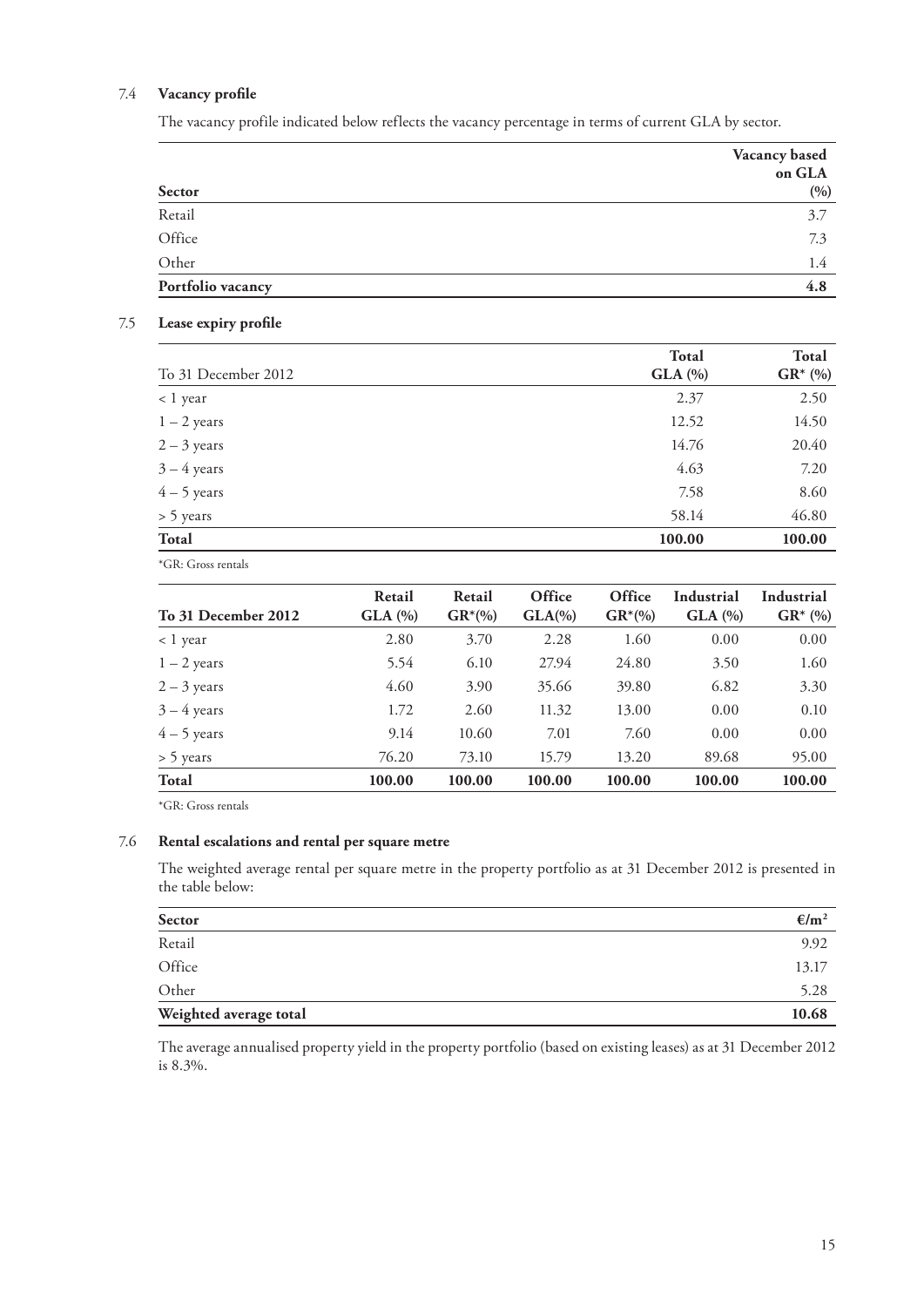### 7.4 Vacancy profile

The vacancy profile indicated below reflects the vacancy percentage in terms of current GLA by sector.

| Sector | Vacancy based on GLA (%) |
|---|---|
| Retail | 3.7 |
| Office | 7.3 |
| Other | 1.4 |
| **Portfolio vacancy** | **4.8** |

### 7.5 Lease expiry profile

| To 31 December 2012 | Total GLA (%) | Total GR* (%) |
|---|---|---|
| < 1 year | 2.37 | 2.50 |
| 1 – 2 years | 12.52 | 14.50 |
| 2 – 3 years | 14.76 | 20.40 |
| 3 – 4 years | 4.63 | 7.20 |
| 4 – 5 years | 7.58 | 8.60 |
| > 5 years | 58.14 | 46.80 |
| **Total** | **100.00** | **100.00** |

*GR: Gross rentals

| To 31 December 2012 | Retail GLA (%) | Retail GR*(%) | Office GLA(%) | Office GR*(%) | Industrial GLA (%) | Industrial GR* (%) |
|---|---|---|---|---|---|---|
| < 1 year | 2.80 | 3.70 | 2.28 | 1.60 | 0.00 | 0.00 |
| 1 – 2 years | 5.54 | 6.10 | 27.94 | 24.80 | 3.50 | 1.60 |
| 2 – 3 years | 4.60 | 3.90 | 35.66 | 39.80 | 6.82 | 3.30 |
| 3 – 4 years | 1.72 | 2.60 | 11.32 | 13.00 | 0.00 | 0.10 |
| 4 – 5 years | 9.14 | 10.60 | 7.01 | 7.60 | 0.00 | 0.00 |
| > 5 years | 76.20 | 73.10 | 15.79 | 13.20 | 89.68 | 95.00 |
| **Total** | **100.00** | **100.00** | **100.00** | **100.00** | **100.00** | **100.00** |

*GR: Gross rentals

### 7.6 Rental escalations and rental per square metre

The weighted average rental per square metre in the property portfolio as at 31 December 2012 is presented in the table below:

| Sector | €/m² |
|---|---|
| Retail | 9.92 |
| Office | 13.17 |
| Other | 5.28 |
| **Weighted average total** | **10.68** |

The average annualised property yield in the property portfolio (based on existing leases) as at 31 December 2012 is 8.3%.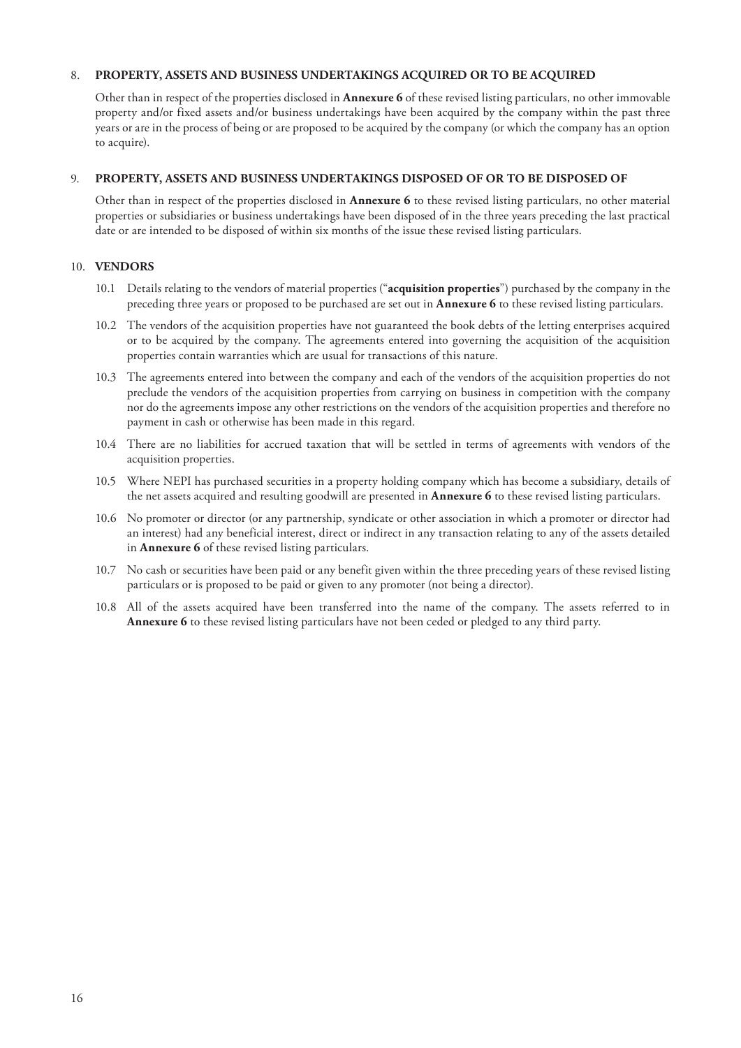## 8. PROPERTY, ASSETS AND BUSINESS UNDERTAKINGS ACQUIRED OR TO BE ACQUIRED

Other than in respect of the properties disclosed in **Annexure 6** of these revised listing particulars, no other immovable property and/or fixed assets and/or business undertakings have been acquired by the company within the past three years or are in the process of being or are proposed to be acquired by the company (or which the company has an option to acquire).

## 9. PROPERTY, ASSETS AND BUSINESS UNDERTAKINGS DISPOSED OF OR TO BE DISPOSED OF

Other than in respect of the properties disclosed in **Annexure 6** to these revised listing particulars, no other material properties or subsidiaries or business undertakings have been disposed of in the three years preceding the last practical date or are intended to be disposed of within six months of the issue these revised listing particulars.

## 10. VENDORS

10.1 Details relating to the vendors of material properties ("**acquisition properties**") purchased by the company in the preceding three years or proposed to be purchased are set out in **Annexure 6** to these revised listing particulars.

10.2 The vendors of the acquisition properties have not guaranteed the book debts of the letting enterprises acquired or to be acquired by the company. The agreements entered into governing the acquisition of the acquisition properties contain warranties which are usual for transactions of this nature.

10.3 The agreements entered into between the company and each of the vendors of the acquisition properties do not preclude the vendors of the acquisition properties from carrying on business in competition with the company nor do the agreements impose any other restrictions on the vendors of the acquisition properties and therefore no payment in cash or otherwise has been made in this regard.

10.4 There are no liabilities for accrued taxation that will be settled in terms of agreements with vendors of the acquisition properties.

10.5 Where NEPI has purchased securities in a property holding company which has become a subsidiary, details of the net assets acquired and resulting goodwill are presented in **Annexure 6** to these revised listing particulars.

10.6 No promoter or director (or any partnership, syndicate or other association in which a promoter or director had an interest) had any beneficial interest, direct or indirect in any transaction relating to any of the assets detailed in **Annexure 6** of these revised listing particulars.

10.7 No cash or securities have been paid or any benefit given within the three preceding years of these revised listing particulars or is proposed to be paid or given to any promoter (not being a director).

10.8 All of the assets acquired have been transferred into the name of the company. The assets referred to in **Annexure 6** to these revised listing particulars have not been ceded or pledged to any third party.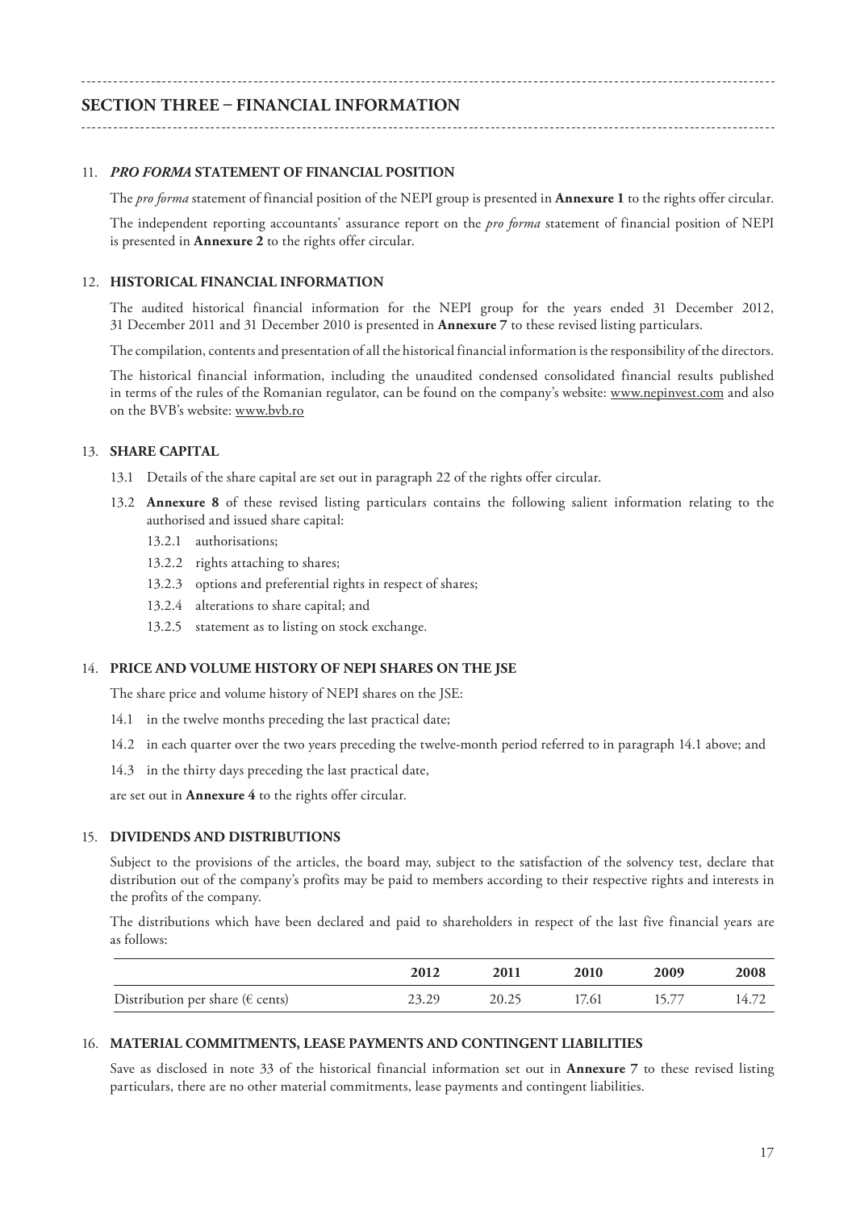## SECTION THREE – FINANCIAL INFORMATION

### 11. *PRO FORMA* STATEMENT OF FINANCIAL POSITION

The *pro forma* statement of financial position of the NEPI group is presented in **Annexure 1** to the rights offer circular.

The independent reporting accountants' assurance report on the *pro forma* statement of financial position of NEPI is presented in **Annexure 2** to the rights offer circular.

### 12. HISTORICAL FINANCIAL INFORMATION

The audited historical financial information for the NEPI group for the years ended 31 December 2012, 31 December 2011 and 31 December 2010 is presented in **Annexure 7** to these revised listing particulars.

The compilation, contents and presentation of all the historical financial information is the responsibility of the directors.

The historical financial information, including the unaudited condensed consolidated financial results published in terms of the rules of the Romanian regulator, can be found on the company's website: www.nepinvest.com and also on the BVB's website: www.bvb.ro

### 13. SHARE CAPITAL

13.1 Details of the share capital are set out in paragraph 22 of the rights offer circular.

13.2 **Annexure 8** of these revised listing particulars contains the following salient information relating to the authorised and issued share capital:

- 13.2.1 authorisations;
- 13.2.2 rights attaching to shares;
- 13.2.3 options and preferential rights in respect of shares;
- 13.2.4 alterations to share capital; and
- 13.2.5 statement as to listing on stock exchange.

### 14. PRICE AND VOLUME HISTORY OF NEPI SHARES ON THE JSE

The share price and volume history of NEPI shares on the JSE:

14.1 in the twelve months preceding the last practical date;

14.2 in each quarter over the two years preceding the twelve-month period referred to in paragraph 14.1 above; and

14.3 in the thirty days preceding the last practical date,

are set out in **Annexure 4** to the rights offer circular.

### 15. DIVIDENDS AND DISTRIBUTIONS

Subject to the provisions of the articles, the board may, subject to the satisfaction of the solvency test, declare that distribution out of the company's profits may be paid to members according to their respective rights and interests in the profits of the company.

The distributions which have been declared and paid to shareholders in respect of the last five financial years are as follows:

| | 2012 | 2011 | 2010 | 2009 | 2008 |
|---|---|---|---|---|---|
| Distribution per share (€ cents) | 23.29 | 20.25 | 17.61 | 15.77 | 14.72 |

### 16. MATERIAL COMMITMENTS, LEASE PAYMENTS AND CONTINGENT LIABILITIES

Save as disclosed in note 33 of the historical financial information set out in **Annexure 7** to these revised listing particulars, there are no other material commitments, lease payments and contingent liabilities.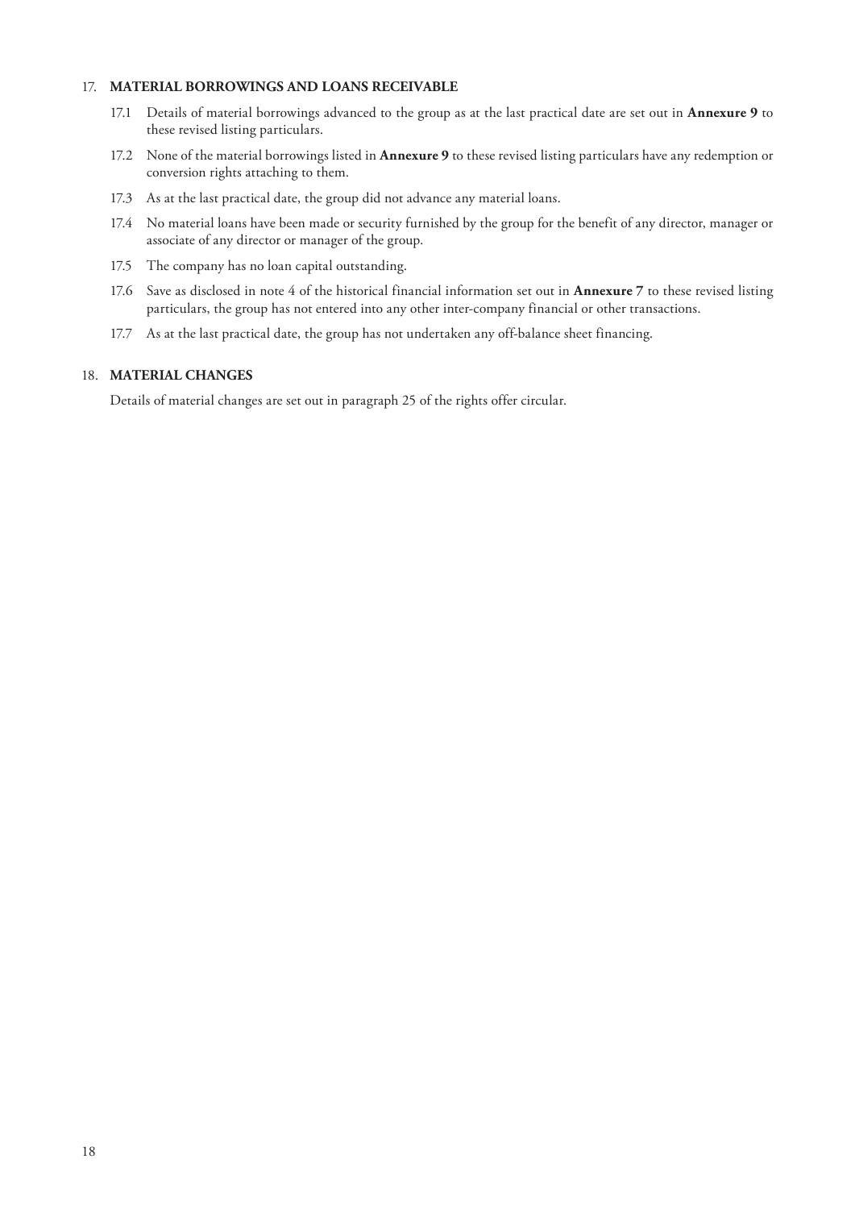## 17. MATERIAL BORROWINGS AND LOANS RECEIVABLE

17.1 Details of material borrowings advanced to the group as at the last practical date are set out in **Annexure 9** to these revised listing particulars.

17.2 None of the material borrowings listed in **Annexure 9** to these revised listing particulars have any redemption or conversion rights attaching to them.

17.3 As at the last practical date, the group did not advance any material loans.

17.4 No material loans have been made or security furnished by the group for the benefit of any director, manager or associate of any director or manager of the group.

17.5 The company has no loan capital outstanding.

17.6 Save as disclosed in note 4 of the historical financial information set out in **Annexure 7** to these revised listing particulars, the group has not entered into any other inter-company financial or other transactions.

17.7 As at the last practical date, the group has not undertaken any off-balance sheet financing.

## 18. MATERIAL CHANGES

Details of material changes are set out in paragraph 25 of the rights offer circular.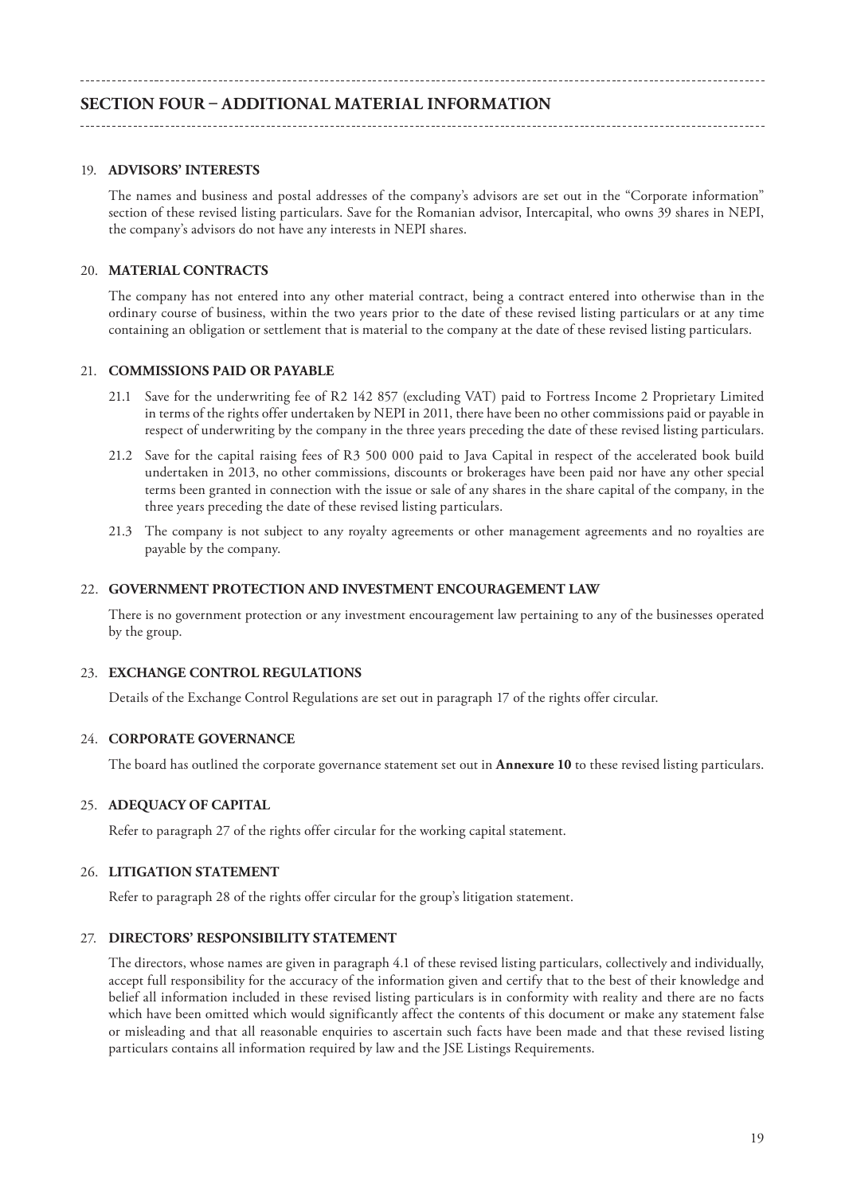## SECTION FOUR – ADDITIONAL MATERIAL INFORMATION

19. **ADVISORS' INTERESTS**

    The names and business and postal addresses of the company's advisors are set out in the "Corporate information" section of these revised listing particulars. Save for the Romanian advisor, Intercapital, who owns 39 shares in NEPI, the company's advisors do not have any interests in NEPI shares.

20. **MATERIAL CONTRACTS**

    The company has not entered into any other material contract, being a contract entered into otherwise than in the ordinary course of business, within the two years prior to the date of these revised listing particulars or at any time containing an obligation or settlement that is material to the company at the date of these revised listing particulars.

21. **COMMISSIONS PAID OR PAYABLE**

    21.1 Save for the underwriting fee of R2 142 857 (excluding VAT) paid to Fortress Income 2 Proprietary Limited in terms of the rights offer undertaken by NEPI in 2011, there have been no other commissions paid or payable in respect of underwriting by the company in the three years preceding the date of these revised listing particulars.

    21.2 Save for the capital raising fees of R3 500 000 paid to Java Capital in respect of the accelerated book build undertaken in 2013, no other commissions, discounts or brokerages have been paid nor have any other special terms been granted in connection with the issue or sale of any shares in the share capital of the company, in the three years preceding the date of these revised listing particulars.

    21.3 The company is not subject to any royalty agreements or other management agreements and no royalties are payable by the company.

22. **GOVERNMENT PROTECTION AND INVESTMENT ENCOURAGEMENT LAW**

    There is no government protection or any investment encouragement law pertaining to any of the businesses operated by the group.

23. **EXCHANGE CONTROL REGULATIONS**

    Details of the Exchange Control Regulations are set out in paragraph 17 of the rights offer circular.

24. **CORPORATE GOVERNANCE**

    The board has outlined the corporate governance statement set out in **Annexure 10** to these revised listing particulars.

25. **ADEQUACY OF CAPITAL**

    Refer to paragraph 27 of the rights offer circular for the working capital statement.

26. **LITIGATION STATEMENT**

    Refer to paragraph 28 of the rights offer circular for the group's litigation statement.

27. **DIRECTORS' RESPONSIBILITY STATEMENT**

    The directors, whose names are given in paragraph 4.1 of these revised listing particulars, collectively and individually, accept full responsibility for the accuracy of the information given and certify that to the best of their knowledge and belief all information included in these revised listing particulars is in conformity with reality and there are no facts which have been omitted which would significantly affect the contents of this document or make any statement false or misleading and that all reasonable enquiries to ascertain such facts have been made and that these revised listing particulars contains all information required by law and the JSE Listings Requirements.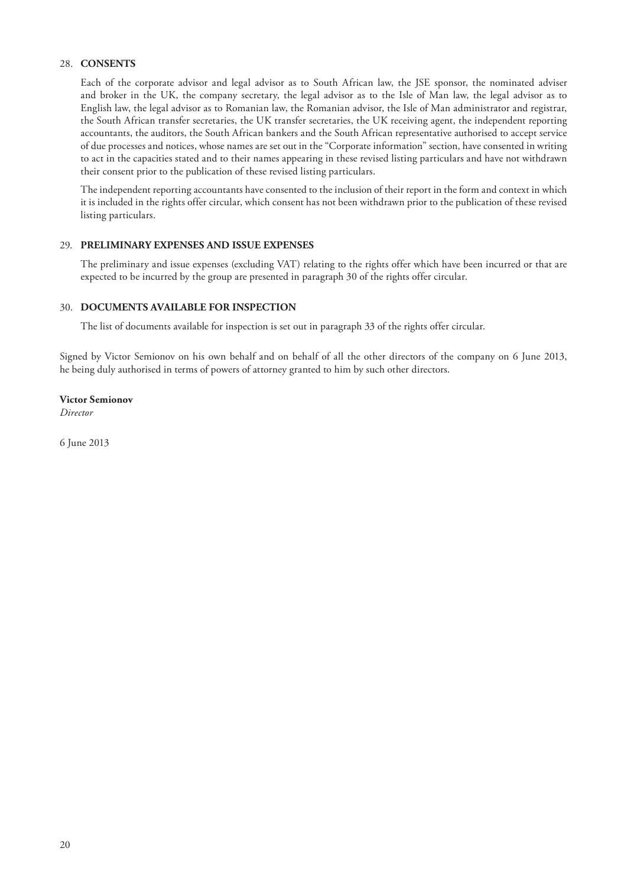28. **CONSENTS**

Each of the corporate advisor and legal advisor as to South African law, the JSE sponsor, the nominated adviser and broker in the UK, the company secretary, the legal advisor as to the Isle of Man law, the legal advisor as to English law, the legal advisor as to Romanian law, the Romanian advisor, the Isle of Man administrator and registrar, the South African transfer secretaries, the UK transfer secretaries, the UK receiving agent, the independent reporting accountants, the auditors, the South African bankers and the South African representative authorised to accept service of due processes and notices, whose names are set out in the "Corporate information" section, have consented in writing to act in the capacities stated and to their names appearing in these revised listing particulars and have not withdrawn their consent prior to the publication of these revised listing particulars.

The independent reporting accountants have consented to the inclusion of their report in the form and context in which it is included in the rights offer circular, which consent has not been withdrawn prior to the publication of these revised listing particulars.

29. **PRELIMINARY EXPENSES AND ISSUE EXPENSES**

The preliminary and issue expenses (excluding VAT) relating to the rights offer which have been incurred or that are expected to be incurred by the group are presented in paragraph 30 of the rights offer circular.

30. **DOCUMENTS AVAILABLE FOR INSPECTION**

The list of documents available for inspection is set out in paragraph 33 of the rights offer circular.

Signed by Victor Semionov on his own behalf and on behalf of all the other directors of the company on 6 June 2013, he being duly authorised in terms of powers of attorney granted to him by such other directors.

**Victor Semionov**
*Director*

6 June 2013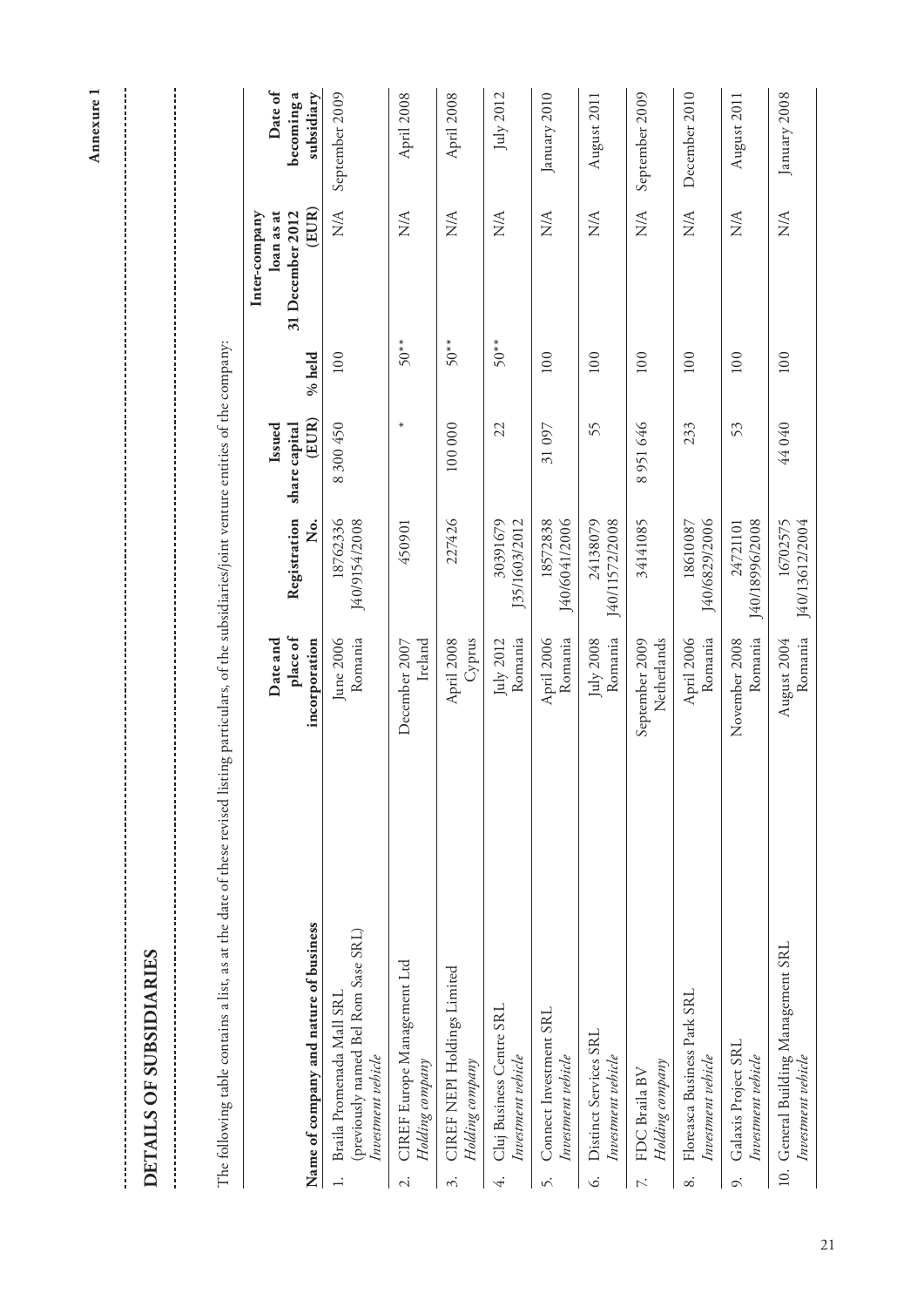**Annexure 1**

# DETAILS OF SUBSIDIARIES

The following table contains a list, as at the date of these revised listing particulars, of the subsidiaries/joint venture entities of the company:

| Name of company and nature of business | Date and place of incorporation | Registration No. | Issued share capital (EUR) | % held | Inter-company loan as at 31 December 2012 (EUR) | Date of becoming a subsidiary |
|---|---|---|---|---|---|---|
| 1. Braila Promenada Mall SRL (previously named Bel Rom Sase SRL) *Investment vehicle* | June 2006 Romania | 18762336 J40/9154/2008 | 8 300 450 | 100 | N/A | September 2009 |
| 2. CIREF Europe Management Ltd *Holding company* | December 2007 Ireland | 450901 | * | 50** | N/A | April 2008 |
| 3. CIREF NEPI Holdings Limited *Holding company* | April 2008 Cyprus | 227426 | 100 000 | 50** | N/A | April 2008 |
| 4. Cluj Business Centre SRL *Investment vehicle* | July 2012 Romania | 30391679 J35/1603/2012 | 22 | 50** | N/A | July 2012 |
| 5. Connect Investment SRL *Investment vehicle* | April 2006 Romania | 18572838 J40/6041/2006 | 31 097 | 100 | N/A | January 2010 |
| 6. Distinct Services SRL *Investment vehicle* | July 2008 Romania | 24138079 J40/11572/2008 | 55 | 100 | N/A | August 2011 |
| 7. FDC Braila BV *Holding company* | September 2009 Netherlands | 34141085 | 8 951 646 | 100 | N/A | September 2009 |
| 8. Floreasca Business Park SRL *Investment vehicle* | April 2006 Romania | 18610087 J40/6829/2006 | 233 | 100 | N/A | December 2010 |
| 9. Galaxis Project SRL *Investment vehicle* | November 2008 Romania | 24721101 J40/18996/2008 | 53 | 100 | N/A | August 2011 |
| 10. General Building Management SRL *Investment vehicle* | August 2004 Romania | 16702575 J40/13612/2004 | 44 040 | 100 | N/A | January 2008 |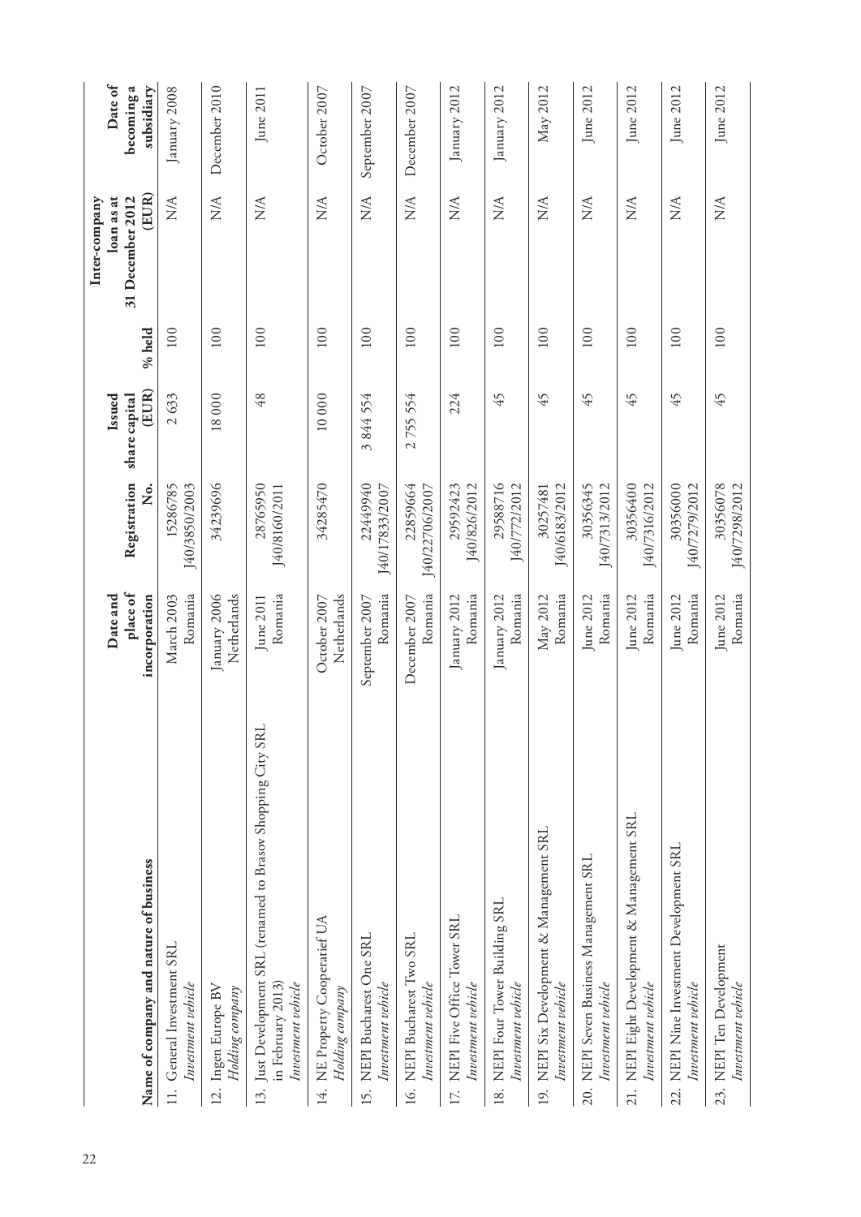| Name of company and nature of business | Date and place of incorporation | Registration No. | Issued share capital (EUR) | % held | Inter-company loan as at 31 December 2012 (EUR) | Date of becoming a subsidiary |
|---|---|---|---|---|---|---|
| 11. General Investment SRL *Investment vehicle* | March 2003 Romania | 15286785 J40/3850/2003 | 2 633 | 100 | N/A | January 2008 |
| 12. Ingen Europe BV *Holding company* | January 2006 Netherlands | 34239696 | 18 000 | 100 | N/A | December 2010 |
| 13. Just Development SRL (renamed to Brasov Shopping City SRL in February 2013) *Investment vehicle* | June 2011 Romania | 28765950 J40/8160/2011 | 48 | 100 | N/A | June 2011 |
| 14. NE Property Cooperatief UA *Holding company* | October 2007 Netherlands | 34285470 | 10 000 | 100 | N/A | October 2007 |
| 15. NEPI Bucharest One SRL *Investment vehicle* | September 2007 Romania | 22449940 J40/17833/2007 | 3 844 554 | 100 | N/A | September 2007 |
| 16. NEPI Bucharest Two SRL *Investment vehicle* | December 2007 Romania | 22859664 J40/22706/2007 | 2 755 554 | 100 | N/A | December 2007 |
| 17. NEPI Five Office Tower SRL *Investment vehicle* | January 2012 Romania | 29592423 J40/826/2012 | 224 | 100 | N/A | January 2012 |
| 18. NEPI Four Tower Building SRL *Investment vehicle* | January 2012 Romania | 29588716 J40/772/2012 | 45 | 100 | N/A | January 2012 |
| 19. NEPI Six Development & Management SRL *Investment vehicle* | May 2012 Romania | 30257481 J40/6183/2012 | 45 | 100 | N/A | May 2012 |
| 20. NEPI Seven Business Management SRL *Investment vehicle* | June 2012 Romania | 30356345 J40/7313/2012 | 45 | 100 | N/A | June 2012 |
| 21. NEPI Eight Development & Management SRL *Investment vehicle* | June 2012 Romania | 30356400 J40/7316/2012 | 45 | 100 | N/A | June 2012 |
| 22. NEPI Nine Investment Development SRL *Investment vehicle* | June 2012 Romania | 30356000 J40/7279/2012 | 45 | 100 | N/A | June 2012 |
| 23. NEPI Ten Development *Investment vehicle* | June 2012 Romania | 30356078 J40/7298/2012 | 45 | 100 | N/A | June 2012 |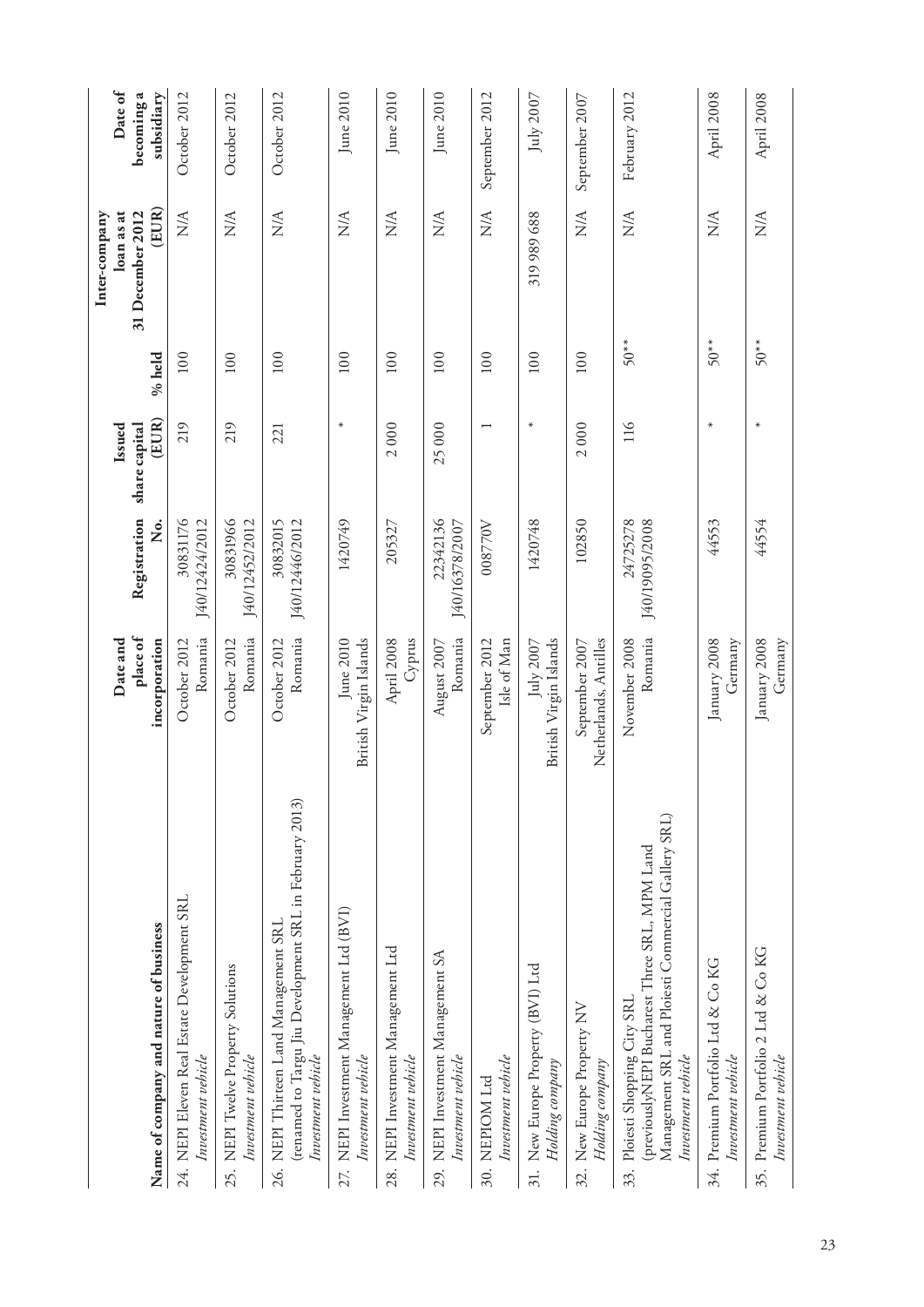| Name of company and nature of business | Date and place of incorporation | Registration No. | Issued share capital (EUR) | % held | Inter-company loan as at 31 December 2012 (EUR) | Date of becoming a subsidiary |
|---|---|---|---|---|---|---|
| 24. NEPI Eleven Real Estate Development SRL<br>*Investment vehicle* | October 2012<br>Romania | 30831176<br>J40/12424/2012 | 219 | 100 | N/A | October 2012 |
| 25. NEPI Twelve Property Solutions<br>*Investment vehicle* | October 2012<br>Romania | 30831966<br>J40/12452/2012 | 219 | 100 | N/A | October 2012 |
| 26. NEPI Thirteen Land Management SRL (renamed to Targu Jiu Development SRL in February 2013)<br>*Investment vehicle* | October 2012<br>Romania | 30832015<br>J40/12446/2012 | 221 | 100 | N/A | October 2012 |
| 27. NEPI Investment Management Ltd (BVI)<br>*Investment vehicle* | June 2010<br>British Virgin Islands | 1420749 | * | 100 | N/A | June 2010 |
| 28. NEPI Investment Management Ltd<br>*Investment vehicle* | April 2008<br>Cyprus | 205327 | 2 000 | 100 | N/A | June 2010 |
| 29. NEPI Investment Management SA<br>*Investment vehicle* | August 2007<br>Romania | 22342136<br>J40/16378/2007 | 25 000 | 100 | N/A | June 2010 |
| 30. NEPIOM Ltd<br>*Investment vehicle* | September 2012<br>Isle of Man | 008770V | 1 | 100 | N/A | September 2012 |
| 31. New Europe Property (BVI) Ltd<br>*Holding company* | July 2007<br>British Virgin Islands | 1420748 | * | 100 | 319 989 688 | July 2007 |
| 32. New Europe Property NV<br>*Holding company* | September 2007<br>Netherlands, Antilles | 102850 | 2 000 | 100 | N/A | September 2007 |
| 33. Ploiesti Shopping City SRL (previouslyNEPI Bucharest Three SRL, MPM Land Management SRL and Ploiesti Commercial Gallery SRL)<br>*Investment vehicle* | November 2008<br>Romania | 24725278<br>J40/19095/2008 | 116 | 50** | N/A | February 2012 |
| 34. Premium Portfolio Ltd & Co KG<br>*Investment vehicle* | January 2008<br>Germany | 44553 | * | 50** | N/A | April 2008 |
| 35. Premium Portfolio 2 Ltd & Co KG<br>*Investment vehicle* | January 2008<br>Germany | 44554 | * | 50** | N/A | April 2008 |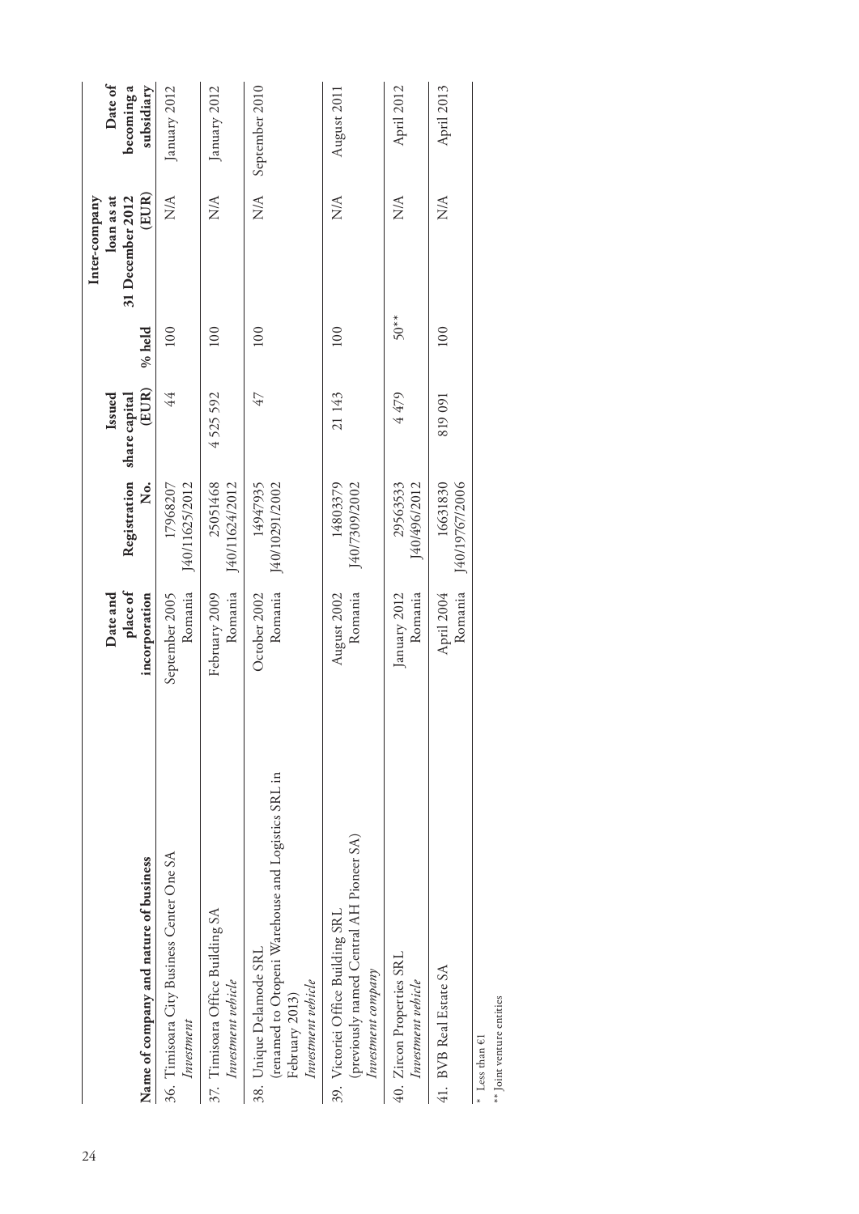| Name of company and nature of business | Date and place of incorporation | Registration No. | Issued share capital (EUR) | % held | Inter-company loan as at 31 December 2012 (EUR) | Date of becoming a subsidiary |
|---|---|---|---|---|---|---|
| 36. Timisoara City Business Center One SA *Investment* | September 2005 Romania | 17968207 J40/11625/2012 | 44 | 100 | N/A | January 2012 |
| 37. Timisoara Office Building SA *Investment vehicle* | February 2009 Romania | 25051468 J40/11624/2012 | 4 525 592 | 100 | N/A | January 2012 |
| 38. Unique Delamode SRL (renamed to Otopeni Warehouse and Logistics SRL in February 2013) *Investment vehicle* | October 2002 Romania | 14947935 J40/10291/2002 | 47 | 100 | N/A | September 2010 |
| 39. Victoriei Office Building SRL (previously named Central AH Pioneer SA) *Investment company* | August 2002 Romania | 14803379 J40/7309/2002 | 21 143 | 100 | N/A | August 2011 |
| 40. Zircon Properties SRL *Investment vehicle* | January 2012 Romania | 29563533 J40/496/2012 | 4 479 | 50** | N/A | April 2012 |
| 41. BVB Real Estate SA | April 2004 Romania | 16631830 J40/19767/2006 | 819 091 | 100 | N/A | April 2013 |

\* Less than €1

\*\* Joint venture entities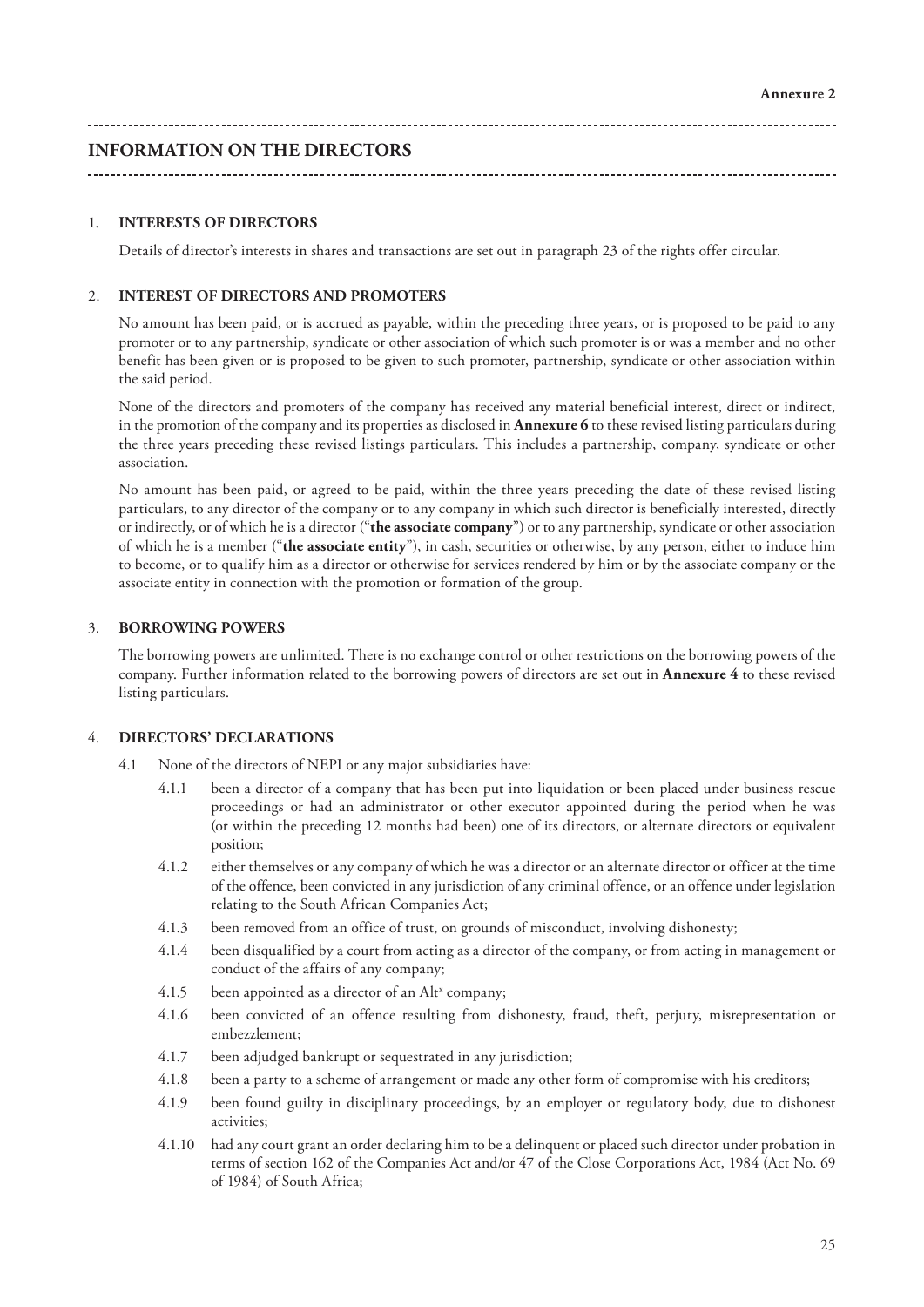**Annexure 2**

# INFORMATION ON THE DIRECTORS

1. **INTERESTS OF DIRECTORS**

   Details of director's interests in shares and transactions are set out in paragraph 23 of the rights offer circular.

2. **INTEREST OF DIRECTORS AND PROMOTERS**

   No amount has been paid, or is accrued as payable, within the preceding three years, or is proposed to be paid to any promoter or to any partnership, syndicate or other association of which such promoter is or was a member and no other benefit has been given or is proposed to be given to such promoter, partnership, syndicate or other association within the said period.

   None of the directors and promoters of the company has received any material beneficial interest, direct or indirect, in the promotion of the company and its properties as disclosed in **Annexure 6** to these revised listing particulars during the three years preceding these revised listings particulars. This includes a partnership, company, syndicate or other association.

   No amount has been paid, or agreed to be paid, within the three years preceding the date of these revised listing particulars, to any director of the company or to any company in which such director is beneficially interested, directly or indirectly, or of which he is a director ("**the associate company**") or to any partnership, syndicate or other association of which he is a member ("**the associate entity**"), in cash, securities or otherwise, by any person, either to induce him to become, or to qualify him as a director or otherwise for services rendered by him or by the associate company or the associate entity in connection with the promotion or formation of the group.

3. **BORROWING POWERS**

   The borrowing powers are unlimited. There is no exchange control or other restrictions on the borrowing powers of the company. Further information related to the borrowing powers of directors are set out in **Annexure 4** to these revised listing particulars.

4. **DIRECTORS' DECLARATIONS**

   4.1 None of the directors of NEPI or any major subsidiaries have:

   4.1.1 been a director of a company that has been put into liquidation or been placed under business rescue proceedings or had an administrator or other executor appointed during the period when he was (or within the preceding 12 months had been) one of its directors, or alternate directors or equivalent position;

   4.1.2 either themselves or any company of which he was a director or an alternate director or officer at the time of the offence, been convicted in any jurisdiction of any criminal offence, or an offence under legislation relating to the South African Companies Act;

   4.1.3 been removed from an office of trust, on grounds of misconduct, involving dishonesty;

   4.1.4 been disqualified by a court from acting as a director of the company, or from acting in management or conduct of the affairs of any company;

   4.1.5 been appointed as a director of an Alt[x] company;

   4.1.6 been convicted of an offence resulting from dishonesty, fraud, theft, perjury, misrepresentation or embezzlement;

   4.1.7 been adjudged bankrupt or sequestrated in any jurisdiction;

   4.1.8 been a party to a scheme of arrangement or made any other form of compromise with his creditors;

   4.1.9 been found guilty in disciplinary proceedings, by an employer or regulatory body, due to dishonest activities;

   4.1.10 had any court grant an order declaring him to be a delinquent or placed such director under probation in terms of section 162 of the Companies Act and/or 47 of the Close Corporations Act, 1984 (Act No. 69 of 1984) of South Africa;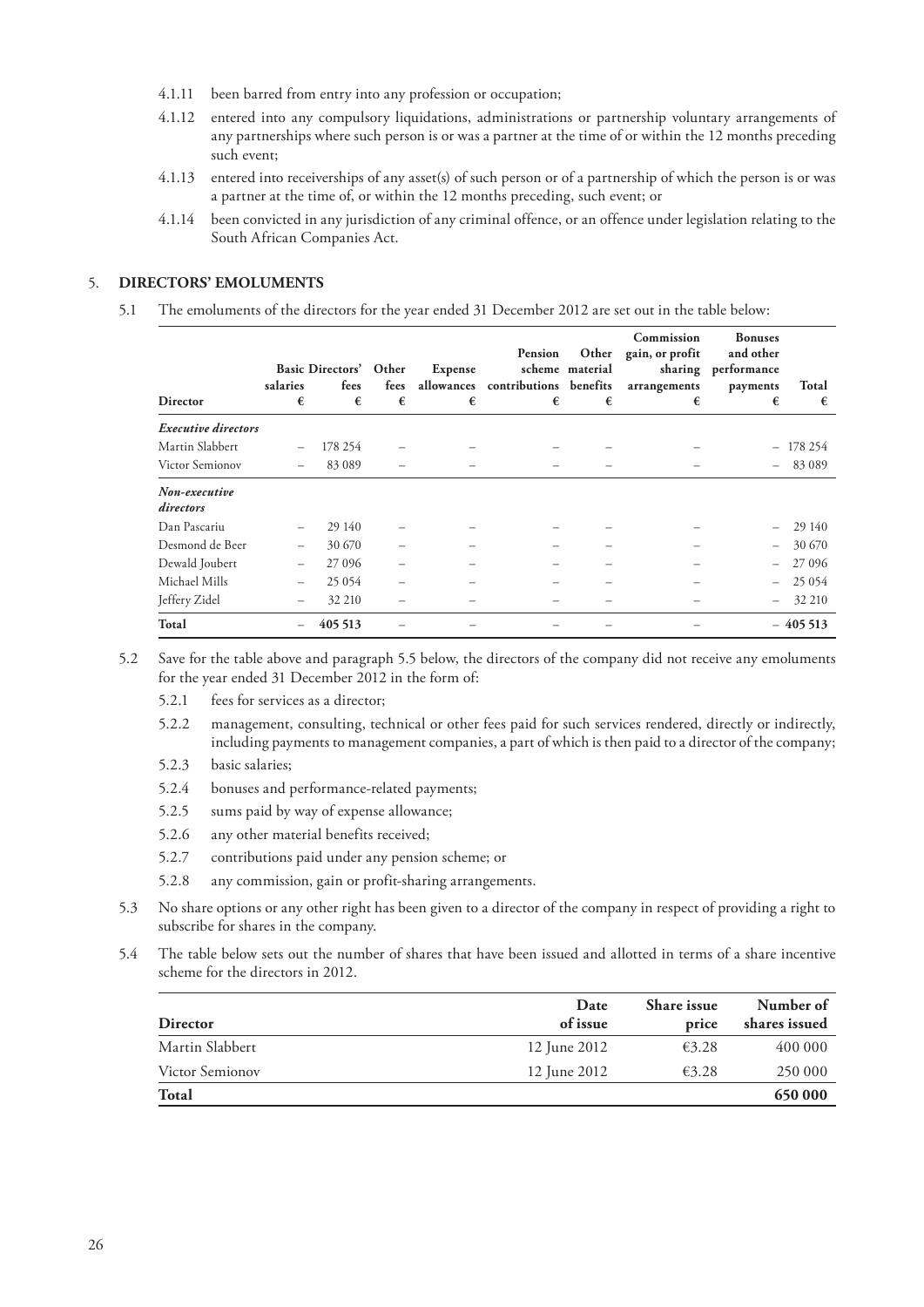4.1.11 been barred from entry into any profession or occupation;

4.1.12 entered into any compulsory liquidations, administrations or partnership voluntary arrangements of any partnerships where such person is or was a partner at the time of or within the 12 months preceding such event;

4.1.13 entered into receiverships of any asset(s) of such person or of a partnership of which the person is or was a partner at the time of, or within the 12 months preceding, such event; or

4.1.14 been convicted in any jurisdiction of any criminal offence, or an offence under legislation relating to the South African Companies Act.

## 5. DIRECTORS' EMOLUMENTS

5.1 The emoluments of the directors for the year ended 31 December 2012 are set out in the table below:

| Director | Basic salaries € | Directors' fees € | Other fees € | Expense allowances € | Pension scheme contributions € | Other material benefits € | Commission gain, or profit sharing arrangements € | Bonuses and other performance payments € | Total € |
|---|---|---|---|---|---|---|---|---|---|
| ***Executive directors*** | | | | | | | | | |
| Martin Slabbert | – | 178 254 | – | – | – | – | – | – | 178 254 |
| Victor Semionov | – | 83 089 | – | – | – | – | – | – | 83 089 |
| ***Non-executive directors*** | | | | | | | | | |
| Dan Pascariu | – | 29 140 | – | – | – | – | – | – | 29 140 |
| Desmond de Beer | – | 30 670 | – | – | – | – | – | – | 30 670 |
| Dewald Joubert | – | 27 096 | – | – | – | – | – | – | 27 096 |
| Michael Mills | – | 25 054 | – | – | – | – | – | – | 25 054 |
| Jeffery Zidel | – | 32 210 | – | – | – | – | – | – | 32 210 |
| **Total** | – | **405 513** | – | – | – | – | – | – | **405 513** |

5.2 Save for the table above and paragraph 5.5 below, the directors of the company did not receive any emoluments for the year ended 31 December 2012 in the form of:

5.2.1 fees for services as a director;

5.2.2 management, consulting, technical or other fees paid for such services rendered, directly or indirectly, including payments to management companies, a part of which is then paid to a director of the company;

5.2.3 basic salaries;

5.2.4 bonuses and performance-related payments;

5.2.5 sums paid by way of expense allowance;

5.2.6 any other material benefits received;

5.2.7 contributions paid under any pension scheme; or

5.2.8 any commission, gain or profit-sharing arrangements.

5.3 No share options or any other right has been given to a director of the company in respect of providing a right to subscribe for shares in the company.

5.4 The table below sets out the number of shares that have been issued and allotted in terms of a share incentive scheme for the directors in 2012.

| Director | Date of issue | Share issue price | Number of shares issued |
|---|---|---|---|
| Martin Slabbert | 12 June 2012 | €3.28 | 400 000 |
| Victor Semionov | 12 June 2012 | €3.28 | 250 000 |
| **Total** | | | **650 000** |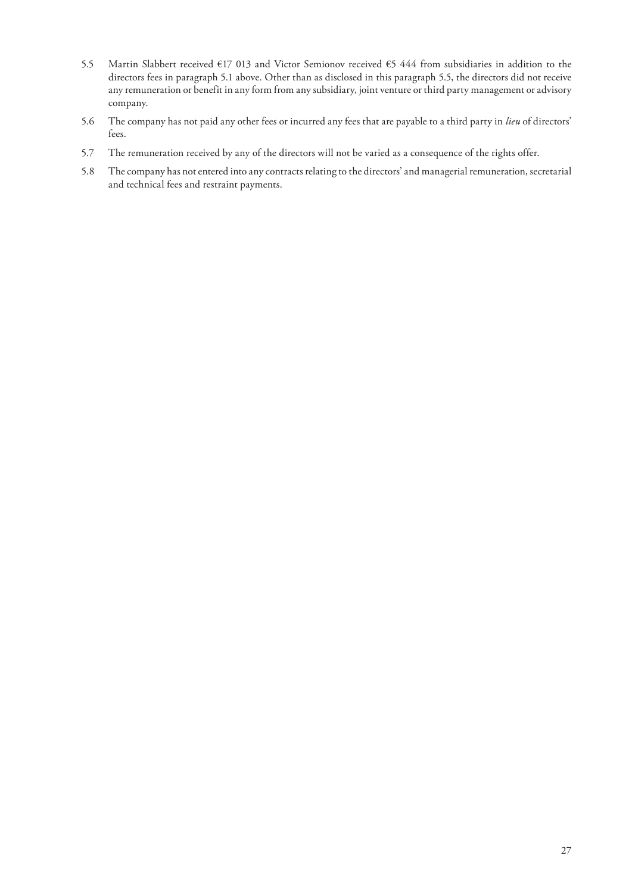5.5 Martin Slabbert received €17 013 and Victor Semionov received €5 444 from subsidiaries in addition to the directors fees in paragraph 5.1 above. Other than as disclosed in this paragraph 5.5, the directors did not receive any remuneration or benefit in any form from any subsidiary, joint venture or third party management or advisory company.

5.6 The company has not paid any other fees or incurred any fees that are payable to a third party in *lieu* of directors' fees.

5.7 The remuneration received by any of the directors will not be varied as a consequence of the rights offer.

5.8 The company has not entered into any contracts relating to the directors' and managerial remuneration, secretarial and technical fees and restraint payments.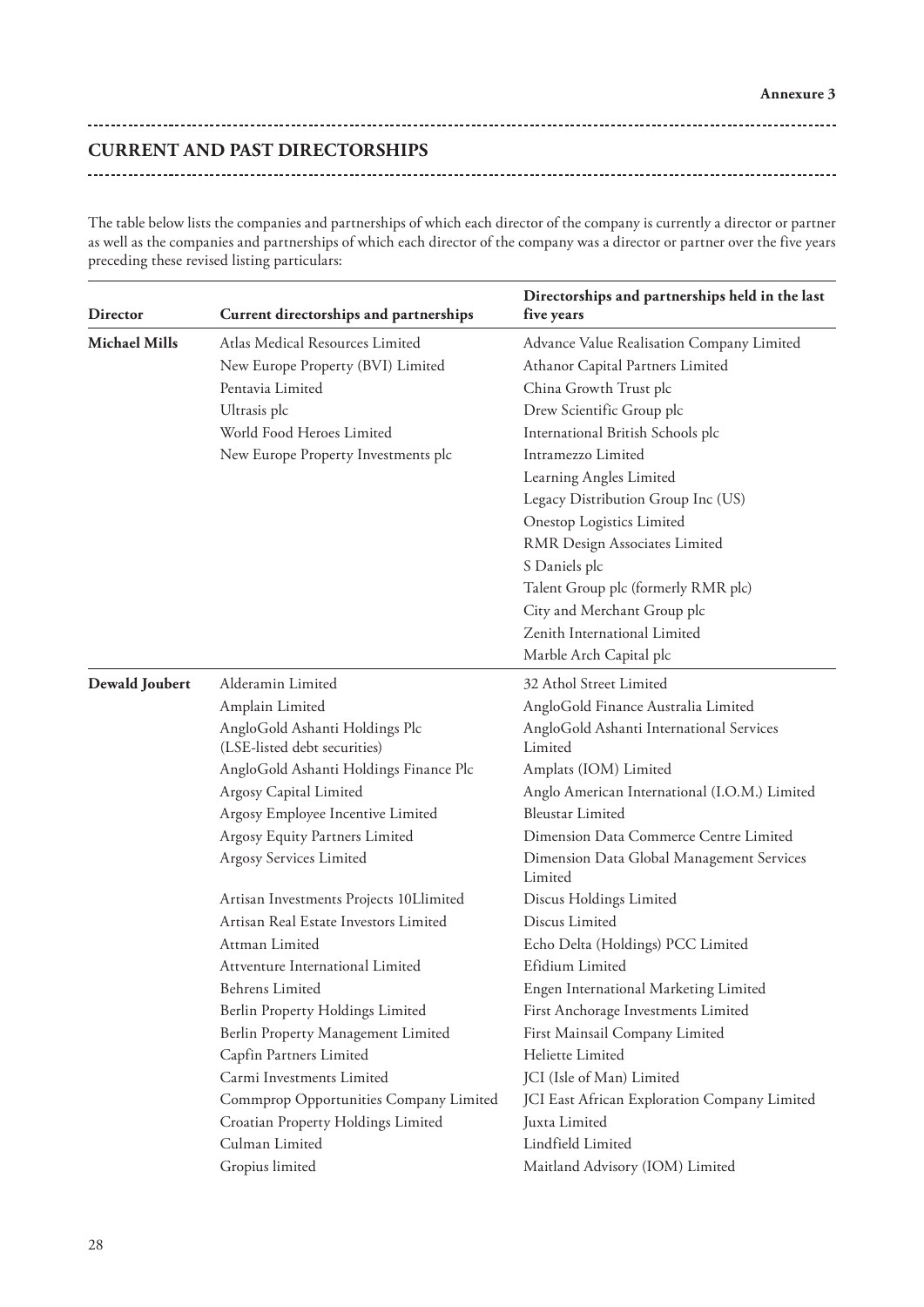Annexure 3

## CURRENT AND PAST DIRECTORSHIPS

The table below lists the companies and partnerships of which each director of the company is currently a director or partner as well as the companies and partnerships of which each director of the company was a director or partner over the five years preceding these revised listing particulars:

| Director | Current directorships and partnerships | Directorships and partnerships held in the last five years |
|---|---|---|
| **Michael Mills** | Atlas Medical Resources Limited | Advance Value Realisation Company Limited |
| | New Europe Property (BVI) Limited | Athanor Capital Partners Limited |
| | Pentavia Limited | China Growth Trust plc |
| | Ultrasis plc | Drew Scientific Group plc |
| | World Food Heroes Limited | International British Schools plc |
| | New Europe Property Investments plc | Intramezzo Limited |
| | | Learning Angles Limited |
| | | Legacy Distribution Group Inc (US) |
| | | Onestop Logistics Limited |
| | | RMR Design Associates Limited |
| | | S Daniels plc |
| | | Talent Group plc (formerly RMR plc) |
| | | City and Merchant Group plc |
| | | Zenith International Limited |
| | | Marble Arch Capital plc |
| **Dewald Joubert** | Alderamin Limited | 32 Athol Street Limited |
| | Amplain Limited | AngloGold Finance Australia Limited |
| | AngloGold Ashanti Holdings Plc (LSE-listed debt securities) | AngloGold Ashanti International Services Limited |
| | AngloGold Ashanti Holdings Finance Plc | Amplats (IOM) Limited |
| | Argosy Capital Limited | Anglo American International (I.O.M.) Limited |
| | Argosy Employee Incentive Limited | Bleustar Limited |
| | Argosy Equity Partners Limited | Dimension Data Commerce Centre Limited |
| | Argosy Services Limited | Dimension Data Global Management Services Limited |
| | Artisan Investments Projects 10Llimited | Discus Holdings Limited |
| | Artisan Real Estate Investors Limited | Discus Limited |
| | Attman Limited | Echo Delta (Holdings) PCC Limited |
| | Attventure International Limited | Efidium Limited |
| | Behrens Limited | Engen International Marketing Limited |
| | Berlin Property Holdings Limited | First Anchorage Investments Limited |
| | Berlin Property Management Limited | First Mainsail Company Limited |
| | Capfin Partners Limited | Heliette Limited |
| | Carmi Investments Limited | JCI (Isle of Man) Limited |
| | Commprop Opportunities Company Limited | JCI East African Exploration Company Limited |
| | Croatian Property Holdings Limited | Juxta Limited |
| | Culman Limited | Lindfield Limited |
| | Gropius limited | Maitland Advisory (IOM) Limited |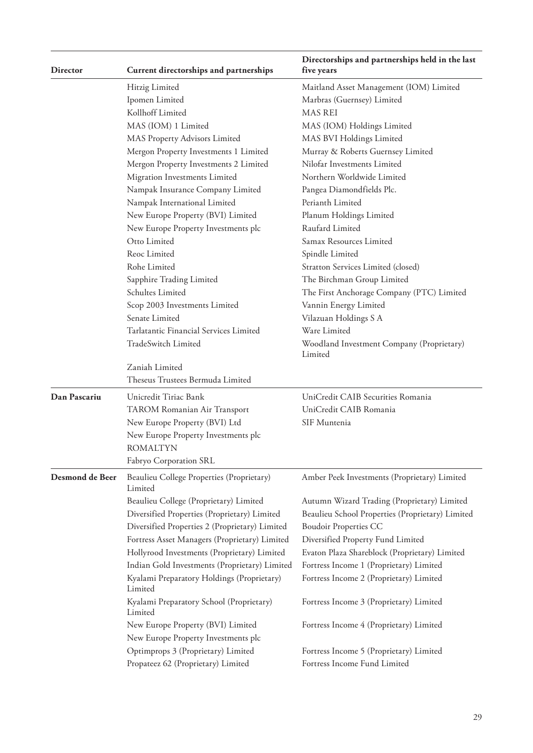| Director | Current directorships and partnerships | Directorships and partnerships held in the last five years |
|---|---|---|
| | Hitzig Limited | Maitland Asset Management (IOM) Limited |
| | Ipomen Limited | Marbras (Guernsey) Limited |
| | Kollhoff Limited | MAS REI |
| | MAS (IOM) 1 Limited | MAS (IOM) Holdings Limited |
| | MAS Property Advisors Limited | MAS BVI Holdings Limited |
| | Mergon Property Investments 1 Limited | Murray & Roberts Guernsey Limited |
| | Mergon Property Investments 2 Limited | Nilofar Investments Limited |
| | Migration Investments Limited | Northern Worldwide Limited |
| | Nampak Insurance Company Limited | Pangea Diamondfields Plc. |
| | Nampak International Limited | Perianth Limited |
| | New Europe Property (BVI) Limited | Planum Holdings Limited |
| | New Europe Property Investments plc | Raufard Limited |
| | Otto Limited | Samax Resources Limited |
| | Reoc Limited | Spindle Limited |
| | Rohe Limited | Stratton Services Limited (closed) |
| | Sapphire Trading Limited | The Birchman Group Limited |
| | Schultes Limited | The First Anchorage Company (PTC) Limited |
| | Scop 2003 Investments Limited | Vannin Energy Limited |
| | Senate Limited | Vilazuan Holdings S A |
| | Tarlatantic Financial Services Limited | Ware Limited |
| | TradeSwitch Limited | Woodland Investment Company (Proprietary) Limited |
| | Zaniah Limited | |
| | Theseus Trustees Bermuda Limited | |
| **Dan Pascariu** | Unicredit Tiriac Bank | UniCredit CAIB Securities Romania |
| | TAROM Romanian Air Transport | UniCredit CAIB Romania |
| | New Europe Property (BVI) Ltd | SIF Muntenia |
| | New Europe Property Investments plc | |
| | ROMALTYN | |
| | Fabryo Corporation SRL | |
| **Desmond de Beer** | Beaulieu College Properties (Proprietary) Limited | Amber Peek Investments (Proprietary) Limited |
| | Beaulieu College (Proprietary) Limited | Autumn Wizard Trading (Proprietary) Limited |
| | Diversified Properties (Proprietary) Limited | Beaulieu School Properties (Proprietary) Limited |
| | Diversified Properties 2 (Proprietary) Limited | Boudoir Properties CC |
| | Fortress Asset Managers (Proprietary) Limited | Diversified Property Fund Limited |
| | Hollyrood Investments (Proprietary) Limited | Evaton Plaza Shareblock (Proprietary) Limited |
| | Indian Gold Investments (Proprietary) Limited | Fortress Income 1 (Proprietary) Limited |
| | Kyalami Preparatory Holdings (Proprietary) Limited | Fortress Income 2 (Proprietary) Limited |
| | Kyalami Preparatory School (Proprietary) Limited | Fortress Income 3 (Proprietary) Limited |
| | New Europe Property (BVI) Limited | Fortress Income 4 (Proprietary) Limited |
| | New Europe Property Investments plc | |
| | Optimprops 3 (Proprietary) Limited | Fortress Income 5 (Proprietary) Limited |
| | Propateez 62 (Proprietary) Limited | Fortress Income Fund Limited |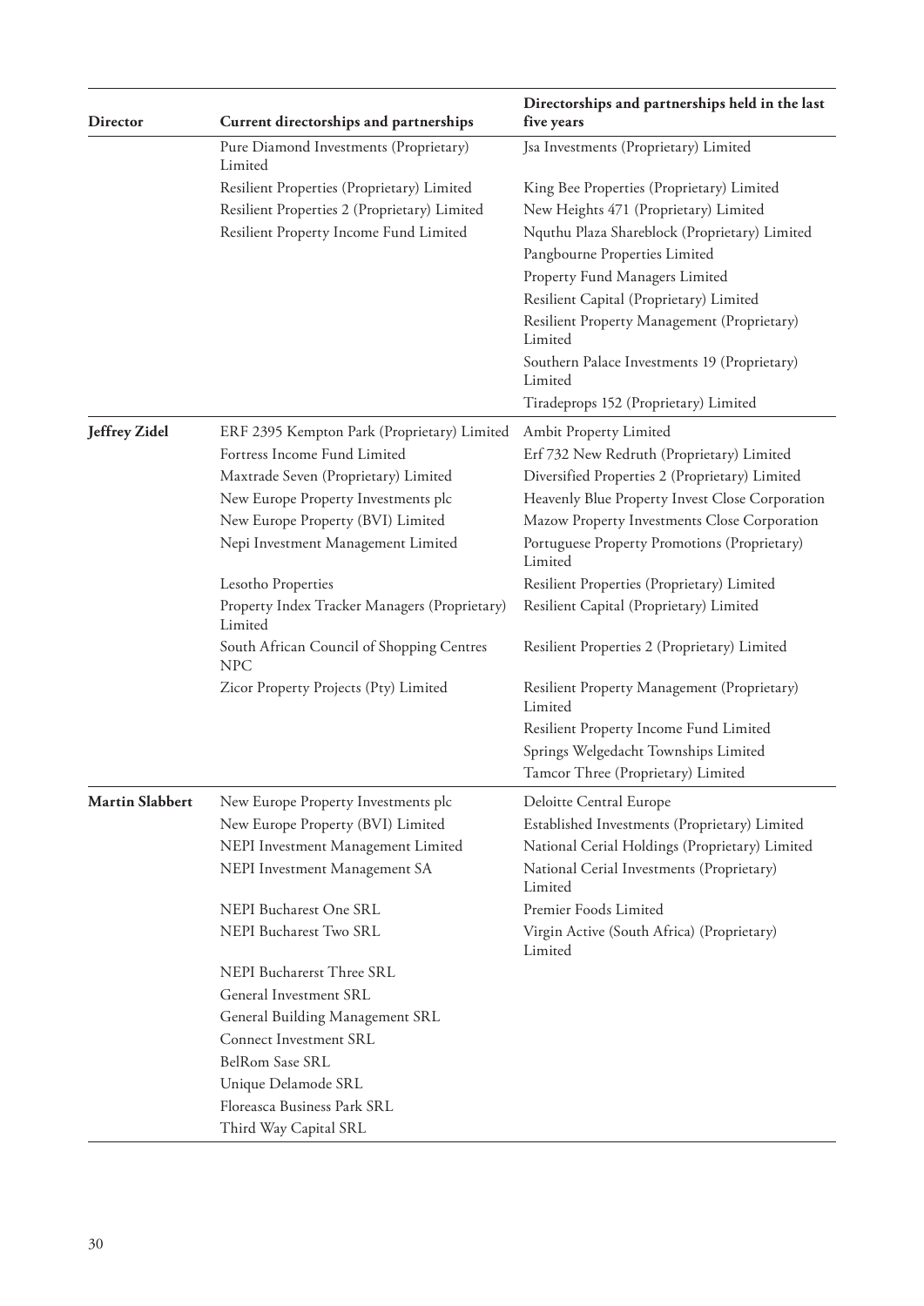| Director | Current directorships and partnerships | Directorships and partnerships held in the last five years |
|---|---|---|
| | Pure Diamond Investments (Proprietary) Limited | Jsa Investments (Proprietary) Limited |
| | Resilient Properties (Proprietary) Limited | King Bee Properties (Proprietary) Limited |
| | Resilient Properties 2 (Proprietary) Limited | New Heights 471 (Proprietary) Limited |
| | Resilient Property Income Fund Limited | Nquthu Plaza Shareblock (Proprietary) Limited |
| | | Pangbourne Properties Limited |
| | | Property Fund Managers Limited |
| | | Resilient Capital (Proprietary) Limited |
| | | Resilient Property Management (Proprietary) Limited |
| | | Southern Palace Investments 19 (Proprietary) Limited |
| | | Tiradeprops 152 (Proprietary) Limited |
| **Jeffrey Zidel** | ERF 2395 Kempton Park (Proprietary) Limited | Ambit Property Limited |
| | Fortress Income Fund Limited | Erf 732 New Redruth (Proprietary) Limited |
| | Maxtrade Seven (Proprietary) Limited | Diversified Properties 2 (Proprietary) Limited |
| | New Europe Property Investments plc | Heavenly Blue Property Invest Close Corporation |
| | New Europe Property (BVI) Limited | Mazow Property Investments Close Corporation |
| | Nepi Investment Management Limited | Portuguese Property Promotions (Proprietary) Limited |
| | Lesotho Properties | Resilient Properties (Proprietary) Limited |
| | Property Index Tracker Managers (Proprietary) Limited | Resilient Capital (Proprietary) Limited |
| | South African Council of Shopping Centres NPC | Resilient Properties 2 (Proprietary) Limited |
| | Zicor Property Projects (Pty) Limited | Resilient Property Management (Proprietary) Limited |
| | | Resilient Property Income Fund Limited |
| | | Springs Welgedacht Townships Limited |
| | | Tamcor Three (Proprietary) Limited |
| **Martin Slabbert** | New Europe Property Investments plc | Deloitte Central Europe |
| | New Europe Property (BVI) Limited | Established Investments (Proprietary) Limited |
| | NEPI Investment Management Limited | National Cerial Holdings (Proprietary) Limited |
| | NEPI Investment Management SA | National Cerial Investments (Proprietary) Limited |
| | NEPI Bucharest One SRL | Premier Foods Limited |
| | NEPI Bucharest Two SRL | Virgin Active (South Africa) (Proprietary) Limited |
| | NEPI Bucharerst Three SRL | |
| | General Investment SRL | |
| | General Building Management SRL | |
| | Connect Investment SRL | |
| | BelRom Sase SRL | |
| | Unique Delamode SRL | |
| | Floreasca Business Park SRL | |
| | Third Way Capital SRL | |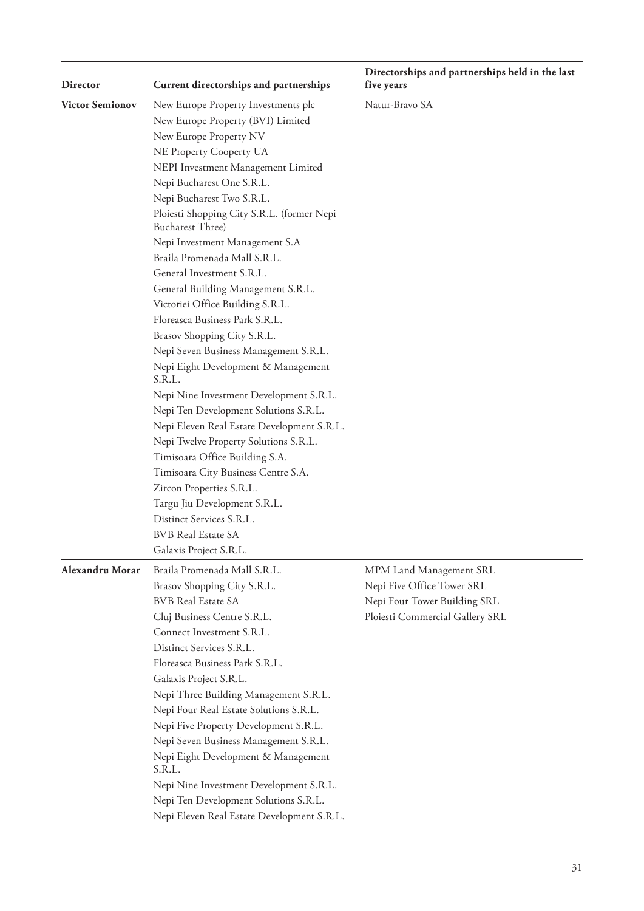| Director | Current directorships and partnerships | Directorships and partnerships held in the last five years |
|---|---|---|
| **Victor Semionov** | New Europe Property Investments plc | Natur-Bravo SA |
| | New Europe Property (BVI) Limited | |
| | New Europe Property NV | |
| | NE Property Cooperty UA | |
| | NEPI Investment Management Limited | |
| | Nepi Bucharest One S.R.L. | |
| | Nepi Bucharest Two S.R.L. | |
| | Ploiesti Shopping City S.R.L. (former Nepi Bucharest Three) | |
| | Nepi Investment Management S.A | |
| | Braila Promenada Mall S.R.L. | |
| | General Investment S.R.L. | |
| | General Building Management S.R.L. | |
| | Victoriei Office Building S.R.L. | |
| | Floreasca Business Park S.R.L. | |
| | Brasov Shopping City S.R.L. | |
| | Nepi Seven Business Management S.R.L. | |
| | Nepi Eight Development & Management S.R.L. | |
| | Nepi Nine Investment Development S.R.L. | |
| | Nepi Ten Development Solutions S.R.L. | |
| | Nepi Eleven Real Estate Development S.R.L. | |
| | Nepi Twelve Property Solutions S.R.L. | |
| | Timisoara Office Building S.A. | |
| | Timisoara City Business Centre S.A. | |
| | Zircon Properties S.R.L. | |
| | Targu Jiu Development S.R.L. | |
| | Distinct Services S.R.L. | |
| | BVB Real Estate SA | |
| | Galaxis Project S.R.L. | |
| **Alexandru Morar** | Braila Promenada Mall S.R.L. | MPM Land Management SRL |
| | Brasov Shopping City S.R.L. | Nepi Five Office Tower SRL |
| | BVB Real Estate SA | Nepi Four Tower Building SRL |
| | Cluj Business Centre S.R.L. | Ploiesti Commercial Gallery SRL |
| | Connect Investment S.R.L. | |
| | Distinct Services S.R.L. | |
| | Floreasca Business Park S.R.L. | |
| | Galaxis Project S.R.L. | |
| | Nepi Three Building Management S.R.L. | |
| | Nepi Four Real Estate Solutions S.R.L. | |
| | Nepi Five Property Development S.R.L. | |
| | Nepi Seven Business Management S.R.L. | |
| | Nepi Eight Development & Management S.R.L. | |
| | Nepi Nine Investment Development S.R.L. | |
| | Nepi Ten Development Solutions S.R.L. | |
| | Nepi Eleven Real Estate Development S.R.L. | |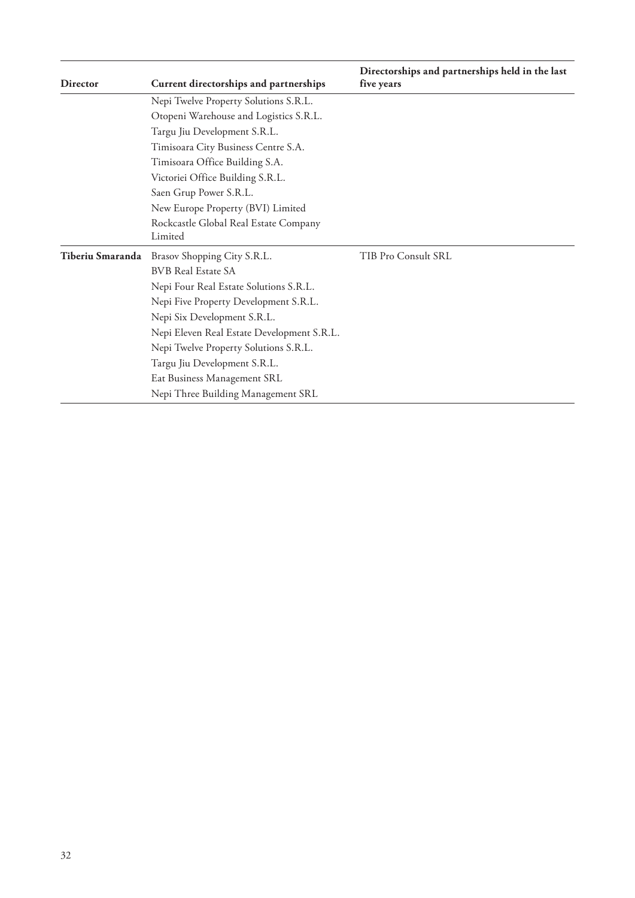| Director | Current directorships and partnerships | Directorships and partnerships held in the last five years |
|---|---|---|
| | Nepi Twelve Property Solutions S.R.L. | |
| | Otopeni Warehouse and Logistics S.R.L. | |
| | Targu Jiu Development S.R.L. | |
| | Timisoara City Business Centre S.A. | |
| | Timisoara Office Building S.A. | |
| | Victoriei Office Building S.R.L. | |
| | Saen Grup Power S.R.L. | |
| | New Europe Property (BVI) Limited | |
| | Rockcastle Global Real Estate Company Limited | |
| **Tiberiu Smaranda** | Brasov Shopping City S.R.L. | TIB Pro Consult SRL |
| | BVB Real Estate SA | |
| | Nepi Four Real Estate Solutions S.R.L. | |
| | Nepi Five Property Development S.R.L. | |
| | Nepi Six Development S.R.L. | |
| | Nepi Eleven Real Estate Development S.R.L. | |
| | Nepi Twelve Property Solutions S.R.L. | |
| | Targu Jiu Development S.R.L. | |
| | Eat Business Management SRL | |
| | Nepi Three Building Management SRL | |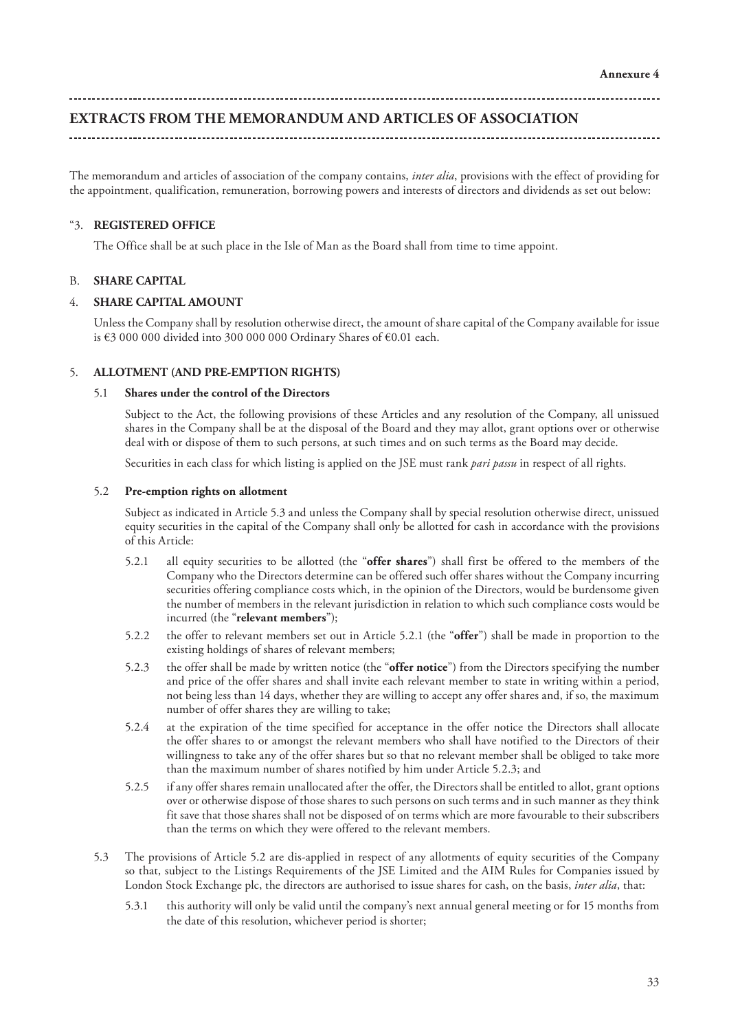**Annexure 4**

# EXTRACTS FROM THE MEMORANDUM AND ARTICLES OF ASSOCIATION

The memorandum and articles of association of the company contains, *inter alia*, provisions with the effect of providing for the appointment, qualification, remuneration, borrowing powers and interests of directors and dividends as set out below:

"3. **REGISTERED OFFICE**

The Office shall be at such place in the Isle of Man as the Board shall from time to time appoint.

B. **SHARE CAPITAL**

4. **SHARE CAPITAL AMOUNT**

Unless the Company shall by resolution otherwise direct, the amount of share capital of the Company available for issue is €3 000 000 divided into 300 000 000 Ordinary Shares of €0.01 each.

5. **ALLOTMENT (AND PRE-EMPTION RIGHTS)**

5.1 **Shares under the control of the Directors**

Subject to the Act, the following provisions of these Articles and any resolution of the Company, all unissued shares in the Company shall be at the disposal of the Board and they may allot, grant options over or otherwise deal with or dispose of them to such persons, at such times and on such terms as the Board may decide.

Securities in each class for which listing is applied on the JSE must rank *pari passu* in respect of all rights.

5.2 **Pre-emption rights on allotment**

Subject as indicated in Article 5.3 and unless the Company shall by special resolution otherwise direct, unissued equity securities in the capital of the Company shall only be allotted for cash in accordance with the provisions of this Article:

5.2.1 all equity securities to be allotted (the "**offer shares**") shall first be offered to the members of the Company who the Directors determine can be offered such offer shares without the Company incurring securities offering compliance costs which, in the opinion of the Directors, would be burdensome given the number of members in the relevant jurisdiction in relation to which such compliance costs would be incurred (the "**relevant members**");

5.2.2 the offer to relevant members set out in Article 5.2.1 (the "**offer**") shall be made in proportion to the existing holdings of shares of relevant members;

5.2.3 the offer shall be made by written notice (the "**offer notice**") from the Directors specifying the number and price of the offer shares and shall invite each relevant member to state in writing within a period, not being less than 14 days, whether they are willing to accept any offer shares and, if so, the maximum number of offer shares they are willing to take;

5.2.4 at the expiration of the time specified for acceptance in the offer notice the Directors shall allocate the offer shares to or amongst the relevant members who shall have notified to the Directors of their willingness to take any of the offer shares but so that no relevant member shall be obliged to take more than the maximum number of shares notified by him under Article 5.2.3; and

5.2.5 if any offer shares remain unallocated after the offer, the Directors shall be entitled to allot, grant options over or otherwise dispose of those shares to such persons on such terms and in such manner as they think fit save that those shares shall not be disposed of on terms which are more favourable to their subscribers than the terms on which they were offered to the relevant members.

5.3 The provisions of Article 5.2 are dis-applied in respect of any allotments of equity securities of the Company so that, subject to the Listings Requirements of the JSE Limited and the AIM Rules for Companies issued by London Stock Exchange plc, the directors are authorised to issue shares for cash, on the basis, *inter alia*, that:

5.3.1 this authority will only be valid until the company's next annual general meeting or for 15 months from the date of this resolution, whichever period is shorter;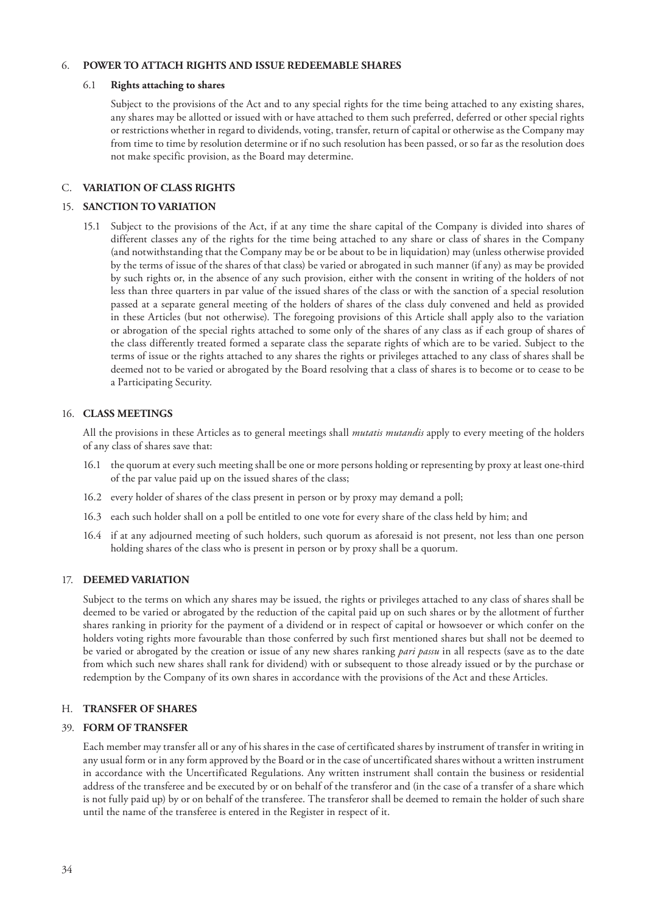## 6. POWER TO ATTACH RIGHTS AND ISSUE REDEEMABLE SHARES

### 6.1 Rights attaching to shares

Subject to the provisions of the Act and to any special rights for the time being attached to any existing shares, any shares may be allotted or issued with or have attached to them such preferred, deferred or other special rights or restrictions whether in regard to dividends, voting, transfer, return of capital or otherwise as the Company may from time to time by resolution determine or if no such resolution has been passed, or so far as the resolution does not make specific provision, as the Board may determine.

## C. VARIATION OF CLASS RIGHTS

## 15. SANCTION TO VARIATION

15.1 Subject to the provisions of the Act, if at any time the share capital of the Company is divided into shares of different classes any of the rights for the time being attached to any share or class of shares in the Company (and notwithstanding that the Company may be or be about to be in liquidation) may (unless otherwise provided by the terms of issue of the shares of that class) be varied or abrogated in such manner (if any) as may be provided by such rights or, in the absence of any such provision, either with the consent in writing of the holders of not less than three quarters in par value of the issued shares of the class or with the sanction of a special resolution passed at a separate general meeting of the holders of shares of the class duly convened and held as provided in these Articles (but not otherwise). The foregoing provisions of this Article shall apply also to the variation or abrogation of the special rights attached to some only of the shares of any class as if each group of shares of the class differently treated formed a separate class the separate rights of which are to be varied. Subject to the terms of issue or the rights attached to any shares the rights or privileges attached to any class of shares shall be deemed not to be varied or abrogated by the Board resolving that a class of shares is to become or to cease to be a Participating Security.

## 16. CLASS MEETINGS

All the provisions in these Articles as to general meetings shall *mutatis mutandis* apply to every meeting of the holders of any class of shares save that:

16.1 the quorum at every such meeting shall be one or more persons holding or representing by proxy at least one-third of the par value paid up on the issued shares of the class;

16.2 every holder of shares of the class present in person or by proxy may demand a poll;

16.3 each such holder shall on a poll be entitled to one vote for every share of the class held by him; and

16.4 if at any adjourned meeting of such holders, such quorum as aforesaid is not present, not less than one person holding shares of the class who is present in person or by proxy shall be a quorum.

## 17. DEEMED VARIATION

Subject to the terms on which any shares may be issued, the rights or privileges attached to any class of shares shall be deemed to be varied or abrogated by the reduction of the capital paid up on such shares or by the allotment of further shares ranking in priority for the payment of a dividend or in respect of capital or howsoever or which confer on the holders voting rights more favourable than those conferred by such first mentioned shares but shall not be deemed to be varied or abrogated by the creation or issue of any new shares ranking *pari passu* in all respects (save as to the date from which such new shares shall rank for dividend) with or subsequent to those already issued or by the purchase or redemption by the Company of its own shares in accordance with the provisions of the Act and these Articles.

## H. TRANSFER OF SHARES

## 39. FORM OF TRANSFER

Each member may transfer all or any of his shares in the case of certificated shares by instrument of transfer in writing in any usual form or in any form approved by the Board or in the case of uncertificated shares without a written instrument in accordance with the Uncertificated Regulations. Any written instrument shall contain the business or residential address of the transferee and be executed by or on behalf of the transferor and (in the case of a transfer of a share which is not fully paid up) by or on behalf of the transferee. The transferor shall be deemed to remain the holder of such share until the name of the transferee is entered in the Register in respect of it.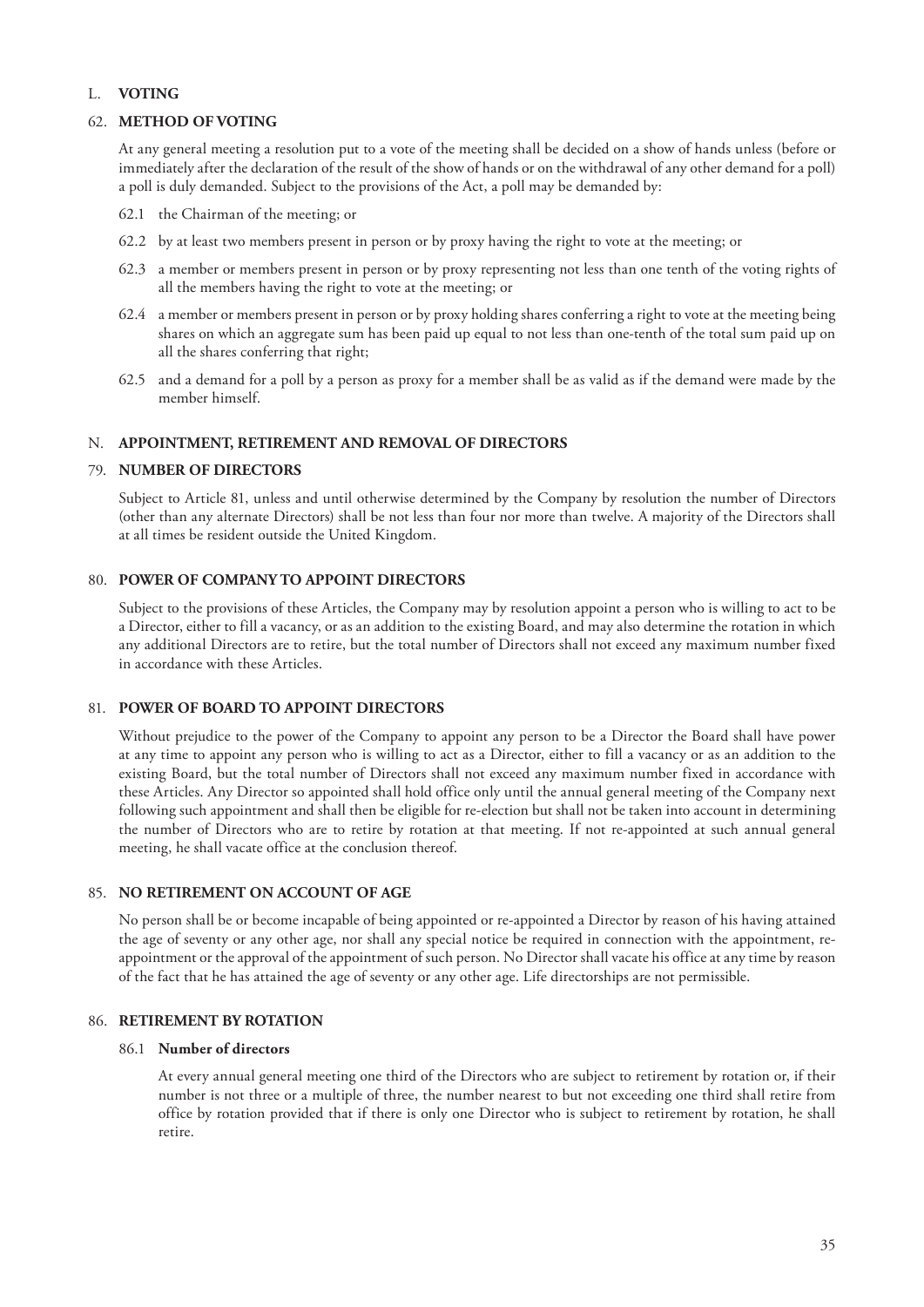## L. VOTING

### 62. METHOD OF VOTING

At any general meeting a resolution put to a vote of the meeting shall be decided on a show of hands unless (before or immediately after the declaration of the result of the show of hands or on the withdrawal of any other demand for a poll) a poll is duly demanded. Subject to the provisions of the Act, a poll may be demanded by:

62.1 the Chairman of the meeting; or

62.2 by at least two members present in person or by proxy having the right to vote at the meeting; or

62.3 a member or members present in person or by proxy representing not less than one tenth of the voting rights of all the members having the right to vote at the meeting; or

62.4 a member or members present in person or by proxy holding shares conferring a right to vote at the meeting being shares on which an aggregate sum has been paid up equal to not less than one-tenth of the total sum paid up on all the shares conferring that right;

62.5 and a demand for a poll by a person as proxy for a member shall be as valid as if the demand were made by the member himself.

## N. APPOINTMENT, RETIREMENT AND REMOVAL OF DIRECTORS

### 79. NUMBER OF DIRECTORS

Subject to Article 81, unless and until otherwise determined by the Company by resolution the number of Directors (other than any alternate Directors) shall be not less than four nor more than twelve. A majority of the Directors shall at all times be resident outside the United Kingdom.

### 80. POWER OF COMPANY TO APPOINT DIRECTORS

Subject to the provisions of these Articles, the Company may by resolution appoint a person who is willing to act to be a Director, either to fill a vacancy, or as an addition to the existing Board, and may also determine the rotation in which any additional Directors are to retire, but the total number of Directors shall not exceed any maximum number fixed in accordance with these Articles.

### 81. POWER OF BOARD TO APPOINT DIRECTORS

Without prejudice to the power of the Company to appoint any person to be a Director the Board shall have power at any time to appoint any person who is willing to act as a Director, either to fill a vacancy or as an addition to the existing Board, but the total number of Directors shall not exceed any maximum number fixed in accordance with these Articles. Any Director so appointed shall hold office only until the annual general meeting of the Company next following such appointment and shall then be eligible for re-election but shall not be taken into account in determining the number of Directors who are to retire by rotation at that meeting. If not re-appointed at such annual general meeting, he shall vacate office at the conclusion thereof.

### 85. NO RETIREMENT ON ACCOUNT OF AGE

No person shall be or become incapable of being appointed or re-appointed a Director by reason of his having attained the age of seventy or any other age, nor shall any special notice be required in connection with the appointment, re-appointment or the approval of the appointment of such person. No Director shall vacate his office at any time by reason of the fact that he has attained the age of seventy or any other age. Life directorships are not permissible.

### 86. RETIREMENT BY ROTATION

#### 86.1 Number of directors

At every annual general meeting one third of the Directors who are subject to retirement by rotation or, if their number is not three or a multiple of three, the number nearest to but not exceeding one third shall retire from office by rotation provided that if there is only one Director who is subject to retirement by rotation, he shall retire.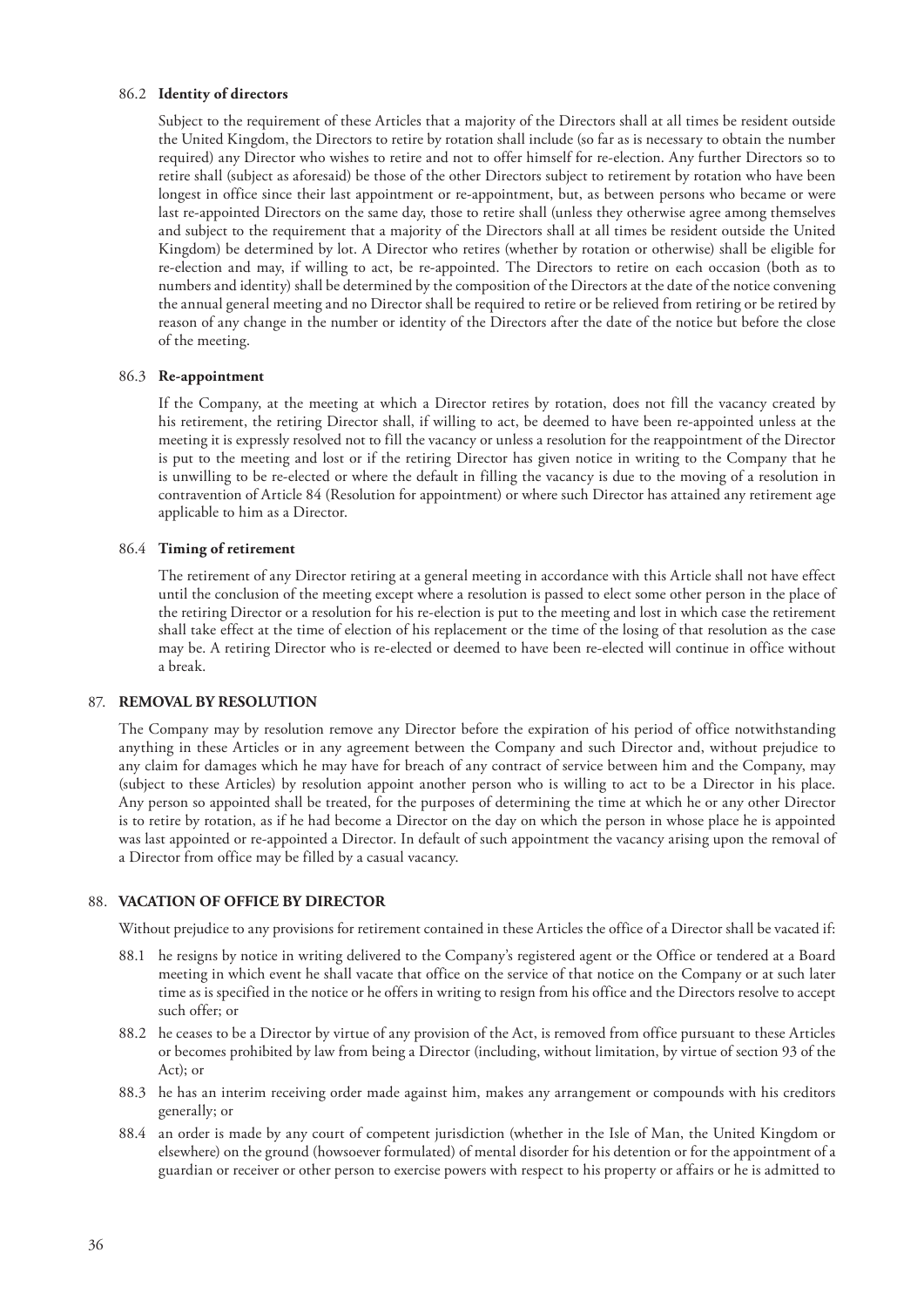86.2 **Identity of directors**

Subject to the requirement of these Articles that a majority of the Directors shall at all times be resident outside the United Kingdom, the Directors to retire by rotation shall include (so far as is necessary to obtain the number required) any Director who wishes to retire and not to offer himself for re-election. Any further Directors so to retire shall (subject as aforesaid) be those of the other Directors subject to retirement by rotation who have been longest in office since their last appointment or re-appointment, but, as between persons who became or were last re-appointed Directors on the same day, those to retire shall (unless they otherwise agree among themselves and subject to the requirement that a majority of the Directors shall at all times be resident outside the United Kingdom) be determined by lot. A Director who retires (whether by rotation or otherwise) shall be eligible for re-election and may, if willing to act, be re-appointed. The Directors to retire on each occasion (both as to numbers and identity) shall be determined by the composition of the Directors at the date of the notice convening the annual general meeting and no Director shall be required to retire or be relieved from retiring or be retired by reason of any change in the number or identity of the Directors after the date of the notice but before the close of the meeting.

86.3 **Re-appointment**

If the Company, at the meeting at which a Director retires by rotation, does not fill the vacancy created by his retirement, the retiring Director shall, if willing to act, be deemed to have been re-appointed unless at the meeting it is expressly resolved not to fill the vacancy or unless a resolution for the reappointment of the Director is put to the meeting and lost or if the retiring Director has given notice in writing to the Company that he is unwilling to be re-elected or where the default in filling the vacancy is due to the moving of a resolution in contravention of Article 84 (Resolution for appointment) or where such Director has attained any retirement age applicable to him as a Director.

86.4 **Timing of retirement**

The retirement of any Director retiring at a general meeting in accordance with this Article shall not have effect until the conclusion of the meeting except where a resolution is passed to elect some other person in the place of the retiring Director or a resolution for his re-election is put to the meeting and lost in which case the retirement shall take effect at the time of election of his replacement or the time of the losing of that resolution as the case may be. A retiring Director who is re-elected or deemed to have been re-elected will continue in office without a break.

## 87. REMOVAL BY RESOLUTION

The Company may by resolution remove any Director before the expiration of his period of office notwithstanding anything in these Articles or in any agreement between the Company and such Director and, without prejudice to any claim for damages which he may have for breach of any contract of service between him and the Company, may (subject to these Articles) by resolution appoint another person who is willing to act to be a Director in his place. Any person so appointed shall be treated, for the purposes of determining the time at which he or any other Director is to retire by rotation, as if he had become a Director on the day on which the person in whose place he is appointed was last appointed or re-appointed a Director. In default of such appointment the vacancy arising upon the removal of a Director from office may be filled by a casual vacancy.

## 88. VACATION OF OFFICE BY DIRECTOR

Without prejudice to any provisions for retirement contained in these Articles the office of a Director shall be vacated if:

88.1 he resigns by notice in writing delivered to the Company's registered agent or the Office or tendered at a Board meeting in which event he shall vacate that office on the service of that notice on the Company or at such later time as is specified in the notice or he offers in writing to resign from his office and the Directors resolve to accept such offer; or

88.2 he ceases to be a Director by virtue of any provision of the Act, is removed from office pursuant to these Articles or becomes prohibited by law from being a Director (including, without limitation, by virtue of section 93 of the Act); or

88.3 he has an interim receiving order made against him, makes any arrangement or compounds with his creditors generally; or

88.4 an order is made by any court of competent jurisdiction (whether in the Isle of Man, the United Kingdom or elsewhere) on the ground (howsoever formulated) of mental disorder for his detention or for the appointment of a guardian or receiver or other person to exercise powers with respect to his property or affairs or he is admitted to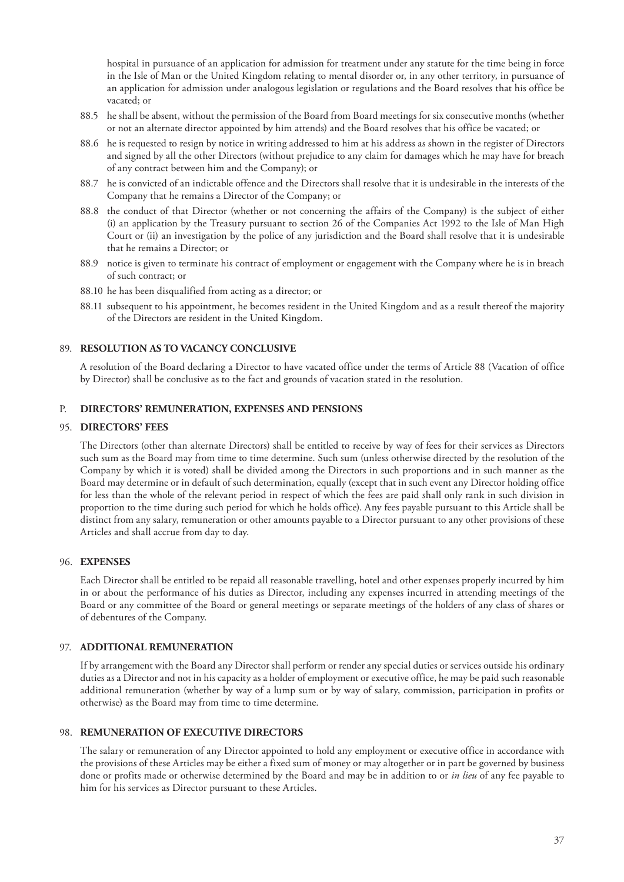hospital in pursuance of an application for admission for treatment under any statute for the time being in force in the Isle of Man or the United Kingdom relating to mental disorder or, in any other territory, in pursuance of an application for admission under analogous legislation or regulations and the Board resolves that his office be vacated; or

88.5 he shall be absent, without the permission of the Board from Board meetings for six consecutive months (whether or not an alternate director appointed by him attends) and the Board resolves that his office be vacated; or

88.6 he is requested to resign by notice in writing addressed to him at his address as shown in the register of Directors and signed by all the other Directors (without prejudice to any claim for damages which he may have for breach of any contract between him and the Company); or

88.7 he is convicted of an indictable offence and the Directors shall resolve that it is undesirable in the interests of the Company that he remains a Director of the Company; or

88.8 the conduct of that Director (whether or not concerning the affairs of the Company) is the subject of either (i) an application by the Treasury pursuant to section 26 of the Companies Act 1992 to the Isle of Man High Court or (ii) an investigation by the police of any jurisdiction and the Board shall resolve that it is undesirable that he remains a Director; or

88.9 notice is given to terminate his contract of employment or engagement with the Company where he is in breach of such contract; or

88.10 he has been disqualified from acting as a director; or

88.11 subsequent to his appointment, he becomes resident in the United Kingdom and as a result thereof the majority of the Directors are resident in the United Kingdom.

## 89. RESOLUTION AS TO VACANCY CONCLUSIVE

A resolution of the Board declaring a Director to have vacated office under the terms of Article 88 (Vacation of office by Director) shall be conclusive as to the fact and grounds of vacation stated in the resolution.

## P. DIRECTORS' REMUNERATION, EXPENSES AND PENSIONS

## 95. DIRECTORS' FEES

The Directors (other than alternate Directors) shall be entitled to receive by way of fees for their services as Directors such sum as the Board may from time to time determine. Such sum (unless otherwise directed by the resolution of the Company by which it is voted) shall be divided among the Directors in such proportions and in such manner as the Board may determine or in default of such determination, equally (except that in such event any Director holding office for less than the whole of the relevant period in respect of which the fees are paid shall only rank in such division in proportion to the time during such period for which he holds office). Any fees payable pursuant to this Article shall be distinct from any salary, remuneration or other amounts payable to a Director pursuant to any other provisions of these Articles and shall accrue from day to day.

## 96. EXPENSES

Each Director shall be entitled to be repaid all reasonable travelling, hotel and other expenses properly incurred by him in or about the performance of his duties as Director, including any expenses incurred in attending meetings of the Board or any committee of the Board or general meetings or separate meetings of the holders of any class of shares or of debentures of the Company.

## 97. ADDITIONAL REMUNERATION

If by arrangement with the Board any Director shall perform or render any special duties or services outside his ordinary duties as a Director and not in his capacity as a holder of employment or executive office, he may be paid such reasonable additional remuneration (whether by way of a lump sum or by way of salary, commission, participation in profits or otherwise) as the Board may from time to time determine.

## 98. REMUNERATION OF EXECUTIVE DIRECTORS

The salary or remuneration of any Director appointed to hold any employment or executive office in accordance with the provisions of these Articles may be either a fixed sum of money or may altogether or in part be governed by business done or profits made or otherwise determined by the Board and may be in addition to or *in lieu* of any fee payable to him for his services as Director pursuant to these Articles.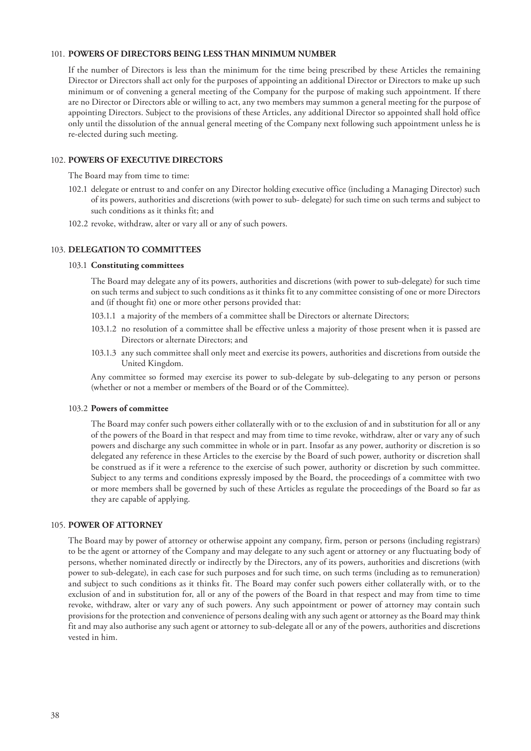## 101. POWERS OF DIRECTORS BEING LESS THAN MINIMUM NUMBER

If the number of Directors is less than the minimum for the time being prescribed by these Articles the remaining Director or Directors shall act only for the purposes of appointing an additional Director or Directors to make up such minimum or of convening a general meeting of the Company for the purpose of making such appointment. If there are no Director or Directors able or willing to act, any two members may summon a general meeting for the purpose of appointing Directors. Subject to the provisions of these Articles, any additional Director so appointed shall hold office only until the dissolution of the annual general meeting of the Company next following such appointment unless he is re-elected during such meeting.

## 102. POWERS OF EXECUTIVE DIRECTORS

The Board may from time to time:

102.1 delegate or entrust to and confer on any Director holding executive office (including a Managing Director) such of its powers, authorities and discretions (with power to sub- delegate) for such time on such terms and subject to such conditions as it thinks fit; and

102.2 revoke, withdraw, alter or vary all or any of such powers.

## 103. DELEGATION TO COMMITTEES

### 103.1 Constituting committees

The Board may delegate any of its powers, authorities and discretions (with power to sub-delegate) for such time on such terms and subject to such conditions as it thinks fit to any committee consisting of one or more Directors and (if thought fit) one or more other persons provided that:

103.1.1 a majority of the members of a committee shall be Directors or alternate Directors;

103.1.2 no resolution of a committee shall be effective unless a majority of those present when it is passed are Directors or alternate Directors; and

103.1.3 any such committee shall only meet and exercise its powers, authorities and discretions from outside the United Kingdom.

Any committee so formed may exercise its power to sub-delegate by sub-delegating to any person or persons (whether or not a member or members of the Board or of the Committee).

### 103.2 Powers of committee

The Board may confer such powers either collaterally with or to the exclusion of and in substitution for all or any of the powers of the Board in that respect and may from time to time revoke, withdraw, alter or vary any of such powers and discharge any such committee in whole or in part. Insofar as any power, authority or discretion is so delegated any reference in these Articles to the exercise by the Board of such power, authority or discretion shall be construed as if it were a reference to the exercise of such power, authority or discretion by such committee. Subject to any terms and conditions expressly imposed by the Board, the proceedings of a committee with two or more members shall be governed by such of these Articles as regulate the proceedings of the Board so far as they are capable of applying.

## 105. POWER OF ATTORNEY

The Board may by power of attorney or otherwise appoint any company, firm, person or persons (including registrars) to be the agent or attorney of the Company and may delegate to any such agent or attorney or any fluctuating body of persons, whether nominated directly or indirectly by the Directors, any of its powers, authorities and discretions (with power to sub-delegate), in each case for such purposes and for such time, on such terms (including as to remuneration) and subject to such conditions as it thinks fit. The Board may confer such powers either collaterally with, or to the exclusion of and in substitution for, all or any of the powers of the Board in that respect and may from time to time revoke, withdraw, alter or vary any of such powers. Any such appointment or power of attorney may contain such provisions for the protection and convenience of persons dealing with any such agent or attorney as the Board may think fit and may also authorise any such agent or attorney to sub-delegate all or any of the powers, authorities and discretions vested in him.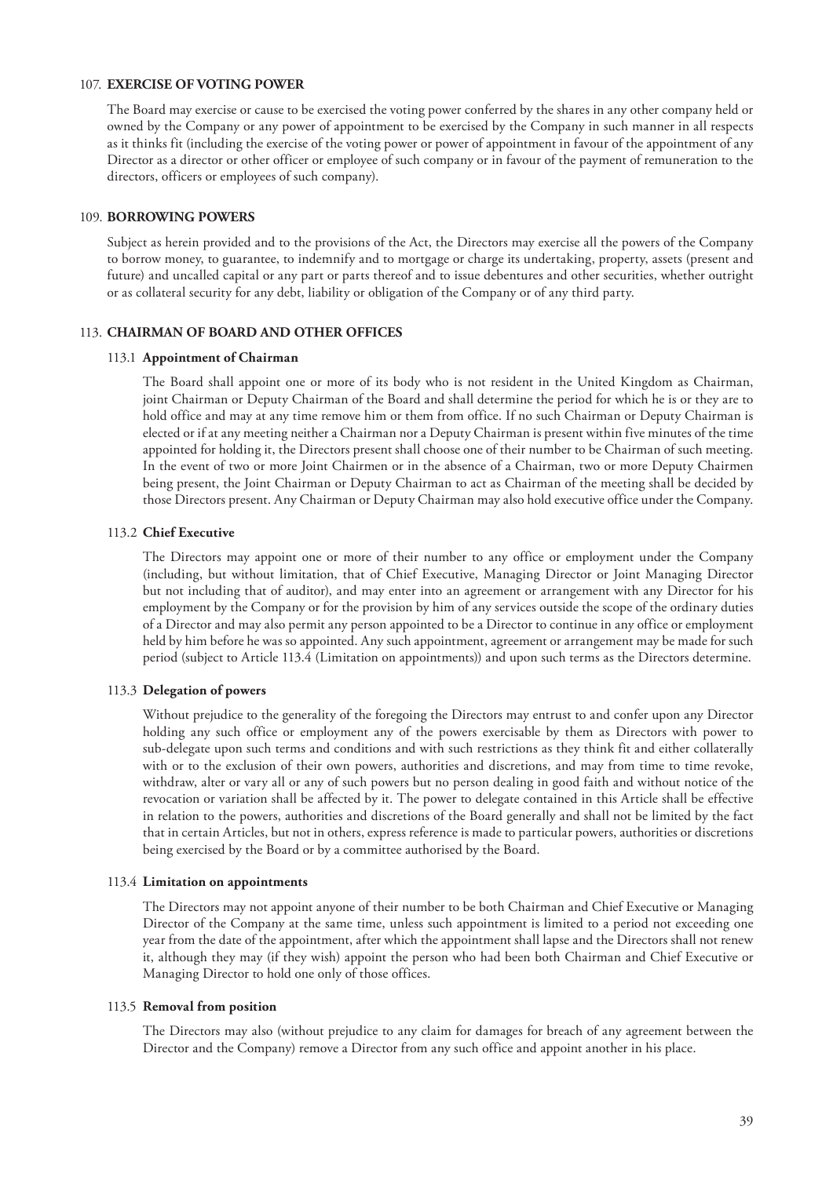## 107. EXERCISE OF VOTING POWER

The Board may exercise or cause to be exercised the voting power conferred by the shares in any other company held or owned by the Company or any power of appointment to be exercised by the Company in such manner in all respects as it thinks fit (including the exercise of the voting power or power of appointment in favour of the appointment of any Director as a director or other officer or employee of such company or in favour of the payment of remuneration to the directors, officers or employees of such company).

## 109. BORROWING POWERS

Subject as herein provided and to the provisions of the Act, the Directors may exercise all the powers of the Company to borrow money, to guarantee, to indemnify and to mortgage or charge its undertaking, property, assets (present and future) and uncalled capital or any part or parts thereof and to issue debentures and other securities, whether outright or as collateral security for any debt, liability or obligation of the Company or of any third party.

## 113. CHAIRMAN OF BOARD AND OTHER OFFICES

### 113.1 Appointment of Chairman

The Board shall appoint one or more of its body who is not resident in the United Kingdom as Chairman, joint Chairman or Deputy Chairman of the Board and shall determine the period for which he is or they are to hold office and may at any time remove him or them from office. If no such Chairman or Deputy Chairman is elected or if at any meeting neither a Chairman nor a Deputy Chairman is present within five minutes of the time appointed for holding it, the Directors present shall choose one of their number to be Chairman of such meeting. In the event of two or more Joint Chairmen or in the absence of a Chairman, two or more Deputy Chairmen being present, the Joint Chairman or Deputy Chairman to act as Chairman of the meeting shall be decided by those Directors present. Any Chairman or Deputy Chairman may also hold executive office under the Company.

### 113.2 Chief Executive

The Directors may appoint one or more of their number to any office or employment under the Company (including, but without limitation, that of Chief Executive, Managing Director or Joint Managing Director but not including that of auditor), and may enter into an agreement or arrangement with any Director for his employment by the Company or for the provision by him of any services outside the scope of the ordinary duties of a Director and may also permit any person appointed to be a Director to continue in any office or employment held by him before he was so appointed. Any such appointment, agreement or arrangement may be made for such period (subject to Article 113.4 (Limitation on appointments)) and upon such terms as the Directors determine.

### 113.3 Delegation of powers

Without prejudice to the generality of the foregoing the Directors may entrust to and confer upon any Director holding any such office or employment any of the powers exercisable by them as Directors with power to sub-delegate upon such terms and conditions and with such restrictions as they think fit and either collaterally with or to the exclusion of their own powers, authorities and discretions, and may from time to time revoke, withdraw, alter or vary all or any of such powers but no person dealing in good faith and without notice of the revocation or variation shall be affected by it. The power to delegate contained in this Article shall be effective in relation to the powers, authorities and discretions of the Board generally and shall not be limited by the fact that in certain Articles, but not in others, express reference is made to particular powers, authorities or discretions being exercised by the Board or by a committee authorised by the Board.

### 113.4 Limitation on appointments

The Directors may not appoint anyone of their number to be both Chairman and Chief Executive or Managing Director of the Company at the same time, unless such appointment is limited to a period not exceeding one year from the date of the appointment, after which the appointment shall lapse and the Directors shall not renew it, although they may (if they wish) appoint the person who had been both Chairman and Chief Executive or Managing Director to hold one only of those offices.

### 113.5 Removal from position

The Directors may also (without prejudice to any claim for damages for breach of any agreement between the Director and the Company) remove a Director from any such office and appoint another in his place.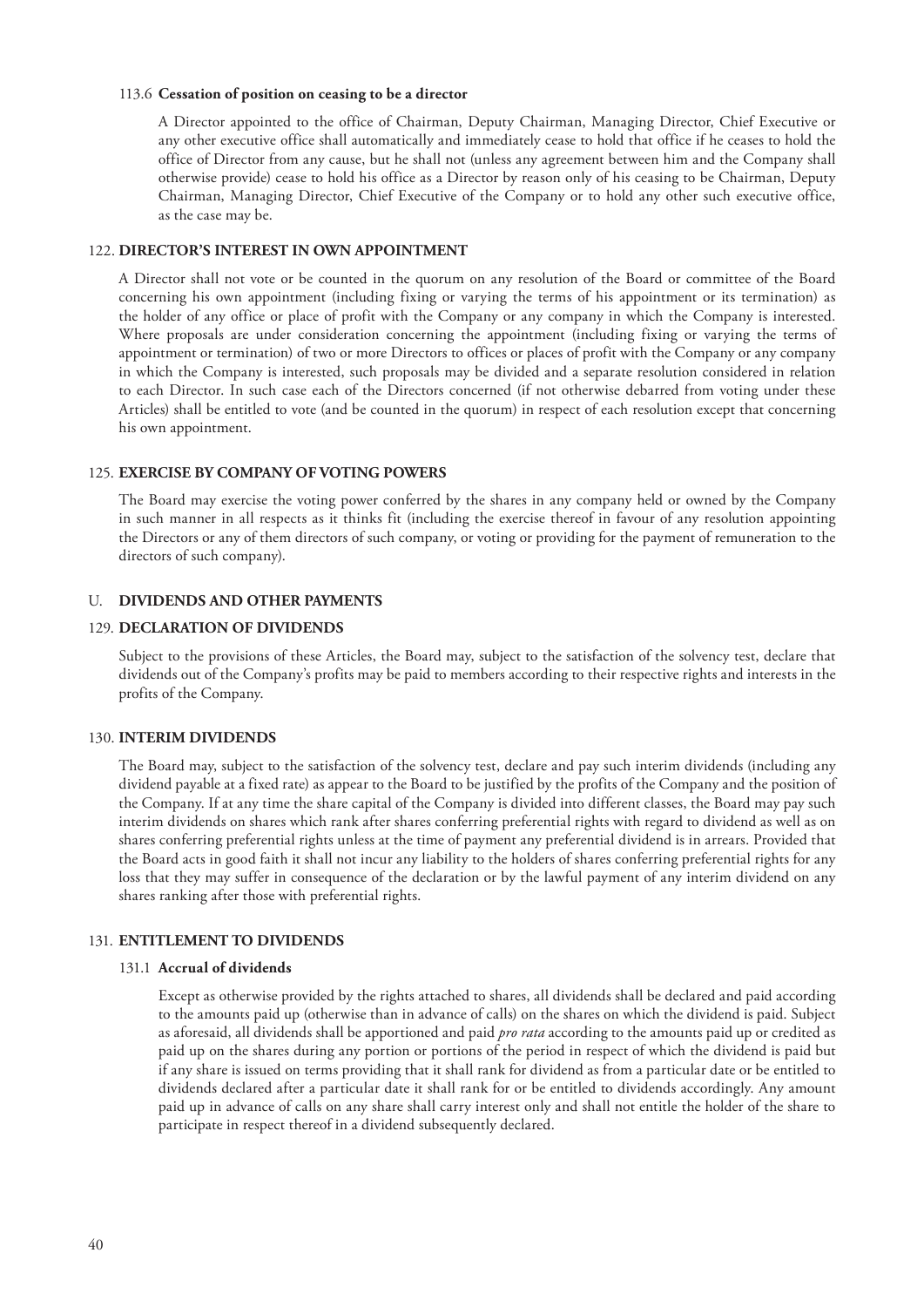#### 113.6 **Cessation of position on ceasing to be a director**

A Director appointed to the office of Chairman, Deputy Chairman, Managing Director, Chief Executive or any other executive office shall automatically and immediately cease to hold that office if he ceases to hold the office of Director from any cause, but he shall not (unless any agreement between him and the Company shall otherwise provide) cease to hold his office as a Director by reason only of his ceasing to be Chairman, Deputy Chairman, Managing Director, Chief Executive of the Company or to hold any other such executive office, as the case may be.

### 122. DIRECTOR'S INTEREST IN OWN APPOINTMENT

A Director shall not vote or be counted in the quorum on any resolution of the Board or committee of the Board concerning his own appointment (including fixing or varying the terms of his appointment or its termination) as the holder of any office or place of profit with the Company or any company in which the Company is interested. Where proposals are under consideration concerning the appointment (including fixing or varying the terms of appointment or termination) of two or more Directors to offices or places of profit with the Company or any company in which the Company is interested, such proposals may be divided and a separate resolution considered in relation to each Director. In such case each of the Directors concerned (if not otherwise debarred from voting under these Articles) shall be entitled to vote (and be counted in the quorum) in respect of each resolution except that concerning his own appointment.

### 125. EXERCISE BY COMPANY OF VOTING POWERS

The Board may exercise the voting power conferred by the shares in any company held or owned by the Company in such manner in all respects as it thinks fit (including the exercise thereof in favour of any resolution appointing the Directors or any of them directors of such company, or voting or providing for the payment of remuneration to the directors of such company).

## U. DIVIDENDS AND OTHER PAYMENTS

### 129. DECLARATION OF DIVIDENDS

Subject to the provisions of these Articles, the Board may, subject to the satisfaction of the solvency test, declare that dividends out of the Company's profits may be paid to members according to their respective rights and interests in the profits of the Company.

### 130. INTERIM DIVIDENDS

The Board may, subject to the satisfaction of the solvency test, declare and pay such interim dividends (including any dividend payable at a fixed rate) as appear to the Board to be justified by the profits of the Company and the position of the Company. If at any time the share capital of the Company is divided into different classes, the Board may pay such interim dividends on shares which rank after shares conferring preferential rights with regard to dividend as well as on shares conferring preferential rights unless at the time of payment any preferential dividend is in arrears. Provided that the Board acts in good faith it shall not incur any liability to the holders of shares conferring preferential rights for any loss that they may suffer in consequence of the declaration or by the lawful payment of any interim dividend on any shares ranking after those with preferential rights.

### 131. ENTITLEMENT TO DIVIDENDS

#### 131.1 **Accrual of dividends**

Except as otherwise provided by the rights attached to shares, all dividends shall be declared and paid according to the amounts paid up (otherwise than in advance of calls) on the shares on which the dividend is paid. Subject as aforesaid, all dividends shall be apportioned and paid *pro rata* according to the amounts paid up or credited as paid up on the shares during any portion or portions of the period in respect of which the dividend is paid but if any share is issued on terms providing that it shall rank for dividend as from a particular date or be entitled to dividends declared after a particular date it shall rank for or be entitled to dividends accordingly. Any amount paid up in advance of calls on any share shall carry interest only and shall not entitle the holder of the share to participate in respect thereof in a dividend subsequently declared.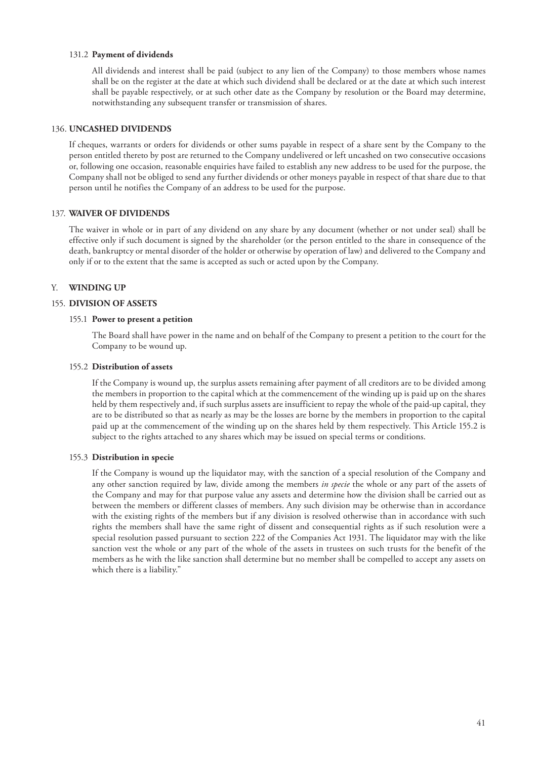#### 131.2 **Payment of dividends**

All dividends and interest shall be paid (subject to any lien of the Company) to those members whose names shall be on the register at the date at which such dividend shall be declared or at the date at which such interest shall be payable respectively, or at such other date as the Company by resolution or the Board may determine, notwithstanding any subsequent transfer or transmission of shares.

### 136. **UNCASHED DIVIDENDS**

If cheques, warrants or orders for dividends or other sums payable in respect of a share sent by the Company to the person entitled thereto by post are returned to the Company undelivered or left uncashed on two consecutive occasions or, following one occasion, reasonable enquiries have failed to establish any new address to be used for the purpose, the Company shall not be obliged to send any further dividends or other moneys payable in respect of that share due to that person until he notifies the Company of an address to be used for the purpose.

### 137. **WAIVER OF DIVIDENDS**

The waiver in whole or in part of any dividend on any share by any document (whether or not under seal) shall be effective only if such document is signed by the shareholder (or the person entitled to the share in consequence of the death, bankruptcy or mental disorder of the holder or otherwise by operation of law) and delivered to the Company and only if or to the extent that the same is accepted as such or acted upon by the Company.

## Y. **WINDING UP**

### 155. **DIVISION OF ASSETS**

#### 155.1 **Power to present a petition**

The Board shall have power in the name and on behalf of the Company to present a petition to the court for the Company to be wound up.

#### 155.2 **Distribution of assets**

If the Company is wound up, the surplus assets remaining after payment of all creditors are to be divided among the members in proportion to the capital which at the commencement of the winding up is paid up on the shares held by them respectively and, if such surplus assets are insufficient to repay the whole of the paid-up capital, they are to be distributed so that as nearly as may be the losses are borne by the members in proportion to the capital paid up at the commencement of the winding up on the shares held by them respectively. This Article 155.2 is subject to the rights attached to any shares which may be issued on special terms or conditions.

#### 155.3 **Distribution in specie**

If the Company is wound up the liquidator may, with the sanction of a special resolution of the Company and any other sanction required by law, divide among the members *in specie* the whole or any part of the assets of the Company and may for that purpose value any assets and determine how the division shall be carried out as between the members or different classes of members. Any such division may be otherwise than in accordance with the existing rights of the members but if any division is resolved otherwise than in accordance with such rights the members shall have the same right of dissent and consequential rights as if such resolution were a special resolution passed pursuant to section 222 of the Companies Act 1931. The liquidator may with the like sanction vest the whole or any part of the whole of the assets in trustees on such trusts for the benefit of the members as he with the like sanction shall determine but no member shall be compelled to accept any assets on which there is a liability."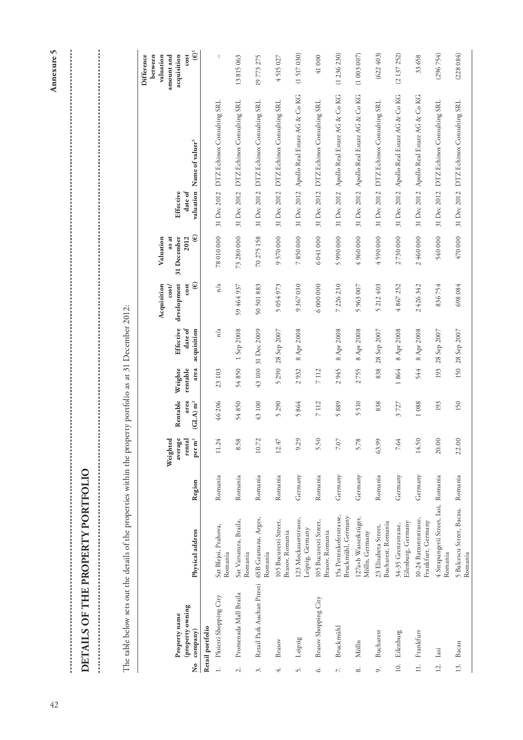# DETAILS OF THE PROPERTY PORTFOLIO

**Annexure 5**

The table below sets out the details of the properties within the property portfolio as at 31 December 2012:

| No | Property name (property owning company) | Physical address | Region | Weighted average rental per m² | Rentable area (GLA) m² | Weighte rentable area | Effective date of acquisition | Acquisition cost/ development cost (€) | Valuation as at 31 December 2012 (€) | Effective date of valuation | Name of valuer[5] | Difference between valuation amount and acquisition cost (€)[1] |
|---|---|---|---|---|---|---|---|---|---|---|---|---|
| **Retail portfolio** | | | | | | | | | | | | |
| 1. | Ploiesti Shopping City | Sat Blejoi, Prahova, Romania | Romania | 11.24 | 46 206 | 23 103 | n/a | n/a | 78 010 000 | 31 Dec 2012 | DTZ Echinox Consulting SRL | – |
| 2. | Promenada Mall Braila | Sat Varsatura, Braila, Romania | Romania | 8.58 | 54 850 | 54 850 | 1 Sep 2008 | 59 464 937 | 73 280 000 | 31 Dec 2012 | DTZ Echinox Consulting SRL | 13 815 063 |
| 3. | Retail Park Auchan Pitesti | 65B Geamana, Arges, Romania | Romania | 10.72 | 43 100 | 43 100 | 31 Dec 2009 | 50 501 883 | 70 275 158 | 31 Dec 2012 | DTZ Echinox Consulting SRL | 19 773 275 |
| 4. | Brasov | 105 Bucuresti Street, Brasov, Romania | Romania | 12.47 | 5 290 | 5 290 | 28 Sep 2007 | 5 054 973 | 9 570 000 | 31 Dec 2012 | DTZ Echinox Consulting SRL | 4 515 027 |
| 5. | Leipzig | 123 Mockauerstrasse, Leipzig, Germany | Germany | 9.29 | 5 864 | 2 932 | 8 Apr 2008 | 9 367 030 | 7 850 000 | 31 Dec 2012 | Apollo Real Estate AG & Co KG | (1 517 030) |
| 6. | Brasov Shopping City | 105 Bucuresti Street, Brasov, Romania | Romania | 5.50 | 7 112 | 7 112 | | 6 000 000 | 6 041 000 | 31 Dec 2012 | DTZ Echinox Consulting SRL | 41 000 |
| 7. | Bruckmühl | 15a Pettenkoferstrasse, Bruckmühl, Germany | Germany | 7.07 | 5 889 | 2 945 | 8 Apr 2008 | 7 226 230 | 5 990 000 | 31 Dec 2012 | Apollo Real Estate AG & Co KG | (1 236 230) |
| 8. | Mölln | 127a+b Wasserkrüger, Mölln, Germany | Germany | 5.78 | 5 510 | 2 755 | 8 Apr 2008 | 5 963 007 | 4 960 000 | 31 Dec 2012 | Apollo Real Estate AG & Co KG | (1 003 007) |
| 9. | Bucharest | 23 Elisabeta Street, Bucharest, Romania | Romania | 63.99 | 838 | 838 | 28 Sep 2007 | 5 212 403 | 4 590 000 | 31 Dec 2012 | DTZ Echinox Consulting SRL | (622 403) |
| 10. | Eilenburg | 34-35 Grenzstrasse, Eilenburg, Germany | Germany | 7.64 | 3 727 | 1 864 | 8 Apr 2008 | 4 867 252 | 2 730 000 | 31 Dec 2012 | Apollo Real Estate AG & Co KG | (2 137 252) |
| 11. | Frankfurt | 10-24 Battonnstrasse, Frankfurt, Germany | Germany | 14.50 | 1 088 | 544 | 8 Apr 2008 | 2 426 342 | 2 460 000 | 31 Dec 2012 | Apollo Real Estate AG & Co KG | 33 658 |
| 12. | Iasi | 4 Strapungerii Street, Iasi, Romania | Romania | 20.00 | 193 | 193 | 28 Sep 2007 | 836 754 | 540 000 | 31 Dec 2012 | DTZ Echinox Consulting SRL | (296 754) |
| 13. | Bacau | 5 Balcescu Street, Bacau, Romania | Romania | 22.00 | 150 | 150 | 28 Sep 2007 | 698 084 | 470 000 | 31 Dec 2012 | DTZ Echinox Consulting SRL | (228 084) |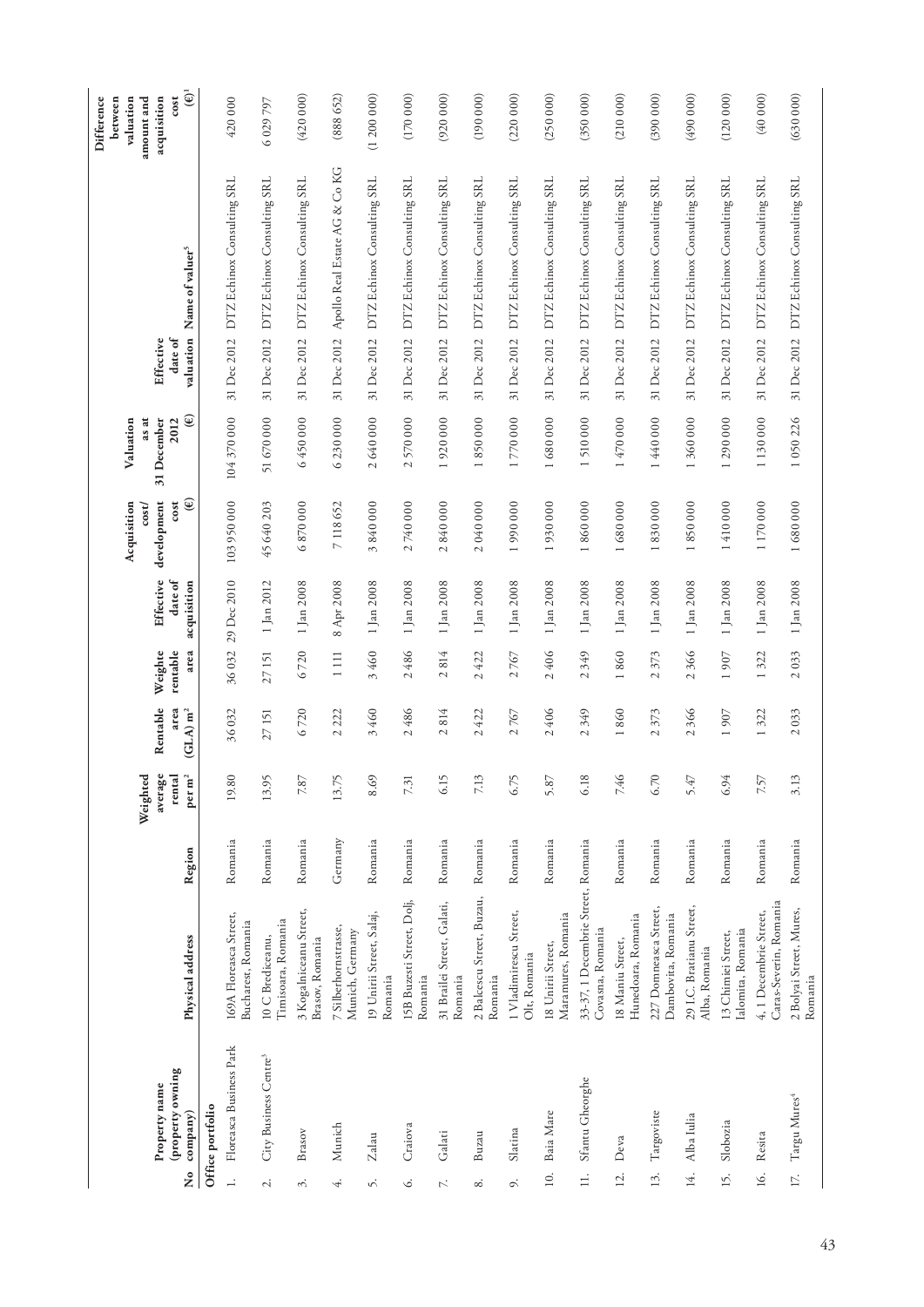| No | Property name (property owning company) | Physical address | Region | Weighted average rental per m² | Rentable area (GLA) m² | Weighte rentable area | Effective date of acquisition | Acquisition cost/ development cost (€) | Valuation as at 31 December 2012 (€) | Effective date of valuation | Name of valuer[5] | Difference between valuation amount and acquisition cost (€)[1] |
|---|---|---|---|---|---|---|---|---|---|---|---|---|
| **Office portfolio** | | | | | | | | | | | | |
| 1. | Floreasca Business Park | 169A Floreasca Street, Bucharest, Romania | Romania | 19.80 | 36 032 | 36 032 | 29 Dec 2010 | 103 950 000 | 104 370 000 | 31 Dec 2012 | DTZ Echinox Consulting SRL | 420 000 |
| 2. | City Business Centre[3] | 10 C Bredicenu, Timisoara, Romania | Romania | 13.95 | 27 151 | 27 151 | 1 Jan 2012 | 45 640 203 | 51 670 000 | 31 Dec 2012 | DTZ Echinox Consulting SRL | 6 029 797 |
| 3. | Brasov | 3 Kogalniceanu Street, Brasov, Romania | Romania | 7.87 | 6 720 | 6 720 | 1 Jan 2008 | 6 870 000 | 6 450 000 | 31 Dec 2012 | DTZ Echinox Consulting SRL | (420 000) |
| 4. | Munich | 7 Silberhornstrasse, Munich, Germany | Germany | 13.75 | 2 222 | 1 111 | 8 Apr 2008 | 7 118 652 | 6 230 000 | 31 Dec 2012 | Apollo Real Estate AG & Co KG | (888 652) |
| 5. | Zalau | 19 Unirii Street, Salaj, Romania | Romania | 8.69 | 3 460 | 3 460 | 1 Jan 2008 | 3 840 000 | 2 640 000 | 31 Dec 2012 | DTZ Echinox Consulting SRL | (1 200 000) |
| 6. | Craiova | 15B Buzesti Street, Dolj, Romania | Romania | 7.31 | 2 486 | 2 486 | 1 Jan 2008 | 2 740 000 | 2 570 000 | 31 Dec 2012 | DTZ Echinox Consulting SRL | (170 000) |
| 7. | Galati | 31 Brailei Street, Galati, Romania | Romania | 6.15 | 2 814 | 2 814 | 1 Jan 2008 | 2 840 000 | 1 920 000 | 31 Dec 2012 | DTZ Echinox Consulting SRL | (920 000) |
| 8. | Buzau | 2 Balcescu Street, Buzau, Romania | Romania | 7.13 | 2 422 | 2 422 | 1 Jan 2008 | 2 040 000 | 1 850 000 | 31 Dec 2012 | DTZ Echinox Consulting SRL | (190 000) |
| 9. | Slatina | 1 Vladimirescu Street, Olt, Romania | Romania | 6.75 | 2 767 | 2 767 | 1 Jan 2008 | 1 990 000 | 1 770 000 | 31 Dec 2012 | DTZ Echinox Consulting SRL | (220 000) |
| 10. | Baia Mare | 18 Unirii Street, Maramures, Romania | Romania | 5.87 | 2 406 | 2 406 | 1 Jan 2008 | 1 930 000 | 1 680 000 | 31 Dec 2012 | DTZ Echinox Consulting SRL | (250 000) |
| 11. | Sfantu Gheorghe | 33-37, 1 Decembrie Street, Covasna, Romania | Romania | 6.18 | 2 349 | 2 349 | 1 Jan 2008 | 1 860 000 | 1 510 000 | 31 Dec 2012 | DTZ Echinox Consulting SRL | (350 000) |
| 12. | Deva | 18 Maniu Street, Hunedoara, Romania | Romania | 7.46 | 1 860 | 1 860 | 1 Jan 2008 | 1 680 000 | 1 470 000 | 31 Dec 2012 | DTZ Echinox Consulting SRL | (210 000) |
| 13. | Targoviste | 227 Domneasca Street, Dambovita, Romania | Romania | 6.70 | 2 373 | 2 373 | 1 Jan 2008 | 1 830 000 | 1 440 000 | 31 Dec 2012 | DTZ Echinox Consulting SRL | (390 000) |
| 14. | Alba Iulia | 29 I.C. Bratianu Street, Alba, Romania | Romania | 5.47 | 2 366 | 2 366 | 1 Jan 2008 | 1 850 000 | 1 360 000 | 31 Dec 2012 | DTZ Echinox Consulting SRL | (490 000) |
| 15. | Slobozia | 13 Chimiei Street, Ialomita, Romania | Romania | 6.94 | 1 907 | 1 907 | 1 Jan 2008 | 1 410 000 | 1 290 000 | 31 Dec 2012 | DTZ Echinox Consulting SRL | (120 000) |
| 16. | Resita | 4, 1 Decembrie Street, Caras-Severin, Romania | Romania | 7.57 | 1 322 | 1 322 | 1 Jan 2008 | 1 170 000 | 1 130 000 | 31 Dec 2012 | DTZ Echinox Consulting SRL | (40 000) |
| 17. | Targu Mures[4] | 2 Bolyai Street, Mures, Romania | Romania | 3.13 | 2 033 | 2 033 | 1 Jan 2008 | 1 680 000 | 1 050 226 | 31 Dec 2012 | DTZ Echinox Consulting SRL | (630 000) |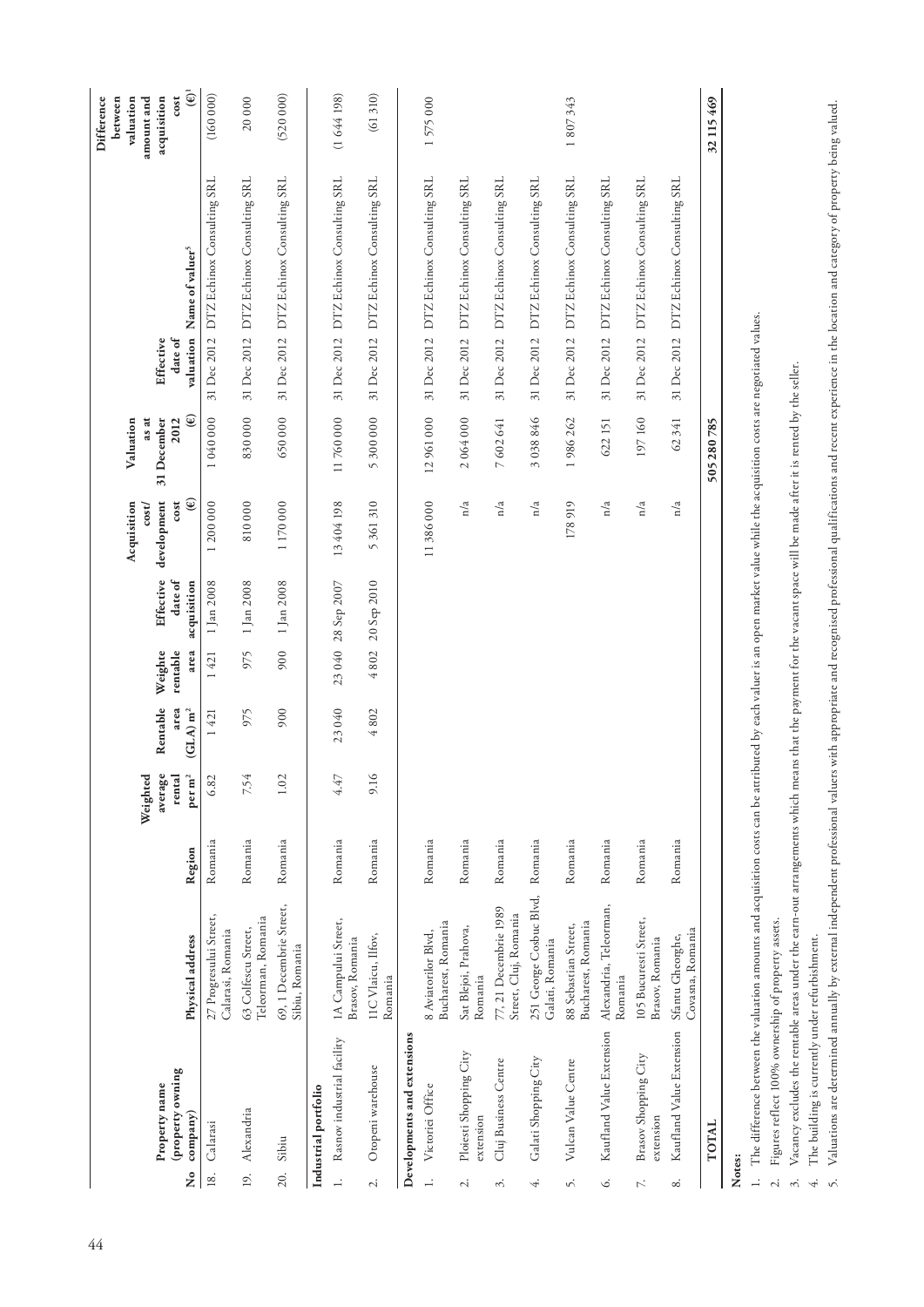| No | Property name (property owning company) | Physical address | Region | Weighted average rental per m² | Rentable area (GLA) m² | Weighte rentable area | Effective date of acquisition | Acquisition cost/ development cost (€) | Valuation as at 31 December 2012 (€) | Effective date of valuation | Name of valuer[5] | Difference between valuation amount and acquisition cost (€)[1] |
|---|---|---|---|---|---|---|---|---|---|---|---|---|
| 18. | Calarasi | 27 Progresului Street, Calarasi, Romania | Romania | 6.82 | 1 421 | 1 421 | 1 Jan 2008 | 1 200 000 | 1 040 000 | 31 Dec 2012 | DTZ Echinox Consulting SRL | (160 000) |
| 19. | Alexandria | 63 Colfescu Street, Teleorman, Romania | Romania | 7.54 | 975 | 975 | 1 Jan 2008 | 810 000 | 830 000 | 31 Dec 2012 | DTZ Echinox Consulting SRL | 20 000 |
| 20. | Sibiu | 69, 1 Decembrie Street, Sibiu, Romania | Romania | 1.02 | 900 | 900 | 1 Jan 2008 | 1 170 000 | 650 000 | 31 Dec 2012 | DTZ Echinox Consulting SRL | (520 000) |
| **Industrial portfolio** | | | | | | | | | | | | |
| 1. | Rasnov industrial facility | 1A Campului Street, Brasov, Romania | Romania | 4.47 | 23 040 | 23 040 | 28 Sep 2007 | 13 404 198 | 11 760 000 | 31 Dec 2012 | DTZ Echinox Consulting SRL | (1 644 198) |
| 2. | Otopeni warehouse | 11C Vlaicu, Ilfov, Romania | Romania | 9.16 | 4 802 | 4 802 | 20 Sep 2010 | 5 361 310 | 5 300 000 | 31 Dec 2012 | DTZ Echinox Consulting SRL | (61 310) |
| **Developments and extensions** | | | | | | | | | | | | |
| 1. | Victoriei Office | 8 Aviatorilor Blvd, Bucharest, Romania | Romania | | | | | 11 386 000 | 12 961 000 | 31 Dec 2012 | DTZ Echinox Consulting SRL | 1 575 000 |
| 2. | Ploiesti Shopping City extension | Sat Blejoi, Prahova, Romania | Romania | | | | | n/a | 2 064 000 | 31 Dec 2012 | DTZ Echinox Consulting SRL | |
| 3. | Cluj Business Centre | 77, 21 Decembrie 1989 Street, Cluj, Romania | Romania | | | | | n/a | 7 602 641 | 31 Dec 2012 | DTZ Echinox Consulting SRL | |
| 4. | Galati Shopping City | 251 George Cosbuc Blvd, Galati, Romania | Romania | | | | | n/a | 3 038 846 | 31 Dec 2012 | DTZ Echinox Consulting SRL | |
| 5. | Vulcan Value Centre | 88 Sebastian Street, Bucharest, Romania | Romania | | | | | 178 919 | 1 986 262 | 31 Dec 2012 | DTZ Echinox Consulting SRL | 1 807 343 |
| 6. | Kaufland Value Extension | Alexandria, Teleorman, Romania | Romania | | | | | n/a | 622 151 | 31 Dec 2012 | DTZ Echinox Consulting SRL | |
| 7. | Brasov Shopping City extension | 105 Bucuresti Street, Brasov, Romania | Romania | | | | | n/a | 197 160 | 31 Dec 2012 | DTZ Echinox Consulting SRL | |
| 8. | Kaufland Value Extension | Sfantu Gheorghe, Covasna, Romania | Romania | | | | | n/a | 62 341 | 31 Dec 2012 | DTZ Echinox Consulting SRL | |
| | **TOTAL** | | | | | | | | **505 280 785** | | | **32 115 469** |

**Notes:**

1. The difference between the valuation amounts and acquisition costs can be attributed by each valuer is an open market value while the acquisition costs are negotiated values.
2. Figures reflect 100% ownership of property assets.
3. Vacancy excludes the rentable areas under the earn-out arrangements which means that the payment for the vacant space will be made after it is rented by the seller.
4. The building is currently under refurbishment.
5. Valuations are determined annually by external independent professional valuers with appropriate and recognised professional qualifications and recent experience in the location and category of property being valued.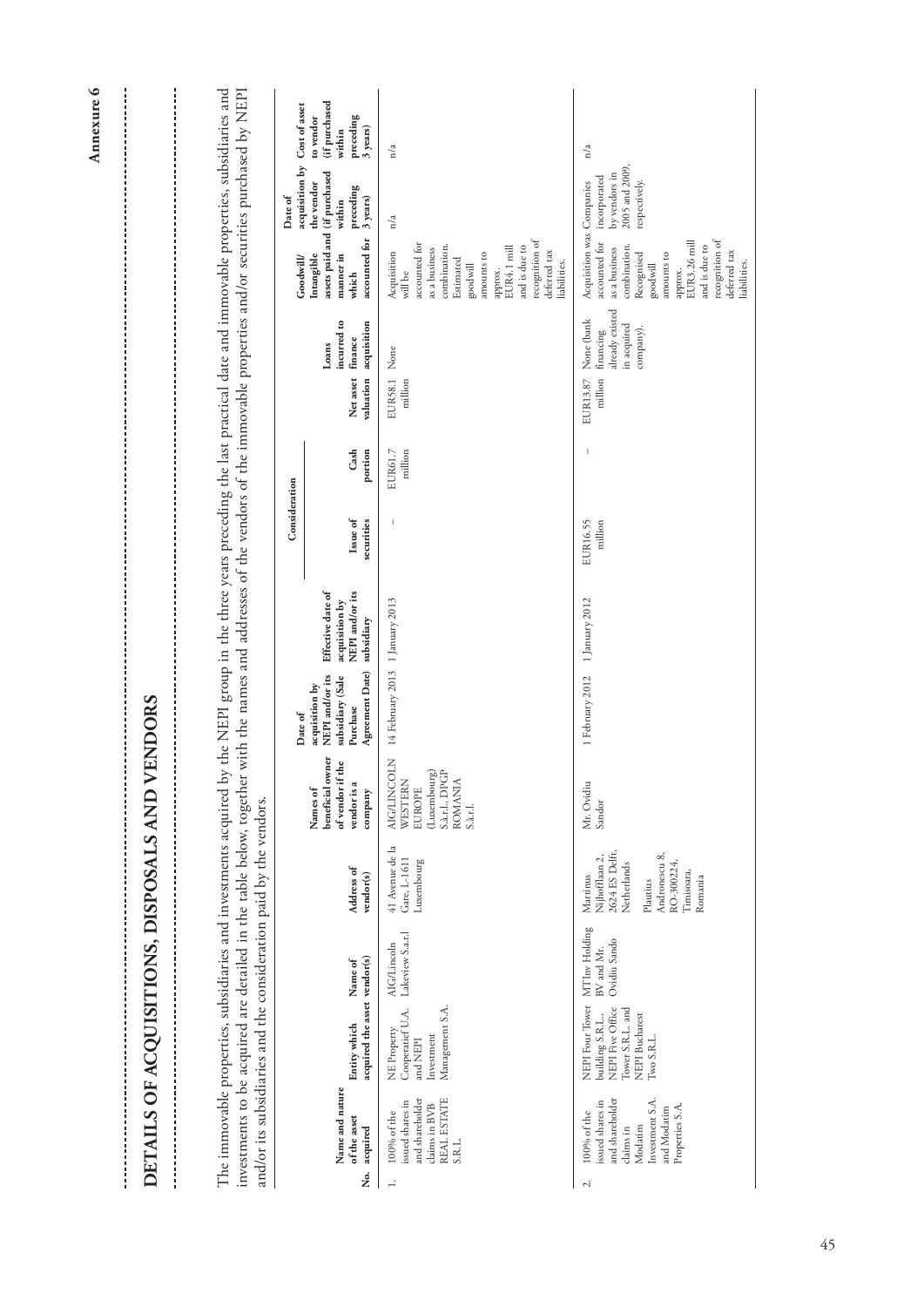**Annexure 6**

# DETAILS OF ACQUISITIONS, DISPOSALS AND VENDORS

The immovable properties, subsidiaries and investments acquired by the NEPI group in the three years preceding the last practical date and immovable properties, subsidiaries and investments to be acquired are detailed in the table below, together with the names and addresses of the vendors of the immovable properties and/or securities purchased by NEPI and/or its subsidiaries and the consideration paid by the vendors.

| No. | Name and nature of the asset acquired | Entity which acquired the asset | Name of vendor(s) | Address of vendor(s) | Names of beneficial owner of vendor if the vendor is a company | Date of acquisition by NEPI and/or its subsidiary (Sale Purchase Agreement Date) | Effective date of acquisition by NEPI and/or its subsidiary | Consideration: Issue of securities | Consideration: Cash portion | Net asset valuation | Loans incurred to finance acquisition | Goodwill/ Intangible assets paid and manner in which accounted for | Date of acquisition by the vendor (if purchased within preceding 3 years) | Cost of asset to vendor (if purchased within preceding 3 years) |
|---|---|---|---|---|---|---|---|---|---|---|---|---|---|---|
| 1. | 100% of the issued shares in and shareholder claims in BVB REAL ESTATE S.R.L. | NE Property Cooperatief U.A. and NEPI Investment Management S.A. | AIG/Lincoln Lakeview S.a.r.l | 41 Avenue de la Gare, L-1611 Luxembourg | AIG/LINCOLN WESTERN EUROPE (Luxembourg) S.à.r.l., DPGP ROMANIA S.à.r.l. | 14 February 2013 | 1 January 2013 | – | EUR61.7 million | EUR58.1 million | None | Acquisition will be accounted for as a business combination. Estimated goodwill amounts to approx. EUR4.1 mill and is due to recognition of deferred tax liabilities. | n/a | n/a |
| 2. | 100% of the issued shares in and shareholder claims in Modatim Investment S.A. and Modatim Properties S.A. | NEPI Four Tower building S.R.L., NEPI Five Office Tower S.R.L. and NEPI Bucharest Two S.R.L. | MTInv Holding BV and Mr. Ovidiu Sando | Martinus Nijhoflaan 2, 2624 ES Delft, Netherlands<br><br>Plautius Andronescu 8, RO-300224, Timisoara, Romania | Mr. Ovidiu Sandor | 1 February 2012 | 1 January 2012 | EUR16.55 million | – | EUR13.87 million | None (bank financing already existed in acquired company). | Acquisition was accounted for as a business combination. Recognised goodwill amounts to approx. EUR3.26 mill and is due to recognition of deferred tax liabilities. | Companies incorporated by vendors in 2005 and 2009, respectively. | n/a |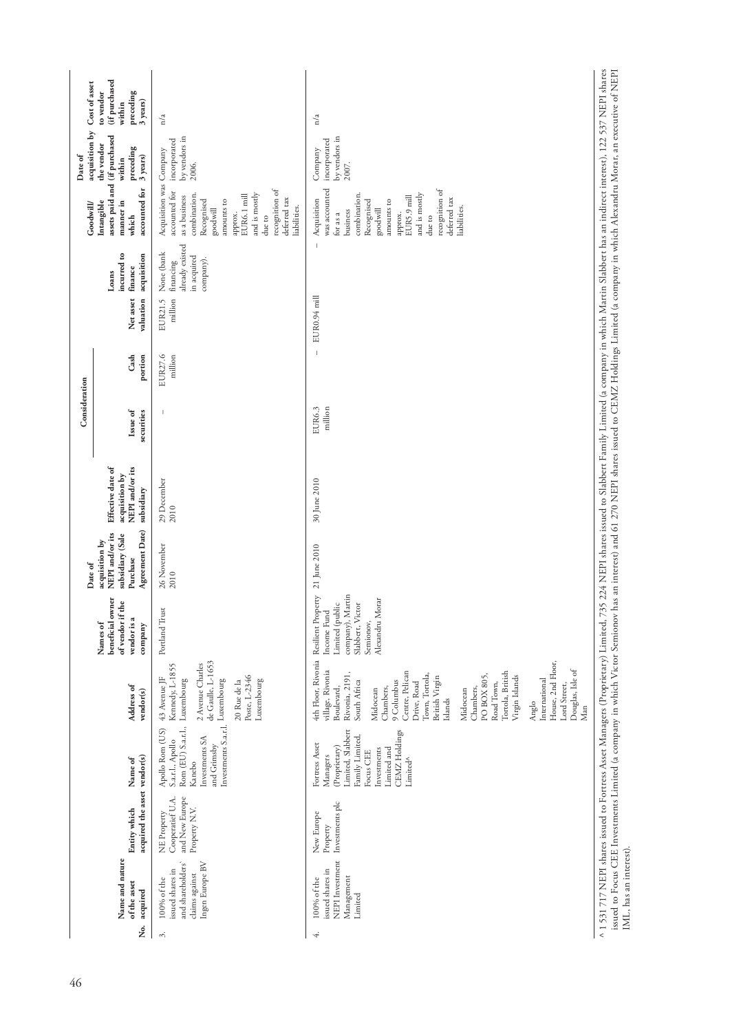| No. | Name and nature of the asset acquired | Entity which acquired the asset | Name of vendor(s) | Address of vendor(s) | Names of beneficial owner of vendor if the vendor is a company | Date of acquisition by NEPI and/or its subsidiary (Sale Purchase Agreement Date) | Effective date of acquisition by NEPI and/or its subsidiary | Consideration | | Net asset valuation | Loans incurred to finance acquisition | Goodwill/ Intangible assets paid and manner in which accounted for | Date of acquisition by the vendor (if purchased within preceding 3 years) | Cost of asset to vendor (if purchased within preceding 3 years) |
|---|---|---|---|---|---|---|---|---|---|---|---|---|---|---|
| | | | | | | | | Issue of securities | Cash portion | | | | | |
| 3. | 100% of the issued shares in and shareholders' claims against Ingen Europe BV | NE Property Cooperatief U.A. and New Europe Property N.V. | Apollo Rom (US) S.a.r.l., Apollo Rom (EU) S.a.r.l., Kanebo Investments SA and Grimsby Investments S.a.r.l. | 43 Avenue JF Kennedy, L-1855 Luxembourg 2 Avenue Charles de Gaulle, L-1653 Luxembourg 20 Rue de la Poste, L-2346 Luxembourg | Portland Trust | 26 November 2010 | 29 December 2010 | – | EUR27.6 million | EUR21.5 million | None (bank financing already existed in acquired company). | Acquisition was accounted for as a business combination. Recognised goodwill amounts to approx. EUR6.1 mill and is mostly due to recognition of deferred tax liabilities. | Company incorporated by vendors in 2006. | n/a |
| 4. | 100% of the issued shares in NEPI Investment Management Limited | New Europe Property Investments plc | Fortress Asset Managers (Proprietary) Limited, Slabbert Family Limited, Focus CEE Investments Limited and CEMZ Holdings Limited^ | 4th Floor, Rivonia village, Rivonia Boulevard, Rivonia, 2191, South Africa Midocean Chambers, 9 Columbus Centre, Pelican Drive, Road Town, Tortola, British Virgin Islands Midocean Chambers, PO BOX 805, Road Town, Tortola, British Virgin Islands Anglo International House, 2nd Floor, Lord Street, Douglas, Isle of Man | Resilient Property Income Fund Limited (public company), Martin Slabbert, Victor Semionov, Alexandru Morar | 21 June 2010 | 30 June 2010 | EUR6.3 million | – | EUR0.94 mill | – | Acquisition was accounted for as a business combination. Recognised goodwill amounts to approx. EUR5.9 mill and is mostly due to recognition of deferred tax liabilities. | Company incorporated by vendors in 2007. | n/a |

^ 1 531 717 NEPI shares issued to Fortress Asset Managers (Proprietary) Limited, 735 224 NEPI shares issued to Slabbert Family Limited (a company in which Martin Slabbert has an indirect interest), 122 537 NEPI shares issued to Focus CEE Investments Limited (a company in which Victor Semionov has an interest) and 61 270 NEPI shares issued to CEMZ Holdings Limited (a company in which Alexandru Morar, an executive of NEPI IML, has an interest).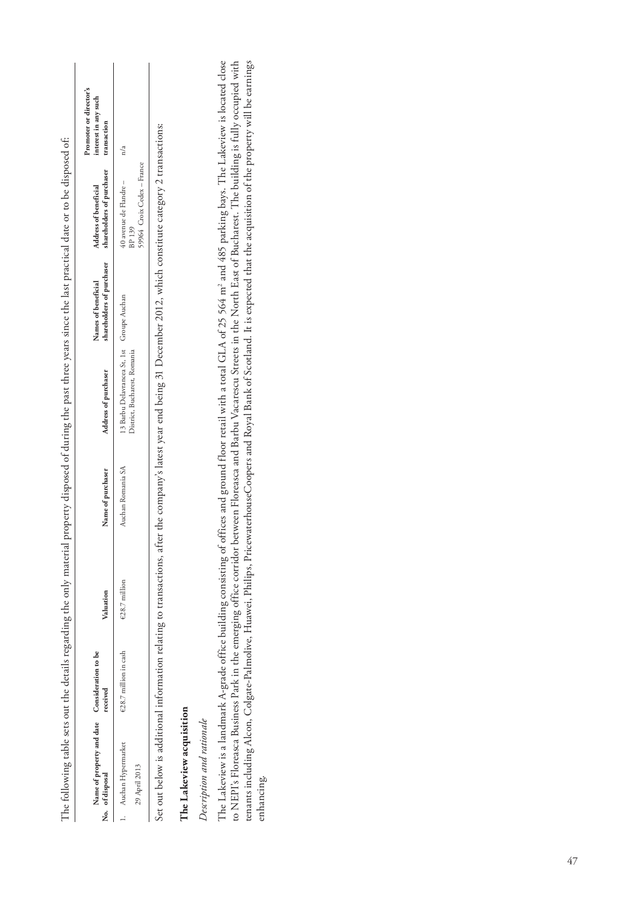The following table sets out the details regarding the only material property disposed of during the past three years since the last practical date or to be disposed of:

| No. | Name of property and date of disposal | Consideration to be received | Valuation | Name of purchaser | Address of purchaser | Names of beneficial shareholders of purchaser | Address of beneficial shareholders of purchaser | Promoter or director's interest in any such transaction |
|---|---|---|---|---|---|---|---|---|
| 1. | Auchan Hypermarket<br>29 April 2013 | €28.7 million in cash | €28.7 million | Auchan Romania SA | 13 Barbu Delavrancea St, 1st District, Bucharest, Romania | Groupe Auchan | 40 avenue de Flandre – BP 139<br>59964 Croix Cedex – France | n/a |

Set out below is additional information relating to transactions, after the company's latest year end being 31 December 2012, which constitute category 2 transactions:

## The Lakeview acquisition

*Description and rationale*

The Lakeview is a landmark A-grade office building consisting of offices and ground floor retail with a total GLA of 25 564 m² and 485 parking bays. The Lakeview is located close to NEPI's Floreasca Business Park in the emerging office corridor between Floreasca and Barbu Vacarescu Streets in the North East of Bucharest. The building is fully occupied with tenants including Alcon, Colgate-Palmolive, Huawei, Philips, PricewaterhouseCoopers and Royal Bank of Scotland. It is expected that the acquisition of the property will be earnings enhancing.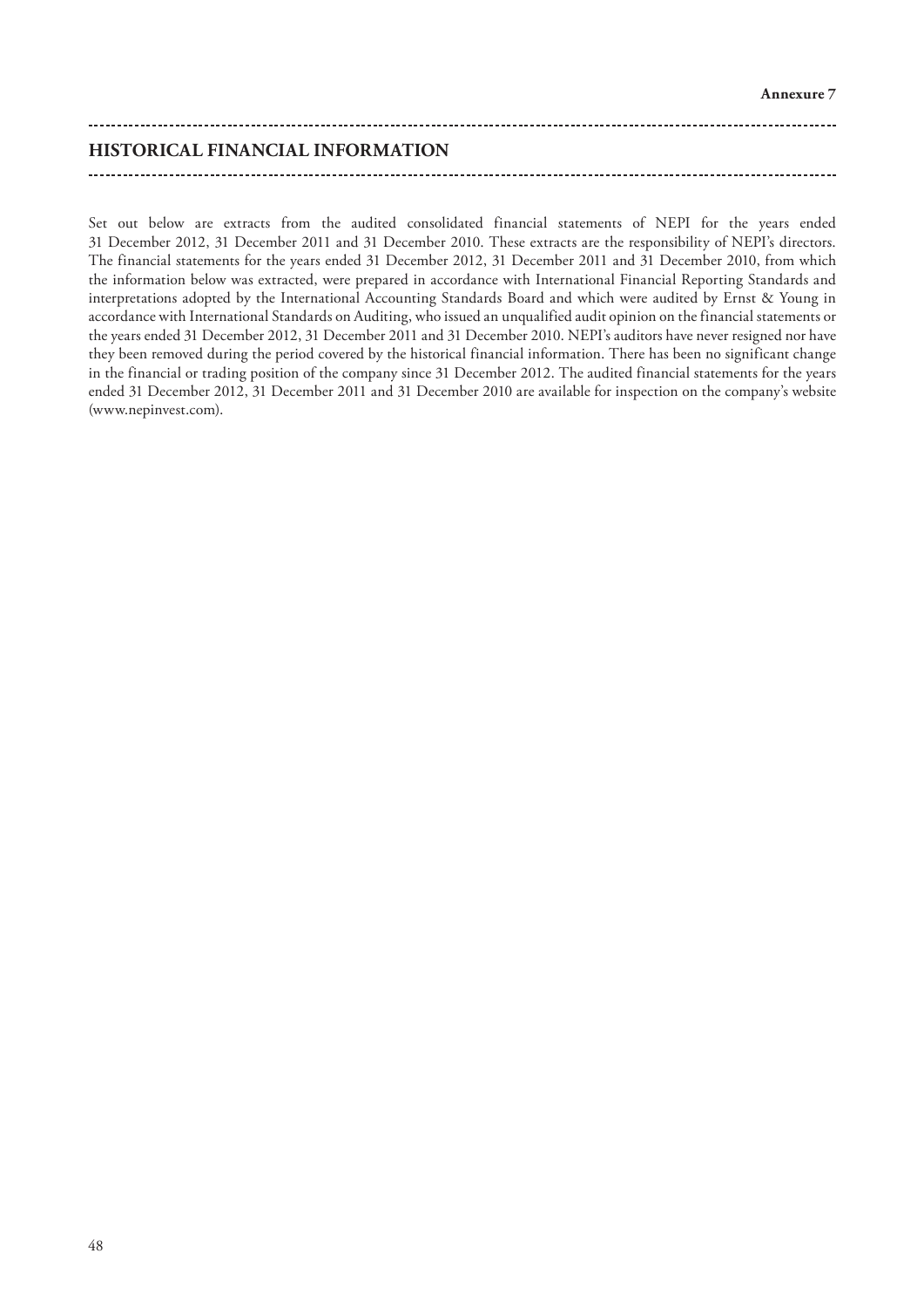Annexure 7

## HISTORICAL FINANCIAL INFORMATION

Set out below are extracts from the audited consolidated financial statements of NEPI for the years ended 31 December 2012, 31 December 2011 and 31 December 2010. These extracts are the responsibility of NEPI's directors. The financial statements for the years ended 31 December 2012, 31 December 2011 and 31 December 2010, from which the information below was extracted, were prepared in accordance with International Financial Reporting Standards and interpretations adopted by the International Accounting Standards Board and which were audited by Ernst & Young in accordance with International Standards on Auditing, who issued an unqualified audit opinion on the financial statements or the years ended 31 December 2012, 31 December 2011 and 31 December 2010. NEPI's auditors have never resigned nor have they been removed during the period covered by the historical financial information. There has been no significant change in the financial or trading position of the company since 31 December 2012. The audited financial statements for the years ended 31 December 2012, 31 December 2011 and 31 December 2010 are available for inspection on the company's website (www.nepinvest.com).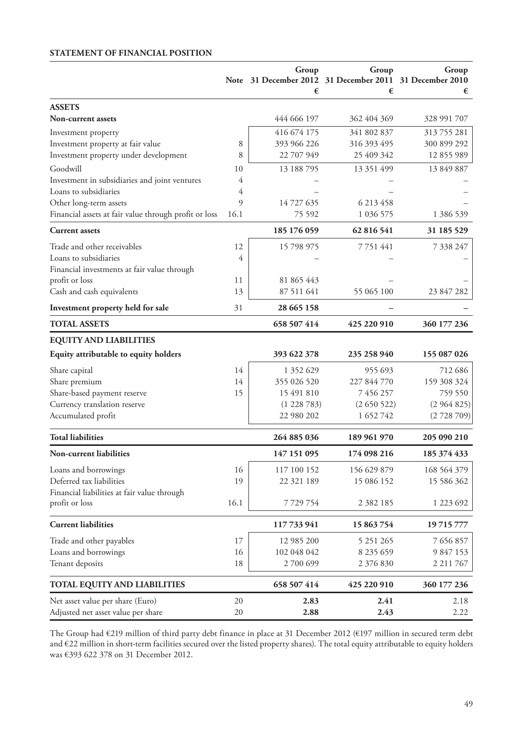**STATEMENT OF FINANCIAL POSITION**

| | Note | Group 31 December 2012 € | Group 31 December 2011 € | Group 31 December 2010 € |
|---|---|---|---|---|
| **ASSETS** | | | | |
| **Non-current assets** | | 444 666 197 | 362 404 369 | 328 991 707 |
| Investment property | | 416 674 175 | 341 802 837 | 313 755 281 |
| Investment property at fair value | 8 | 393 966 226 | 316 393 495 | 300 899 292 |
| Investment property under development | 8 | 22 707 949 | 25 409 342 | 12 855 989 |
| Goodwill | 10 | 13 188 795 | 13 351 499 | 13 849 887 |
| Investment in subsidiaries and joint ventures | 4 | – | – | – |
| Loans to subsidiaries | 4 | – | – | – |
| Other long-term assets | 9 | 14 727 635 | 6 213 458 | – |
| Financial assets at fair value through profit or loss | 16.1 | 75 592 | 1 036 575 | 1 386 539 |
| **Current assets** | | **185 176 059** | **62 816 541** | **31 185 529** |
| Trade and other receivables | 12 | 15 798 975 | 7 751 441 | 7 338 247 |
| Loans to subsidiaries | 4 | – | – | – |
| Financial investments at fair value through profit or loss | 11 | 81 865 443 | – | – |
| Cash and cash equivalents | 13 | 87 511 641 | 55 065 100 | 23 847 282 |
| **Investment property held for sale** | 31 | **28 665 158** | **–** | **–** |
| **TOTAL ASSETS** | | **658 507 414** | **425 220 910** | **360 177 236** |
| **EQUITY AND LIABILITIES** | | | | |
| **Equity attributable to equity holders** | | **393 622 378** | **235 258 940** | **155 087 026** |
| Share capital | 14 | 1 352 629 | 955 693 | 712 686 |
| Share premium | 14 | 355 026 520 | 227 844 770 | 159 308 324 |
| Share-based payment reserve | 15 | 15 491 810 | 7 456 257 | 759 550 |
| Currency translation reserve | | (1 228 783) | (2 650 522) | (2 964 825) |
| Accumulated profit | | 22 980 202 | 1 652 742 | (2 728 709) |
| **Total liabilities** | | **264 885 036** | **189 961 970** | **205 090 210** |
| **Non-current liabilities** | | **147 151 095** | **174 098 216** | **185 374 433** |
| Loans and borrowings | 16 | 117 100 152 | 156 629 879 | 168 564 379 |
| Deferred tax liabilities | 19 | 22 321 189 | 15 086 152 | 15 586 362 |
| Financial liabilities at fair value through profit or loss | 16.1 | 7 729 754 | 2 382 185 | 1 223 692 |
| **Current liabilities** | | **117 733 941** | **15 863 754** | **19 715 777** |
| Trade and other payables | 17 | 12 985 200 | 5 251 265 | 7 656 857 |
| Loans and borrowings | 16 | 102 048 042 | 8 235 659 | 9 847 153 |
| Tenant deposits | 18 | 2 700 699 | 2 376 830 | 2 211 767 |
| **TOTAL EQUITY AND LIABILITIES** | | **658 507 414** | **425 220 910** | **360 177 236** |
| Net asset value per share (Euro) | 20 | **2.83** | **2.41** | 2.18 |
| Adjusted net asset value per share | 20 | **2.88** | **2.43** | 2.22 |

The Group had €219 million of third party debt finance in place at 31 December 2012 (€197 million in secured term debt and €22 million in short-term facilities secured over the listed property shares). The total equity attributable to equity holders was €393 622 378 on 31 December 2012.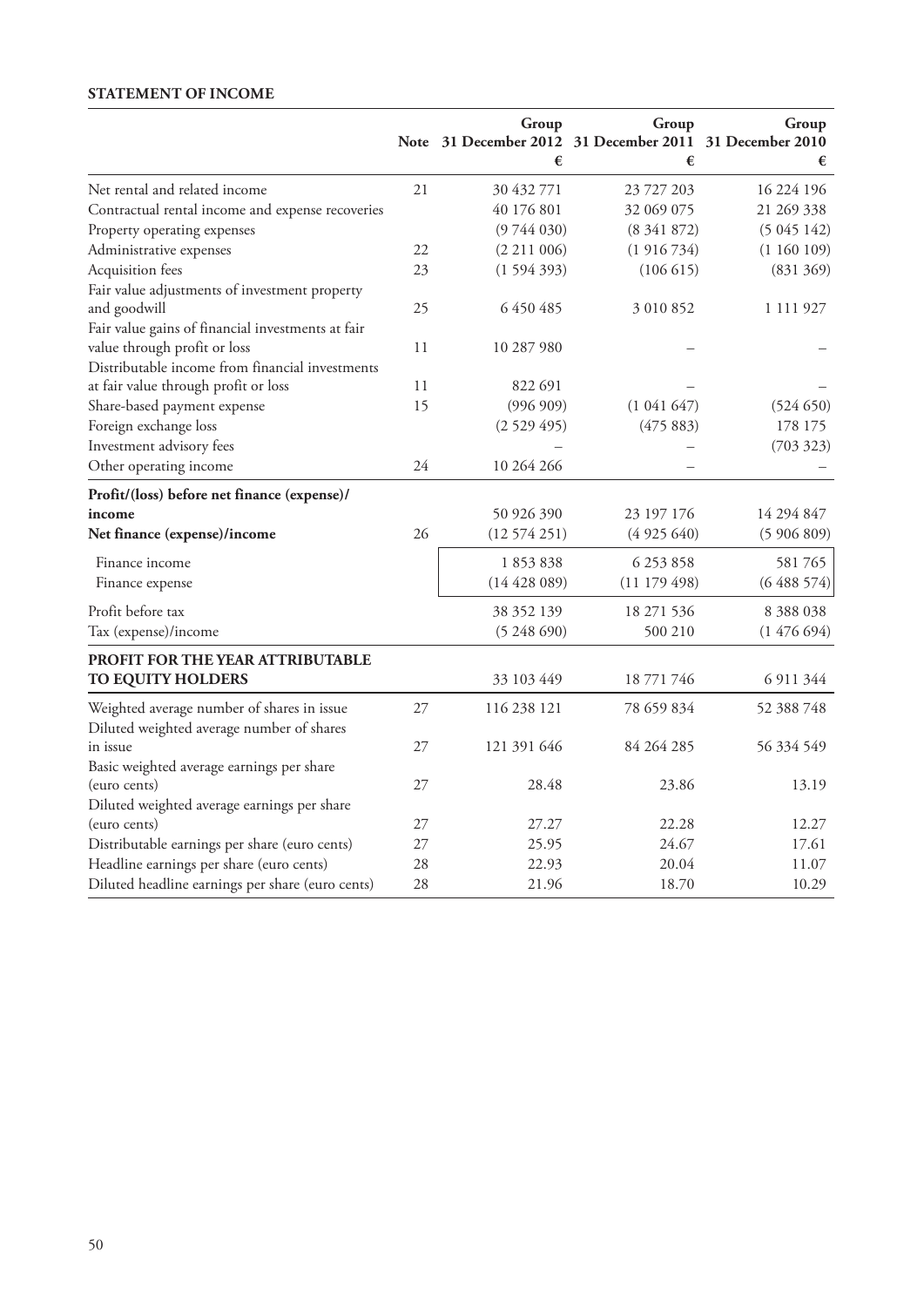**STATEMENT OF INCOME**

| | Note | Group 31 December 2012 € | Group 31 December 2011 € | Group 31 December 2010 € |
|---|---|---|---|---|
| Net rental and related income | 21 | 30 432 771 | 23 727 203 | 16 224 196 |
| Contractual rental income and expense recoveries | | 40 176 801 | 32 069 075 | 21 269 338 |
| Property operating expenses | | (9 744 030) | (8 341 872) | (5 045 142) |
| Administrative expenses | 22 | (2 211 006) | (1 916 734) | (1 160 109) |
| Acquisition fees | 23 | (1 594 393) | (106 615) | (831 369) |
| Fair value adjustments of investment property and goodwill | 25 | 6 450 485 | 3 010 852 | 1 111 927 |
| Fair value gains of financial investments at fair value through profit or loss | 11 | 10 287 980 | – | – |
| Distributable income from financial investments at fair value through profit or loss | 11 | 822 691 | – | – |
| Share-based payment expense | 15 | (996 909) | (1 041 647) | (524 650) |
| Foreign exchange loss | | (2 529 495) | (475 883) | 178 175 |
| Investment advisory fees | | – | – | (703 323) |
| Other operating income | 24 | 10 264 266 | – | – |
| **Profit/(loss) before net finance (expense)/ income** | | 50 926 390 | 23 197 176 | 14 294 847 |
| **Net finance (expense)/income** | 26 | (12 574 251) | (4 925 640) | (5 906 809) |
| Finance income | | 1 853 838 | 6 253 858 | 581 765 |
| Finance expense | | (14 428 089) | (11 179 498) | (6 488 574) |
| Profit before tax | | 38 352 139 | 18 271 536 | 8 388 038 |
| Tax (expense)/income | | (5 248 690) | 500 210 | (1 476 694) |
| **PROFIT FOR THE YEAR ATTRIBUTABLE TO EQUITY HOLDERS** | | 33 103 449 | 18 771 746 | 6 911 344 |
| Weighted average number of shares in issue | 27 | 116 238 121 | 78 659 834 | 52 388 748 |
| Diluted weighted average number of shares in issue | 27 | 121 391 646 | 84 264 285 | 56 334 549 |
| Basic weighted average earnings per share (euro cents) | 27 | 28.48 | 23.86 | 13.19 |
| Diluted weighted average earnings per share (euro cents) | 27 | 27.27 | 22.28 | 12.27 |
| Distributable earnings per share (euro cents) | 27 | 25.95 | 24.67 | 17.61 |
| Headline earnings per share (euro cents) | 28 | 22.93 | 20.04 | 11.07 |
| Diluted headline earnings per share (euro cents) | 28 | 21.96 | 18.70 | 10.29 |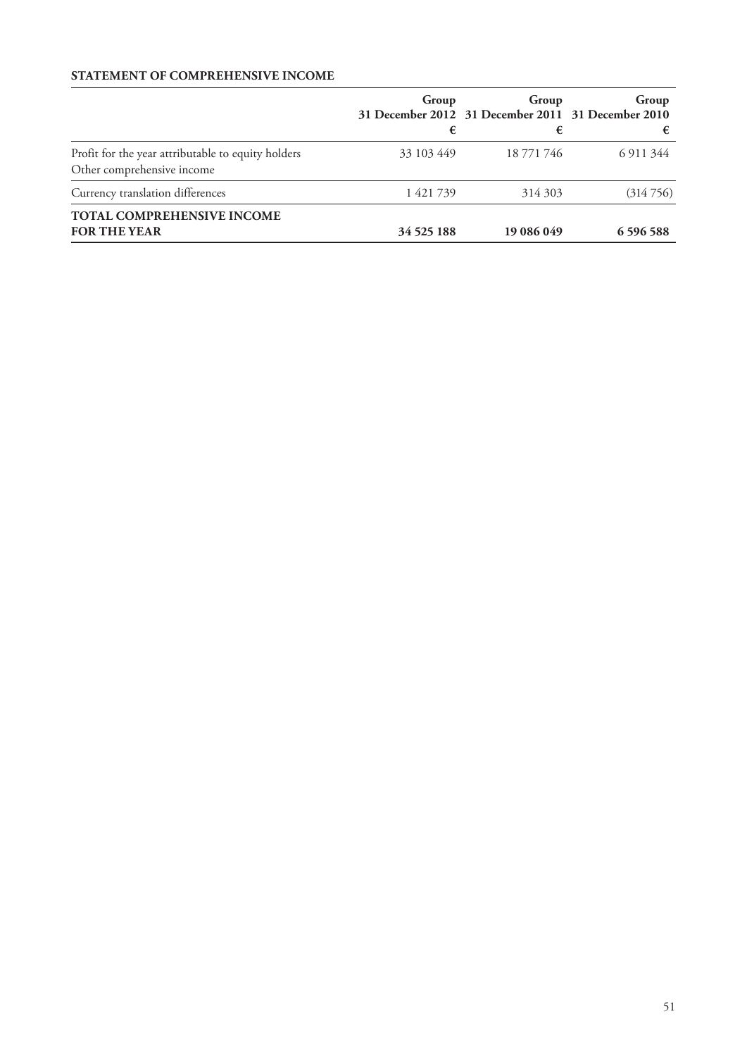**STATEMENT OF COMPREHENSIVE INCOME**

| | Group<br>31 December 2012<br>€ | Group<br>31 December 2011<br>€ | Group<br>31 December 2010<br>€ |
|---|---|---|---|
| Profit for the year attributable to equity holders | 33 103 449 | 18 771 746 | 6 911 344 |
| Other comprehensive income | | | |
| Currency translation differences | 1 421 739 | 314 303 | (314 756) |
| **TOTAL COMPREHENSIVE INCOME FOR THE YEAR** | **34 525 188** | **19 086 049** | **6 596 588** |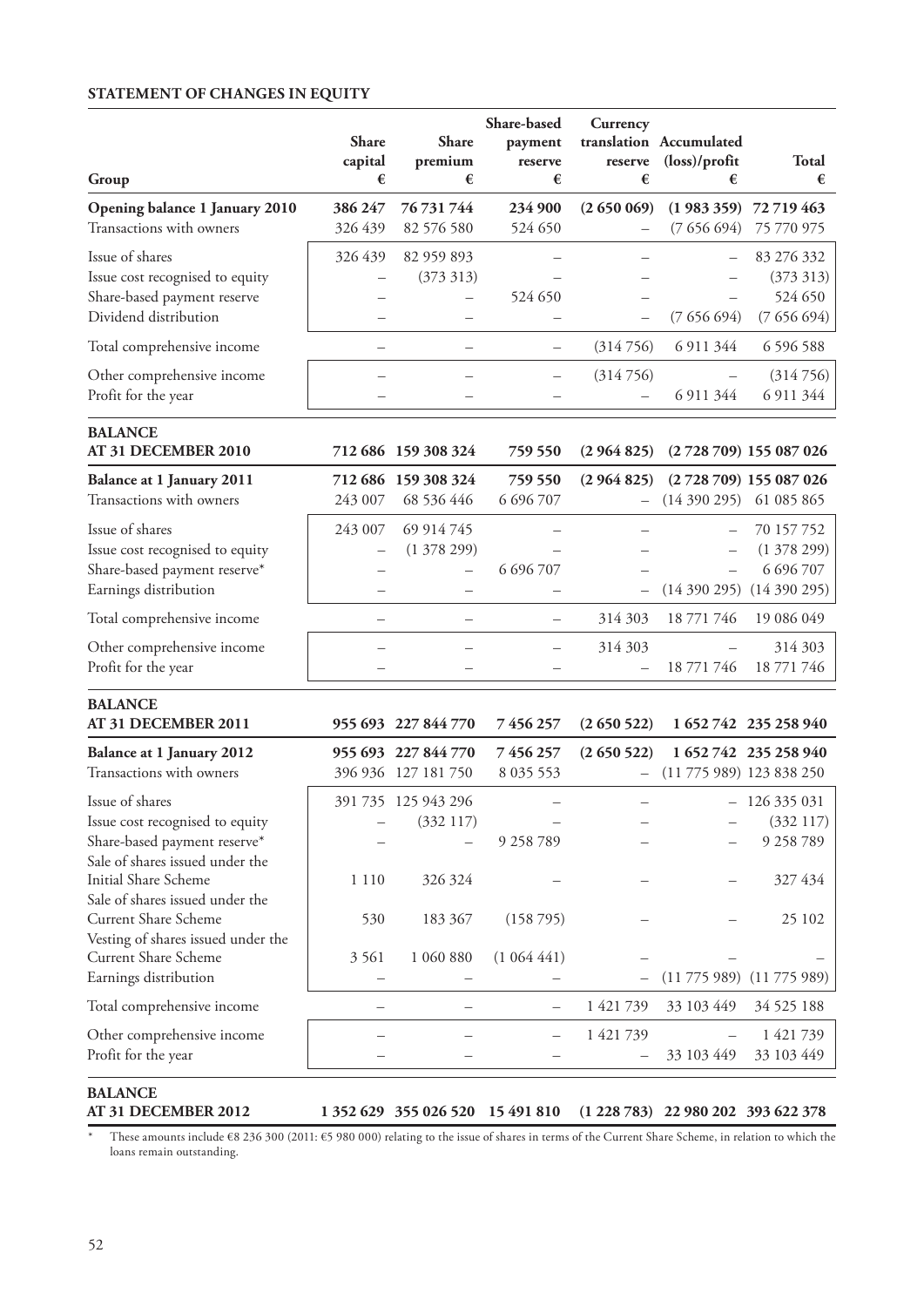**STATEMENT OF CHANGES IN EQUITY**

| Group | Share capital € | Share premium € | Share-based payment reserve € | Currency translation reserve € | Accumulated (loss)/profit € | Total € |
|---|---|---|---|---|---|---|
| **Opening balance 1 January 2010** | **386 247** | **76 731 744** | **234 900** | **(2 650 069)** | **(1 983 359)** | **72 719 463** |
| Transactions with owners | 326 439 | 82 576 580 | 524 650 | – | (7 656 694) | 75 770 975 |
| Issue of shares | 326 439 | 82 959 893 | – | – | – | 83 276 332 |
| Issue cost recognised to equity | – | (373 313) | – | – | – | (373 313) |
| Share-based payment reserve | – | – | 524 650 | – | – | 524 650 |
| Dividend distribution | – | – | – | – | (7 656 694) | (7 656 694) |
| Total comprehensive income | – | – | – | (314 756) | 6 911 344 | 6 596 588 |
| Other comprehensive income | – | – | – | (314 756) | – | (314 756) |
| Profit for the year | – | – | – | – | 6 911 344 | 6 911 344 |
| **BALANCE AT 31 DECEMBER 2010** | **712 686** | **159 308 324** | **759 550** | **(2 964 825)** | **(2 728 709)** | **155 087 026** |
| **Balance at 1 January 2011** | **712 686** | **159 308 324** | **759 550** | **(2 964 825)** | **(2 728 709)** | **155 087 026** |
| Transactions with owners | 243 007 | 68 536 446 | 6 696 707 | – | (14 390 295) | 61 085 865 |
| Issue of shares | 243 007 | 69 914 745 | – | – | – | 70 157 752 |
| Issue cost recognised to equity | – | (1 378 299) | – | – | – | (1 378 299) |
| Share-based payment reserve* | – | – | 6 696 707 | – | – | 6 696 707 |
| Earnings distribution | – | – | – | – | (14 390 295) | (14 390 295) |
| Total comprehensive income | – | – | – | 314 303 | 18 771 746 | 19 086 049 |
| Other comprehensive income | – | – | – | 314 303 | – | 314 303 |
| Profit for the year | – | – | – | – | 18 771 746 | 18 771 746 |
| **BALANCE AT 31 DECEMBER 2011** | **955 693** | **227 844 770** | **7 456 257** | **(2 650 522)** | **1 652 742** | **235 258 940** |
| **Balance at 1 January 2012** | **955 693** | **227 844 770** | **7 456 257** | **(2 650 522)** | **1 652 742** | **235 258 940** |
| Transactions with owners | 396 936 | 127 181 750 | 8 035 553 | – | (11 775 989) | 123 838 250 |
| Issue of shares | 391 735 | 125 943 296 | – | – | – | 126 335 031 |
| Issue cost recognised to equity | – | (332 117) | – | – | – | (332 117) |
| Share-based payment reserve* | – | – | 9 258 789 | – | – | 9 258 789 |
| Sale of shares issued under the Initial Share Scheme | 1 110 | 326 324 | – | – | – | 327 434 |
| Sale of shares issued under the Current Share Scheme | 530 | 183 367 | (158 795) | – | – | 25 102 |
| Vesting of shares issued under the Current Share Scheme | 3 561 | 1 060 880 | (1 064 441) | – | – | – |
| Earnings distribution | – | – | – | – | (11 775 989) | (11 775 989) |
| Total comprehensive income | – | – | – | 1 421 739 | 33 103 449 | 34 525 188 |
| Other comprehensive income | – | – | – | 1 421 739 | – | 1 421 739 |
| Profit for the year | – | – | – | – | 33 103 449 | 33 103 449 |
| **BALANCE AT 31 DECEMBER 2012** | **1 352 629** | **355 026 520** | **15 491 810** | **(1 228 783)** | **22 980 202** | **393 622 378** |

\* These amounts include €8 236 300 (2011: €5 980 000) relating to the issue of shares in terms of the Current Share Scheme, in relation to which the loans remain outstanding.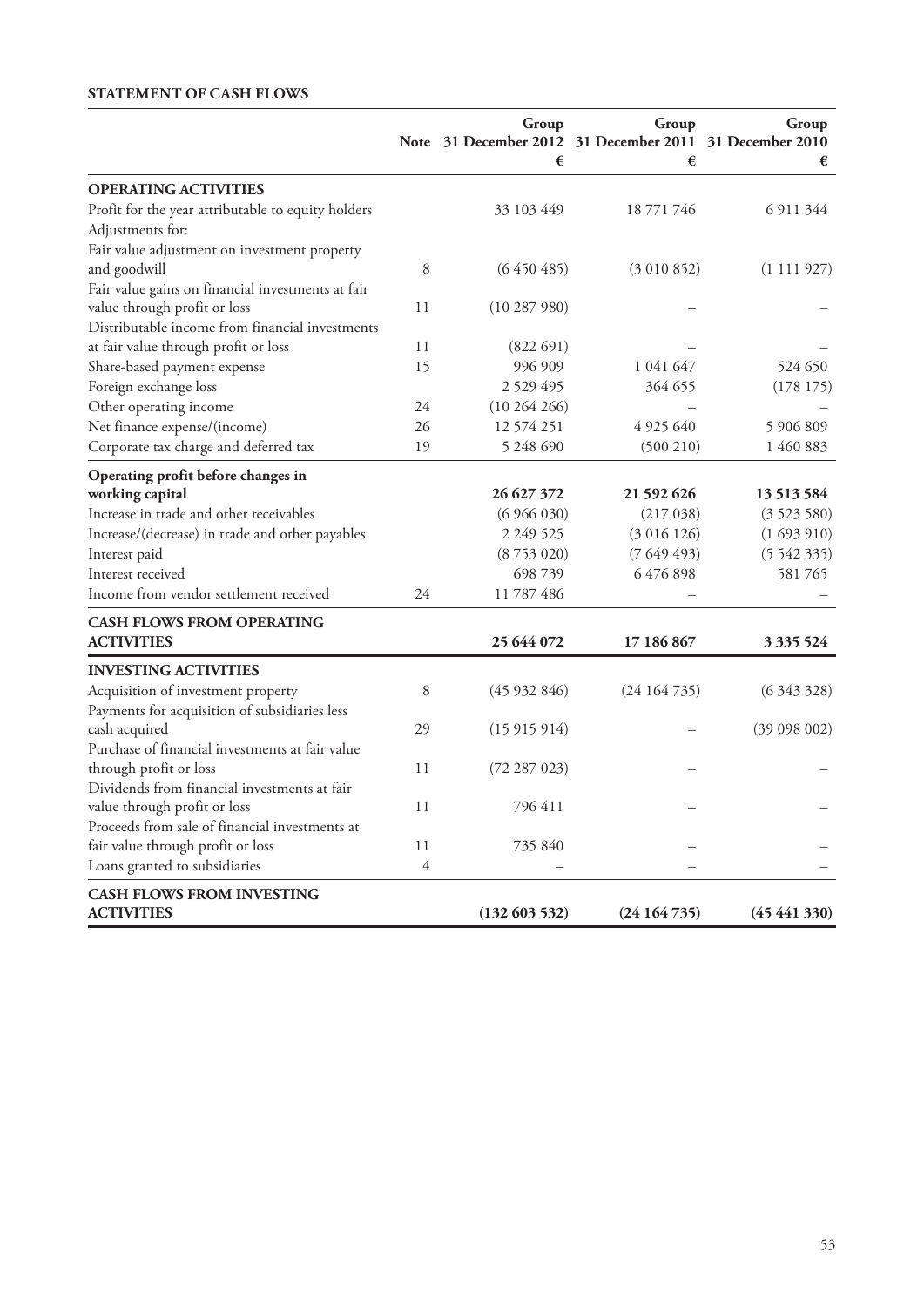**STATEMENT OF CASH FLOWS**

| | Note | Group 31 December 2012 € | Group 31 December 2011 € | Group 31 December 2010 € |
|---|---|---|---|---|
| **OPERATING ACTIVITIES** | | | | |
| Profit for the year attributable to equity holders | | 33 103 449 | 18 771 746 | 6 911 344 |
| Adjustments for: | | | | |
| Fair value adjustment on investment property and goodwill | 8 | (6 450 485) | (3 010 852) | (1 111 927) |
| Fair value gains on financial investments at fair value through profit or loss | 11 | (10 287 980) | – | – |
| Distributable income from financial investments at fair value through profit or loss | 11 | (822 691) | – | – |
| Share-based payment expense | 15 | 996 909 | 1 041 647 | 524 650 |
| Foreign exchange loss | | 2 529 495 | 364 655 | (178 175) |
| Other operating income | 24 | (10 264 266) | – | – |
| Net finance expense/(income) | 26 | 12 574 251 | 4 925 640 | 5 906 809 |
| Corporate tax charge and deferred tax | 19 | 5 248 690 | (500 210) | 1 460 883 |
| **Operating profit before changes in working capital** | | **26 627 372** | **21 592 626** | **13 513 584** |
| Increase in trade and other receivables | | (6 966 030) | (217 038) | (3 523 580) |
| Increase/(decrease) in trade and other payables | | 2 249 525 | (3 016 126) | (1 693 910) |
| Interest paid | | (8 753 020) | (7 649 493) | (5 542 335) |
| Interest received | | 698 739 | 6 476 898 | 581 765 |
| Income from vendor settlement received | 24 | 11 787 486 | – | – |
| **CASH FLOWS FROM OPERATING ACTIVITIES** | | **25 644 072** | **17 186 867** | **3 335 524** |
| **INVESTING ACTIVITIES** | | | | |
| Acquisition of investment property | 8 | (45 932 846) | (24 164 735) | (6 343 328) |
| Payments for acquisition of subsidiaries less cash acquired | 29 | (15 915 914) | – | (39 098 002) |
| Purchase of financial investments at fair value through profit or loss | 11 | (72 287 023) | – | – |
| Dividends from financial investments at fair value through profit or loss | 11 | 796 411 | – | – |
| Proceeds from sale of financial investments at fair value through profit or loss | 11 | 735 840 | – | – |
| Loans granted to subsidiaries | 4 | – | – | – |
| **CASH FLOWS FROM INVESTING ACTIVITIES** | | **(132 603 532)** | **(24 164 735)** | **(45 441 330)** |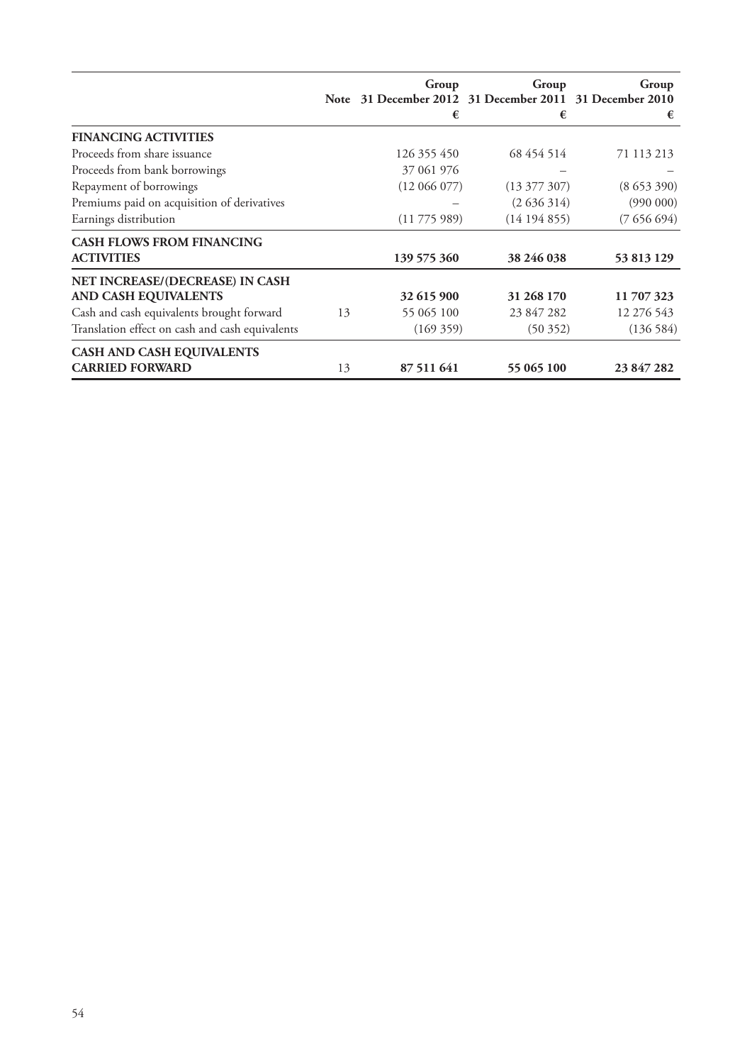| | Note | Group 31 December 2012 € | Group 31 December 2011 € | Group 31 December 2010 € |
|---|---|---|---|---|
| **FINANCING ACTIVITIES** | | | | |
| Proceeds from share issuance | | 126 355 450 | 68 454 514 | 71 113 213 |
| Proceeds from bank borrowings | | 37 061 976 | – | – |
| Repayment of borrowings | | (12 066 077) | (13 377 307) | (8 653 390) |
| Premiums paid on acquisition of derivatives | | – | (2 636 314) | (990 000) |
| Earnings distribution | | (11 775 989) | (14 194 855) | (7 656 694) |
| **CASH FLOWS FROM FINANCING ACTIVITIES** | | **139 575 360** | **38 246 038** | **53 813 129** |
| **NET INCREASE/(DECREASE) IN CASH AND CASH EQUIVALENTS** | | **32 615 900** | **31 268 170** | **11 707 323** |
| Cash and cash equivalents brought forward | 13 | 55 065 100 | 23 847 282 | 12 276 543 |
| Translation effect on cash and cash equivalents | | (169 359) | (50 352) | (136 584) |
| **CASH AND CASH EQUIVALENTS CARRIED FORWARD** | 13 | **87 511 641** | **55 065 100** | **23 847 282** |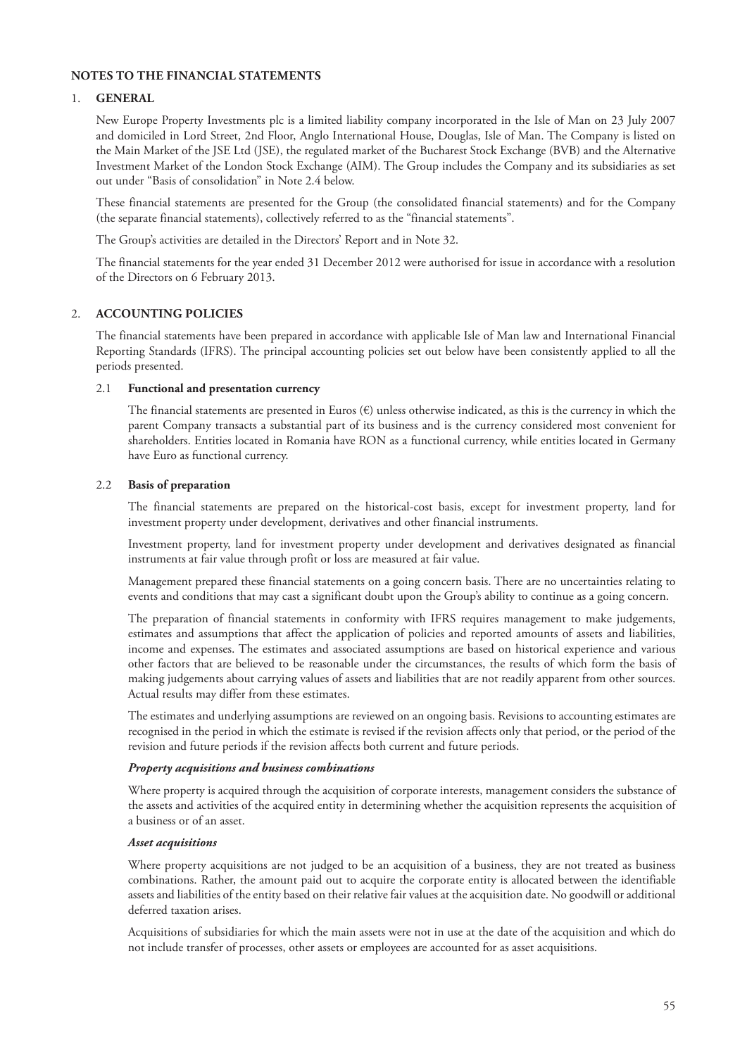# NOTES TO THE FINANCIAL STATEMENTS

## 1. GENERAL

New Europe Property Investments plc is a limited liability company incorporated in the Isle of Man on 23 July 2007 and domiciled in Lord Street, 2nd Floor, Anglo International House, Douglas, Isle of Man. The Company is listed on the Main Market of the JSE Ltd (JSE), the regulated market of the Bucharest Stock Exchange (BVB) and the Alternative Investment Market of the London Stock Exchange (AIM). The Group includes the Company and its subsidiaries as set out under "Basis of consolidation" in Note 2.4 below.

These financial statements are presented for the Group (the consolidated financial statements) and for the Company (the separate financial statements), collectively referred to as the "financial statements".

The Group's activities are detailed in the Directors' Report and in Note 32.

The financial statements for the year ended 31 December 2012 were authorised for issue in accordance with a resolution of the Directors on 6 February 2013.

## 2. ACCOUNTING POLICIES

The financial statements have been prepared in accordance with applicable Isle of Man law and International Financial Reporting Standards (IFRS). The principal accounting policies set out below have been consistently applied to all the periods presented.

### 2.1 Functional and presentation currency

The financial statements are presented in Euros (€) unless otherwise indicated, as this is the currency in which the parent Company transacts a substantial part of its business and is the currency considered most convenient for shareholders. Entities located in Romania have RON as a functional currency, while entities located in Germany have Euro as functional currency.

### 2.2 Basis of preparation

The financial statements are prepared on the historical-cost basis, except for investment property, land for investment property under development, derivatives and other financial instruments.

Investment property, land for investment property under development and derivatives designated as financial instruments at fair value through profit or loss are measured at fair value.

Management prepared these financial statements on a going concern basis. There are no uncertainties relating to events and conditions that may cast a significant doubt upon the Group's ability to continue as a going concern.

The preparation of financial statements in conformity with IFRS requires management to make judgements, estimates and assumptions that affect the application of policies and reported amounts of assets and liabilities, income and expenses. The estimates and associated assumptions are based on historical experience and various other factors that are believed to be reasonable under the circumstances, the results of which form the basis of making judgements about carrying values of assets and liabilities that are not readily apparent from other sources. Actual results may differ from these estimates.

The estimates and underlying assumptions are reviewed on an ongoing basis. Revisions to accounting estimates are recognised in the period in which the estimate is revised if the revision affects only that period, or the period of the revision and future periods if the revision affects both current and future periods.

***Property acquisitions and business combinations***

Where property is acquired through the acquisition of corporate interests, management considers the substance of the assets and activities of the acquired entity in determining whether the acquisition represents the acquisition of a business or of an asset.

***Asset acquisitions***

Where property acquisitions are not judged to be an acquisition of a business, they are not treated as business combinations. Rather, the amount paid out to acquire the corporate entity is allocated between the identifiable assets and liabilities of the entity based on their relative fair values at the acquisition date. No goodwill or additional deferred taxation arises.

Acquisitions of subsidiaries for which the main assets were not in use at the date of the acquisition and which do not include transfer of processes, other assets or employees are accounted for as asset acquisitions.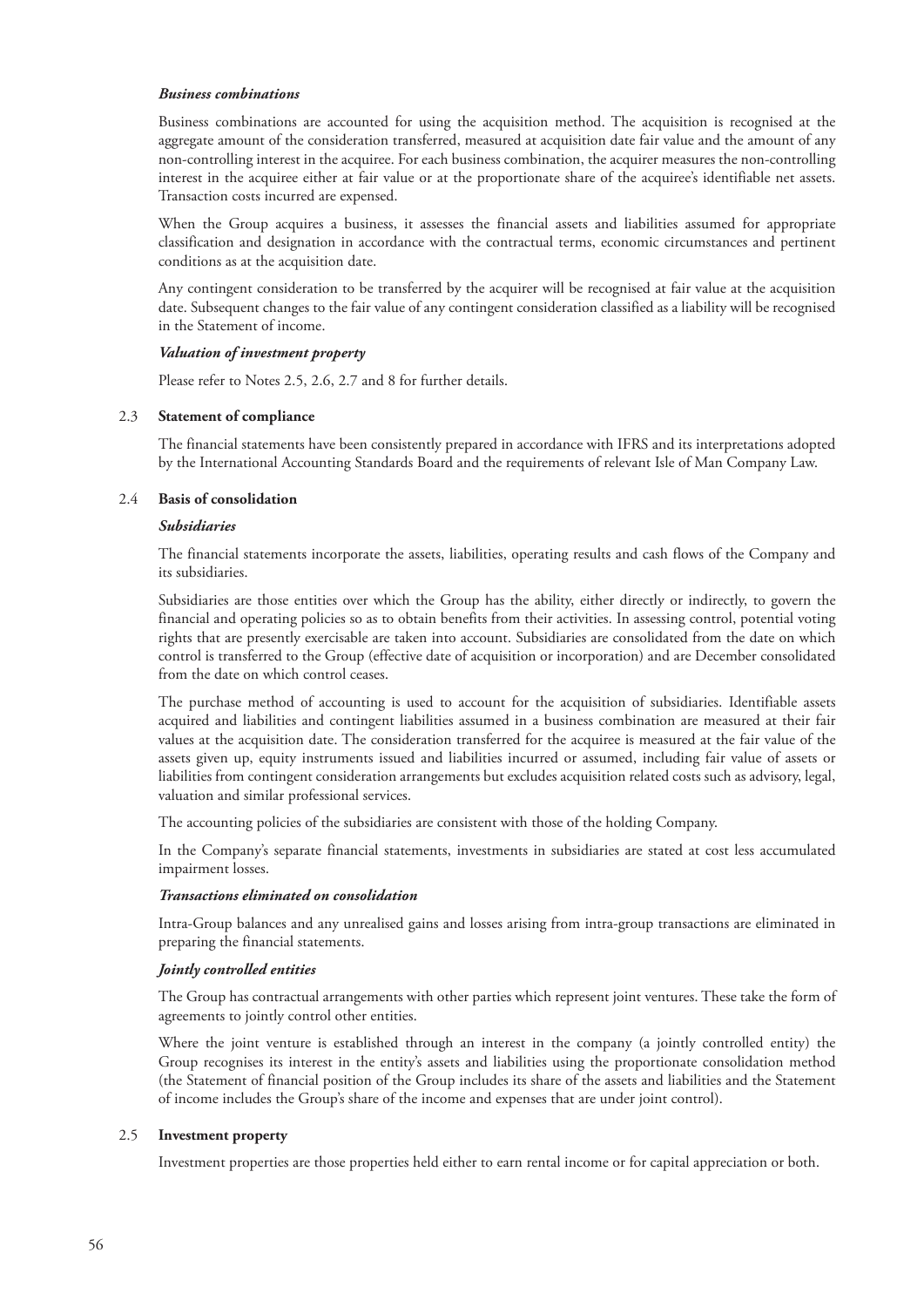***Business combinations***

Business combinations are accounted for using the acquisition method. The acquisition is recognised at the aggregate amount of the consideration transferred, measured at acquisition date fair value and the amount of any non-controlling interest in the acquiree. For each business combination, the acquirer measures the non-controlling interest in the acquiree either at fair value or at the proportionate share of the acquiree's identifiable net assets. Transaction costs incurred are expensed.

When the Group acquires a business, it assesses the financial assets and liabilities assumed for appropriate classification and designation in accordance with the contractual terms, economic circumstances and pertinent conditions as at the acquisition date.

Any contingent consideration to be transferred by the acquirer will be recognised at fair value at the acquisition date. Subsequent changes to the fair value of any contingent consideration classified as a liability will be recognised in the Statement of income.

***Valuation of investment property***

Please refer to Notes 2.5, 2.6, 2.7 and 8 for further details.

2.3 **Statement of compliance**

The financial statements have been consistently prepared in accordance with IFRS and its interpretations adopted by the International Accounting Standards Board and the requirements of relevant Isle of Man Company Law.

2.4 **Basis of consolidation**

***Subsidiaries***

The financial statements incorporate the assets, liabilities, operating results and cash flows of the Company and its subsidiaries.

Subsidiaries are those entities over which the Group has the ability, either directly or indirectly, to govern the financial and operating policies so as to obtain benefits from their activities. In assessing control, potential voting rights that are presently exercisable are taken into account. Subsidiaries are consolidated from the date on which control is transferred to the Group (effective date of acquisition or incorporation) and are December consolidated from the date on which control ceases.

The purchase method of accounting is used to account for the acquisition of subsidiaries. Identifiable assets acquired and liabilities and contingent liabilities assumed in a business combination are measured at their fair values at the acquisition date. The consideration transferred for the acquiree is measured at the fair value of the assets given up, equity instruments issued and liabilities incurred or assumed, including fair value of assets or liabilities from contingent consideration arrangements but excludes acquisition related costs such as advisory, legal, valuation and similar professional services.

The accounting policies of the subsidiaries are consistent with those of the holding Company.

In the Company's separate financial statements, investments in subsidiaries are stated at cost less accumulated impairment losses.

***Transactions eliminated on consolidation***

Intra-Group balances and any unrealised gains and losses arising from intra-group transactions are eliminated in preparing the financial statements.

***Jointly controlled entities***

The Group has contractual arrangements with other parties which represent joint ventures. These take the form of agreements to jointly control other entities.

Where the joint venture is established through an interest in the company (a jointly controlled entity) the Group recognises its interest in the entity's assets and liabilities using the proportionate consolidation method (the Statement of financial position of the Group includes its share of the assets and liabilities and the Statement of income includes the Group's share of the income and expenses that are under joint control).

2.5 **Investment property**

Investment properties are those properties held either to earn rental income or for capital appreciation or both.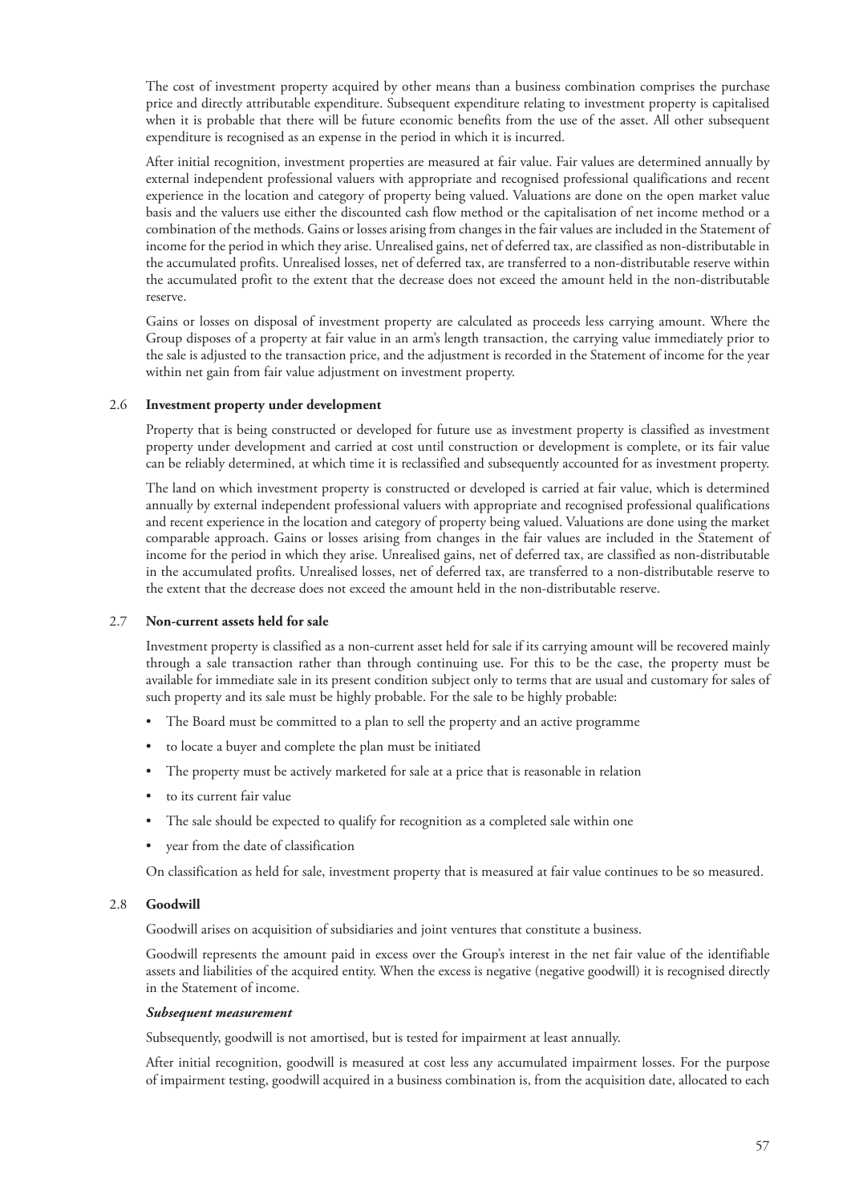The cost of investment property acquired by other means than a business combination comprises the purchase price and directly attributable expenditure. Subsequent expenditure relating to investment property is capitalised when it is probable that there will be future economic benefits from the use of the asset. All other subsequent expenditure is recognised as an expense in the period in which it is incurred.

After initial recognition, investment properties are measured at fair value. Fair values are determined annually by external independent professional valuers with appropriate and recognised professional qualifications and recent experience in the location and category of property being valued. Valuations are done on the open market value basis and the valuers use either the discounted cash flow method or the capitalisation of net income method or a combination of the methods. Gains or losses arising from changes in the fair values are included in the Statement of income for the period in which they arise. Unrealised gains, net of deferred tax, are classified as non-distributable in the accumulated profits. Unrealised losses, net of deferred tax, are transferred to a non-distributable reserve within the accumulated profit to the extent that the decrease does not exceed the amount held in the non-distributable reserve.

Gains or losses on disposal of investment property are calculated as proceeds less carrying amount. Where the Group disposes of a property at fair value in an arm's length transaction, the carrying value immediately prior to the sale is adjusted to the transaction price, and the adjustment is recorded in the Statement of income for the year within net gain from fair value adjustment on investment property.

## 2.6 Investment property under development

Property that is being constructed or developed for future use as investment property is classified as investment property under development and carried at cost until construction or development is complete, or its fair value can be reliably determined, at which time it is reclassified and subsequently accounted for as investment property.

The land on which investment property is constructed or developed is carried at fair value, which is determined annually by external independent professional valuers with appropriate and recognised professional qualifications and recent experience in the location and category of property being valued. Valuations are done using the market comparable approach. Gains or losses arising from changes in the fair values are included in the Statement of income for the period in which they arise. Unrealised gains, net of deferred tax, are classified as non-distributable in the accumulated profits. Unrealised losses, net of deferred tax, are transferred to a non-distributable reserve to the extent that the decrease does not exceed the amount held in the non-distributable reserve.

## 2.7 Non-current assets held for sale

Investment property is classified as a non-current asset held for sale if its carrying amount will be recovered mainly through a sale transaction rather than through continuing use. For this to be the case, the property must be available for immediate sale in its present condition subject only to terms that are usual and customary for sales of such property and its sale must be highly probable. For the sale to be highly probable:

- The Board must be committed to a plan to sell the property and an active programme
- to locate a buyer and complete the plan must be initiated
- The property must be actively marketed for sale at a price that is reasonable in relation
- to its current fair value
- The sale should be expected to qualify for recognition as a completed sale within one
- year from the date of classification

On classification as held for sale, investment property that is measured at fair value continues to be so measured.

## 2.8 Goodwill

Goodwill arises on acquisition of subsidiaries and joint ventures that constitute a business.

Goodwill represents the amount paid in excess over the Group's interest in the net fair value of the identifiable assets and liabilities of the acquired entity. When the excess is negative (negative goodwill) it is recognised directly in the Statement of income.

***Subsequent measurement***

Subsequently, goodwill is not amortised, but is tested for impairment at least annually.

After initial recognition, goodwill is measured at cost less any accumulated impairment losses. For the purpose of impairment testing, goodwill acquired in a business combination is, from the acquisition date, allocated to each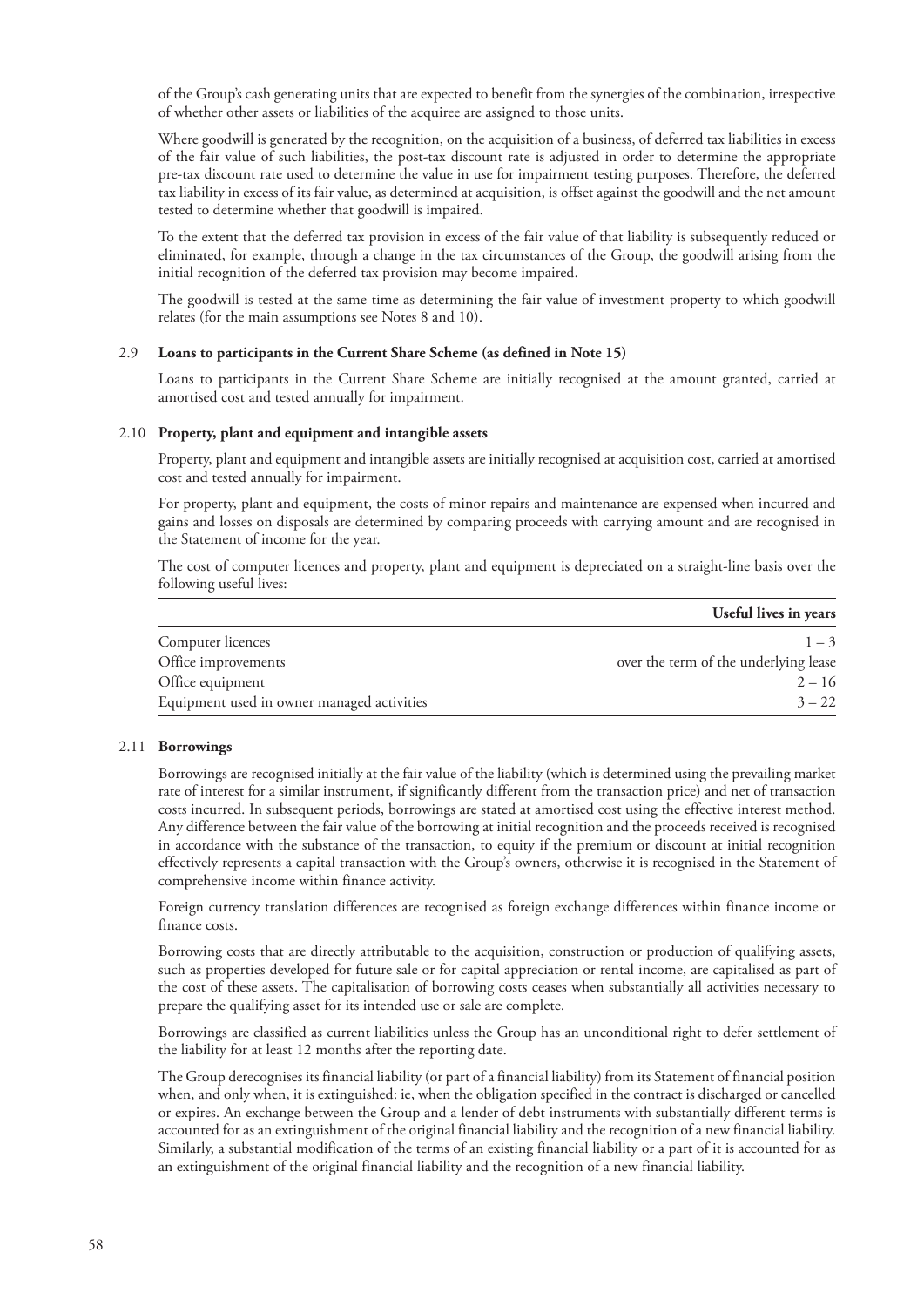of the Group's cash generating units that are expected to benefit from the synergies of the combination, irrespective of whether other assets or liabilities of the acquiree are assigned to those units.

Where goodwill is generated by the recognition, on the acquisition of a business, of deferred tax liabilities in excess of the fair value of such liabilities, the post-tax discount rate is adjusted in order to determine the appropriate pre-tax discount rate used to determine the value in use for impairment testing purposes. Therefore, the deferred tax liability in excess of its fair value, as determined at acquisition, is offset against the goodwill and the net amount tested to determine whether that goodwill is impaired.

To the extent that the deferred tax provision in excess of the fair value of that liability is subsequently reduced or eliminated, for example, through a change in the tax circumstances of the Group, the goodwill arising from the initial recognition of the deferred tax provision may become impaired.

The goodwill is tested at the same time as determining the fair value of investment property to which goodwill relates (for the main assumptions see Notes 8 and 10).

### 2.9 Loans to participants in the Current Share Scheme (as defined in Note 15)

Loans to participants in the Current Share Scheme are initially recognised at the amount granted, carried at amortised cost and tested annually for impairment.

### 2.10 Property, plant and equipment and intangible assets

Property, plant and equipment and intangible assets are initially recognised at acquisition cost, carried at amortised cost and tested annually for impairment.

For property, plant and equipment, the costs of minor repairs and maintenance are expensed when incurred and gains and losses on disposals are determined by comparing proceeds with carrying amount and are recognised in the Statement of income for the year.

The cost of computer licences and property, plant and equipment is depreciated on a straight-line basis over the following useful lives:

| | Useful lives in years |
|---|---|
| Computer licences | 1 – 3 |
| Office improvements | over the term of the underlying lease |
| Office equipment | 2 – 16 |
| Equipment used in owner managed activities | 3 – 22 |

### 2.11 Borrowings

Borrowings are recognised initially at the fair value of the liability (which is determined using the prevailing market rate of interest for a similar instrument, if significantly different from the transaction price) and net of transaction costs incurred. In subsequent periods, borrowings are stated at amortised cost using the effective interest method. Any difference between the fair value of the borrowing at initial recognition and the proceeds received is recognised in accordance with the substance of the transaction, to equity if the premium or discount at initial recognition effectively represents a capital transaction with the Group's owners, otherwise it is recognised in the Statement of comprehensive income within finance activity.

Foreign currency translation differences are recognised as foreign exchange differences within finance income or finance costs.

Borrowing costs that are directly attributable to the acquisition, construction or production of qualifying assets, such as properties developed for future sale or for capital appreciation or rental income, are capitalised as part of the cost of these assets. The capitalisation of borrowing costs ceases when substantially all activities necessary to prepare the qualifying asset for its intended use or sale are complete.

Borrowings are classified as current liabilities unless the Group has an unconditional right to defer settlement of the liability for at least 12 months after the reporting date.

The Group derecognises its financial liability (or part of a financial liability) from its Statement of financial position when, and only when, it is extinguished: ie, when the obligation specified in the contract is discharged or cancelled or expires. An exchange between the Group and a lender of debt instruments with substantially different terms is accounted for as an extinguishment of the original financial liability and the recognition of a new financial liability. Similarly, a substantial modification of the terms of an existing financial liability or a part of it is accounted for as an extinguishment of the original financial liability and the recognition of a new financial liability.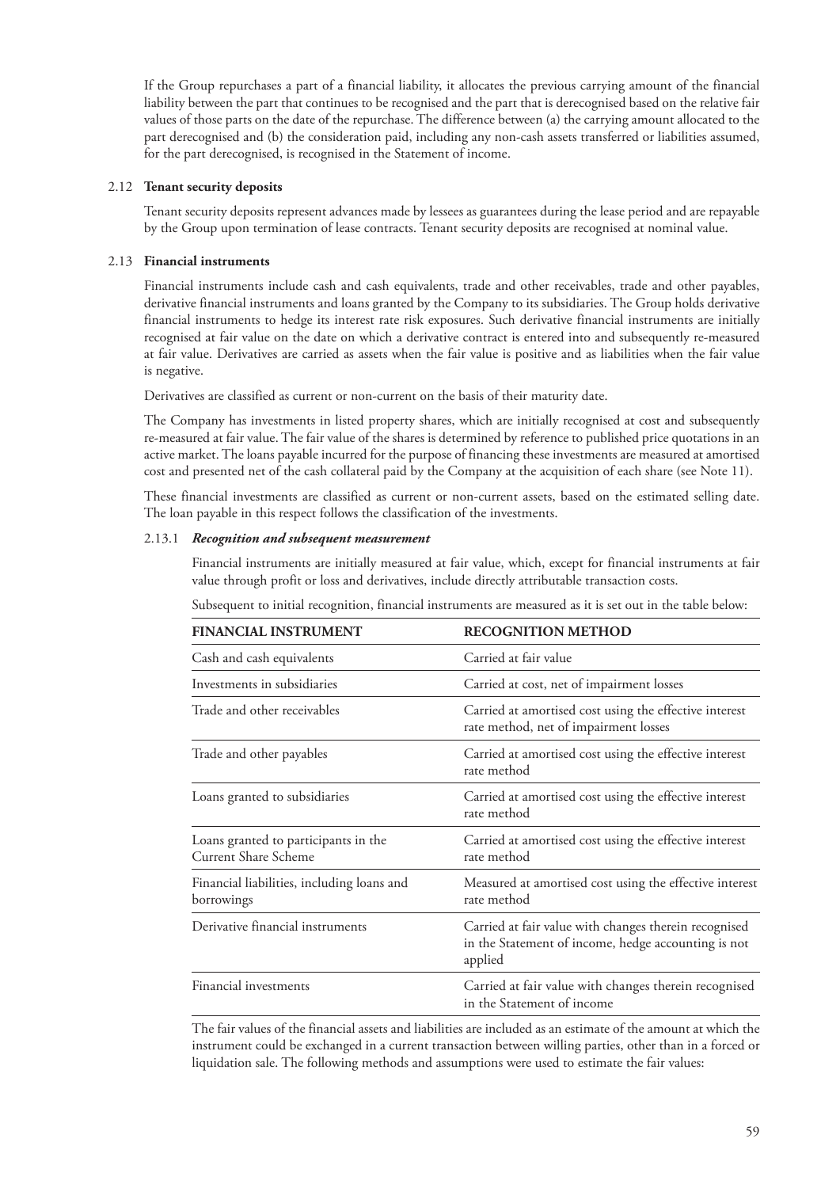If the Group repurchases a part of a financial liability, it allocates the previous carrying amount of the financial liability between the part that continues to be recognised and the part that is derecognised based on the relative fair values of those parts on the date of the repurchase. The difference between (a) the carrying amount allocated to the part derecognised and (b) the consideration paid, including any non-cash assets transferred or liabilities assumed, for the part derecognised, is recognised in the Statement of income.

### 2.12 Tenant security deposits

Tenant security deposits represent advances made by lessees as guarantees during the lease period and are repayable by the Group upon termination of lease contracts. Tenant security deposits are recognised at nominal value.

### 2.13 Financial instruments

Financial instruments include cash and cash equivalents, trade and other receivables, trade and other payables, derivative financial instruments and loans granted by the Company to its subsidiaries. The Group holds derivative financial instruments to hedge its interest rate risk exposures. Such derivative financial instruments are initially recognised at fair value on the date on which a derivative contract is entered into and subsequently re-measured at fair value. Derivatives are carried as assets when the fair value is positive and as liabilities when the fair value is negative.

Derivatives are classified as current or non-current on the basis of their maturity date.

The Company has investments in listed property shares, which are initially recognised at cost and subsequently re-measured at fair value. The fair value of the shares is determined by reference to published price quotations in an active market. The loans payable incurred for the purpose of financing these investments are measured at amortised cost and presented net of the cash collateral paid by the Company at the acquisition of each share (see Note 11).

These financial investments are classified as current or non-current assets, based on the estimated selling date. The loan payable in this respect follows the classification of the investments.

#### 2.13.1 *Recognition and subsequent measurement*

Financial instruments are initially measured at fair value, which, except for financial instruments at fair value through profit or loss and derivatives, include directly attributable transaction costs.

Subsequent to initial recognition, financial instruments are measured as it is set out in the table below:

| FINANCIAL INSTRUMENT | RECOGNITION METHOD |
|---|---|
| Cash and cash equivalents | Carried at fair value |
| Investments in subsidiaries | Carried at cost, net of impairment losses |
| Trade and other receivables | Carried at amortised cost using the effective interest rate method, net of impairment losses |
| Trade and other payables | Carried at amortised cost using the effective interest rate method |
| Loans granted to subsidiaries | Carried at amortised cost using the effective interest rate method |
| Loans granted to participants in the Current Share Scheme | Carried at amortised cost using the effective interest rate method |
| Financial liabilities, including loans and borrowings | Measured at amortised cost using the effective interest rate method |
| Derivative financial instruments | Carried at fair value with changes therein recognised in the Statement of income, hedge accounting is not applied |
| Financial investments | Carried at fair value with changes therein recognised in the Statement of income |

The fair values of the financial assets and liabilities are included as an estimate of the amount at which the instrument could be exchanged in a current transaction between willing parties, other than in a forced or liquidation sale. The following methods and assumptions were used to estimate the fair values: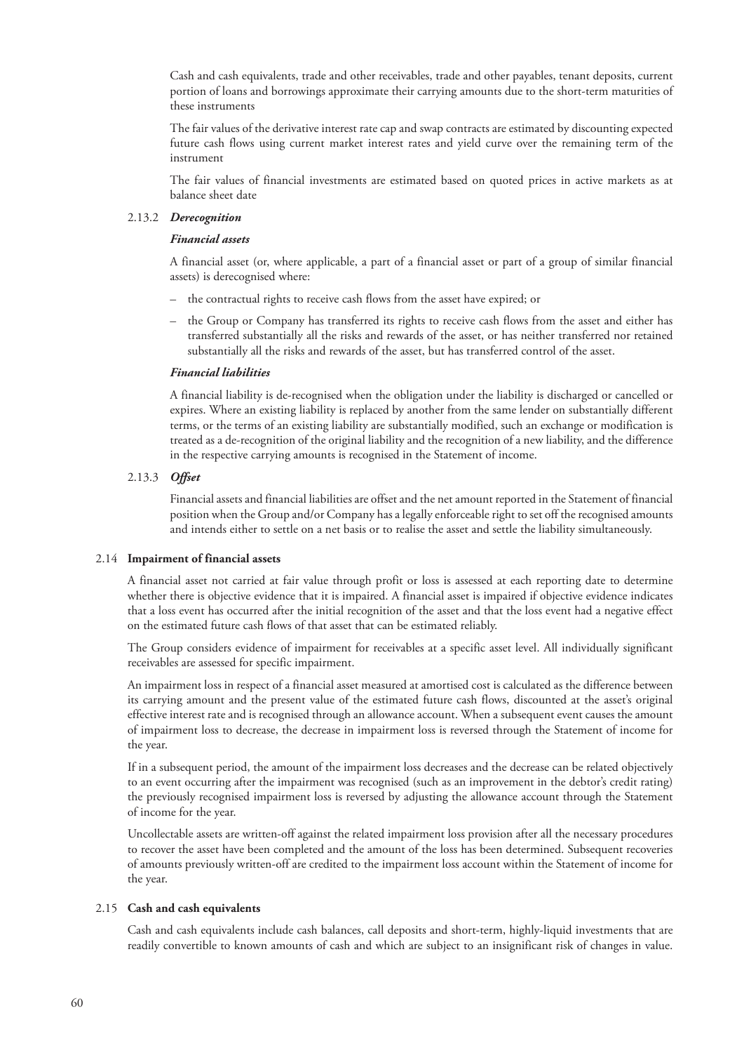Cash and cash equivalents, trade and other receivables, trade and other payables, tenant deposits, current portion of loans and borrowings approximate their carrying amounts due to the short-term maturities of these instruments

The fair values of the derivative interest rate cap and swap contracts are estimated by discounting expected future cash flows using current market interest rates and yield curve over the remaining term of the instrument

The fair values of financial investments are estimated based on quoted prices in active markets as at balance sheet date

2.13.2 ***Derecognition***

***Financial assets***

A financial asset (or, where applicable, a part of a financial asset or part of a group of similar financial assets) is derecognised where:

- the contractual rights to receive cash flows from the asset have expired; or
- the Group or Company has transferred its rights to receive cash flows from the asset and either has transferred substantially all the risks and rewards of the asset, or has neither transferred nor retained substantially all the risks and rewards of the asset, but has transferred control of the asset.

***Financial liabilities***

A financial liability is de-recognised when the obligation under the liability is discharged or cancelled or expires. Where an existing liability is replaced by another from the same lender on substantially different terms, or the terms of an existing liability are substantially modified, such an exchange or modification is treated as a de-recognition of the original liability and the recognition of a new liability, and the difference in the respective carrying amounts is recognised in the Statement of income.

2.13.3 ***Offset***

Financial assets and financial liabilities are offset and the net amount reported in the Statement of financial position when the Group and/or Company has a legally enforceable right to set off the recognised amounts and intends either to settle on a net basis or to realise the asset and settle the liability simultaneously.

2.14 **Impairment of financial assets**

A financial asset not carried at fair value through profit or loss is assessed at each reporting date to determine whether there is objective evidence that it is impaired. A financial asset is impaired if objective evidence indicates that a loss event has occurred after the initial recognition of the asset and that the loss event had a negative effect on the estimated future cash flows of that asset that can be estimated reliably.

The Group considers evidence of impairment for receivables at a specific asset level. All individually significant receivables are assessed for specific impairment.

An impairment loss in respect of a financial asset measured at amortised cost is calculated as the difference between its carrying amount and the present value of the estimated future cash flows, discounted at the asset's original effective interest rate and is recognised through an allowance account. When a subsequent event causes the amount of impairment loss to decrease, the decrease in impairment loss is reversed through the Statement of income for the year.

If in a subsequent period, the amount of the impairment loss decreases and the decrease can be related objectively to an event occurring after the impairment was recognised (such as an improvement in the debtor's credit rating) the previously recognised impairment loss is reversed by adjusting the allowance account through the Statement of income for the year.

Uncollectable assets are written-off against the related impairment loss provision after all the necessary procedures to recover the asset have been completed and the amount of the loss has been determined. Subsequent recoveries of amounts previously written-off are credited to the impairment loss account within the Statement of income for the year.

2.15 **Cash and cash equivalents**

Cash and cash equivalents include cash balances, call deposits and short-term, highly-liquid investments that are readily convertible to known amounts of cash and which are subject to an insignificant risk of changes in value.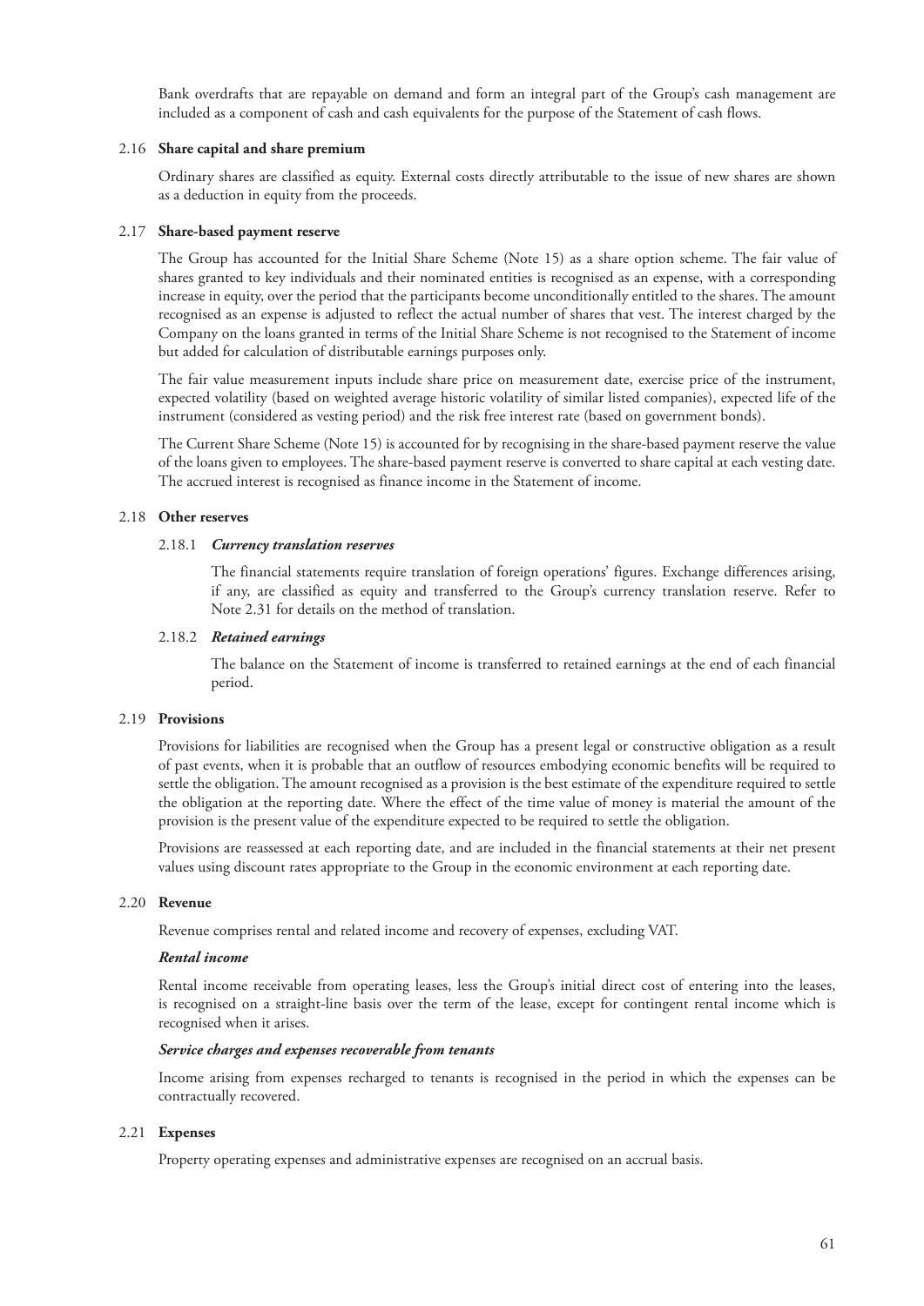Bank overdrafts that are repayable on demand and form an integral part of the Group's cash management are included as a component of cash and cash equivalents for the purpose of the Statement of cash flows.

### 2.16 Share capital and share premium

Ordinary shares are classified as equity. External costs directly attributable to the issue of new shares are shown as a deduction in equity from the proceeds.

### 2.17 Share-based payment reserve

The Group has accounted for the Initial Share Scheme (Note 15) as a share option scheme. The fair value of shares granted to key individuals and their nominated entities is recognised as an expense, with a corresponding increase in equity, over the period that the participants become unconditionally entitled to the shares. The amount recognised as an expense is adjusted to reflect the actual number of shares that vest. The interest charged by the Company on the loans granted in terms of the Initial Share Scheme is not recognised to the Statement of income but added for calculation of distributable earnings purposes only.

The fair value measurement inputs include share price on measurement date, exercise price of the instrument, expected volatility (based on weighted average historic volatility of similar listed companies), expected life of the instrument (considered as vesting period) and the risk free interest rate (based on government bonds).

The Current Share Scheme (Note 15) is accounted for by recognising in the share-based payment reserve the value of the loans given to employees. The share-based payment reserve is converted to share capital at each vesting date. The accrued interest is recognised as finance income in the Statement of income.

### 2.18 Other reserves

#### 2.18.1 *Currency translation reserves*

The financial statements require translation of foreign operations' figures. Exchange differences arising, if any, are classified as equity and transferred to the Group's currency translation reserve. Refer to Note 2.31 for details on the method of translation.

#### 2.18.2 *Retained earnings*

The balance on the Statement of income is transferred to retained earnings at the end of each financial period.

### 2.19 Provisions

Provisions for liabilities are recognised when the Group has a present legal or constructive obligation as a result of past events, when it is probable that an outflow of resources embodying economic benefits will be required to settle the obligation. The amount recognised as a provision is the best estimate of the expenditure required to settle the obligation at the reporting date. Where the effect of the time value of money is material the amount of the provision is the present value of the expenditure expected to be required to settle the obligation.

Provisions are reassessed at each reporting date, and are included in the financial statements at their net present values using discount rates appropriate to the Group in the economic environment at each reporting date.

### 2.20 Revenue

Revenue comprises rental and related income and recovery of expenses, excluding VAT.

***Rental income***

Rental income receivable from operating leases, less the Group's initial direct cost of entering into the leases, is recognised on a straight-line basis over the term of the lease, except for contingent rental income which is recognised when it arises.

***Service charges and expenses recoverable from tenants***

Income arising from expenses recharged to tenants is recognised in the period in which the expenses can be contractually recovered.

### 2.21 Expenses

Property operating expenses and administrative expenses are recognised on an accrual basis.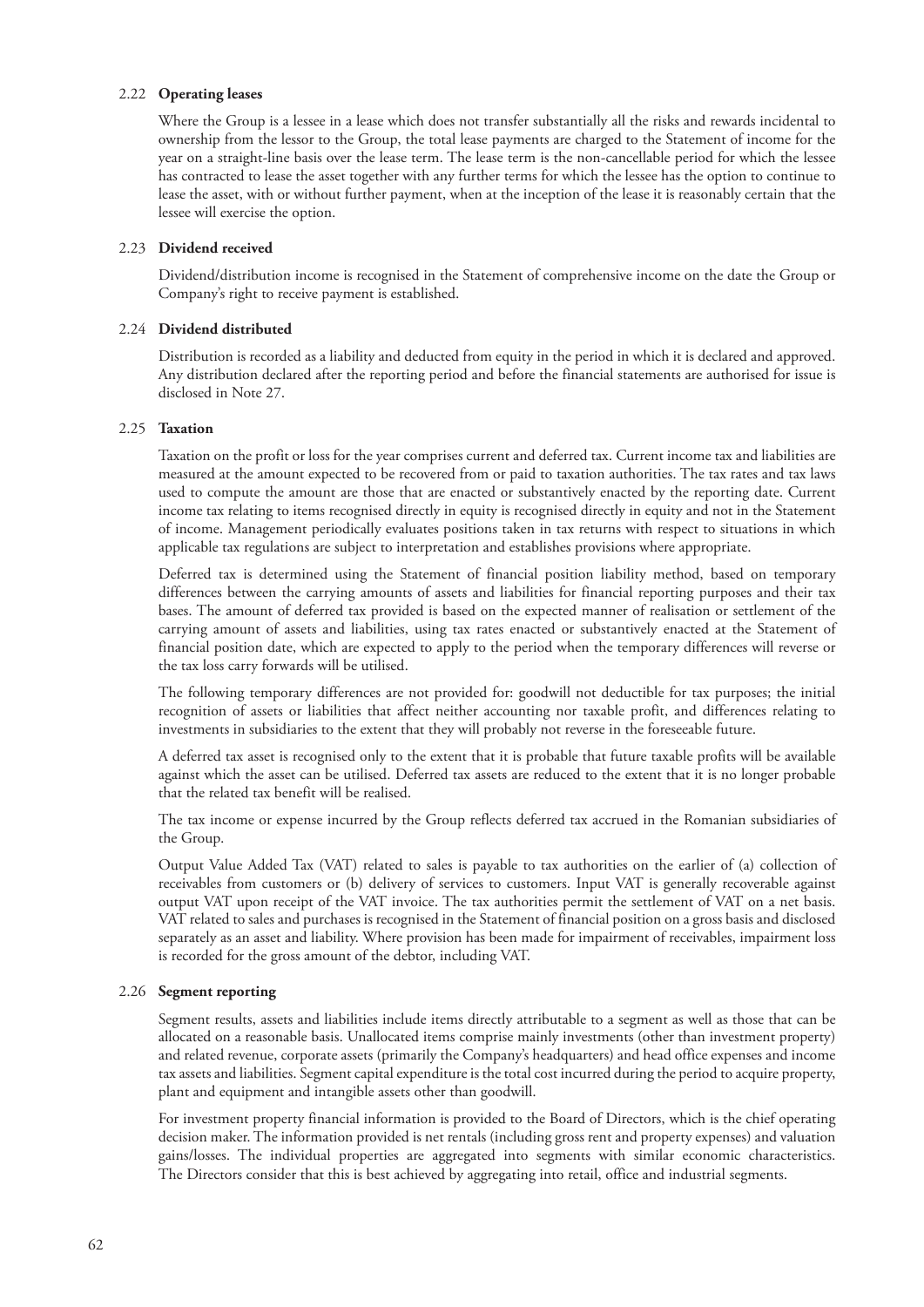### 2.22 Operating leases

Where the Group is a lessee in a lease which does not transfer substantially all the risks and rewards incidental to ownership from the lessor to the Group, the total lease payments are charged to the Statement of income for the year on a straight-line basis over the lease term. The lease term is the non-cancellable period for which the lessee has contracted to lease the asset together with any further terms for which the lessee has the option to continue to lease the asset, with or without further payment, when at the inception of the lease it is reasonably certain that the lessee will exercise the option.

### 2.23 Dividend received

Dividend/distribution income is recognised in the Statement of comprehensive income on the date the Group or Company's right to receive payment is established.

### 2.24 Dividend distributed

Distribution is recorded as a liability and deducted from equity in the period in which it is declared and approved. Any distribution declared after the reporting period and before the financial statements are authorised for issue is disclosed in Note 27.

### 2.25 Taxation

Taxation on the profit or loss for the year comprises current and deferred tax. Current income tax and liabilities are measured at the amount expected to be recovered from or paid to taxation authorities. The tax rates and tax laws used to compute the amount are those that are enacted or substantively enacted by the reporting date. Current income tax relating to items recognised directly in equity is recognised directly in equity and not in the Statement of income. Management periodically evaluates positions taken in tax returns with respect to situations in which applicable tax regulations are subject to interpretation and establishes provisions where appropriate.

Deferred tax is determined using the Statement of financial position liability method, based on temporary differences between the carrying amounts of assets and liabilities for financial reporting purposes and their tax bases. The amount of deferred tax provided is based on the expected manner of realisation or settlement of the carrying amount of assets and liabilities, using tax rates enacted or substantively enacted at the Statement of financial position date, which are expected to apply to the period when the temporary differences will reverse or the tax loss carry forwards will be utilised.

The following temporary differences are not provided for: goodwill not deductible for tax purposes; the initial recognition of assets or liabilities that affect neither accounting nor taxable profit, and differences relating to investments in subsidiaries to the extent that they will probably not reverse in the foreseeable future.

A deferred tax asset is recognised only to the extent that it is probable that future taxable profits will be available against which the asset can be utilised. Deferred tax assets are reduced to the extent that it is no longer probable that the related tax benefit will be realised.

The tax income or expense incurred by the Group reflects deferred tax accrued in the Romanian subsidiaries of the Group.

Output Value Added Tax (VAT) related to sales is payable to tax authorities on the earlier of (a) collection of receivables from customers or (b) delivery of services to customers. Input VAT is generally recoverable against output VAT upon receipt of the VAT invoice. The tax authorities permit the settlement of VAT on a net basis. VAT related to sales and purchases is recognised in the Statement of financial position on a gross basis and disclosed separately as an asset and liability. Where provision has been made for impairment of receivables, impairment loss is recorded for the gross amount of the debtor, including VAT.

### 2.26 Segment reporting

Segment results, assets and liabilities include items directly attributable to a segment as well as those that can be allocated on a reasonable basis. Unallocated items comprise mainly investments (other than investment property) and related revenue, corporate assets (primarily the Company's headquarters) and head office expenses and income tax assets and liabilities. Segment capital expenditure is the total cost incurred during the period to acquire property, plant and equipment and intangible assets other than goodwill.

For investment property financial information is provided to the Board of Directors, which is the chief operating decision maker. The information provided is net rentals (including gross rent and property expenses) and valuation gains/losses. The individual properties are aggregated into segments with similar economic characteristics. The Directors consider that this is best achieved by aggregating into retail, office and industrial segments.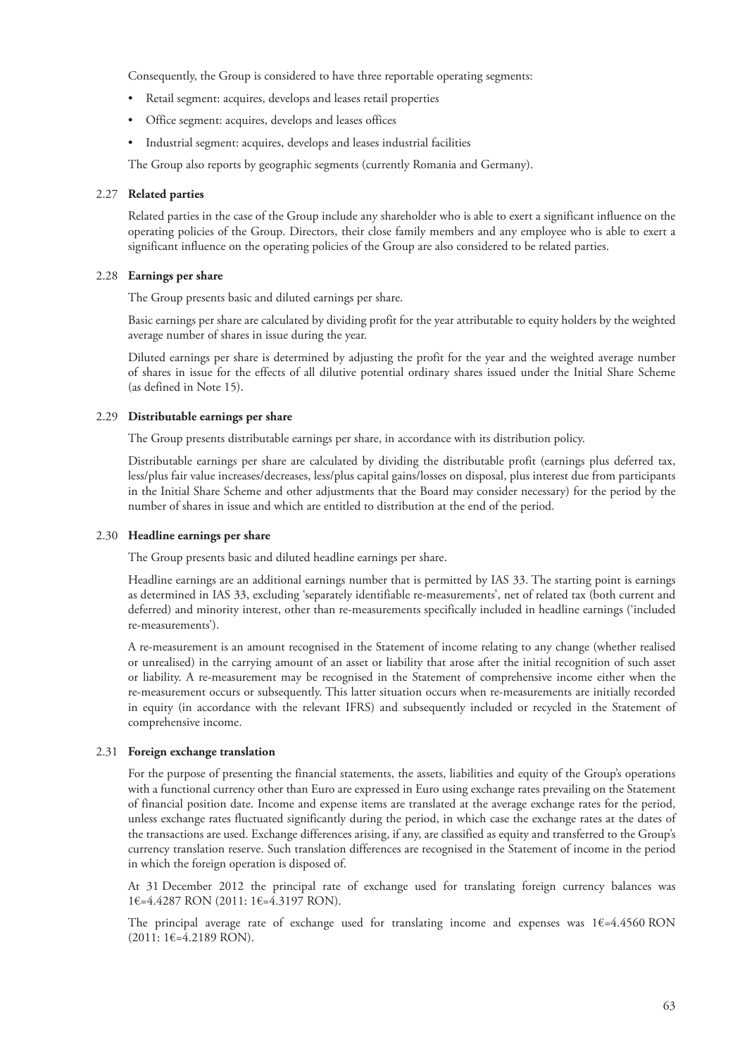Consequently, the Group is considered to have three reportable operating segments:

- Retail segment: acquires, develops and leases retail properties
- Office segment: acquires, develops and leases offices
- Industrial segment: acquires, develops and leases industrial facilities

The Group also reports by geographic segments (currently Romania and Germany).

### 2.27 Related parties

Related parties in the case of the Group include any shareholder who is able to exert a significant influence on the operating policies of the Group. Directors, their close family members and any employee who is able to exert a significant influence on the operating policies of the Group are also considered to be related parties.

### 2.28 Earnings per share

The Group presents basic and diluted earnings per share.

Basic earnings per share are calculated by dividing profit for the year attributable to equity holders by the weighted average number of shares in issue during the year.

Diluted earnings per share is determined by adjusting the profit for the year and the weighted average number of shares in issue for the effects of all dilutive potential ordinary shares issued under the Initial Share Scheme (as defined in Note 15).

### 2.29 Distributable earnings per share

The Group presents distributable earnings per share, in accordance with its distribution policy.

Distributable earnings per share are calculated by dividing the distributable profit (earnings plus deferred tax, less/plus fair value increases/decreases, less/plus capital gains/losses on disposal, plus interest due from participants in the Initial Share Scheme and other adjustments that the Board may consider necessary) for the period by the number of shares in issue and which are entitled to distribution at the end of the period.

### 2.30 Headline earnings per share

The Group presents basic and diluted headline earnings per share.

Headline earnings are an additional earnings number that is permitted by IAS 33. The starting point is earnings as determined in IAS 33, excluding 'separately identifiable re-measurements', net of related tax (both current and deferred) and minority interest, other than re-measurements specifically included in headline earnings ('included re-measurements').

A re-measurement is an amount recognised in the Statement of income relating to any change (whether realised or unrealised) in the carrying amount of an asset or liability that arose after the initial recognition of such asset or liability. A re-measurement may be recognised in the Statement of comprehensive income either when the re-measurement occurs or subsequently. This latter situation occurs when re-measurements are initially recorded in equity (in accordance with the relevant IFRS) and subsequently included or recycled in the Statement of comprehensive income.

### 2.31 Foreign exchange translation

For the purpose of presenting the financial statements, the assets, liabilities and equity of the Group's operations with a functional currency other than Euro are expressed in Euro using exchange rates prevailing on the Statement of financial position date. Income and expense items are translated at the average exchange rates for the period, unless exchange rates fluctuated significantly during the period, in which case the exchange rates at the dates of the transactions are used. Exchange differences arising, if any, are classified as equity and transferred to the Group's currency translation reserve. Such translation differences are recognised in the Statement of income in the period in which the foreign operation is disposed of.

At 31 December 2012 the principal rate of exchange used for translating foreign currency balances was 1€=4.4287 RON (2011: 1€=4.3197 RON).

The principal average rate of exchange used for translating income and expenses was 1€=4.4560 RON (2011: 1€=4.2189 RON).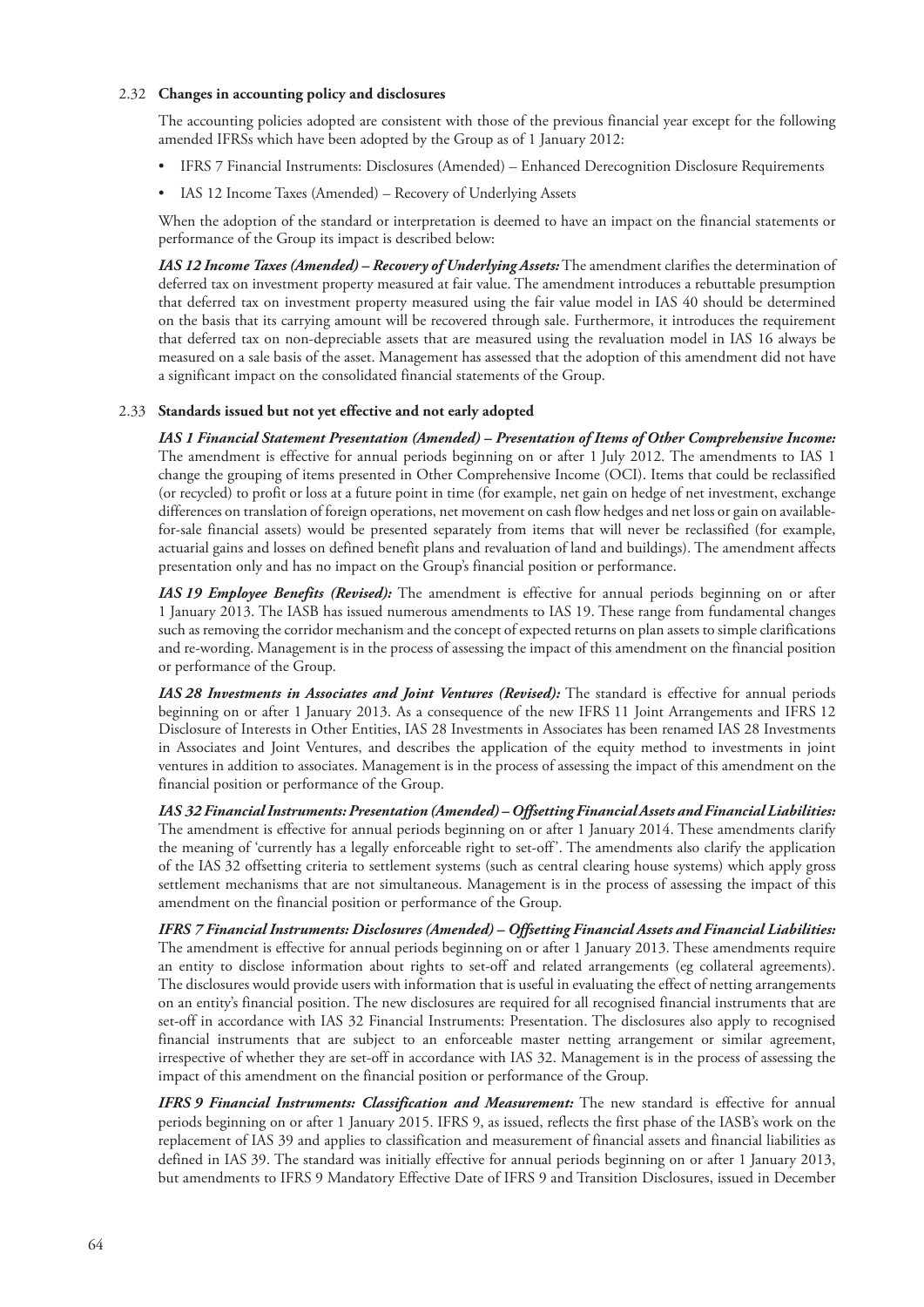## 2.32 Changes in accounting policy and disclosures

The accounting policies adopted are consistent with those of the previous financial year except for the following amended IFRSs which have been adopted by the Group as of 1 January 2012:

- IFRS 7 Financial Instruments: Disclosures (Amended) – Enhanced Derecognition Disclosure Requirements
- IAS 12 Income Taxes (Amended) – Recovery of Underlying Assets

When the adoption of the standard or interpretation is deemed to have an impact on the financial statements or performance of the Group its impact is described below:

***IAS 12 Income Taxes (Amended) – Recovery of Underlying Assets:*** The amendment clarifies the determination of deferred tax on investment property measured at fair value. The amendment introduces a rebuttable presumption that deferred tax on investment property measured using the fair value model in IAS 40 should be determined on the basis that its carrying amount will be recovered through sale. Furthermore, it introduces the requirement that deferred tax on non-depreciable assets that are measured using the revaluation model in IAS 16 always be measured on a sale basis of the asset. Management has assessed that the adoption of this amendment did not have a significant impact on the consolidated financial statements of the Group.

## 2.33 Standards issued but not yet effective and not early adopted

***IAS 1 Financial Statement Presentation (Amended) – Presentation of Items of Other Comprehensive Income:*** The amendment is effective for annual periods beginning on or after 1 July 2012. The amendments to IAS 1 change the grouping of items presented in Other Comprehensive Income (OCI). Items that could be reclassified (or recycled) to profit or loss at a future point in time (for example, net gain on hedge of net investment, exchange differences on translation of foreign operations, net movement on cash flow hedges and net loss or gain on available-for-sale financial assets) would be presented separately from items that will never be reclassified (for example, actuarial gains and losses on defined benefit plans and revaluation of land and buildings). The amendment affects presentation only and has no impact on the Group's financial position or performance.

***IAS 19 Employee Benefits (Revised):*** The amendment is effective for annual periods beginning on or after 1 January 2013. The IASB has issued numerous amendments to IAS 19. These range from fundamental changes such as removing the corridor mechanism and the concept of expected returns on plan assets to simple clarifications and re-wording. Management is in the process of assessing the impact of this amendment on the financial position or performance of the Group.

***IAS 28 Investments in Associates and Joint Ventures (Revised):*** The standard is effective for annual periods beginning on or after 1 January 2013. As a consequence of the new IFRS 11 Joint Arrangements and IFRS 12 Disclosure of Interests in Other Entities, IAS 28 Investments in Associates has been renamed IAS 28 Investments in Associates and Joint Ventures, and describes the application of the equity method to investments in joint ventures in addition to associates. Management is in the process of assessing the impact of this amendment on the financial position or performance of the Group.

***IAS 32 Financial Instruments: Presentation (Amended) – Offsetting Financial Assets and Financial Liabilities:*** The amendment is effective for annual periods beginning on or after 1 January 2014. These amendments clarify the meaning of 'currently has a legally enforceable right to set-off'. The amendments also clarify the application of the IAS 32 offsetting criteria to settlement systems (such as central clearing house systems) which apply gross settlement mechanisms that are not simultaneous. Management is in the process of assessing the impact of this amendment on the financial position or performance of the Group.

***IFRS 7 Financial Instruments: Disclosures (Amended) – Offsetting Financial Assets and Financial Liabilities:*** The amendment is effective for annual periods beginning on or after 1 January 2013. These amendments require an entity to disclose information about rights to set-off and related arrangements (eg collateral agreements). The disclosures would provide users with information that is useful in evaluating the effect of netting arrangements on an entity's financial position. The new disclosures are required for all recognised financial instruments that are set-off in accordance with IAS 32 Financial Instruments: Presentation. The disclosures also apply to recognised financial instruments that are subject to an enforceable master netting arrangement or similar agreement, irrespective of whether they are set-off in accordance with IAS 32. Management is in the process of assessing the impact of this amendment on the financial position or performance of the Group.

***IFRS 9 Financial Instruments: Classification and Measurement:*** The new standard is effective for annual periods beginning on or after 1 January 2015. IFRS 9, as issued, reflects the first phase of the IASB's work on the replacement of IAS 39 and applies to classification and measurement of financial assets and financial liabilities as defined in IAS 39. The standard was initially effective for annual periods beginning on or after 1 January 2013, but amendments to IFRS 9 Mandatory Effective Date of IFRS 9 and Transition Disclosures, issued in December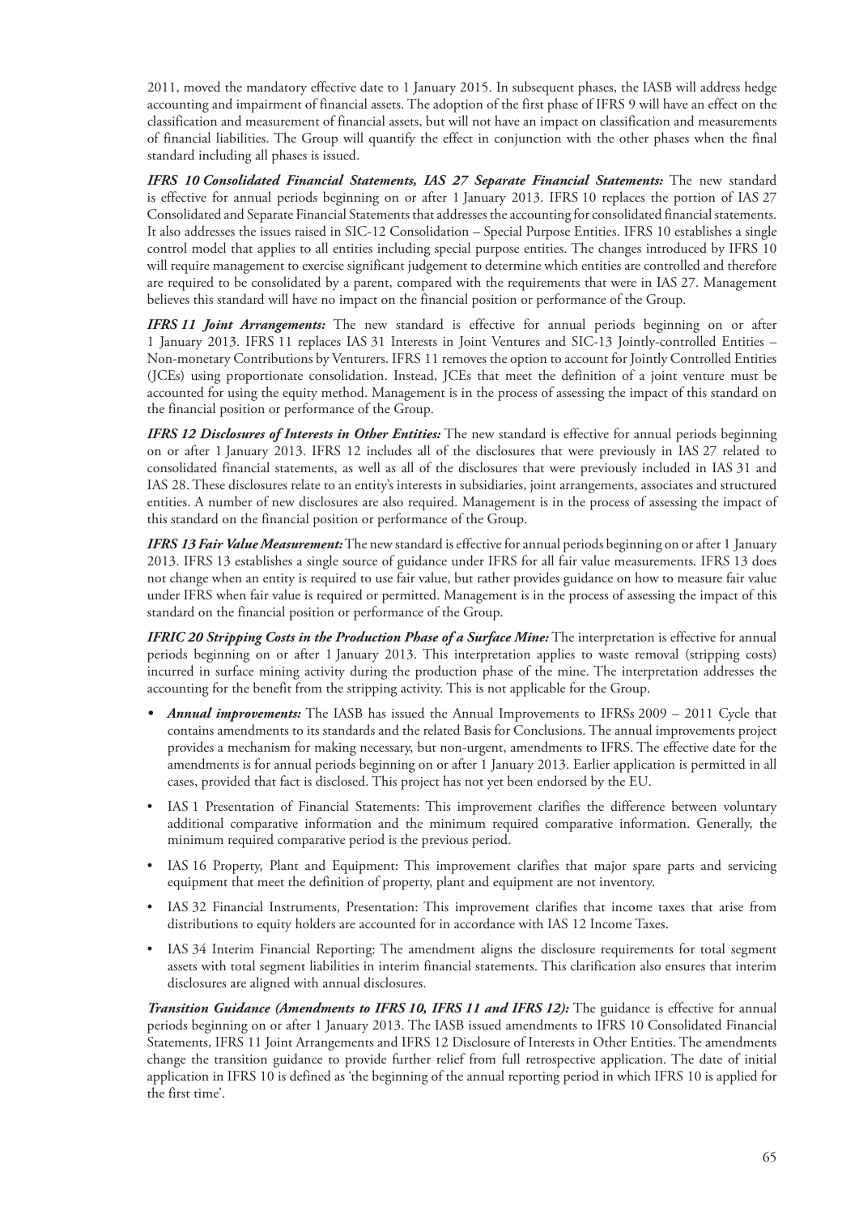2011, moved the mandatory effective date to 1 January 2015. In subsequent phases, the IASB will address hedge accounting and impairment of financial assets. The adoption of the first phase of IFRS 9 will have an effect on the classification and measurement of financial assets, but will not have an impact on classification and measurements of financial liabilities. The Group will quantify the effect in conjunction with the other phases when the final standard including all phases is issued.

***IFRS 10 Consolidated Financial Statements, IAS 27 Separate Financial Statements:*** The new standard is effective for annual periods beginning on or after 1 January 2013. IFRS 10 replaces the portion of IAS 27 Consolidated and Separate Financial Statements that addresses the accounting for consolidated financial statements. It also addresses the issues raised in SIC-12 Consolidation – Special Purpose Entities. IFRS 10 establishes a single control model that applies to all entities including special purpose entities. The changes introduced by IFRS 10 will require management to exercise significant judgement to determine which entities are controlled and therefore are required to be consolidated by a parent, compared with the requirements that were in IAS 27. Management believes this standard will have no impact on the financial position or performance of the Group.

***IFRS 11 Joint Arrangements:*** The new standard is effective for annual periods beginning on or after 1 January 2013. IFRS 11 replaces IAS 31 Interests in Joint Ventures and SIC-13 Jointly-controlled Entities – Non-monetary Contributions by Venturers. IFRS 11 removes the option to account for Jointly Controlled Entities (JCEs) using proportionate consolidation. Instead, JCEs that meet the definition of a joint venture must be accounted for using the equity method. Management is in the process of assessing the impact of this standard on the financial position or performance of the Group.

***IFRS 12 Disclosures of Interests in Other Entities:*** The new standard is effective for annual periods beginning on or after 1 January 2013. IFRS 12 includes all of the disclosures that were previously in IAS 27 related to consolidated financial statements, as well as all of the disclosures that were previously included in IAS 31 and IAS 28. These disclosures relate to an entity's interests in subsidiaries, joint arrangements, associates and structured entities. A number of new disclosures are also required. Management is in the process of assessing the impact of this standard on the financial position or performance of the Group.

***IFRS 13 Fair Value Measurement:*** The new standard is effective for annual periods beginning on or after 1 January 2013. IFRS 13 establishes a single source of guidance under IFRS for all fair value measurements. IFRS 13 does not change when an entity is required to use fair value, but rather provides guidance on how to measure fair value under IFRS when fair value is required or permitted. Management is in the process of assessing the impact of this standard on the financial position or performance of the Group.

***IFRIC 20 Stripping Costs in the Production Phase of a Surface Mine:*** The interpretation is effective for annual periods beginning on or after 1 January 2013. This interpretation applies to waste removal (stripping costs) incurred in surface mining activity during the production phase of the mine. The interpretation addresses the accounting for the benefit from the stripping activity. This is not applicable for the Group.

- ***Annual improvements:*** The IASB has issued the Annual Improvements to IFRSs 2009 – 2011 Cycle that contains amendments to its standards and the related Basis for Conclusions. The annual improvements project provides a mechanism for making necessary, but non-urgent, amendments to IFRS. The effective date for the amendments is for annual periods beginning on or after 1 January 2013. Earlier application is permitted in all cases, provided that fact is disclosed. This project has not yet been endorsed by the EU.
- IAS 1 Presentation of Financial Statements: This improvement clarifies the difference between voluntary additional comparative information and the minimum required comparative information. Generally, the minimum required comparative period is the previous period.
- IAS 16 Property, Plant and Equipment: This improvement clarifies that major spare parts and servicing equipment that meet the definition of property, plant and equipment are not inventory.
- IAS 32 Financial Instruments, Presentation: This improvement clarifies that income taxes that arise from distributions to equity holders are accounted for in accordance with IAS 12 Income Taxes.
- IAS 34 Interim Financial Reporting: The amendment aligns the disclosure requirements for total segment assets with total segment liabilities in interim financial statements. This clarification also ensures that interim disclosures are aligned with annual disclosures.

***Transition Guidance (Amendments to IFRS 10, IFRS 11 and IFRS 12):*** The guidance is effective for annual periods beginning on or after 1 January 2013. The IASB issued amendments to IFRS 10 Consolidated Financial Statements, IFRS 11 Joint Arrangements and IFRS 12 Disclosure of Interests in Other Entities. The amendments change the transition guidance to provide further relief from full retrospective application. The date of initial application in IFRS 10 is defined as 'the beginning of the annual reporting period in which IFRS 10 is applied for the first time'.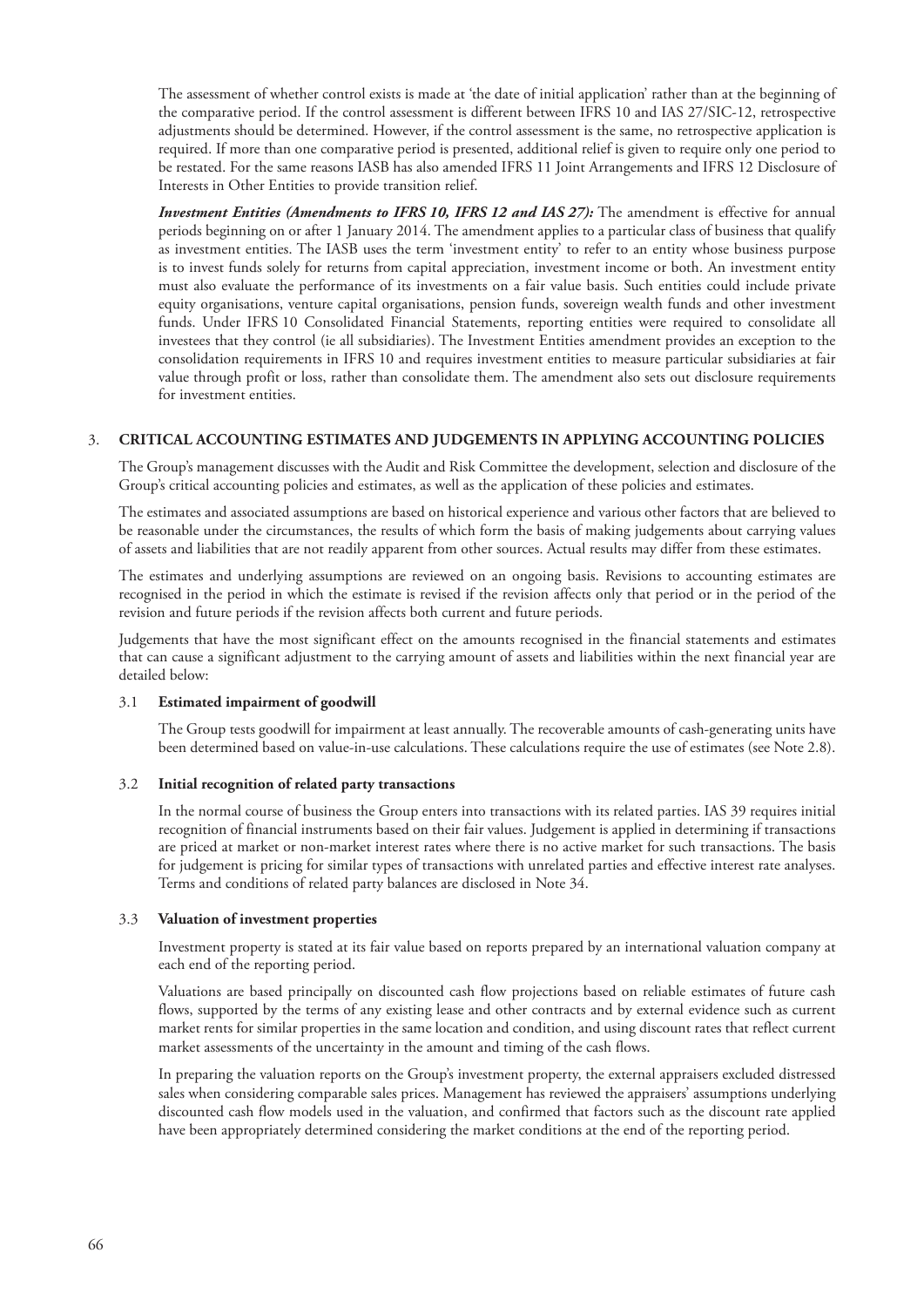The assessment of whether control exists is made at 'the date of initial application' rather than at the beginning of the comparative period. If the control assessment is different between IFRS 10 and IAS 27/SIC-12, retrospective adjustments should be determined. However, if the control assessment is the same, no retrospective application is required. If more than one comparative period is presented, additional relief is given to require only one period to be restated. For the same reasons IASB has also amended IFRS 11 Joint Arrangements and IFRS 12 Disclosure of Interests in Other Entities to provide transition relief.

***Investment Entities (Amendments to IFRS 10, IFRS 12 and IAS 27):*** The amendment is effective for annual periods beginning on or after 1 January 2014. The amendment applies to a particular class of business that qualify as investment entities. The IASB uses the term 'investment entity' to refer to an entity whose business purpose is to invest funds solely for returns from capital appreciation, investment income or both. An investment entity must also evaluate the performance of its investments on a fair value basis. Such entities could include private equity organisations, venture capital organisations, pension funds, sovereign wealth funds and other investment funds. Under IFRS 10 Consolidated Financial Statements, reporting entities were required to consolidate all investees that they control (ie all subsidiaries). The Investment Entities amendment provides an exception to the consolidation requirements in IFRS 10 and requires investment entities to measure particular subsidiaries at fair value through profit or loss, rather than consolidate them. The amendment also sets out disclosure requirements for investment entities.

## 3. CRITICAL ACCOUNTING ESTIMATES AND JUDGEMENTS IN APPLYING ACCOUNTING POLICIES

The Group's management discusses with the Audit and Risk Committee the development, selection and disclosure of the Group's critical accounting policies and estimates, as well as the application of these policies and estimates.

The estimates and associated assumptions are based on historical experience and various other factors that are believed to be reasonable under the circumstances, the results of which form the basis of making judgements about carrying values of assets and liabilities that are not readily apparent from other sources. Actual results may differ from these estimates.

The estimates and underlying assumptions are reviewed on an ongoing basis. Revisions to accounting estimates are recognised in the period in which the estimate is revised if the revision affects only that period or in the period of the revision and future periods if the revision affects both current and future periods.

Judgements that have the most significant effect on the amounts recognised in the financial statements and estimates that can cause a significant adjustment to the carrying amount of assets and liabilities within the next financial year are detailed below:

### 3.1 Estimated impairment of goodwill

The Group tests goodwill for impairment at least annually. The recoverable amounts of cash-generating units have been determined based on value-in-use calculations. These calculations require the use of estimates (see Note 2.8).

### 3.2 Initial recognition of related party transactions

In the normal course of business the Group enters into transactions with its related parties. IAS 39 requires initial recognition of financial instruments based on their fair values. Judgement is applied in determining if transactions are priced at market or non-market interest rates where there is no active market for such transactions. The basis for judgement is pricing for similar types of transactions with unrelated parties and effective interest rate analyses. Terms and conditions of related party balances are disclosed in Note 34.

### 3.3 Valuation of investment properties

Investment property is stated at its fair value based on reports prepared by an international valuation company at each end of the reporting period.

Valuations are based principally on discounted cash flow projections based on reliable estimates of future cash flows, supported by the terms of any existing lease and other contracts and by external evidence such as current market rents for similar properties in the same location and condition, and using discount rates that reflect current market assessments of the uncertainty in the amount and timing of the cash flows.

In preparing the valuation reports on the Group's investment property, the external appraisers excluded distressed sales when considering comparable sales prices. Management has reviewed the appraisers' assumptions underlying discounted cash flow models used in the valuation, and confirmed that factors such as the discount rate applied have been appropriately determined considering the market conditions at the end of the reporting period.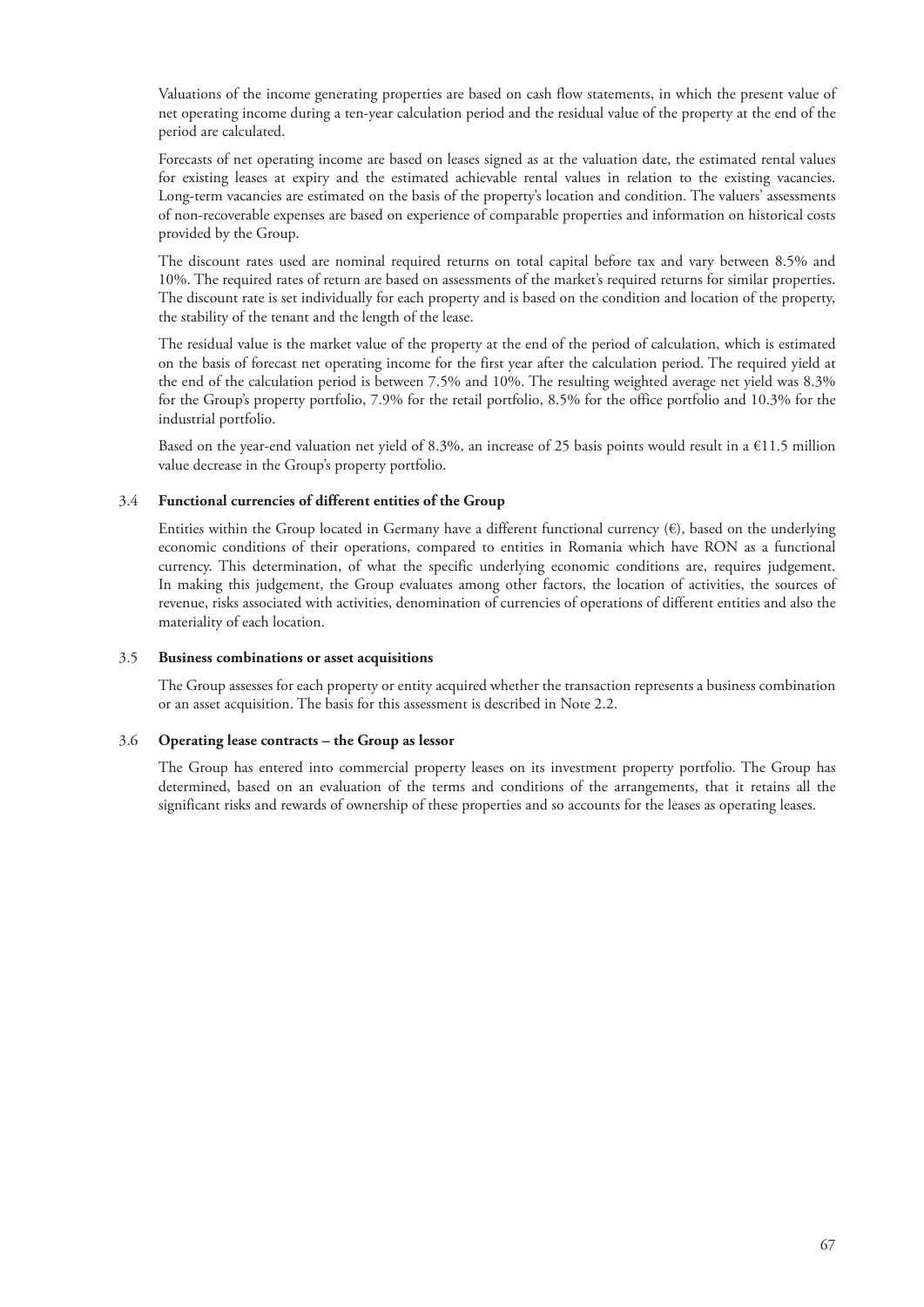Valuations of the income generating properties are based on cash flow statements, in which the present value of net operating income during a ten-year calculation period and the residual value of the property at the end of the period are calculated.

Forecasts of net operating income are based on leases signed as at the valuation date, the estimated rental values for existing leases at expiry and the estimated achievable rental values in relation to the existing vacancies. Long-term vacancies are estimated on the basis of the property's location and condition. The valuers' assessments of non-recoverable expenses are based on experience of comparable properties and information on historical costs provided by the Group.

The discount rates used are nominal required returns on total capital before tax and vary between 8.5% and 10%. The required rates of return are based on assessments of the market's required returns for similar properties. The discount rate is set individually for each property and is based on the condition and location of the property, the stability of the tenant and the length of the lease.

The residual value is the market value of the property at the end of the period of calculation, which is estimated on the basis of forecast net operating income for the first year after the calculation period. The required yield at the end of the calculation period is between 7.5% and 10%. The resulting weighted average net yield was 8.3% for the Group's property portfolio, 7.9% for the retail portfolio, 8.5% for the office portfolio and 10.3% for the industrial portfolio.

Based on the year-end valuation net yield of 8.3%, an increase of 25 basis points would result in a €11.5 million value decrease in the Group's property portfolio.

### 3.4 Functional currencies of different entities of the Group

Entities within the Group located in Germany have a different functional currency (€), based on the underlying economic conditions of their operations, compared to entities in Romania which have RON as a functional currency. This determination, of what the specific underlying economic conditions are, requires judgement. In making this judgement, the Group evaluates among other factors, the location of activities, the sources of revenue, risks associated with activities, denomination of currencies of operations of different entities and also the materiality of each location.

### 3.5 Business combinations or asset acquisitions

The Group assesses for each property or entity acquired whether the transaction represents a business combination or an asset acquisition. The basis for this assessment is described in Note 2.2.

### 3.6 Operating lease contracts – the Group as lessor

The Group has entered into commercial property leases on its investment property portfolio. The Group has determined, based on an evaluation of the terms and conditions of the arrangements, that it retains all the significant risks and rewards of ownership of these properties and so accounts for the leases as operating leases.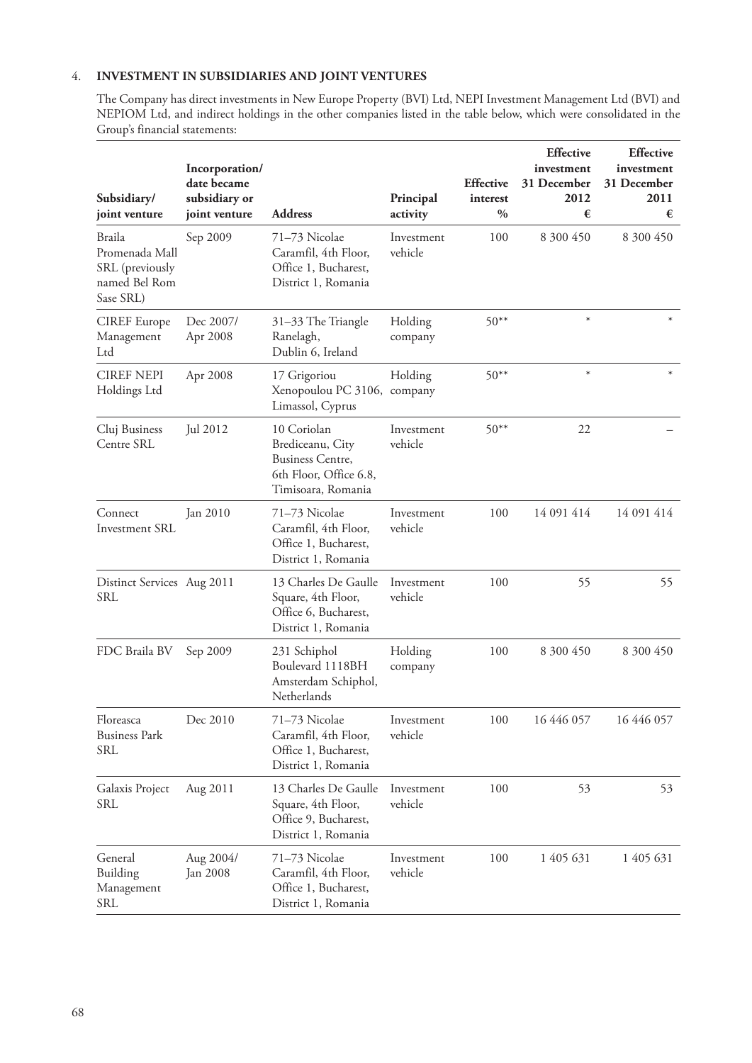## 4. INVESTMENT IN SUBSIDIARIES AND JOINT VENTURES

The Company has direct investments in New Europe Property (BVI) Ltd, NEPI Investment Management Ltd (BVI) and NEPIOM Ltd, and indirect holdings in the other companies listed in the table below, which were consolidated in the Group's financial statements:

| Subsidiary/ joint venture | Incorporation/ date became subsidiary or joint venture | Address | Principal activity | Effective interest % | Effective investment 31 December 2012 € | Effective investment 31 December 2011 € |
|---|---|---|---|---|---|---|
| Braila Promenada Mall SRL (previously named Bel Rom Sase SRL) | Sep 2009 | 71–73 Nicolae Caramfil, 4th Floor, Office 1, Bucharest, District 1, Romania | Investment vehicle | 100 | 8 300 450 | 8 300 450 |
| CIREF Europe Management Ltd | Dec 2007/ Apr 2008 | 31–33 The Triangle Ranelagh, Dublin 6, Ireland | Holding company | 50** | * | * |
| CIREF NEPI Holdings Ltd | Apr 2008 | 17 Grigoriou Xenopoulou PC 3106, Limassol, Cyprus | Holding company | 50** | * | * |
| Cluj Business Centre SRL | Jul 2012 | 10 Coriolan Brediceanu, City Business Centre, 6th Floor, Office 6.8, Timisoara, Romania | Investment vehicle | 50** | 22 | – |
| Connect Investment SRL | Jan 2010 | 71–73 Nicolae Caramfil, 4th Floor, Office 1, Bucharest, District 1, Romania | Investment vehicle | 100 | 14 091 414 | 14 091 414 |
| Distinct Services SRL | Aug 2011 | 13 Charles De Gaulle Square, 4th Floor, Office 6, Bucharest, District 1, Romania | Investment vehicle | 100 | 55 | 55 |
| FDC Braila BV | Sep 2009 | 231 Schiphol Boulevard 1118BH Amsterdam Schiphol, Netherlands | Holding company | 100 | 8 300 450 | 8 300 450 |
| Floreasca Business Park SRL | Dec 2010 | 71–73 Nicolae Caramfil, 4th Floor, Office 1, Bucharest, District 1, Romania | Investment vehicle | 100 | 16 446 057 | 16 446 057 |
| Galaxis Project SRL | Aug 2011 | 13 Charles De Gaulle Square, 4th Floor, Office 9, Bucharest, District 1, Romania | Investment vehicle | 100 | 53 | 53 |
| General Building Management SRL | Aug 2004/ Jan 2008 | 71–73 Nicolae Caramfil, 4th Floor, Office 1, Bucharest, District 1, Romania | Investment vehicle | 100 | 1 405 631 | 1 405 631 |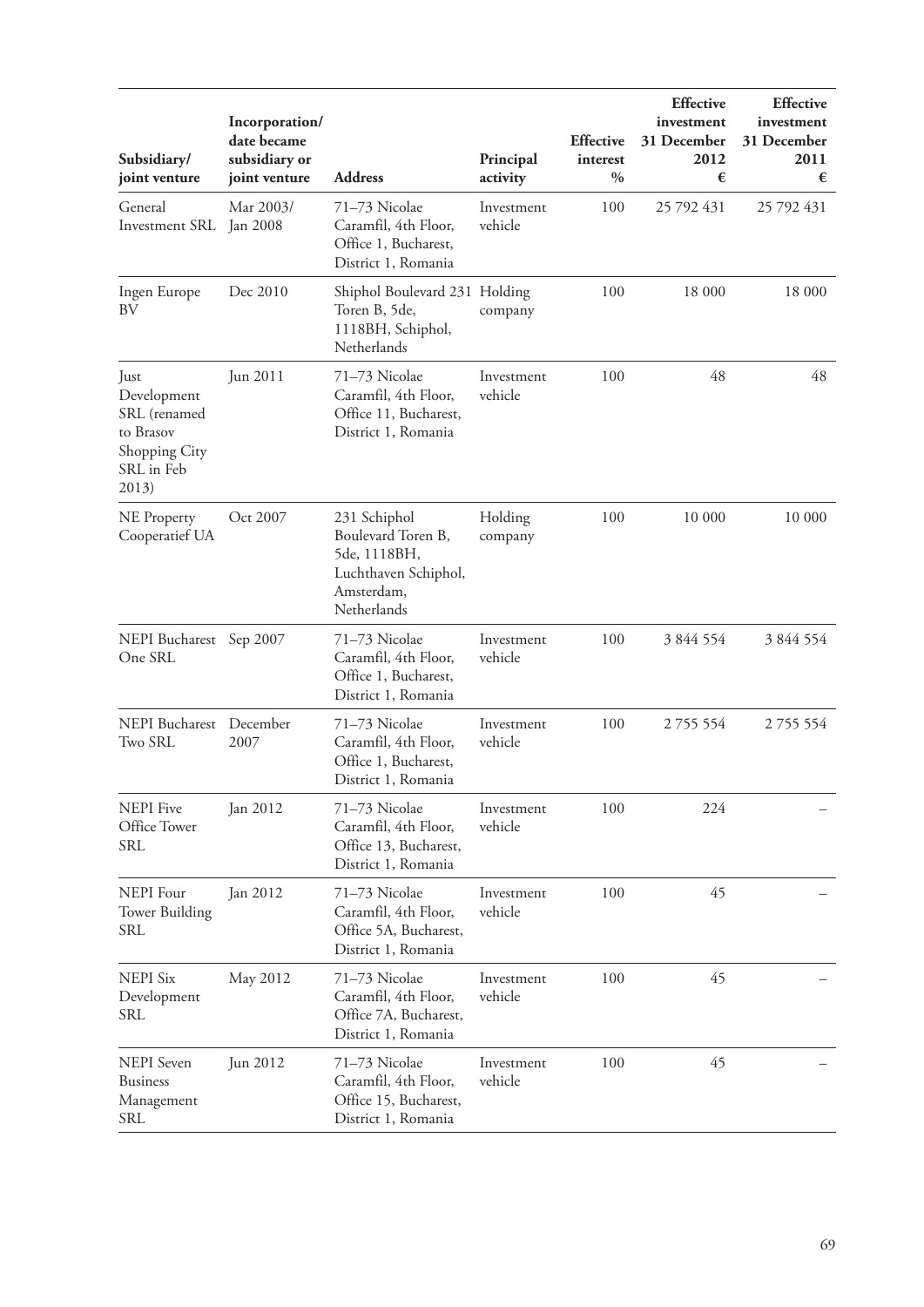| Subsidiary/ joint venture | Incorporation/ date became subsidiary or joint venture | Address | Principal activity | Effective interest % | Effective investment 31 December 2012 € | Effective investment 31 December 2011 € |
|---|---|---|---|---|---|---|
| General Investment SRL | Mar 2003/ Jan 2008 | 71–73 Nicolae Caramfil, 4th Floor, Office 1, Bucharest, District 1, Romania | Investment vehicle | 100 | 25 792 431 | 25 792 431 |
| Ingen Europe BV | Dec 2010 | Shiphol Boulevard 231 Toren B, 5de, 1118BH, Schiphol, Netherlands | Holding company | 100 | 18 000 | 18 000 |
| Just Development SRL (renamed to Brasov Shopping City SRL in Feb 2013) | Jun 2011 | 71–73 Nicolae Caramfil, 4th Floor, Office 11, Bucharest, District 1, Romania | Investment vehicle | 100 | 48 | 48 |
| NE Property Cooperatief UA | Oct 2007 | 231 Schiphol Boulevard Toren B, 5de, 1118BH, Luchthaven Schiphol, Amsterdam, Netherlands | Holding company | 100 | 10 000 | 10 000 |
| NEPI Bucharest One SRL | Sep 2007 | 71–73 Nicolae Caramfil, 4th Floor, Office 1, Bucharest, District 1, Romania | Investment vehicle | 100 | 3 844 554 | 3 844 554 |
| NEPI Bucharest Two SRL | December 2007 | 71–73 Nicolae Caramfil, 4th Floor, Office 1, Bucharest, District 1, Romania | Investment vehicle | 100 | 2 755 554 | 2 755 554 |
| NEPI Five Office Tower SRL | Jan 2012 | 71–73 Nicolae Caramfil, 4th Floor, Office 13, Bucharest, District 1, Romania | Investment vehicle | 100 | 224 | – |
| NEPI Four Tower Building SRL | Jan 2012 | 71–73 Nicolae Caramfil, 4th Floor, Office 5A, Bucharest, District 1, Romania | Investment vehicle | 100 | 45 | – |
| NEPI Six Development SRL | May 2012 | 71–73 Nicolae Caramfil, 4th Floor, Office 7A, Bucharest, District 1, Romania | Investment vehicle | 100 | 45 | – |
| NEPI Seven Business Management SRL | Jun 2012 | 71–73 Nicolae Caramfil, 4th Floor, Office 15, Bucharest, District 1, Romania | Investment vehicle | 100 | 45 | – |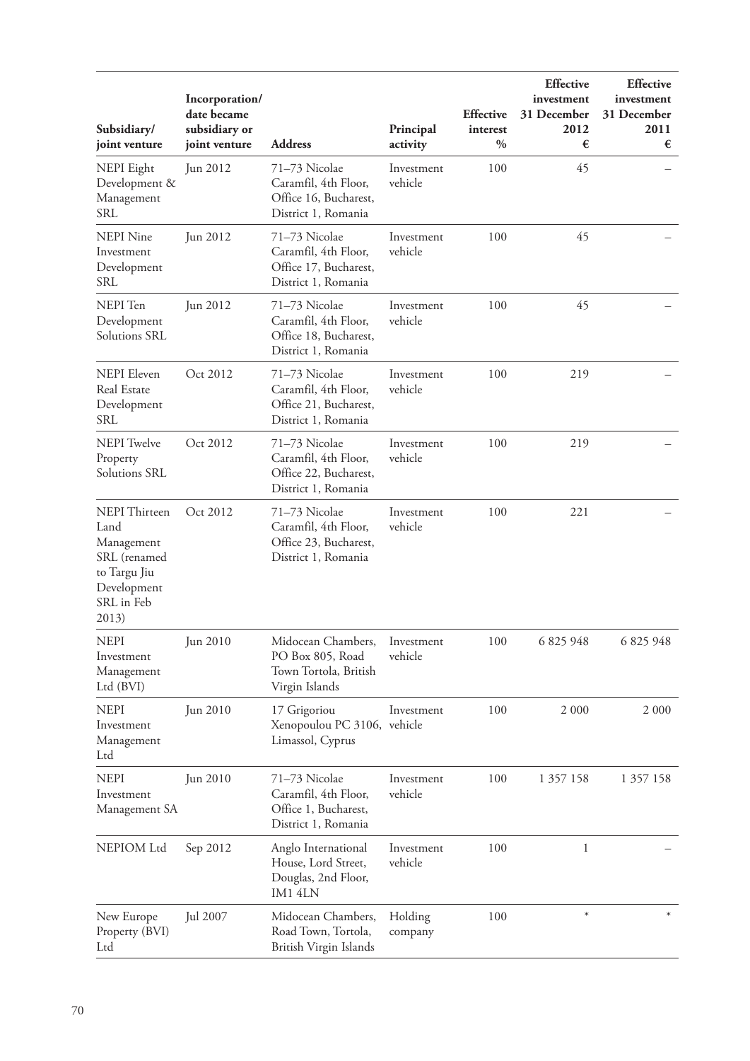| Subsidiary/ joint venture | Incorporation/ date became subsidiary or joint venture | Address | Principal activity | Effective interest % | Effective investment 31 December 2012 € | Effective investment 31 December 2011 € |
|---|---|---|---|---|---|---|
| NEPI Eight Development & Management SRL | Jun 2012 | 71–73 Nicolae Caramfil, 4th Floor, Office 16, Bucharest, District 1, Romania | Investment vehicle | 100 | 45 | – |
| NEPI Nine Investment Development SRL | Jun 2012 | 71–73 Nicolae Caramfil, 4th Floor, Office 17, Bucharest, District 1, Romania | Investment vehicle | 100 | 45 | – |
| NEPI Ten Development Solutions SRL | Jun 2012 | 71–73 Nicolae Caramfil, 4th Floor, Office 18, Bucharest, District 1, Romania | Investment vehicle | 100 | 45 | – |
| NEPI Eleven Real Estate Development SRL | Oct 2012 | 71–73 Nicolae Caramfil, 4th Floor, Office 21, Bucharest, District 1, Romania | Investment vehicle | 100 | 219 | – |
| NEPI Twelve Property Solutions SRL | Oct 2012 | 71–73 Nicolae Caramfil, 4th Floor, Office 22, Bucharest, District 1, Romania | Investment vehicle | 100 | 219 | – |
| NEPI Thirteen Land Management SRL (renamed to Targu Jiu Development SRL in Feb 2013) | Oct 2012 | 71–73 Nicolae Caramfil, 4th Floor, Office 23, Bucharest, District 1, Romania | Investment vehicle | 100 | 221 | – |
| NEPI Investment Management Ltd (BVI) | Jun 2010 | Midocean Chambers, PO Box 805, Road Town Tortola, British Virgin Islands | Investment vehicle | 100 | 6 825 948 | 6 825 948 |
| NEPI Investment Management Ltd | Jun 2010 | 17 Grigoriou Xenopoulou PC 3106, Limassol, Cyprus | Investment vehicle | 100 | 2 000 | 2 000 |
| NEPI Investment Management SA | Jun 2010 | 71–73 Nicolae Caramfil, 4th Floor, Office 1, Bucharest, District 1, Romania | Investment vehicle | 100 | 1 357 158 | 1 357 158 |
| NEPIOM Ltd | Sep 2012 | Anglo International House, Lord Street, Douglas, 2nd Floor, IM1 4LN | Investment vehicle | 100 | 1 | – |
| New Europe Property (BVI) Ltd | Jul 2007 | Midocean Chambers, Road Town, Tortola, British Virgin Islands | Holding company | 100 | * | * |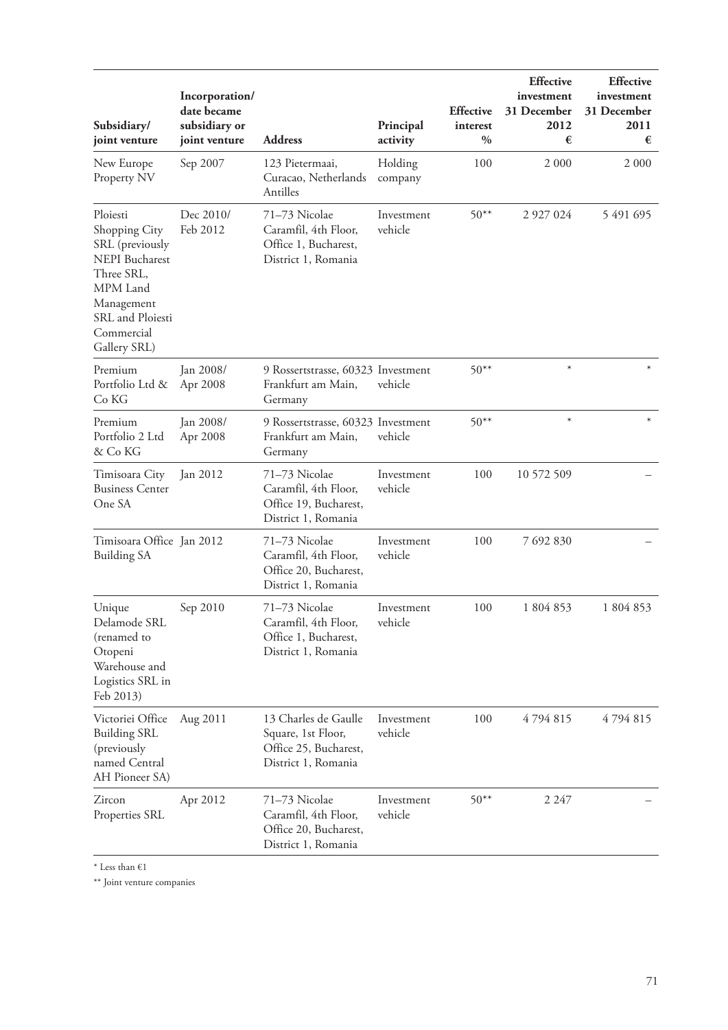| Subsidiary/ joint venture | Incorporation/ date became subsidiary or joint venture | Address | Principal activity | Effective interest % | Effective investment 31 December 2012 € | Effective investment 31 December 2011 € |
|---|---|---|---|---|---|---|
| New Europe Property NV | Sep 2007 | 123 Pietermaai, Curacao, Netherlands Antilles | Holding company | 100 | 2 000 | 2 000 |
| Ploiesti Shopping City SRL (previously NEPI Bucharest Three SRL, MPM Land Management SRL and Ploiesti Commercial Gallery SRL) | Dec 2010/ Feb 2012 | 71–73 Nicolae Caramfil, 4th Floor, Office 1, Bucharest, District 1, Romania | Investment vehicle | 50** | 2 927 024 | 5 491 695 |
| Premium Portfolio Ltd & Co KG | Jan 2008/ Apr 2008 | 9 Rossertstrasse, 60323 Frankfurt am Main, Germany | Investment vehicle | 50** | * | * |
| Premium Portfolio 2 Ltd & Co KG | Jan 2008/ Apr 2008 | 9 Rossertstrasse, 60323 Frankfurt am Main, Germany | Investment vehicle | 50** | * | * |
| Timisoara City Business Center One SA | Jan 2012 | 71–73 Nicolae Caramfil, 4th Floor, Office 19, Bucharest, District 1, Romania | Investment vehicle | 100 | 10 572 509 | – |
| Timisoara Office Building SA | Jan 2012 | 71–73 Nicolae Caramfil, 4th Floor, Office 20, Bucharest, District 1, Romania | Investment vehicle | 100 | 7 692 830 | – |
| Unique Delamode SRL (renamed to Otopeni Warehouse and Logistics SRL in Feb 2013) | Sep 2010 | 71–73 Nicolae Caramfil, 4th Floor, Office 1, Bucharest, District 1, Romania | Investment vehicle | 100 | 1 804 853 | 1 804 853 |
| Victoriei Office Building SRL (previously named Central AH Pioneer SA) | Aug 2011 | 13 Charles de Gaulle Square, 1st Floor, Office 25, Bucharest, District 1, Romania | Investment vehicle | 100 | 4 794 815 | 4 794 815 |
| Zircon Properties SRL | Apr 2012 | 71–73 Nicolae Caramfil, 4th Floor, Office 20, Bucharest, District 1, Romania | Investment vehicle | 50** | 2 247 | – |

* Less than €1

** Joint venture companies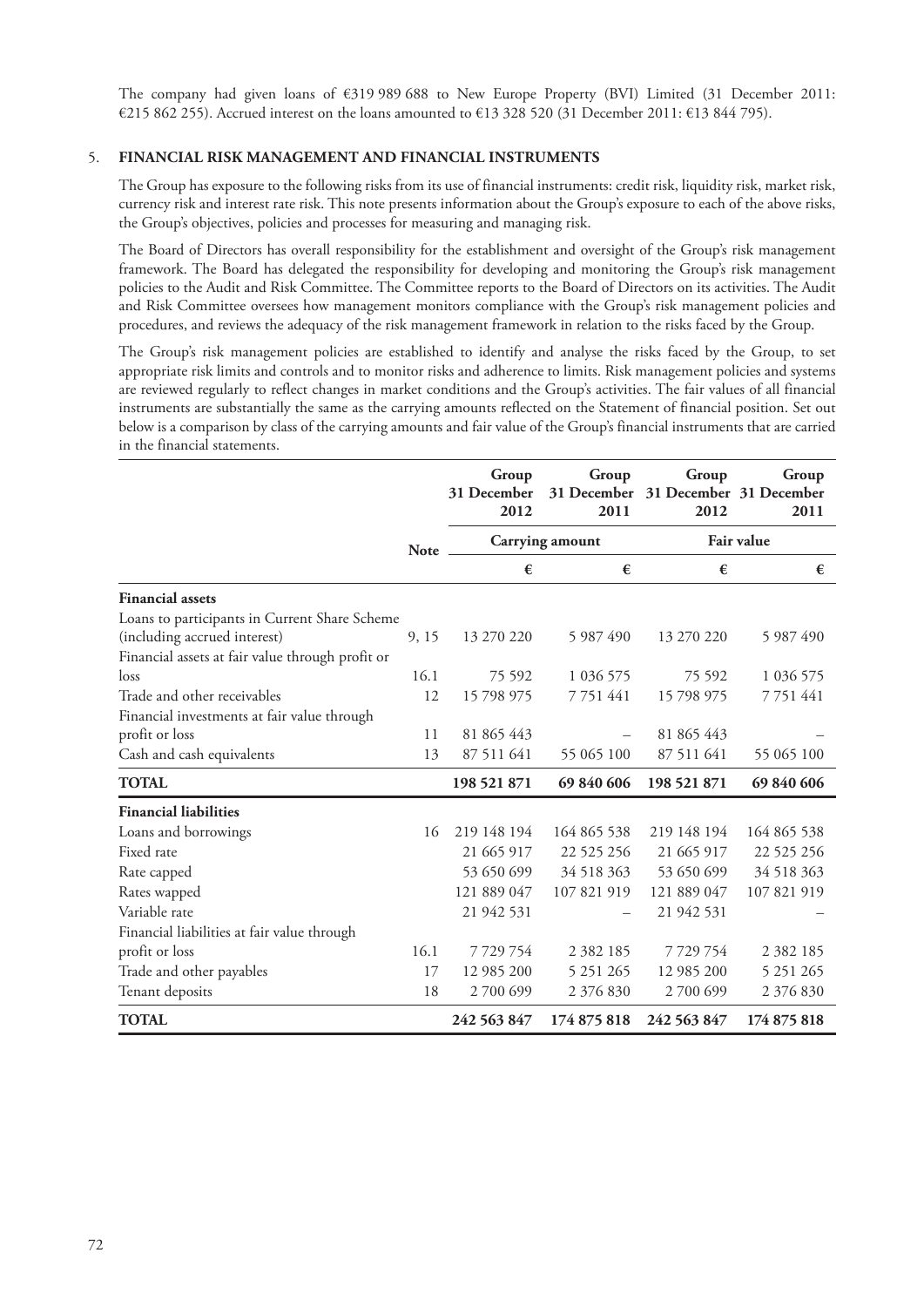The company had given loans of €319 989 688 to New Europe Property (BVI) Limited (31 December 2011: €215 862 255). Accrued interest on the loans amounted to €13 328 520 (31 December 2011: €13 844 795).

## 5. FINANCIAL RISK MANAGEMENT AND FINANCIAL INSTRUMENTS

The Group has exposure to the following risks from its use of financial instruments: credit risk, liquidity risk, market risk, currency risk and interest rate risk. This note presents information about the Group's exposure to each of the above risks, the Group's objectives, policies and processes for measuring and managing risk.

The Board of Directors has overall responsibility for the establishment and oversight of the Group's risk management framework. The Board has delegated the responsibility for developing and monitoring the Group's risk management policies to the Audit and Risk Committee. The Committee reports to the Board of Directors on its activities. The Audit and Risk Committee oversees how management monitors compliance with the Group's risk management policies and procedures, and reviews the adequacy of the risk management framework in relation to the risks faced by the Group.

The Group's risk management policies are established to identify and analyse the risks faced by the Group, to set appropriate risk limits and controls and to monitor risks and adherence to limits. Risk management policies and systems are reviewed regularly to reflect changes in market conditions and the Group's activities. The fair values of all financial instruments are substantially the same as the carrying amounts reflected on the Statement of financial position. Set out below is a comparison by class of the carrying amounts and fair value of the Group's financial instruments that are carried in the financial statements.

| | Note | Group 31 December 2012 | Group 31 December 2011 | Group 31 December 2012 | Group 31 December 2011 |
|---|---|---|---|---|---|
| | | Carrying amount | | Fair value | |
| | | € | € | € | € |
| **Financial assets** | | | | | |
| Loans to participants in Current Share Scheme (including accrued interest) | 9, 15 | 13 270 220 | 5 987 490 | 13 270 220 | 5 987 490 |
| Financial assets at fair value through profit or loss | 16.1 | 75 592 | 1 036 575 | 75 592 | 1 036 575 |
| Trade and other receivables | 12 | 15 798 975 | 7 751 441 | 15 798 975 | 7 751 441 |
| Financial investments at fair value through profit or loss | 11 | 81 865 443 | – | 81 865 443 | – |
| Cash and cash equivalents | 13 | 87 511 641 | 55 065 100 | 87 511 641 | 55 065 100 |
| **TOTAL** | | **198 521 871** | **69 840 606** | **198 521 871** | **69 840 606** |
| **Financial liabilities** | | | | | |
| Loans and borrowings | 16 | 219 148 194 | 164 865 538 | 219 148 194 | 164 865 538 |
| Fixed rate | | 21 665 917 | 22 525 256 | 21 665 917 | 22 525 256 |
| Rate capped | | 53 650 699 | 34 518 363 | 53 650 699 | 34 518 363 |
| Rates wapped | | 121 889 047 | 107 821 919 | 121 889 047 | 107 821 919 |
| Variable rate | | 21 942 531 | – | 21 942 531 | – |
| Financial liabilities at fair value through profit or loss | 16.1 | 7 729 754 | 2 382 185 | 7 729 754 | 2 382 185 |
| Trade and other payables | 17 | 12 985 200 | 5 251 265 | 12 985 200 | 5 251 265 |
| Tenant deposits | 18 | 2 700 699 | 2 376 830 | 2 700 699 | 2 376 830 |
| **TOTAL** | | **242 563 847** | **174 875 818** | **242 563 847** | **174 875 818** |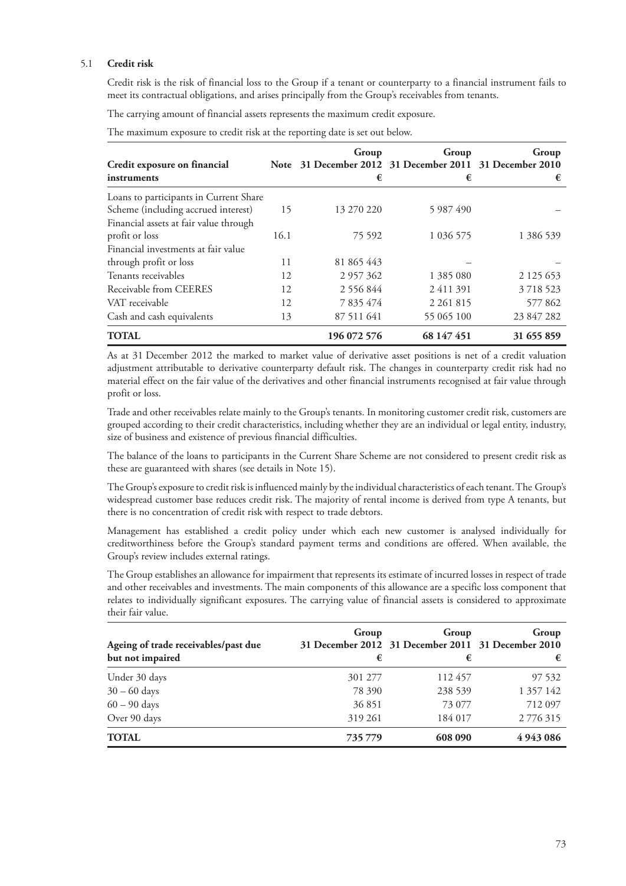### 5.1 Credit risk

Credit risk is the risk of financial loss to the Group if a tenant or counterparty to a financial instrument fails to meet its contractual obligations, and arises principally from the Group's receivables from tenants.

The carrying amount of financial assets represents the maximum credit exposure.

The maximum exposure to credit risk at the reporting date is set out below.

| Credit exposure on financial instruments | Note | Group 31 December 2012 € | Group 31 December 2011 € | Group 31 December 2010 € |
|---|---|---|---|---|
| Loans to participants in Current Share Scheme (including accrued interest) | 15 | 13 270 220 | 5 987 490 | – |
| Financial assets at fair value through profit or loss | 16.1 | 75 592 | 1 036 575 | 1 386 539 |
| Financial investments at fair value through profit or loss | 11 | 81 865 443 | – | – |
| Tenants receivables | 12 | 2 957 362 | 1 385 080 | 2 125 653 |
| Receivable from CEERES | 12 | 2 556 844 | 2 411 391 | 3 718 523 |
| VAT receivable | 12 | 7 835 474 | 2 261 815 | 577 862 |
| Cash and cash equivalents | 13 | 87 511 641 | 55 065 100 | 23 847 282 |
| **TOTAL** | | **196 072 576** | **68 147 451** | **31 655 859** |

As at 31 December 2012 the marked to market value of derivative asset positions is net of a credit valuation adjustment attributable to derivative counterparty default risk. The changes in counterparty credit risk had no material effect on the fair value of the derivatives and other financial instruments recognised at fair value through profit or loss.

Trade and other receivables relate mainly to the Group's tenants. In monitoring customer credit risk, customers are grouped according to their credit characteristics, including whether they are an individual or legal entity, industry, size of business and existence of previous financial difficulties.

The balance of the loans to participants in the Current Share Scheme are not considered to present credit risk as these are guaranteed with shares (see details in Note 15).

The Group's exposure to credit risk is influenced mainly by the individual characteristics of each tenant. The Group's widespread customer base reduces credit risk. The majority of rental income is derived from type A tenants, but there is no concentration of credit risk with respect to trade debtors.

Management has established a credit policy under which each new customer is analysed individually for creditworthiness before the Group's standard payment terms and conditions are offered. When available, the Group's review includes external ratings.

The Group establishes an allowance for impairment that represents its estimate of incurred losses in respect of trade and other receivables and investments. The main components of this allowance are a specific loss component that relates to individually significant exposures. The carrying value of financial assets is considered to approximate their fair value.

| Ageing of trade receivables/past due but not impaired | Group 31 December 2012 € | Group 31 December 2011 € | Group 31 December 2010 € |
|---|---|---|---|
| Under 30 days | 301 277 | 112 457 | 97 532 |
| 30 – 60 days | 78 390 | 238 539 | 1 357 142 |
| 60 – 90 days | 36 851 | 73 077 | 712 097 |
| Over 90 days | 319 261 | 184 017 | 2 776 315 |
| **TOTAL** | **735 779** | **608 090** | **4 943 086** |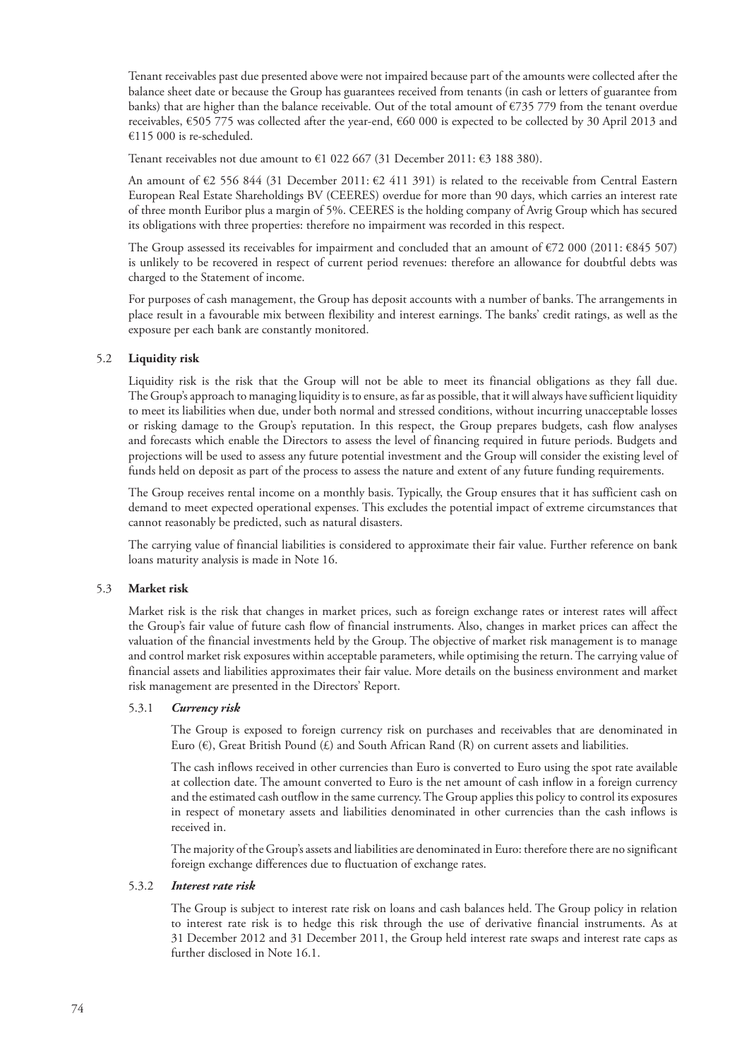Tenant receivables past due presented above were not impaired because part of the amounts were collected after the balance sheet date or because the Group has guarantees received from tenants (in cash or letters of guarantee from banks) that are higher than the balance receivable. Out of the total amount of €735 779 from the tenant overdue receivables, €505 775 was collected after the year-end, €60 000 is expected to be collected by 30 April 2013 and €115 000 is re-scheduled.

Tenant receivables not due amount to €1 022 667 (31 December 2011: €3 188 380).

An amount of €2 556 844 (31 December 2011: €2 411 391) is related to the receivable from Central Eastern European Real Estate Shareholdings BV (CEERES) overdue for more than 90 days, which carries an interest rate of three month Euribor plus a margin of 5%. CEERES is the holding company of Avrig Group which has secured its obligations with three properties: therefore no impairment was recorded in this respect.

The Group assessed its receivables for impairment and concluded that an amount of €72 000 (2011: €845 507) is unlikely to be recovered in respect of current period revenues: therefore an allowance for doubtful debts was charged to the Statement of income.

For purposes of cash management, the Group has deposit accounts with a number of banks. The arrangements in place result in a favourable mix between flexibility and interest earnings. The banks' credit ratings, as well as the exposure per each bank are constantly monitored.

## 5.2 Liquidity risk

Liquidity risk is the risk that the Group will not be able to meet its financial obligations as they fall due. The Group's approach to managing liquidity is to ensure, as far as possible, that it will always have sufficient liquidity to meet its liabilities when due, under both normal and stressed conditions, without incurring unacceptable losses or risking damage to the Group's reputation. In this respect, the Group prepares budgets, cash flow analyses and forecasts which enable the Directors to assess the level of financing required in future periods. Budgets and projections will be used to assess any future potential investment and the Group will consider the existing level of funds held on deposit as part of the process to assess the nature and extent of any future funding requirements.

The Group receives rental income on a monthly basis. Typically, the Group ensures that it has sufficient cash on demand to meet expected operational expenses. This excludes the potential impact of extreme circumstances that cannot reasonably be predicted, such as natural disasters.

The carrying value of financial liabilities is considered to approximate their fair value. Further reference on bank loans maturity analysis is made in Note 16.

## 5.3 Market risk

Market risk is the risk that changes in market prices, such as foreign exchange rates or interest rates will affect the Group's fair value of future cash flow of financial instruments. Also, changes in market prices can affect the valuation of the financial investments held by the Group. The objective of market risk management is to manage and control market risk exposures within acceptable parameters, while optimising the return. The carrying value of financial assets and liabilities approximates their fair value. More details on the business environment and market risk management are presented in the Directors' Report.

### 5.3.1 *Currency risk*

The Group is exposed to foreign currency risk on purchases and receivables that are denominated in Euro (€), Great British Pound (£) and South African Rand (R) on current assets and liabilities.

The cash inflows received in other currencies than Euro is converted to Euro using the spot rate available at collection date. The amount converted to Euro is the net amount of cash inflow in a foreign currency and the estimated cash outflow in the same currency. The Group applies this policy to control its exposures in respect of monetary assets and liabilities denominated in other currencies than the cash inflows is received in.

The majority of the Group's assets and liabilities are denominated in Euro: therefore there are no significant foreign exchange differences due to fluctuation of exchange rates.

### 5.3.2 *Interest rate risk*

The Group is subject to interest rate risk on loans and cash balances held. The Group policy in relation to interest rate risk is to hedge this risk through the use of derivative financial instruments. As at 31 December 2012 and 31 December 2011, the Group held interest rate swaps and interest rate caps as further disclosed in Note 16.1.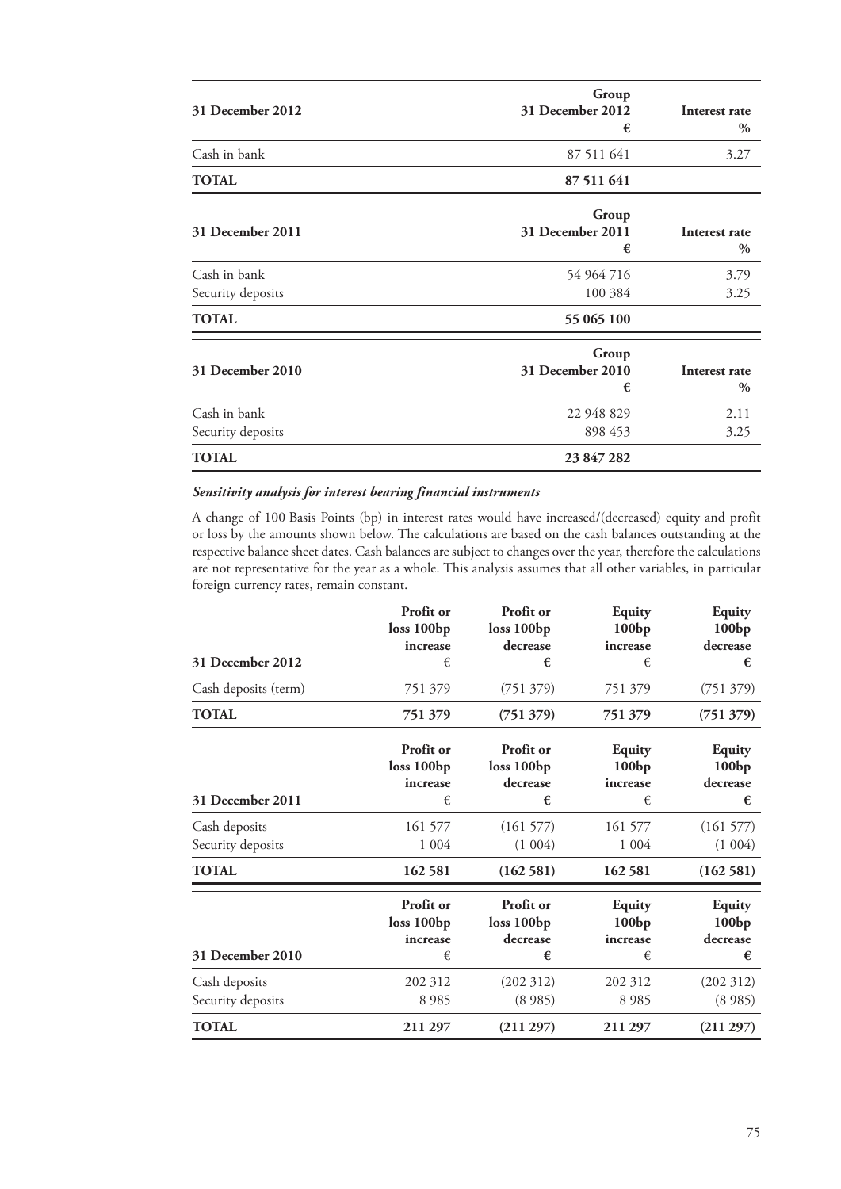| 31 December 2012 | Group<br>31 December 2012<br>€ | Interest rate<br>% |
|---|---|---|
| Cash in bank | 87 511 641 | 3.27 |
| **TOTAL** | **87 511 641** | |

| 31 December 2011 | Group<br>31 December 2011<br>€ | Interest rate<br>% |
|---|---|---|
| Cash in bank | 54 964 716 | 3.79 |
| Security deposits | 100 384 | 3.25 |
| **TOTAL** | **55 065 100** | |

| 31 December 2010 | Group<br>31 December 2010<br>€ | Interest rate<br>% |
|---|---|---|
| Cash in bank | 22 948 829 | 2.11 |
| Security deposits | 898 453 | 3.25 |
| **TOTAL** | **23 847 282** | |

***Sensitivity analysis for interest bearing financial instruments***

A change of 100 Basis Points (bp) in interest rates would have increased/(decreased) equity and profit or loss by the amounts shown below. The calculations are based on the cash balances outstanding at the respective balance sheet dates. Cash balances are subject to changes over the year, therefore the calculations are not representative for the year as a whole. This analysis assumes that all other variables, in particular foreign currency rates, remain constant.

| 31 December 2012 | Profit or loss 100bp increase<br>€ | Profit or loss 100bp decrease<br>€ | Equity 100bp increase<br>€ | Equity 100bp decrease<br>€ |
|---|---|---|---|---|
| Cash deposits (term) | 751 379 | (751 379) | 751 379 | (751 379) |
| **TOTAL** | **751 379** | **(751 379)** | **751 379** | **(751 379)** |

| 31 December 2011 | Profit or loss 100bp increase<br>€ | Profit or loss 100bp decrease<br>€ | Equity 100bp increase<br>€ | Equity 100bp decrease<br>€ |
|---|---|---|---|---|
| Cash deposits | 161 577 | (161 577) | 161 577 | (161 577) |
| Security deposits | 1 004 | (1 004) | 1 004 | (1 004) |
| **TOTAL** | **162 581** | **(162 581)** | **162 581** | **(162 581)** |

| 31 December 2010 | Profit or loss 100bp increase<br>€ | Profit or loss 100bp decrease<br>€ | Equity 100bp increase<br>€ | Equity 100bp decrease<br>€ |
|---|---|---|---|---|
| Cash deposits | 202 312 | (202 312) | 202 312 | (202 312) |
| Security deposits | 8 985 | (8 985) | 8 985 | (8 985) |
| **TOTAL** | **211 297** | **(211 297)** | **211 297** | **(211 297)** |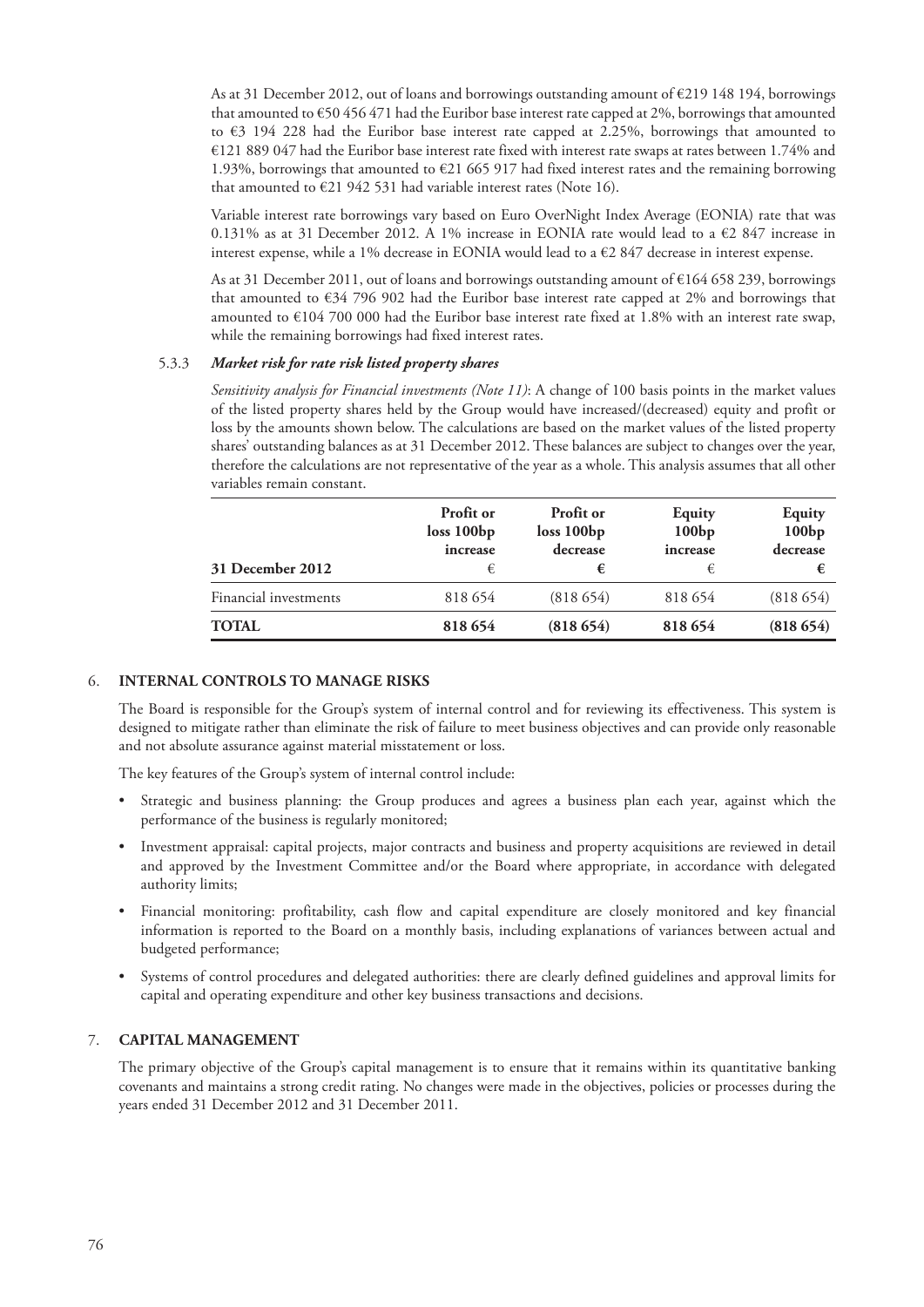As at 31 December 2012, out of loans and borrowings outstanding amount of €219 148 194, borrowings that amounted to €50 456 471 had the Euribor base interest rate capped at 2%, borrowings that amounted to €3 194 228 had the Euribor base interest rate capped at 2.25%, borrowings that amounted to €121 889 047 had the Euribor base interest rate fixed with interest rate swaps at rates between 1.74% and 1.93%, borrowings that amounted to €21 665 917 had fixed interest rates and the remaining borrowing that amounted to €21 942 531 had variable interest rates (Note 16).

Variable interest rate borrowings vary based on Euro OverNight Index Average (EONIA) rate that was 0.131% as at 31 December 2012. A 1% increase in EONIA rate would lead to a €2 847 increase in interest expense, while a 1% decrease in EONIA would lead to a €2 847 decrease in interest expense.

As at 31 December 2011, out of loans and borrowings outstanding amount of €164 658 239, borrowings that amounted to €34 796 902 had the Euribor base interest rate capped at 2% and borrowings that amounted to €104 700 000 had the Euribor base interest rate fixed at 1.8% with an interest rate swap, while the remaining borrowings had fixed interest rates.

### 5.3.3 *Market risk for rate risk listed property shares*

*Sensitivity analysis for Financial investments (Note 11)*: A change of 100 basis points in the market values of the listed property shares held by the Group would have increased/(decreased) equity and profit or loss by the amounts shown below. The calculations are based on the market values of the listed property shares' outstanding balances as at 31 December 2012. These balances are subject to changes over the year, therefore the calculations are not representative of the year as a whole. This analysis assumes that all other variables remain constant.

| 31 December 2012 | Profit or loss 100bp increase € | Profit or loss 100bp decrease € | Equity 100bp increase € | Equity 100bp decrease € |
|---|---|---|---|---|
| Financial investments | 818 654 | (818 654) | 818 654 | (818 654) |
| **TOTAL** | **818 654** | **(818 654)** | **818 654** | **(818 654)** |

## 6. INTERNAL CONTROLS TO MANAGE RISKS

The Board is responsible for the Group's system of internal control and for reviewing its effectiveness. This system is designed to mitigate rather than eliminate the risk of failure to meet business objectives and can provide only reasonable and not absolute assurance against material misstatement or loss.

The key features of the Group's system of internal control include:

- Strategic and business planning: the Group produces and agrees a business plan each year, against which the performance of the business is regularly monitored;
- Investment appraisal: capital projects, major contracts and business and property acquisitions are reviewed in detail and approved by the Investment Committee and/or the Board where appropriate, in accordance with delegated authority limits;
- Financial monitoring: profitability, cash flow and capital expenditure are closely monitored and key financial information is reported to the Board on a monthly basis, including explanations of variances between actual and budgeted performance;
- Systems of control procedures and delegated authorities: there are clearly defined guidelines and approval limits for capital and operating expenditure and other key business transactions and decisions.

## 7. CAPITAL MANAGEMENT

The primary objective of the Group's capital management is to ensure that it remains within its quantitative banking covenants and maintains a strong credit rating. No changes were made in the objectives, policies or processes during the years ended 31 December 2012 and 31 December 2011.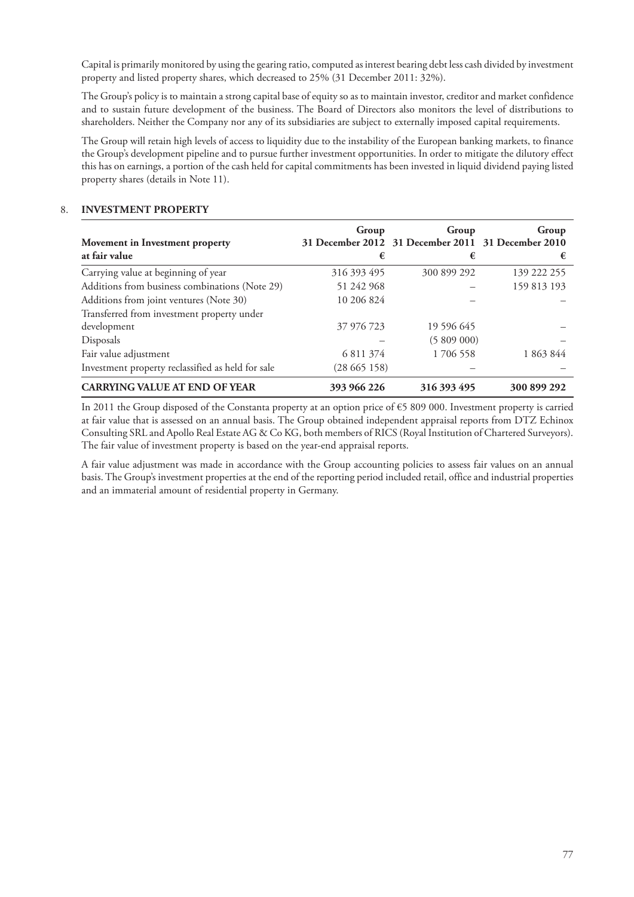Capital is primarily monitored by using the gearing ratio, computed as interest bearing debt less cash divided by investment property and listed property shares, which decreased to 25% (31 December 2011: 32%).

The Group's policy is to maintain a strong capital base of equity so as to maintain investor, creditor and market confidence and to sustain future development of the business. The Board of Directors also monitors the level of distributions to shareholders. Neither the Company nor any of its subsidiaries are subject to externally imposed capital requirements.

The Group will retain high levels of access to liquidity due to the instability of the European banking markets, to finance the Group's development pipeline and to pursue further investment opportunities. In order to mitigate the dilutory effect this has on earnings, a portion of the cash held for capital commitments has been invested in liquid dividend paying listed property shares (details in Note 11).

## 8. INVESTMENT PROPERTY

| Movement in Investment property at fair value | Group 31 December 2012 € | Group 31 December 2011 € | Group 31 December 2010 € |
|---|---|---|---|
| Carrying value at beginning of year | 316 393 495 | 300 899 292 | 139 222 255 |
| Additions from business combinations (Note 29) | 51 242 968 | – | 159 813 193 |
| Additions from joint ventures (Note 30) | 10 206 824 | – | – |
| Transferred from investment property under development | 37 976 723 | 19 596 645 | – |
| Disposals | – | (5 809 000) | – |
| Fair value adjustment | 6 811 374 | 1 706 558 | 1 863 844 |
| Investment property reclassified as held for sale | (28 665 158) | – | – |
| **CARRYING VALUE AT END OF YEAR** | **393 966 226** | **316 393 495** | **300 899 292** |

In 2011 the Group disposed of the Constanta property at an option price of €5 809 000. Investment property is carried at fair value that is assessed on an annual basis. The Group obtained independent appraisal reports from DTZ Echinox Consulting SRL and Apollo Real Estate AG & Co KG, both members of RICS (Royal Institution of Chartered Surveyors). The fair value of investment property is based on the year-end appraisal reports.

A fair value adjustment was made in accordance with the Group accounting policies to assess fair values on an annual basis. The Group's investment properties at the end of the reporting period included retail, office and industrial properties and an immaterial amount of residential property in Germany.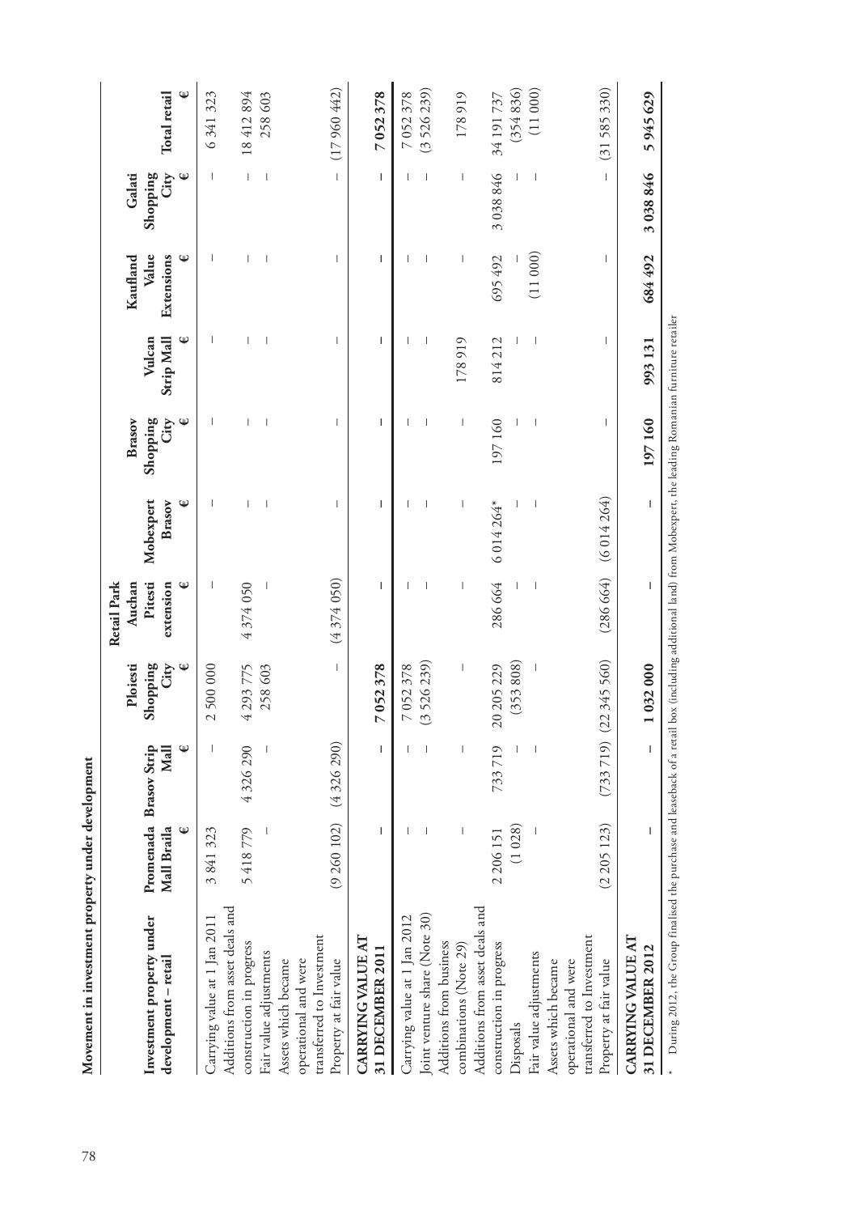**Movement in investment property under development**

| Investment property under development – retail | Promenada Mall Braila € | Brasov Strip Mall € | Ploiesti Shopping City € | Retail Park Auchan Pitesti extension € | Mobexpert Brasov € | Brasov Shopping City € | Vulcan Strip Mall € | Kaufland Value Extensions € | Galati Shopping City € | Total retail € |
|---|---|---|---|---|---|---|---|---|---|---|
| Carrying value at 1 Jan 2011 | 3 841 323 | – | 2 500 000 | – | – | – | – | – | – | 6 341 323 |
| Additions from asset deals and construction in progress | 5 418 779 | 4 326 290 | 4 293 775 | 4 374 050 | – | – | – | – | – | 18 412 894 |
| Fair value adjustments | – | – | 258 603 | – | – | – | – | – | – | 258 603 |
| Assets which became operational and were transferred to Investment Property at fair value | (9 260 102) | (4 326 290) | – | (4 374 050) | – | – | – | – | – | (17 960 442) |
| **CARRYING VALUE AT 31 DECEMBER 2011** | – | – | **7 052 378** | – | – | – | – | – | – | **7 052 378** |
| Carrying value at 1 Jan 2012 | – | – | 7 052 378 | – | – | – | – | – | – | 7 052 378 |
| Joint venture share (Note 30) | – | – | (3 526 239) | – | – | – | – | – | – | (3 526 239) |
| Additions from business combinations (Note 29) | – | – | – | – | – | – | 178 919 | – | – | 178 919 |
| Additions from asset deals and construction in progress | 2 206 151 | 733 719 | 20 205 229 | 286 664 | 6 014 264* | 197 160 | 814 212 | 695 492 | 3 038 846 | 34 191 737 |
| Disposals | (1 028) | – | (353 808) | – | – | – | – | – | – | (354 836) |
| Fair value adjustments | – | – | – | – | – | – | – | (11 000) | – | (11 000) |
| Assets which became operational and were transferred to Investment Property at fair value | (2 205 123) | (733 719) | (22 345 560) | (286 664) | (6 014 264) | – | – | – | – | (31 585 330) |
| **CARRYING VALUE AT 31 DECEMBER 2012** | – | – | **1 032 000** | – | – | **197 160** | **993 131** | **684 492** | **3 038 846** | **5 945 629** |

\* During 2012, the Group finalised the purchase and leaseback of a retail box (including additional land) from Mobexpert, the leading Romanian furniture retailer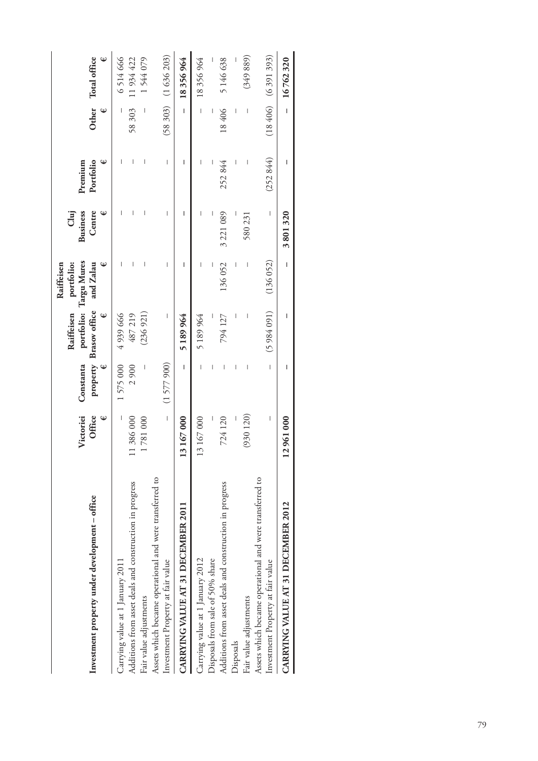| Investment property under development – office | Victoriei Office € | Constanta property € | Raiffeisen portfolio: Brasov office € | Raiffeisen portfolio: Targu Mures and Zalau € | Cluj Business Centre € | Premium Portfolio € | Other € | Total office € |
|---|---|---|---|---|---|---|---|---|
| Carrying value at 1 January 2011 | – | 1 575 000 | 4 939 666 | – | – | – | – | 6 514 666 |
| Additions from asset deals and construction in progress | 11 386 000 | 2 900 | 487 219 | – | – | – | 58 303 | 11 934 422 |
| Fair value adjustments | 1 781 000 | – | (236 921) | – | – | – | – | 1 544 079 |
| Assets which became operational and were transferred to Investment Property at fair value | – | (1 577 900) | – | – | – | – | (58 303) | (1 636 203) |
| **CARRYING VALUE AT 31 DECEMBER 2011** | **13 167 000** | **–** | **5 189 964** | **–** | **–** | **–** | **–** | **18 356 964** |
| Carrying value at 1 January 2012 | 13 167 000 | – | 5 189 964 | – | – | – | – | 18 356 964 |
| Disposals from sale of 50% share | – | – | – | – | – | – | – | – |
| Additions from asset deals and construction in progress | 724 120 | – | 794 127 | 136 052 | 3 221 089 | 252 844 | 18 406 | 5 146 638 |
| Disposals | – | – | – | – | – | – | – | – |
| Fair value adjustments | (930 120) | – | – | – | 580 231 | – | – | (349 889) |
| Assets which became operational and were transferred to Investment Property at fair value | – | – | (5 984 091) | (136 052) | – | (252 844) | (18 406) | (6 391 393) |
| **CARRYING VALUE AT 31 DECEMBER 2012** | **12 961 000** | **–** | **–** | **–** | **3 801 320** | **–** | **–** | **16 762 320** |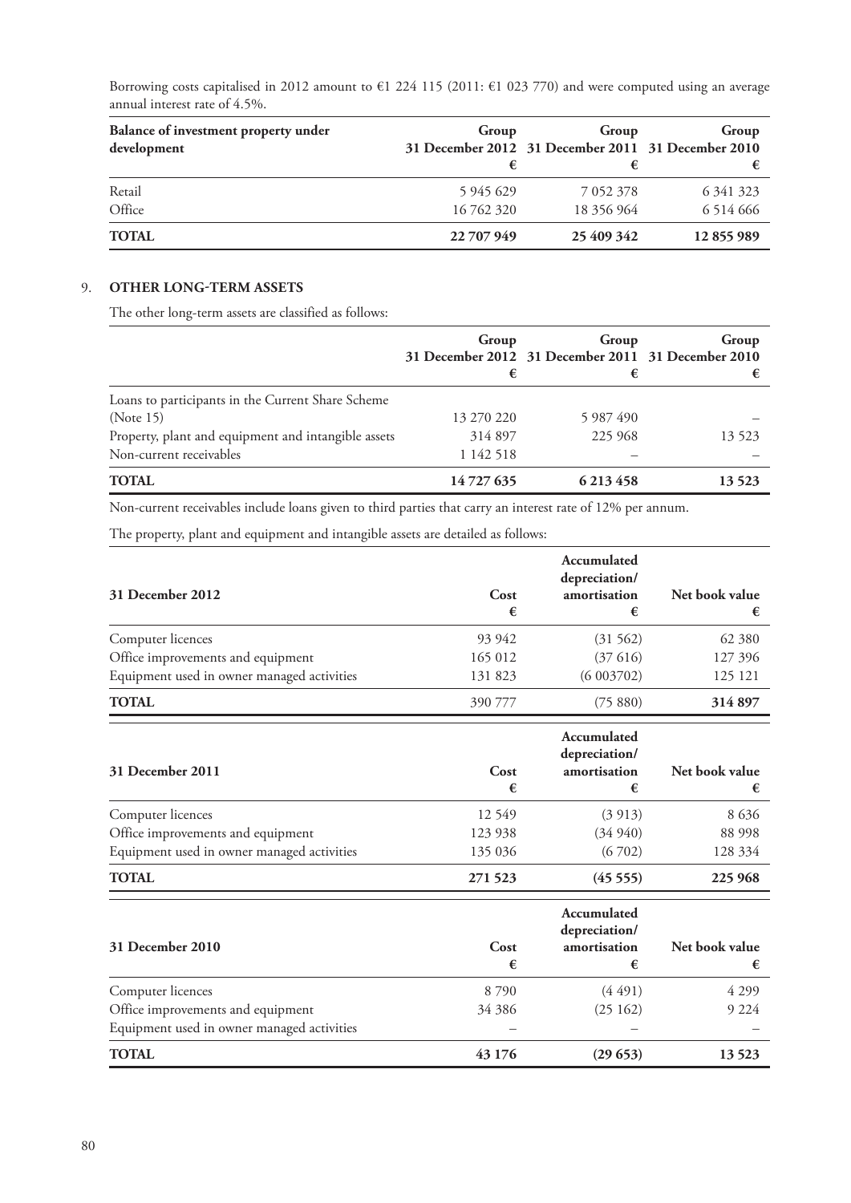Borrowing costs capitalised in 2012 amount to €1 224 115 (2011: €1 023 770) and were computed using an average annual interest rate of 4.5%.

| Balance of investment property under development | Group 31 December 2012 € | Group 31 December 2011 € | Group 31 December 2010 € |
|---|---|---|---|
| Retail | 5 945 629 | 7 052 378 | 6 341 323 |
| Office | 16 762 320 | 18 356 964 | 6 514 666 |
| **TOTAL** | **22 707 949** | **25 409 342** | **12 855 989** |

## 9. OTHER LONG-TERM ASSETS

The other long-term assets are classified as follows:

| | Group 31 December 2012 € | Group 31 December 2011 € | Group 31 December 2010 € |
|---|---|---|---|
| Loans to participants in the Current Share Scheme (Note 15) | 13 270 220 | 5 987 490 | – |
| Property, plant and equipment and intangible assets | 314 897 | 225 968 | 13 523 |
| Non-current receivables | 1 142 518 | – | – |
| **TOTAL** | **14 727 635** | **6 213 458** | **13 523** |

Non-current receivables include loans given to third parties that carry an interest rate of 12% per annum.

The property, plant and equipment and intangible assets are detailed as follows:

| 31 December 2012 | Cost € | Accumulated depreciation/ amortisation € | Net book value € |
|---|---|---|---|
| Computer licences | 93 942 | (31 562) | 62 380 |
| Office improvements and equipment | 165 012 | (37 616) | 127 396 |
| Equipment used in owner managed activities | 131 823 | (6 003702) | 125 121 |
| **TOTAL** | 390 777 | (75 880) | **314 897** |

| 31 December 2011 | Cost € | Accumulated depreciation/ amortisation € | Net book value € |
|---|---|---|---|
| Computer licences | 12 549 | (3 913) | 8 636 |
| Office improvements and equipment | 123 938 | (34 940) | 88 998 |
| Equipment used in owner managed activities | 135 036 | (6 702) | 128 334 |
| **TOTAL** | **271 523** | **(45 555)** | **225 968** |

| 31 December 2010 | Cost € | Accumulated depreciation/ amortisation € | Net book value € |
|---|---|---|---|
| Computer licences | 8 790 | (4 491) | 4 299 |
| Office improvements and equipment | 34 386 | (25 162) | 9 224 |
| Equipment used in owner managed activities | – | – | – |
| **TOTAL** | **43 176** | **(29 653)** | **13 523** |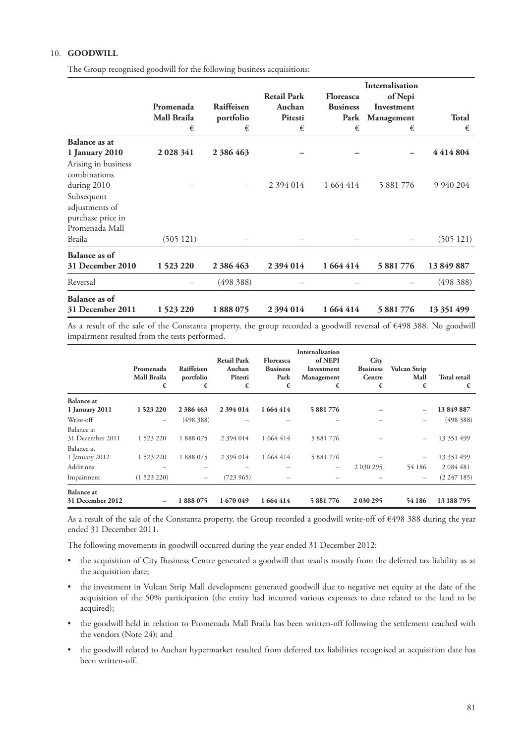## 10. GOODWILL

The Group recognised goodwill for the following business acquisitions:

| | Promenada Mall Braila € | Raiffeisen portfolio € | Retail Park Auchan Pitesti € | Floreasca Business Park € | Internalisation of Nepi Investment Management € | Total € |
|---|---|---|---|---|---|---|
| **Balance as at 1 January 2010** | **2 028 341** | **2 386 463** | **–** | **–** | **–** | **4 414 804** |
| Arising in business combinations during 2010 | – | – | 2 394 014 | 1 664 414 | 5 881 776 | 9 940 204 |
| Subsequent adjustments of purchase price in Promenada Mall Braila | (505 121) | – | – | – | – | (505 121) |
| **Balance as of 31 December 2010** | **1 523 220** | **2 386 463** | **2 394 014** | **1 664 414** | **5 881 776** | **13 849 887** |
| Reversal | – | (498 388) | – | – | – | (498 388) |
| **Balance as of 31 December 2011** | **1 523 220** | **1 888 075** | **2 394 014** | **1 664 414** | **5 881 776** | **13 351 499** |

As a result of the sale of the Constanta property, the group recorded a goodwill reversal of €498 388. No goodwill impairment resulted from the tests performed.

| | Promenada Mall Braila € | Raiffeisen portfolio € | Retail Park Auchan Pitesti € | Floreasca Business Park € | Internalisation of NEPI Investment Management € | City Business Centre € | Vulcan Strip Mall € | Total retail € |
|---|---|---|---|---|---|---|---|---|
| **Balance at 1 January 2011** | **1 523 220** | **2 386 463** | **2 394 014** | **1 664 414** | **5 881 776** | **–** | **–** | **13 849 887** |
| Write-off | – | (498 388) | – | – | – | – | – | (498 388) |
| Balance at 31 December 2011 | 1 523 220 | 1 888 075 | 2 394 014 | 1 664 414 | 5 881 776 | – | – | 13 351 499 |
| Balance at 1 January 2012 | 1 523 220 | 1 888 075 | 2 394 014 | 1 664 414 | 5 881 776 | – | – | 13 351 499 |
| Additions | – | – | – | – | – | 2 030 295 | 54 186 | 2 084 481 |
| Impairment | (1 523 220) | – | (723 965) | – | – | – | – | (2 247 185) |
| **Balance at 31 December 2012** | **–** | **1 888 075** | **1 670 049** | **1 664 414** | **5 881 776** | **2 030 295** | **54 186** | **13 188 795** |

As a result of the sale of the Constanta property, the Group recorded a goodwill write-off of €498 388 during the year ended 31 December 2011.

The following movements in goodwill occurred during the year ended 31 December 2012:

- the acquisition of City Business Centre generated a goodwill that results mostly from the deferred tax liability as at the acquisition date;
- the investment in Vulcan Strip Mall development generated goodwill due to negative net equity at the date of the acquisition of the 50% participation (the entity had incurred various expenses to date related to the land to be acquired);
- the goodwill held in relation to Promenada Mall Braila has been written-off following the settlement reached with the vendors (Note 24); and
- the goodwill related to Auchan hypermarket resulted from deferred tax liabilities recognised at acquisition date has been written-off.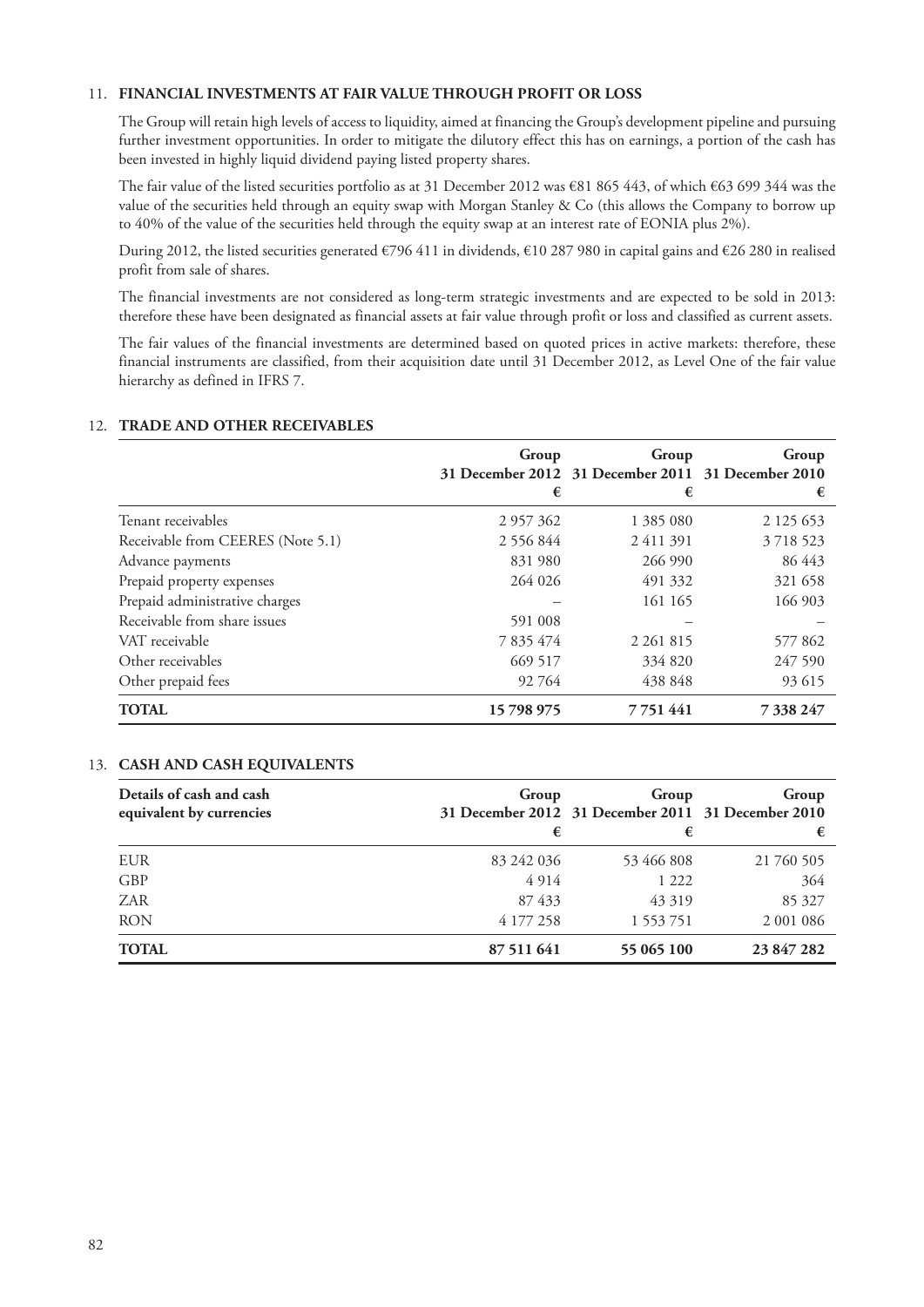## 11. FINANCIAL INVESTMENTS AT FAIR VALUE THROUGH PROFIT OR LOSS

The Group will retain high levels of access to liquidity, aimed at financing the Group's development pipeline and pursuing further investment opportunities. In order to mitigate the dilutory effect this has on earnings, a portion of the cash has been invested in highly liquid dividend paying listed property shares.

The fair value of the listed securities portfolio as at 31 December 2012 was €81 865 443, of which €63 699 344 was the value of the securities held through an equity swap with Morgan Stanley & Co (this allows the Company to borrow up to 40% of the value of the securities held through the equity swap at an interest rate of EONIA plus 2%).

During 2012, the listed securities generated €796 411 in dividends, €10 287 980 in capital gains and €26 280 in realised profit from sale of shares.

The financial investments are not considered as long-term strategic investments and are expected to be sold in 2013: therefore these have been designated as financial assets at fair value through profit or loss and classified as current assets.

The fair values of the financial investments are determined based on quoted prices in active markets: therefore, these financial instruments are classified, from their acquisition date until 31 December 2012, as Level One of the fair value hierarchy as defined in IFRS 7.

## 12. TRADE AND OTHER RECEIVABLES

| | Group 31 December 2012 € | Group 31 December 2011 € | Group 31 December 2010 € |
|---|---|---|---|
| Tenant receivables | 2 957 362 | 1 385 080 | 2 125 653 |
| Receivable from CEERES (Note 5.1) | 2 556 844 | 2 411 391 | 3 718 523 |
| Advance payments | 831 980 | 266 990 | 86 443 |
| Prepaid property expenses | 264 026 | 491 332 | 321 658 |
| Prepaid administrative charges | – | 161 165 | 166 903 |
| Receivable from share issues | 591 008 | – | – |
| VAT receivable | 7 835 474 | 2 261 815 | 577 862 |
| Other receivables | 669 517 | 334 820 | 247 590 |
| Other prepaid fees | 92 764 | 438 848 | 93 615 |
| **TOTAL** | **15 798 975** | **7 751 441** | **7 338 247** |

## 13. CASH AND CASH EQUIVALENTS

| Details of cash and cash equivalent by currencies | Group 31 December 2012 € | Group 31 December 2011 € | Group 31 December 2010 € |
|---|---|---|---|
| EUR | 83 242 036 | 53 466 808 | 21 760 505 |
| GBP | 4 914 | 1 222 | 364 |
| ZAR | 87 433 | 43 319 | 85 327 |
| RON | 4 177 258 | 1 553 751 | 2 001 086 |
| **TOTAL** | **87 511 641** | **55 065 100** | **23 847 282** |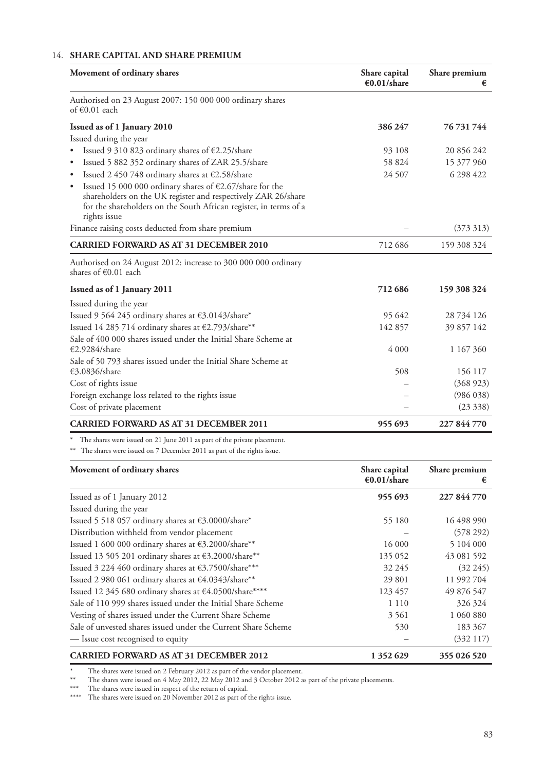## 14. SHARE CAPITAL AND SHARE PREMIUM

| Movement of ordinary shares | Share capital €0.01/share | Share premium € |
|---|---|---|
| Authorised on 23 August 2007: 150 000 000 ordinary shares of €0.01 each | | |
| **Issued as of 1 January 2010** | **386 247** | **76 731 744** |
| Issued during the year | | |
| • Issued 9 310 823 ordinary shares of €2.25/share | 93 108 | 20 856 242 |
| • Issued 5 882 352 ordinary shares of ZAR 25.5/share | 58 824 | 15 377 960 |
| • Issued 2 450 748 ordinary shares at €2.58/share | 24 507 | 6 298 422 |
| • Issued 15 000 000 ordinary shares of €2.67/share for the shareholders on the UK register and respectively ZAR 26/share for the shareholders on the South African register, in terms of a rights issue | | |
| Finance raising costs deducted from share premium | – | (373 313) |
| **CARRIED FORWARD AS AT 31 DECEMBER 2010** | 712 686 | 159 308 324 |
| Authorised on 24 August 2012: increase to 300 000 000 ordinary shares of €0.01 each | | |
| **Issued as of 1 January 2011** | **712 686** | **159 308 324** |
| Issued during the year | | |
| Issued 9 564 245 ordinary shares at €3.0143/share* | 95 642 | 28 734 126 |
| Issued 14 285 714 ordinary shares at €2.793/share** | 142 857 | 39 857 142 |
| Sale of 400 000 shares issued under the Initial Share Scheme at €2.9284/share | 4 000 | 1 167 360 |
| Sale of 50 793 shares issued under the Initial Share Scheme at €3.0836/share | 508 | 156 117 |
| Cost of rights issue | – | (368 923) |
| Foreign exchange loss related to the rights issue | – | (986 038) |
| Cost of private placement | – | (23 338) |
| **CARRIED FORWARD AS AT 31 DECEMBER 2011** | **955 693** | **227 844 770** |

\* The shares were issued on 21 June 2011 as part of the private placement.

\** The shares were issued on 7 December 2011 as part of the rights issue.

| Movement of ordinary shares | Share capital €0.01/share | Share premium € |
|---|---|---|
| Issued as of 1 January 2012 | **955 693** | **227 844 770** |
| Issued during the year | | |
| Issued 5 518 057 ordinary shares at €3.0000/share* | 55 180 | 16 498 990 |
| Distribution withheld from vendor placement | – | (578 292) |
| Issued 1 600 000 ordinary shares at €3.2000/share** | 16 000 | 5 104 000 |
| Issued 13 505 201 ordinary shares at €3.2000/share** | 135 052 | 43 081 592 |
| Issued 3 224 460 ordinary shares at €3.7500/share*** | 32 245 | (32 245) |
| Issued 2 980 061 ordinary shares at €4.0343/share** | 29 801 | 11 992 704 |
| Issued 12 345 680 ordinary shares at €4.0500/share**** | 123 457 | 49 876 547 |
| Sale of 110 999 shares issued under the Initial Share Scheme | 1 110 | 326 324 |
| Vesting of shares issued under the Current Share Scheme | 3 561 | 1 060 880 |
| Sale of unvested shares issued under the Current Share Scheme | 530 | 183 367 |
| — Issue cost recognised to equity | – | (332 117) |
| **CARRIED FORWARD AS AT 31 DECEMBER 2012** | **1 352 629** | **355 026 520** |

\* The shares were issued on 2 February 2012 as part of the vendor placement.

\** The shares were issued on 4 May 2012, 22 May 2012 and 3 October 2012 as part of the private placements.

\*** The shares were issued in respect of the return of capital.

\**** The shares were issued on 20 November 2012 as part of the rights issue.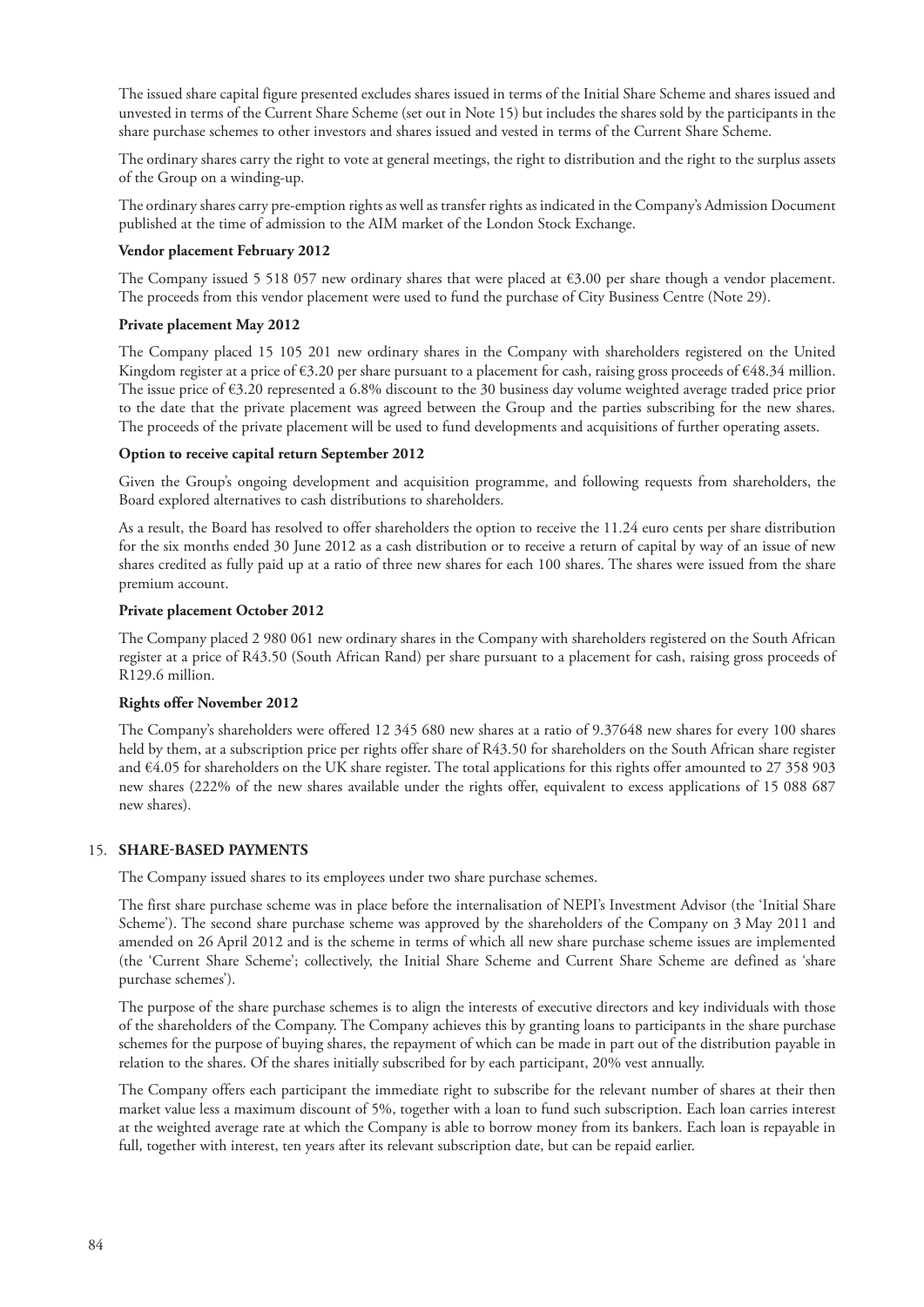The issued share capital figure presented excludes shares issued in terms of the Initial Share Scheme and shares issued and unvested in terms of the Current Share Scheme (set out in Note 15) but includes the shares sold by the participants in the share purchase schemes to other investors and shares issued and vested in terms of the Current Share Scheme.

The ordinary shares carry the right to vote at general meetings, the right to distribution and the right to the surplus assets of the Group on a winding-up.

The ordinary shares carry pre-emption rights as well as transfer rights as indicated in the Company's Admission Document published at the time of admission to the AIM market of the London Stock Exchange.

**Vendor placement February 2012**

The Company issued 5 518 057 new ordinary shares that were placed at €3.00 per share though a vendor placement. The proceeds from this vendor placement were used to fund the purchase of City Business Centre (Note 29).

**Private placement May 2012**

The Company placed 15 105 201 new ordinary shares in the Company with shareholders registered on the United Kingdom register at a price of €3.20 per share pursuant to a placement for cash, raising gross proceeds of €48.34 million. The issue price of €3.20 represented a 6.8% discount to the 30 business day volume weighted average traded price prior to the date that the private placement was agreed between the Group and the parties subscribing for the new shares. The proceeds of the private placement will be used to fund developments and acquisitions of further operating assets.

**Option to receive capital return September 2012**

Given the Group's ongoing development and acquisition programme, and following requests from shareholders, the Board explored alternatives to cash distributions to shareholders.

As a result, the Board has resolved to offer shareholders the option to receive the 11.24 euro cents per share distribution for the six months ended 30 June 2012 as a cash distribution or to receive a return of capital by way of an issue of new shares credited as fully paid up at a ratio of three new shares for each 100 shares. The shares were issued from the share premium account.

**Private placement October 2012**

The Company placed 2 980 061 new ordinary shares in the Company with shareholders registered on the South African register at a price of R43.50 (South African Rand) per share pursuant to a placement for cash, raising gross proceeds of R129.6 million.

**Rights offer November 2012**

The Company's shareholders were offered 12 345 680 new shares at a ratio of 9.37648 new shares for every 100 shares held by them, at a subscription price per rights offer share of R43.50 for shareholders on the South African share register and €4.05 for shareholders on the UK share register. The total applications for this rights offer amounted to 27 358 903 new shares (222% of the new shares available under the rights offer, equivalent to excess applications of 15 088 687 new shares).

## 15. SHARE-BASED PAYMENTS

The Company issued shares to its employees under two share purchase schemes.

The first share purchase scheme was in place before the internalisation of NEPI's Investment Advisor (the 'Initial Share Scheme'). The second share purchase scheme was approved by the shareholders of the Company on 3 May 2011 and amended on 26 April 2012 and is the scheme in terms of which all new share purchase scheme issues are implemented (the 'Current Share Scheme'; collectively, the Initial Share Scheme and Current Share Scheme are defined as 'share purchase schemes').

The purpose of the share purchase schemes is to align the interests of executive directors and key individuals with those of the shareholders of the Company. The Company achieves this by granting loans to participants in the share purchase schemes for the purpose of buying shares, the repayment of which can be made in part out of the distribution payable in relation to the shares. Of the shares initially subscribed for by each participant, 20% vest annually.

The Company offers each participant the immediate right to subscribe for the relevant number of shares at their then market value less a maximum discount of 5%, together with a loan to fund such subscription. Each loan carries interest at the weighted average rate at which the Company is able to borrow money from its bankers. Each loan is repayable in full, together with interest, ten years after its relevant subscription date, but can be repaid earlier.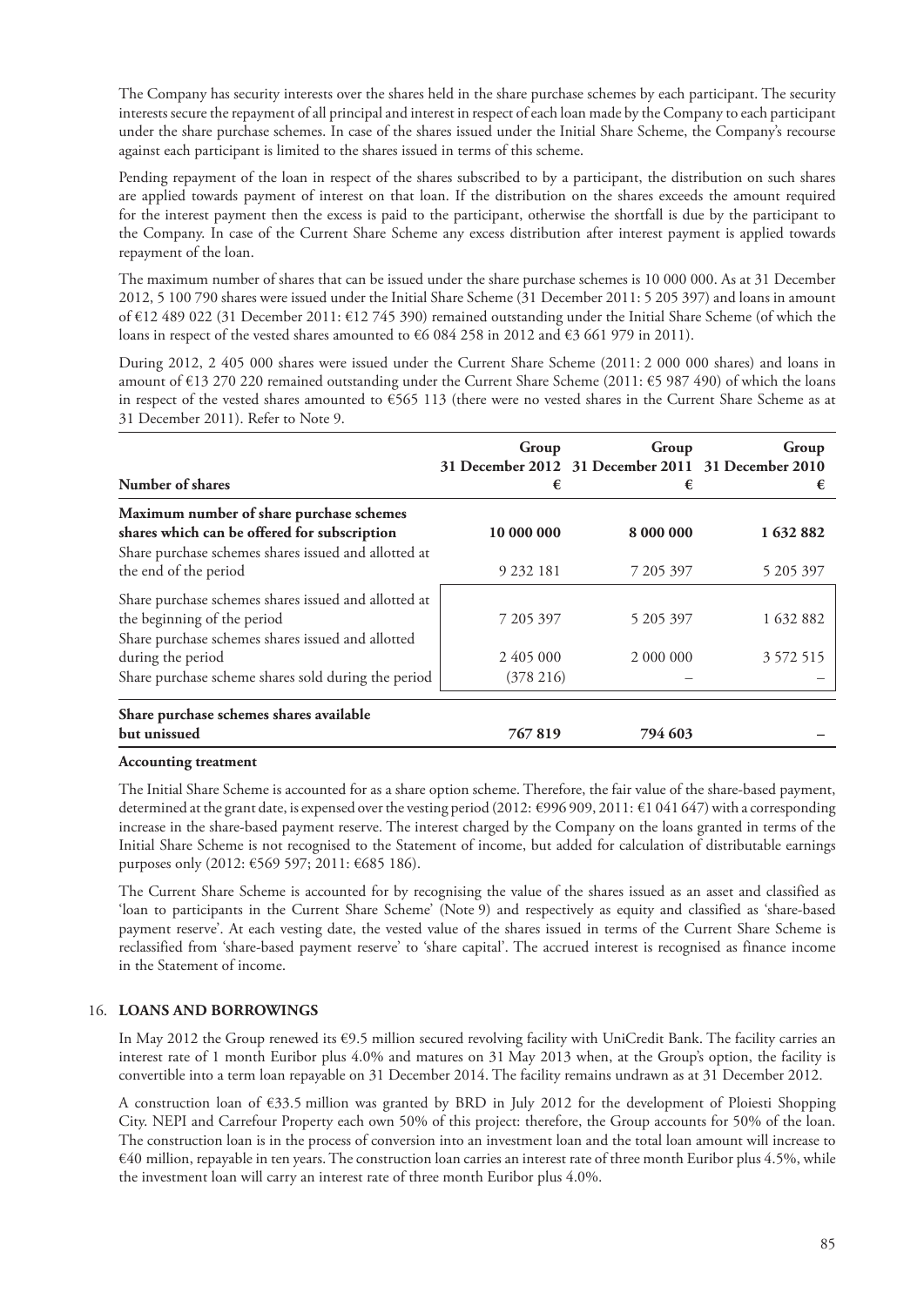The Company has security interests over the shares held in the share purchase schemes by each participant. The security interests secure the repayment of all principal and interest in respect of each loan made by the Company to each participant under the share purchase schemes. In case of the shares issued under the Initial Share Scheme, the Company's recourse against each participant is limited to the shares issued in terms of this scheme.

Pending repayment of the loan in respect of the shares subscribed to by a participant, the distribution on such shares are applied towards payment of interest on that loan. If the distribution on the shares exceeds the amount required for the interest payment then the excess is paid to the participant, otherwise the shortfall is due by the participant to the Company. In case of the Current Share Scheme any excess distribution after interest payment is applied towards repayment of the loan.

The maximum number of shares that can be issued under the share purchase schemes is 10 000 000. As at 31 December 2012, 5 100 790 shares were issued under the Initial Share Scheme (31 December 2011: 5 205 397) and loans in amount of €12 489 022 (31 December 2011: €12 745 390) remained outstanding under the Initial Share Scheme (of which the loans in respect of the vested shares amounted to €6 084 258 in 2012 and €3 661 979 in 2011).

During 2012, 2 405 000 shares were issued under the Current Share Scheme (2011: 2 000 000 shares) and loans in amount of €13 270 220 remained outstanding under the Current Share Scheme (2011: €5 987 490) of which the loans in respect of the vested shares amounted to €565 113 (there were no vested shares in the Current Share Scheme as at 31 December 2011). Refer to Note 9.

| Number of shares | Group<br>31 December 2012<br>€ | Group<br>31 December 2011<br>€ | Group<br>31 December 2010<br>€ |
|---|---|---|---|
| **Maximum number of share purchase schemes shares which can be offered for subscription** | **10 000 000** | **8 000 000** | **1 632 882** |
| Share purchase schemes shares issued and allotted at the end of the period | 9 232 181 | 7 205 397 | 5 205 397 |
| Share purchase schemes shares issued and allotted at the beginning of the period | 7 205 397 | 5 205 397 | 1 632 882 |
| Share purchase schemes shares issued and allotted during the period | 2 405 000 | 2 000 000 | 3 572 515 |
| Share purchase scheme shares sold during the period | (378 216) | – | – |
| **Share purchase schemes shares available but unissued** | **767 819** | **794 603** | **–** |

**Accounting treatment**

The Initial Share Scheme is accounted for as a share option scheme. Therefore, the fair value of the share-based payment, determined at the grant date, is expensed over the vesting period (2012: €996 909, 2011: €1 041 647) with a corresponding increase in the share-based payment reserve. The interest charged by the Company on the loans granted in terms of the Initial Share Scheme is not recognised to the Statement of income, but added for calculation of distributable earnings purposes only (2012: €569 597; 2011: €685 186).

The Current Share Scheme is accounted for by recognising the value of the shares issued as an asset and classified as 'loan to participants in the Current Share Scheme' (Note 9) and respectively as equity and classified as 'share-based payment reserve'. At each vesting date, the vested value of the shares issued in terms of the Current Share Scheme is reclassified from 'share-based payment reserve' to 'share capital'. The accrued interest is recognised as finance income in the Statement of income.

## 16. LOANS AND BORROWINGS

In May 2012 the Group renewed its €9.5 million secured revolving facility with UniCredit Bank. The facility carries an interest rate of 1 month Euribor plus 4.0% and matures on 31 May 2013 when, at the Group's option, the facility is convertible into a term loan repayable on 31 December 2014. The facility remains undrawn as at 31 December 2012.

A construction loan of €33.5 million was granted by BRD in July 2012 for the development of Ploiesti Shopping City. NEPI and Carrefour Property each own 50% of this project: therefore, the Group accounts for 50% of the loan. The construction loan is in the process of conversion into an investment loan and the total loan amount will increase to €40 million, repayable in ten years. The construction loan carries an interest rate of three month Euribor plus 4.5%, while the investment loan will carry an interest rate of three month Euribor plus 4.0%.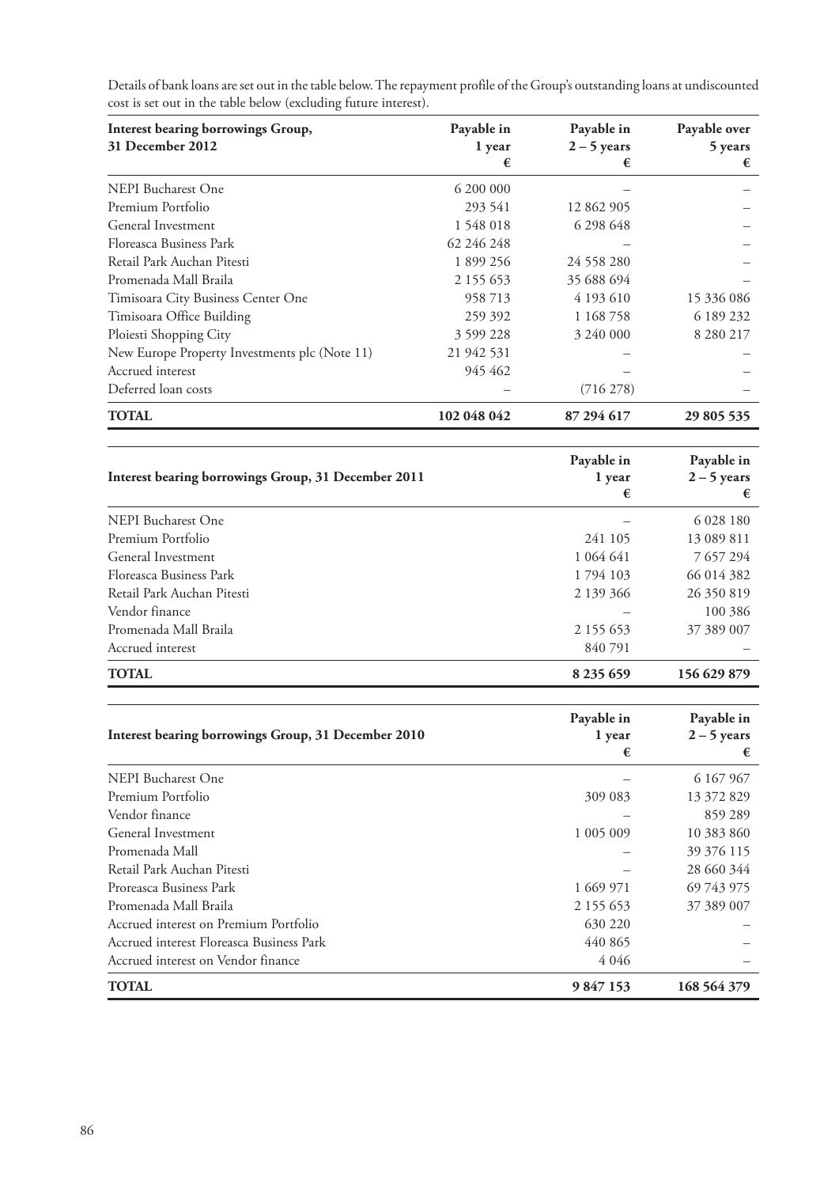Details of bank loans are set out in the table below. The repayment profile of the Group's outstanding loans at undiscounted cost is set out in the table below (excluding future interest).

| Interest bearing borrowings Group, 31 December 2012 | Payable in 1 year € | Payable in 2 – 5 years € | Payable over 5 years € |
|---|---|---|---|
| NEPI Bucharest One | 6 200 000 | – | – |
| Premium Portfolio | 293 541 | 12 862 905 | – |
| General Investment | 1 548 018 | 6 298 648 | – |
| Floreasca Business Park | 62 246 248 | – | – |
| Retail Park Auchan Pitesti | 1 899 256 | 24 558 280 | – |
| Promenada Mall Braila | 2 155 653 | 35 688 694 | – |
| Timisoara City Business Center One | 958 713 | 4 193 610 | 15 336 086 |
| Timisoara Office Building | 259 392 | 1 168 758 | 6 189 232 |
| Ploiesti Shopping City | 3 599 228 | 3 240 000 | 8 280 217 |
| New Europe Property Investments plc (Note 11) | 21 942 531 | – | – |
| Accrued interest | 945 462 | – | – |
| Deferred loan costs | – | (716 278) | – |
| **TOTAL** | **102 048 042** | **87 294 617** | **29 805 535** |

| Interest bearing borrowings Group, 31 December 2011 | Payable in 1 year € | Payable in 2 – 5 years € |
|---|---|---|
| NEPI Bucharest One | – | 6 028 180 |
| Premium Portfolio | 241 105 | 13 089 811 |
| General Investment | 1 064 641 | 7 657 294 |
| Floreasca Business Park | 1 794 103 | 66 014 382 |
| Retail Park Auchan Pitesti | 2 139 366 | 26 350 819 |
| Vendor finance | – | 100 386 |
| Promenada Mall Braila | 2 155 653 | 37 389 007 |
| Accrued interest | 840 791 | – |
| **TOTAL** | **8 235 659** | **156 629 879** |

| Interest bearing borrowings Group, 31 December 2010 | Payable in 1 year € | Payable in 2 – 5 years € |
|---|---|---|
| NEPI Bucharest One | – | 6 167 967 |
| Premium Portfolio | 309 083 | 13 372 829 |
| Vendor finance | – | 859 289 |
| General Investment | 1 005 009 | 10 383 860 |
| Promenada Mall | – | 39 376 115 |
| Retail Park Auchan Pitesti | – | 28 660 344 |
| Proreasca Business Park | 1 669 971 | 69 743 975 |
| Promenada Mall Braila | 2 155 653 | 37 389 007 |
| Accrued interest on Premium Portfolio | 630 220 | – |
| Accrued interest Floreasca Business Park | 440 865 | – |
| Accrued interest on Vendor finance | 4 046 | – |
| **TOTAL** | **9 847 153** | **168 564 379** |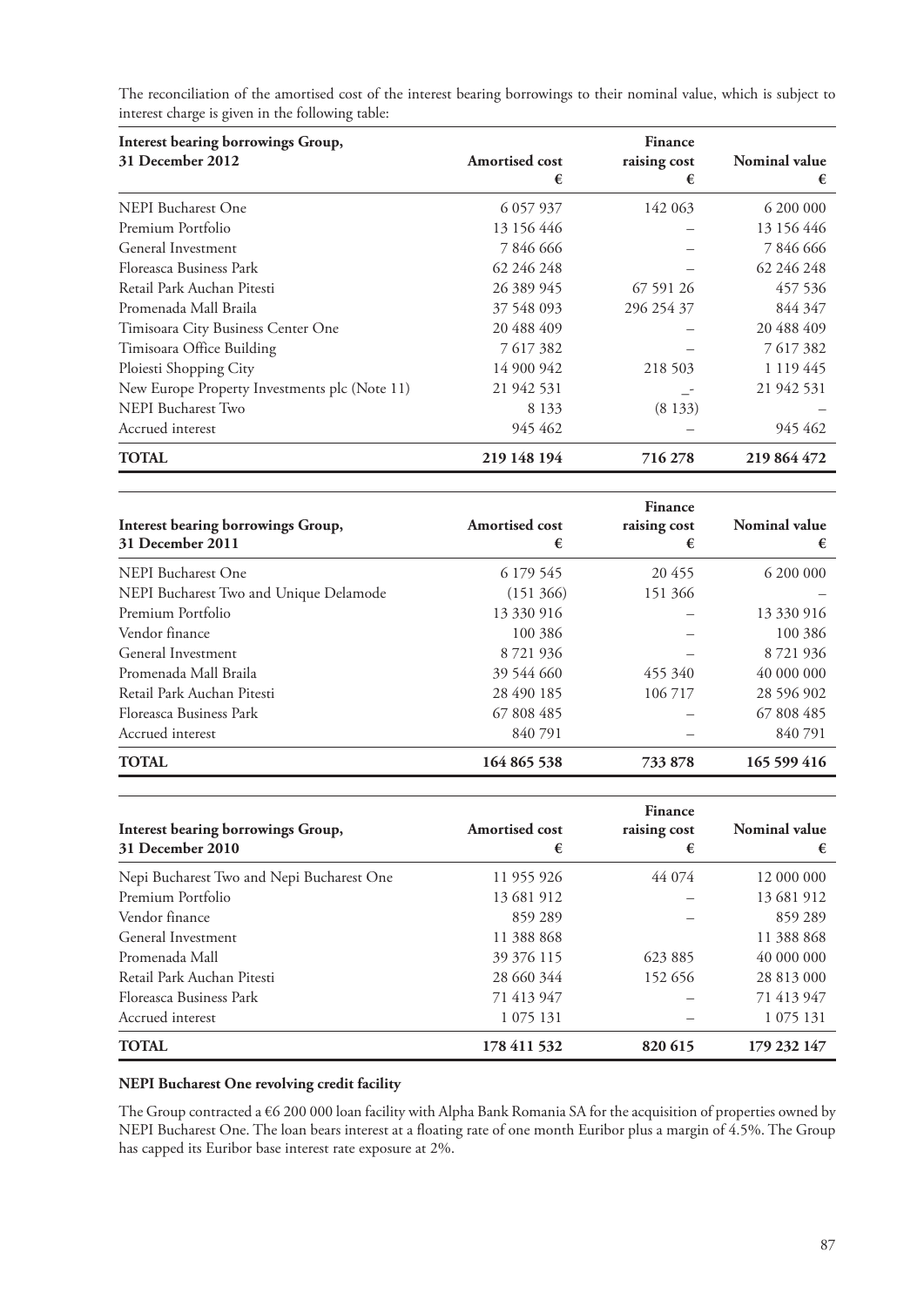The reconciliation of the amortised cost of the interest bearing borrowings to their nominal value, which is subject to interest charge is given in the following table:

| Interest bearing borrowings Group, 31 December 2012 | Amortised cost € | Finance raising cost € | Nominal value € |
|---|---|---|---|
| NEPI Bucharest One | 6 057 937 | 142 063 | 6 200 000 |
| Premium Portfolio | 13 156 446 | – | 13 156 446 |
| General Investment | 7 846 666 | – | 7 846 666 |
| Floreasca Business Park | 62 246 248 | – | 62 246 248 |
| Retail Park Auchan Pitesti | 26 389 945 | 67 591 26 | 457 536 |
| Promenada Mall Braila | 37 548 093 | 296 254 37 | 844 347 |
| Timisoara City Business Center One | 20 488 409 | – | 20 488 409 |
| Timisoara Office Building | 7 617 382 | – | 7 617 382 |
| Ploiesti Shopping City | 14 900 942 | 218 503 | 1 119 445 |
| New Europe Property Investments plc (Note 11) | 21 942 531 | _- | 21 942 531 |
| NEPI Bucharest Two | 8 133 | (8 133) | – |
| Accrued interest | 945 462 | – | 945 462 |
| **TOTAL** | **219 148 194** | **716 278** | **219 864 472** |

| Interest bearing borrowings Group, 31 December 2011 | Amortised cost € | Finance raising cost € | Nominal value € |
|---|---|---|---|
| NEPI Bucharest One | 6 179 545 | 20 455 | 6 200 000 |
| NEPI Bucharest Two and Unique Delamode | (151 366) | 151 366 | – |
| Premium Portfolio | 13 330 916 | – | 13 330 916 |
| Vendor finance | 100 386 | – | 100 386 |
| General Investment | 8 721 936 | – | 8 721 936 |
| Promenada Mall Braila | 39 544 660 | 455 340 | 40 000 000 |
| Retail Park Auchan Pitesti | 28 490 185 | 106 717 | 28 596 902 |
| Floreasca Business Park | 67 808 485 | – | 67 808 485 |
| Accrued interest | 840 791 | – | 840 791 |
| **TOTAL** | **164 865 538** | **733 878** | **165 599 416** |

| Interest bearing borrowings Group, 31 December 2010 | Amortised cost € | Finance raising cost € | Nominal value € |
|---|---|---|---|
| Nepi Bucharest Two and Nepi Bucharest One | 11 955 926 | 44 074 | 12 000 000 |
| Premium Portfolio | 13 681 912 | – | 13 681 912 |
| Vendor finance | 859 289 | – | 859 289 |
| General Investment | 11 388 868 | | 11 388 868 |
| Promenada Mall | 39 376 115 | 623 885 | 40 000 000 |
| Retail Park Auchan Pitesti | 28 660 344 | 152 656 | 28 813 000 |
| Floreasca Business Park | 71 413 947 | – | 71 413 947 |
| Accrued interest | 1 075 131 | – | 1 075 131 |
| **TOTAL** | **178 411 532** | **820 615** | **179 232 147** |

**NEPI Bucharest One revolving credit facility**

The Group contracted a €6 200 000 loan facility with Alpha Bank Romania SA for the acquisition of properties owned by NEPI Bucharest One. The loan bears interest at a floating rate of one month Euribor plus a margin of 4.5%. The Group has capped its Euribor base interest rate exposure at 2%.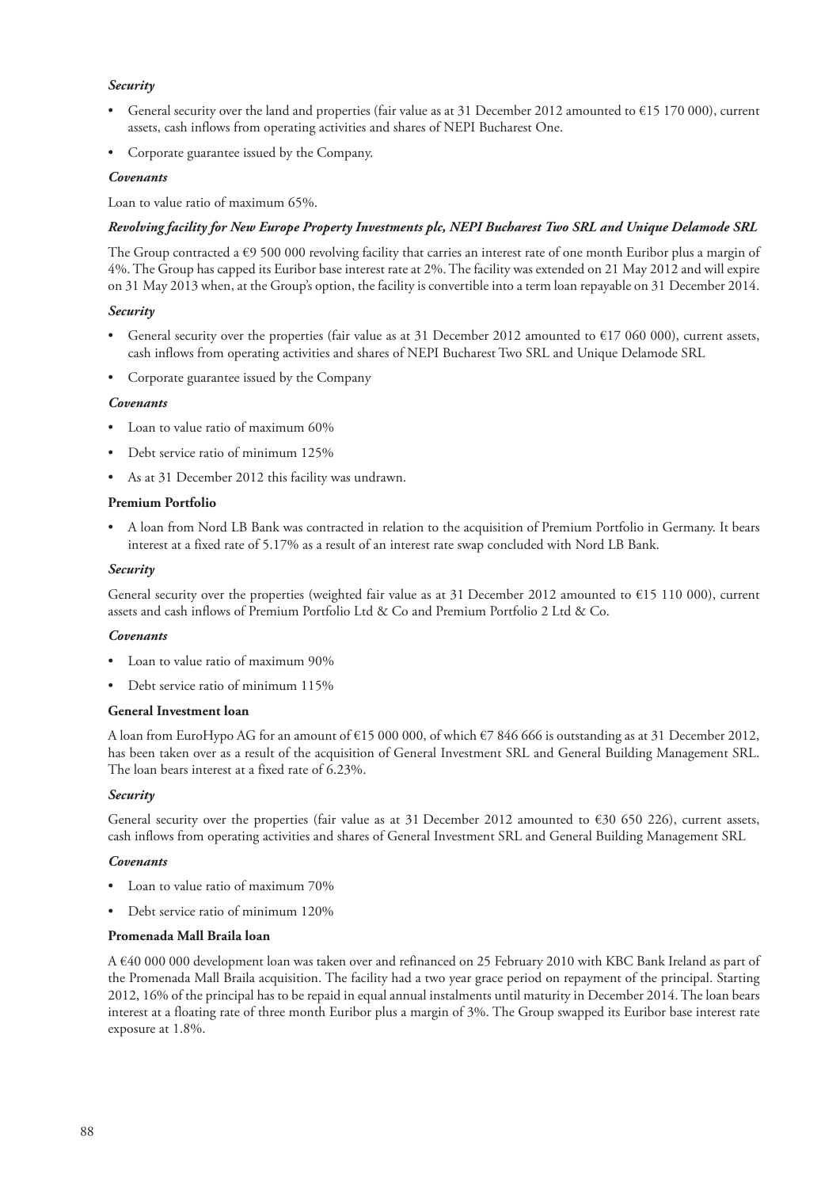***Security***

- General security over the land and properties (fair value as at 31 December 2012 amounted to €15 170 000), current assets, cash inflows from operating activities and shares of NEPI Bucharest One.
- Corporate guarantee issued by the Company.

***Covenants***

Loan to value ratio of maximum 65%.

***Revolving facility for New Europe Property Investments plc, NEPI Bucharest Two SRL and Unique Delamode SRL***

The Group contracted a €9 500 000 revolving facility that carries an interest rate of one month Euribor plus a margin of 4%. The Group has capped its Euribor base interest rate at 2%. The facility was extended on 21 May 2012 and will expire on 31 May 2013 when, at the Group's option, the facility is convertible into a term loan repayable on 31 December 2014.

***Security***

- General security over the properties (fair value as at 31 December 2012 amounted to €17 060 000), current assets, cash inflows from operating activities and shares of NEPI Bucharest Two SRL and Unique Delamode SRL
- Corporate guarantee issued by the Company

***Covenants***

- Loan to value ratio of maximum 60%
- Debt service ratio of minimum 125%
- As at 31 December 2012 this facility was undrawn.

**Premium Portfolio**

- A loan from Nord LB Bank was contracted in relation to the acquisition of Premium Portfolio in Germany. It bears interest at a fixed rate of 5.17% as a result of an interest rate swap concluded with Nord LB Bank.

***Security***

General security over the properties (weighted fair value as at 31 December 2012 amounted to €15 110 000), current assets and cash inflows of Premium Portfolio Ltd & Co and Premium Portfolio 2 Ltd & Co.

***Covenants***

- Loan to value ratio of maximum 90%
- Debt service ratio of minimum 115%

**General Investment loan**

A loan from EuroHypo AG for an amount of €15 000 000, of which €7 846 666 is outstanding as at 31 December 2012, has been taken over as a result of the acquisition of General Investment SRL and General Building Management SRL. The loan bears interest at a fixed rate of 6.23%.

***Security***

General security over the properties (fair value as at 31 December 2012 amounted to €30 650 226), current assets, cash inflows from operating activities and shares of General Investment SRL and General Building Management SRL

***Covenants***

- Loan to value ratio of maximum 70%
- Debt service ratio of minimum 120%

**Promenada Mall Braila loan**

A €40 000 000 development loan was taken over and refinanced on 25 February 2010 with KBC Bank Ireland as part of the Promenada Mall Braila acquisition. The facility had a two year grace period on repayment of the principal. Starting 2012, 16% of the principal has to be repaid in equal annual instalments until maturity in December 2014. The loan bears interest at a floating rate of three month Euribor plus a margin of 3%. The Group swapped its Euribor base interest rate exposure at 1.8%.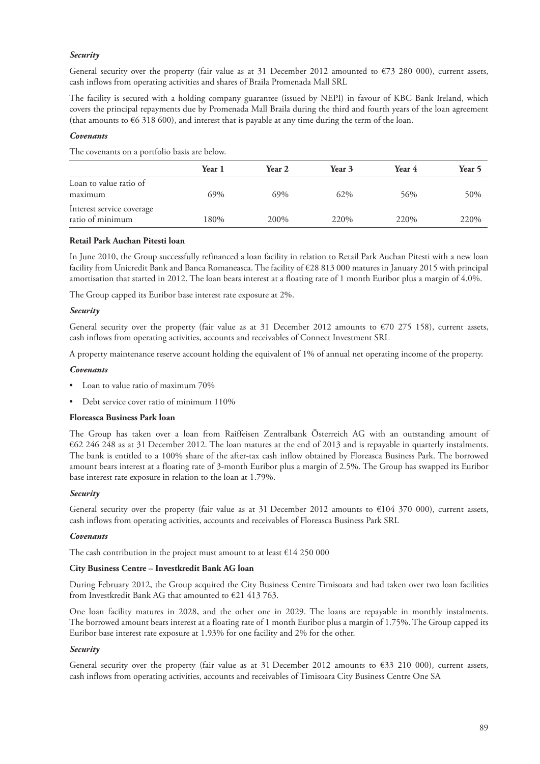***Security***

General security over the property (fair value as at 31 December 2012 amounted to €73 280 000), current assets, cash inflows from operating activities and shares of Braila Promenada Mall SRL

The facility is secured with a holding company guarantee (issued by NEPI) in favour of KBC Bank Ireland, which covers the principal repayments due by Promenada Mall Braila during the third and fourth years of the loan agreement (that amounts to €6 318 600), and interest that is payable at any time during the term of the loan.

***Covenants***

The covenants on a portfolio basis are below.

| | **Year 1** | **Year 2** | **Year 3** | **Year 4** | **Year 5** |
|---|---|---|---|---|---|
| Loan to value ratio of maximum | 69% | 69% | 62% | 56% | 50% |
| Interest service coverage ratio of minimum | 180% | 200% | 220% | 220% | 220% |

**Retail Park Auchan Pitesti loan**

In June 2010, the Group successfully refinanced a loan facility in relation to Retail Park Auchan Pitesti with a new loan facility from Unicredit Bank and Banca Romaneasca. The facility of €28 813 000 matures in January 2015 with principal amortisation that started in 2012. The loan bears interest at a floating rate of 1 month Euribor plus a margin of 4.0%.

The Group capped its Euribor base interest rate exposure at 2%.

***Security***

General security over the property (fair value as at 31 December 2012 amounts to €70 275 158), current assets, cash inflows from operating activities, accounts and receivables of Connect Investment SRL

A property maintenance reserve account holding the equivalent of 1% of annual net operating income of the property.

***Covenants***

- Loan to value ratio of maximum 70%
- Debt service cover ratio of minimum 110%

**Floreasca Business Park loan**

The Group has taken over a loan from Raiffeisen Zentralbank Österreich AG with an outstanding amount of €62 246 248 as at 31 December 2012. The loan matures at the end of 2013 and is repayable in quarterly instalments. The bank is entitled to a 100% share of the after-tax cash inflow obtained by Floreasca Business Park. The borrowed amount bears interest at a floating rate of 3-month Euribor plus a margin of 2.5%. The Group has swapped its Euribor base interest rate exposure in relation to the loan at 1.79%.

***Security***

General security over the property (fair value as at 31 December 2012 amounts to €104 370 000), current assets, cash inflows from operating activities, accounts and receivables of Floreasca Business Park SRL

***Covenants***

The cash contribution in the project must amount to at least €14 250 000

**City Business Centre – Investkredit Bank AG loan**

During February 2012, the Group acquired the City Business Centre Timisoara and had taken over two loan facilities from Investkredit Bank AG that amounted to €21 413 763.

One loan facility matures in 2028, and the other one in 2029. The loans are repayable in monthly instalments. The borrowed amount bears interest at a floating rate of 1 month Euribor plus a margin of 1.75%. The Group capped its Euribor base interest rate exposure at 1.93% for one facility and 2% for the other.

***Security***

General security over the property (fair value as at 31 December 2012 amounts to €33 210 000), current assets, cash inflows from operating activities, accounts and receivables of Timisoara City Business Centre One SA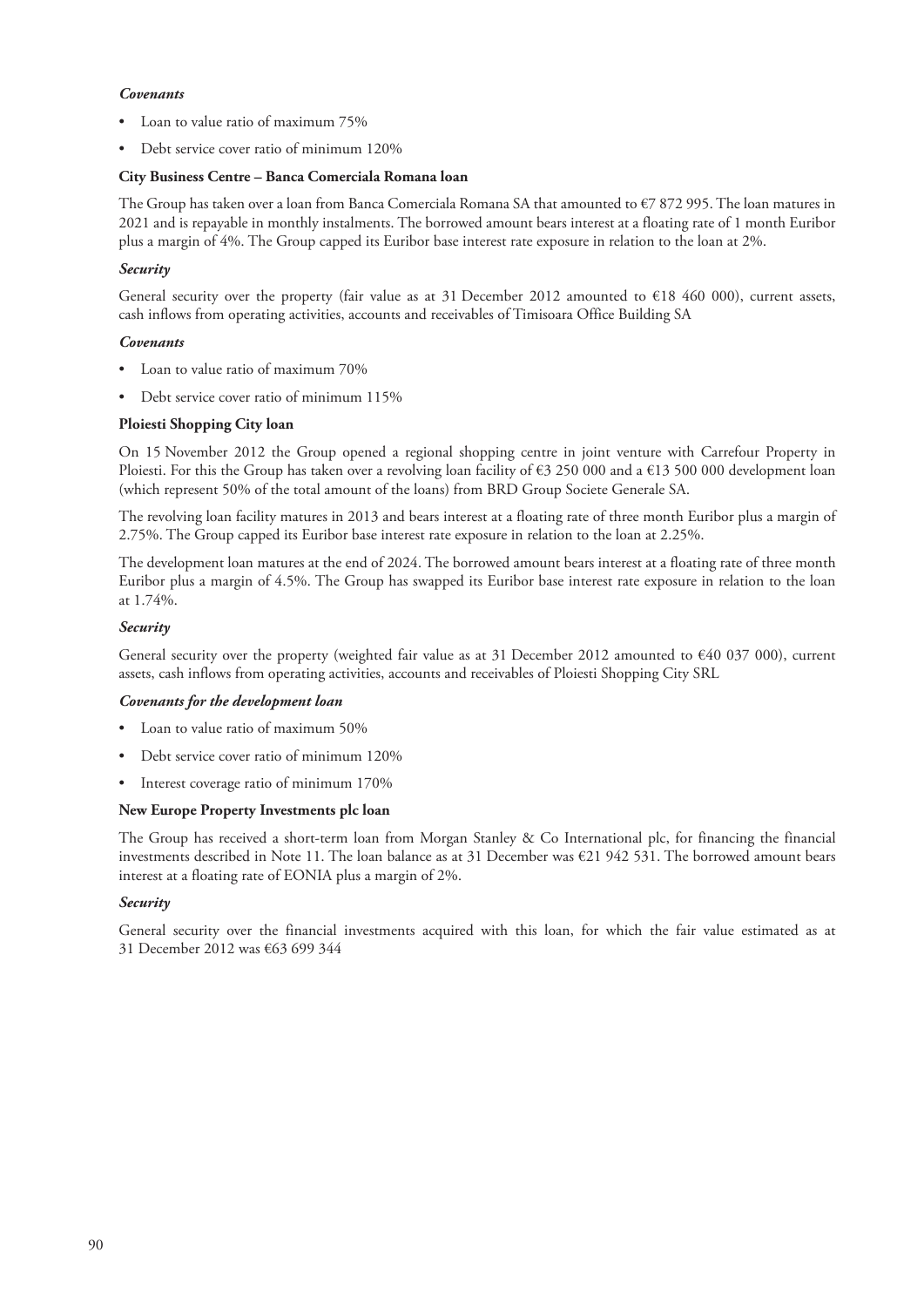***Covenants***

- Loan to value ratio of maximum 75%
- Debt service cover ratio of minimum 120%

**City Business Centre – Banca Comerciala Romana loan**

The Group has taken over a loan from Banca Comerciala Romana SA that amounted to €7 872 995. The loan matures in 2021 and is repayable in monthly instalments. The borrowed amount bears interest at a floating rate of 1 month Euribor plus a margin of 4%. The Group capped its Euribor base interest rate exposure in relation to the loan at 2%.

***Security***

General security over the property (fair value as at 31 December 2012 amounted to €18 460 000), current assets, cash inflows from operating activities, accounts and receivables of Timisoara Office Building SA

***Covenants***

- Loan to value ratio of maximum 70%
- Debt service cover ratio of minimum 115%

**Ploiesti Shopping City loan**

On 15 November 2012 the Group opened a regional shopping centre in joint venture with Carrefour Property in Ploiesti. For this the Group has taken over a revolving loan facility of €3 250 000 and a €13 500 000 development loan (which represent 50% of the total amount of the loans) from BRD Group Societe Generale SA.

The revolving loan facility matures in 2013 and bears interest at a floating rate of three month Euribor plus a margin of 2.75%. The Group capped its Euribor base interest rate exposure in relation to the loan at 2.25%.

The development loan matures at the end of 2024. The borrowed amount bears interest at a floating rate of three month Euribor plus a margin of 4.5%. The Group has swapped its Euribor base interest rate exposure in relation to the loan at 1.74%.

***Security***

General security over the property (weighted fair value as at 31 December 2012 amounted to €40 037 000), current assets, cash inflows from operating activities, accounts and receivables of Ploiesti Shopping City SRL

***Covenants for the development loan***

- Loan to value ratio of maximum 50%
- Debt service cover ratio of minimum 120%
- Interest coverage ratio of minimum 170%

**New Europe Property Investments plc loan**

The Group has received a short-term loan from Morgan Stanley & Co International plc, for financing the financial investments described in Note 11. The loan balance as at 31 December was €21 942 531. The borrowed amount bears interest at a floating rate of EONIA plus a margin of 2%.

***Security***

General security over the financial investments acquired with this loan, for which the fair value estimated as at 31 December 2012 was €63 699 344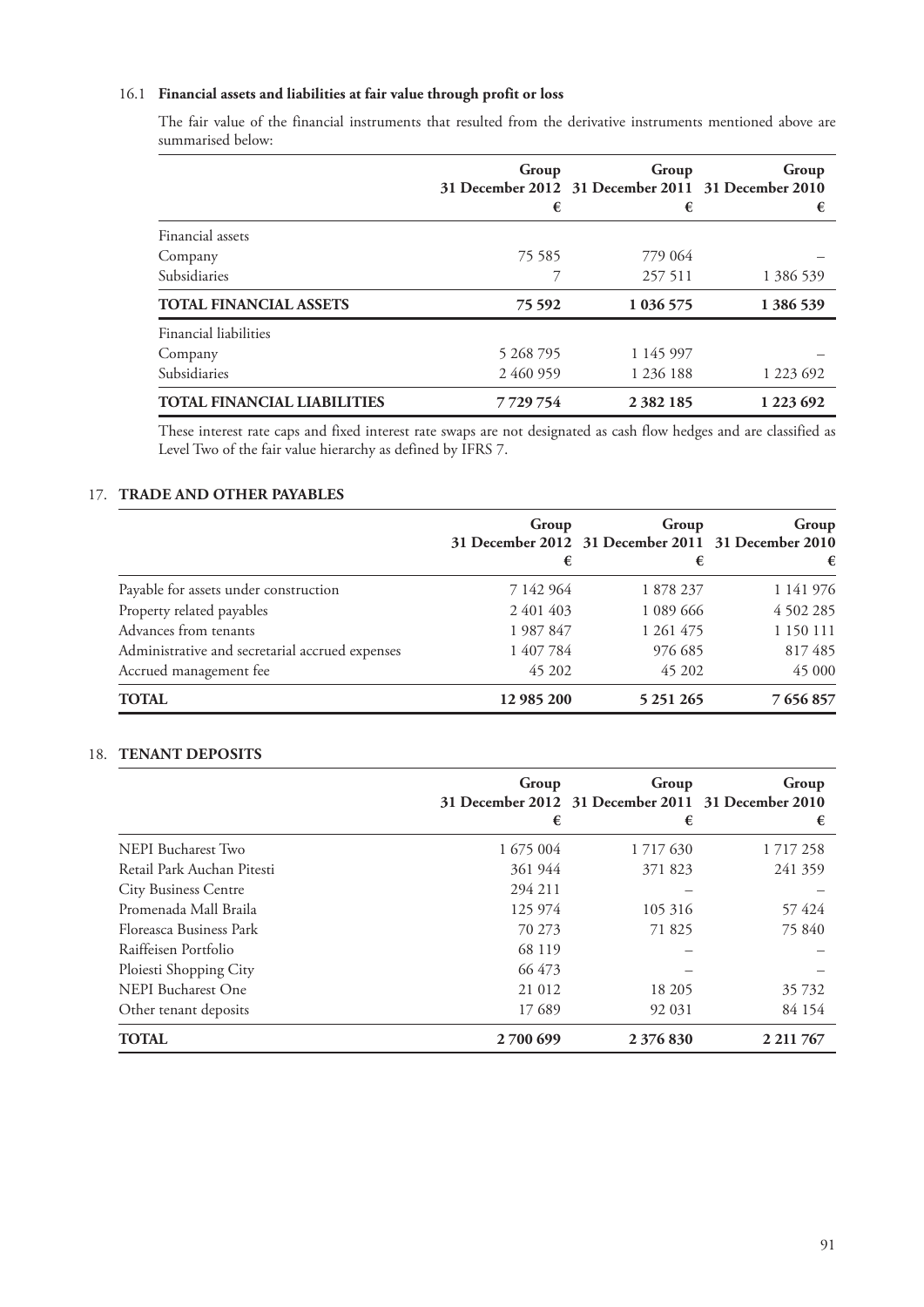### 16.1 **Financial assets and liabilities at fair value through profit or loss**

The fair value of the financial instruments that resulted from the derivative instruments mentioned above are summarised below:

| | Group 31 December 2012 € | Group 31 December 2011 € | Group 31 December 2010 € |
|---|---|---|---|
| Financial assets | | | |
| Company | 75 585 | 779 064 | – |
| Subsidiaries | 7 | 257 511 | 1 386 539 |
| **TOTAL FINANCIAL ASSETS** | **75 592** | **1 036 575** | **1 386 539** |
| Financial liabilities | | | |
| Company | 5 268 795 | 1 145 997 | – |
| Subsidiaries | 2 460 959 | 1 236 188 | 1 223 692 |
| **TOTAL FINANCIAL LIABILITIES** | **7 729 754** | **2 382 185** | **1 223 692** |

These interest rate caps and fixed interest rate swaps are not designated as cash flow hedges and are classified as Level Two of the fair value hierarchy as defined by IFRS 7.

## 17. **TRADE AND OTHER PAYABLES**

| | Group 31 December 2012 € | Group 31 December 2011 € | Group 31 December 2010 € |
|---|---|---|---|
| Payable for assets under construction | 7 142 964 | 1 878 237 | 1 141 976 |
| Property related payables | 2 401 403 | 1 089 666 | 4 502 285 |
| Advances from tenants | 1 987 847 | 1 261 475 | 1 150 111 |
| Administrative and secretarial accrued expenses | 1 407 784 | 976 685 | 817 485 |
| Accrued management fee | 45 202 | 45 202 | 45 000 |
| **TOTAL** | **12 985 200** | **5 251 265** | **7 656 857** |

## 18. **TENANT DEPOSITS**

| | Group 31 December 2012 € | Group 31 December 2011 € | Group 31 December 2010 € |
|---|---|---|---|
| NEPI Bucharest Two | 1 675 004 | 1 717 630 | 1 717 258 |
| Retail Park Auchan Pitesti | 361 944 | 371 823 | 241 359 |
| City Business Centre | 294 211 | – | – |
| Promenada Mall Braila | 125 974 | 105 316 | 57 424 |
| Floreasca Business Park | 70 273 | 71 825 | 75 840 |
| Raiffeisen Portfolio | 68 119 | – | – |
| Ploiesti Shopping City | 66 473 | – | – |
| NEPI Bucharest One | 21 012 | 18 205 | 35 732 |
| Other tenant deposits | 17 689 | 92 031 | 84 154 |
| **TOTAL** | **2 700 699** | **2 376 830** | **2 211 767** |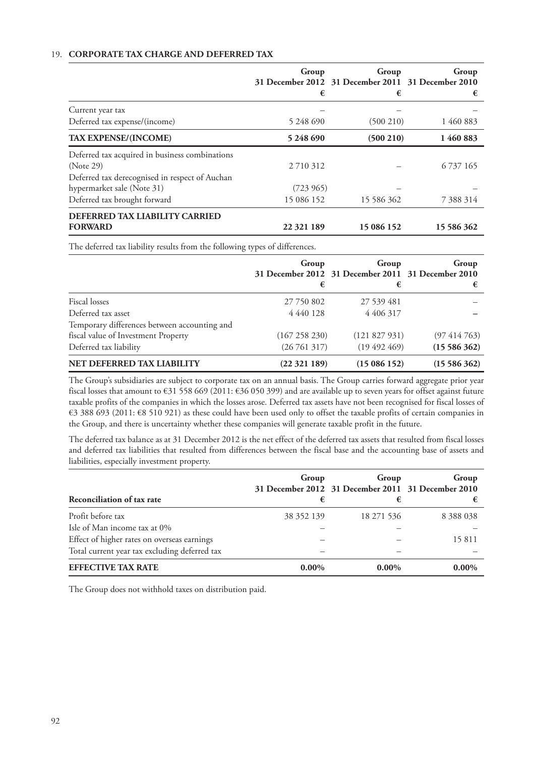## 19. CORPORATE TAX CHARGE AND DEFERRED TAX

| | Group 31 December 2012 € | Group 31 December 2011 € | Group 31 December 2010 € |
|---|---|---|---|
| Current year tax | – | – | – |
| Deferred tax expense/(income) | 5 248 690 | (500 210) | 1 460 883 |
| **TAX EXPENSE/(INCOME)** | **5 248 690** | **(500 210)** | **1 460 883** |
| Deferred tax acquired in business combinations (Note 29) | 2 710 312 | – | 6 737 165 |
| Deferred tax derecognised in respect of Auchan hypermarket sale (Note 31) | (723 965) | – | – |
| Deferred tax brought forward | 15 086 152 | 15 586 362 | 7 388 314 |
| **DEFERRED TAX LIABILITY CARRIED FORWARD** | **22 321 189** | **15 086 152** | **15 586 362** |

The deferred tax liability results from the following types of differences.

| | Group 31 December 2012 € | Group 31 December 2011 € | Group 31 December 2010 € |
|---|---|---|---|
| Fiscal losses | 27 750 802 | 27 539 481 | – |
| Deferred tax asset | 4 440 128 | 4 406 317 | – |
| Temporary differences between accounting and fiscal value of Investment Property | (167 258 230) | (121 827 931) | (97 414 763) |
| Deferred tax liability | (26 761 317) | (19 492 469) | **(15 586 362)** |
| **NET DEFERRED TAX LIABILITY** | **(22 321 189)** | **(15 086 152)** | **(15 586 362)** |

The Group's subsidiaries are subject to corporate tax on an annual basis. The Group carries forward aggregate prior year fiscal losses that amount to €31 558 669 (2011: €36 050 399) and are available up to seven years for offset against future taxable profits of the companies in which the losses arose. Deferred tax assets have not been recognised for fiscal losses of €3 388 693 (2011: €8 510 921) as these could have been used only to offset the taxable profits of certain companies in the Group, and there is uncertainty whether these companies will generate taxable profit in the future.

The deferred tax balance as at 31 December 2012 is the net effect of the deferred tax assets that resulted from fiscal losses and deferred tax liabilities that resulted from differences between the fiscal base and the accounting base of assets and liabilities, especially investment property.

| Reconciliation of tax rate | Group 31 December 2012 € | Group 31 December 2011 € | Group 31 December 2010 € |
|---|---|---|---|
| Profit before tax | 38 352 139 | 18 271 536 | 8 388 038 |
| Isle of Man income tax at 0% | – | – | – |
| Effect of higher rates on overseas earnings | – | – | 15 811 |
| Total current year tax excluding deferred tax | – | – | – |
| **EFFECTIVE TAX RATE** | **0.00%** | **0.00%** | **0.00%** |

The Group does not withhold taxes on distribution paid.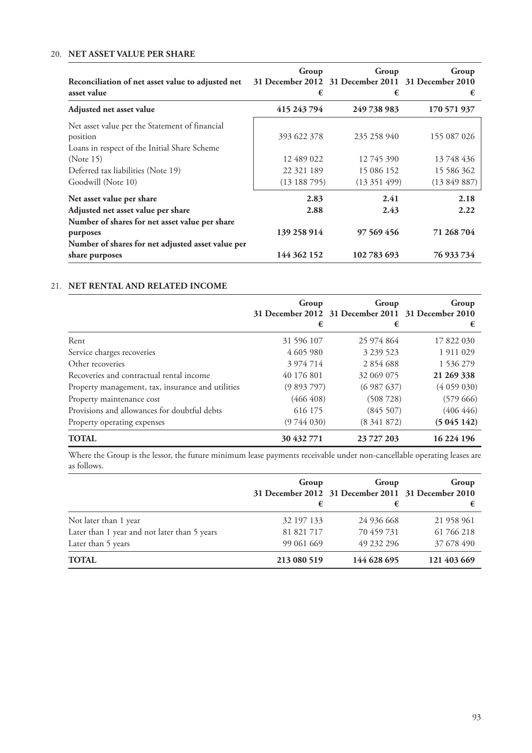## 20. NET ASSET VALUE PER SHARE

| Reconciliation of net asset value to adjusted net asset value | Group 31 December 2012 € | Group 31 December 2011 € | Group 31 December 2010 € |
|---|---|---|---|
| **Adjusted net asset value** | **415 243 794** | **249 738 983** | **170 571 937** |
| Net asset value per the Statement of financial position | 393 622 378 | 235 258 940 | 155 087 026 |
| Loans in respect of the Initial Share Scheme (Note 15) | 12 489 022 | 12 745 390 | 13 748 436 |
| Deferred tax liabilities (Note 19) | 22 321 189 | 15 086 152 | 15 586 362 |
| Goodwill (Note 10) | (13 188 795) | (13 351 499) | (13 849 887) |
| **Net asset value per share** | **2.83** | **2.41** | **2.18** |
| **Adjusted net asset value per share** | **2.88** | **2.43** | **2.22** |
| **Number of shares for net asset value per share purposes** | **139 258 914** | **97 569 456** | **71 268 704** |
| **Number of shares for net adjusted asset value per share purposes** | **144 362 152** | **102 783 693** | **76 933 734** |

## 21. NET RENTAL AND RELATED INCOME

| | Group 31 December 2012 € | Group 31 December 2011 € | Group 31 December 2010 € |
|---|---|---|---|
| Rent | 31 596 107 | 25 974 864 | 17 822 030 |
| Service charges recoveries | 4 605 980 | 3 239 523 | 1 911 029 |
| Other recoveries | 3 974 714 | 2 854 688 | 1 536 279 |
| Recoveries and contractual rental income | 40 176 801 | 32 069 075 | **21 269 338** |
| Property management, tax, insurance and utilities | (9 893 797) | (6 987 637) | (4 059 030) |
| Property maintenance cost | (466 408) | (508 728) | (579 666) |
| Provisions and allowances for doubtful debts | 616 175 | (845 507) | (406 446) |
| Property operating expenses | (9 744 030) | (8 341 872) | **(5 045 142)** |
| **TOTAL** | **30 432 771** | **23 727 203** | **16 224 196** |

Where the Group is the lessor, the future minimum lease payments receivable under non-cancellable operating leases are as follows.

| | Group 31 December 2012 € | Group 31 December 2011 € | Group 31 December 2010 € |
|---|---|---|---|
| Not later than 1 year | 32 197 133 | 24 936 668 | 21 958 961 |
| Later than 1 year and not later than 5 years | 81 821 717 | 70 459 731 | 61 766 218 |
| Later than 5 years | 99 061 669 | 49 232 296 | 37 678 490 |
| **TOTAL** | **213 080 519** | **144 628 695** | **121 403 669** |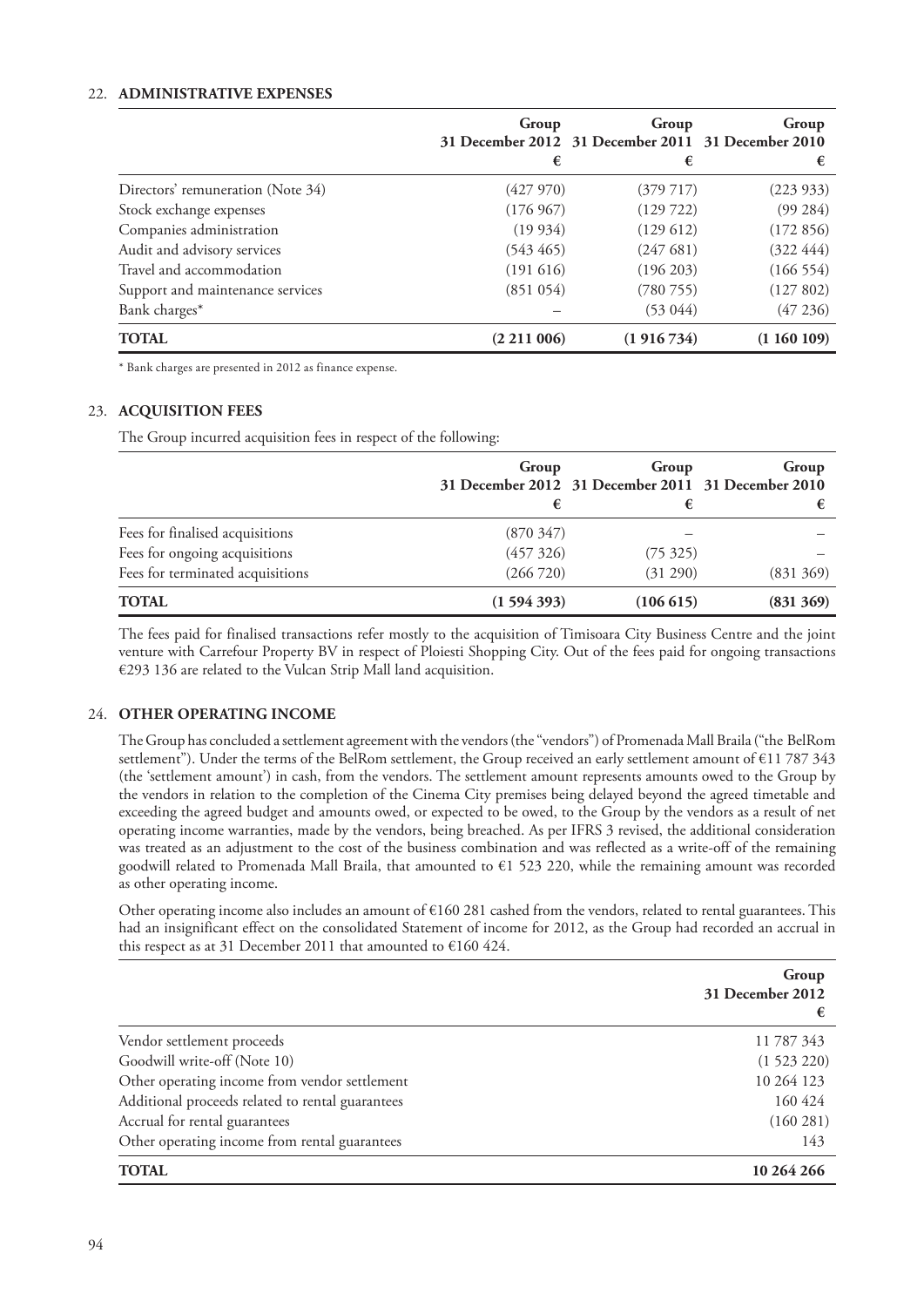## 22. ADMINISTRATIVE EXPENSES

| | Group 31 December 2012 € | Group 31 December 2011 € | Group 31 December 2010 € |
|---|---|---|---|
| Directors' remuneration (Note 34) | (427 970) | (379 717) | (223 933) |
| Stock exchange expenses | (176 967) | (129 722) | (99 284) |
| Companies administration | (19 934) | (129 612) | (172 856) |
| Audit and advisory services | (543 465) | (247 681) | (322 444) |
| Travel and accommodation | (191 616) | (196 203) | (166 554) |
| Support and maintenance services | (851 054) | (780 755) | (127 802) |
| Bank charges* | – | (53 044) | (47 236) |
| **TOTAL** | **(2 211 006)** | **(1 916 734)** | **(1 160 109)** |

\* Bank charges are presented in 2012 as finance expense.

## 23. ACQUISITION FEES

The Group incurred acquisition fees in respect of the following:

| | Group 31 December 2012 € | Group 31 December 2011 € | Group 31 December 2010 € |
|---|---|---|---|
| Fees for finalised acquisitions | (870 347) | – | – |
| Fees for ongoing acquisitions | (457 326) | (75 325) | – |
| Fees for terminated acquisitions | (266 720) | (31 290) | (831 369) |
| **TOTAL** | **(1 594 393)** | **(106 615)** | **(831 369)** |

The fees paid for finalised transactions refer mostly to the acquisition of Timisoara City Business Centre and the joint venture with Carrefour Property BV in respect of Ploiesti Shopping City. Out of the fees paid for ongoing transactions €293 136 are related to the Vulcan Strip Mall land acquisition.

## 24. OTHER OPERATING INCOME

The Group has concluded a settlement agreement with the vendors (the "vendors") of Promenada Mall Braila ("the BelRom settlement"). Under the terms of the BelRom settlement, the Group received an early settlement amount of €11 787 343 (the 'settlement amount') in cash, from the vendors. The settlement amount represents amounts owed to the Group by the vendors in relation to the completion of the Cinema City premises being delayed beyond the agreed timetable and exceeding the agreed budget and amounts owed, or expected to be owed, to the Group by the vendors as a result of net operating income warranties, made by the vendors, being breached. As per IFRS 3 revised, the additional consideration was treated as an adjustment to the cost of the business combination and was reflected as a write-off of the remaining goodwill related to Promenada Mall Braila, that amounted to €1 523 220, while the remaining amount was recorded as other operating income.

Other operating income also includes an amount of €160 281 cashed from the vendors, related to rental guarantees. This had an insignificant effect on the consolidated Statement of income for 2012, as the Group had recorded an accrual in this respect as at 31 December 2011 that amounted to €160 424.

| | Group 31 December 2012 € |
|---|---|
| Vendor settlement proceeds | 11 787 343 |
| Goodwill write-off (Note 10) | (1 523 220) |
| Other operating income from vendor settlement | 10 264 123 |
| Additional proceeds related to rental guarantees | 160 424 |
| Accrual for rental guarantees | (160 281) |
| Other operating income from rental guarantees | 143 |
| **TOTAL** | **10 264 266** |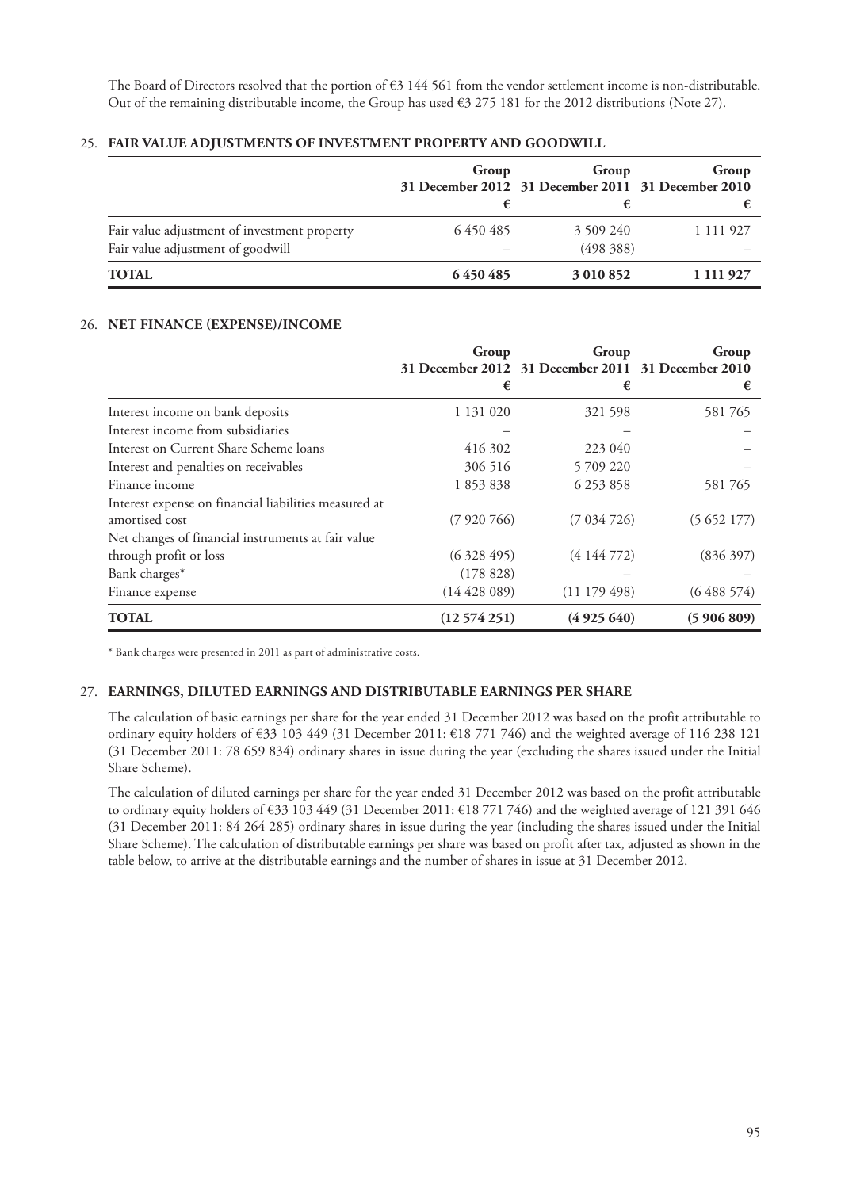The Board of Directors resolved that the portion of €3 144 561 from the vendor settlement income is non-distributable. Out of the remaining distributable income, the Group has used €3 275 181 for the 2012 distributions (Note 27).

## 25. FAIR VALUE ADJUSTMENTS OF INVESTMENT PROPERTY AND GOODWILL

| | Group 31 December 2012 € | Group 31 December 2011 € | Group 31 December 2010 € |
|---|---|---|---|
| Fair value adjustment of investment property | 6 450 485 | 3 509 240 | 1 111 927 |
| Fair value adjustment of goodwill | – | (498 388) | – |
| **TOTAL** | **6 450 485** | **3 010 852** | **1 111 927** |

## 26. NET FINANCE (EXPENSE)/INCOME

| | Group 31 December 2012 € | Group 31 December 2011 € | Group 31 December 2010 € |
|---|---|---|---|
| Interest income on bank deposits | 1 131 020 | 321 598 | 581 765 |
| Interest income from subsidiaries | – | – | – |
| Interest on Current Share Scheme loans | 416 302 | 223 040 | – |
| Interest and penalties on receivables | 306 516 | 5 709 220 | – |
| Finance income | 1 853 838 | 6 253 858 | 581 765 |
| Interest expense on financial liabilities measured at amortised cost | (7 920 766) | (7 034 726) | (5 652 177) |
| Net changes of financial instruments at fair value through profit or loss | (6 328 495) | (4 144 772) | (836 397) |
| Bank charges* | (178 828) | – | – |
| Finance expense | (14 428 089) | (11 179 498) | (6 488 574) |
| **TOTAL** | **(12 574 251)** | **(4 925 640)** | **(5 906 809)** |

\* Bank charges were presented in 2011 as part of administrative costs.

## 27. EARNINGS, DILUTED EARNINGS AND DISTRIBUTABLE EARNINGS PER SHARE

The calculation of basic earnings per share for the year ended 31 December 2012 was based on the profit attributable to ordinary equity holders of €33 103 449 (31 December 2011: €18 771 746) and the weighted average of 116 238 121 (31 December 2011: 78 659 834) ordinary shares in issue during the year (excluding the shares issued under the Initial Share Scheme).

The calculation of diluted earnings per share for the year ended 31 December 2012 was based on the profit attributable to ordinary equity holders of €33 103 449 (31 December 2011: €18 771 746) and the weighted average of 121 391 646 (31 December 2011: 84 264 285) ordinary shares in issue during the year (including the shares issued under the Initial Share Scheme). The calculation of distributable earnings per share was based on profit after tax, adjusted as shown in the table below, to arrive at the distributable earnings and the number of shares in issue at 31 December 2012.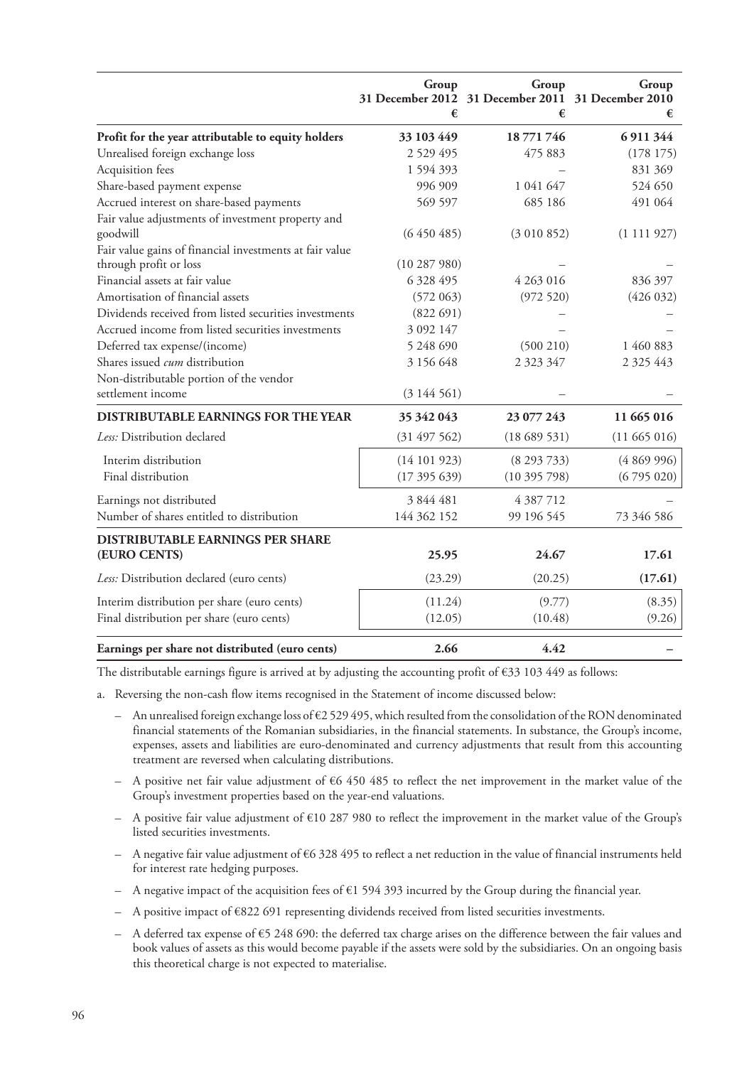| | Group 31 December 2012 € | Group 31 December 2011 € | Group 31 December 2010 € |
|---|---|---|---|
| **Profit for the year attributable to equity holders** | **33 103 449** | **18 771 746** | **6 911 344** |
| Unrealised foreign exchange loss | 2 529 495 | 475 883 | (178 175) |
| Acquisition fees | 1 594 393 | – | 831 369 |
| Share-based payment expense | 996 909 | 1 041 647 | 524 650 |
| Accrued interest on share-based payments | 569 597 | 685 186 | 491 064 |
| Fair value adjustments of investment property and goodwill | (6 450 485) | (3 010 852) | (1 111 927) |
| Fair value gains of financial investments at fair value through profit or loss | (10 287 980) | – | – |
| Financial assets at fair value | 6 328 495 | 4 263 016 | 836 397 |
| Amortisation of financial assets | (572 063) | (972 520) | (426 032) |
| Dividends received from listed securities investments | (822 691) | – | – |
| Accrued income from listed securities investments | 3 092 147 | – | – |
| Deferred tax expense/(income) | 5 248 690 | (500 210) | 1 460 883 |
| Shares issued *cum* distribution | 3 156 648 | 2 323 347 | 2 325 443 |
| Non-distributable portion of the vendor settlement income | (3 144 561) | – | – |
| **DISTRIBUTABLE EARNINGS FOR THE YEAR** | **35 342 043** | **23 077 243** | **11 665 016** |
| *Less:* Distribution declared | (31 497 562) | (18 689 531) | (11 665 016) |
| Interim distribution | (14 101 923) | (8 293 733) | (4 869 996) |
| Final distribution | (17 395 639) | (10 395 798) | (6 795 020) |
| Earnings not distributed | 3 844 481 | 4 387 712 | – |
| Number of shares entitled to distribution | 144 362 152 | 99 196 545 | 73 346 586 |
| **DISTRIBUTABLE EARNINGS PER SHARE (EURO CENTS)** | **25.95** | **24.67** | **17.61** |
| *Less:* Distribution declared (euro cents) | (23.29) | (20.25) | **(17.61)** |
| Interim distribution per share (euro cents) | (11.24) | (9.77) | (8.35) |
| Final distribution per share (euro cents) | (12.05) | (10.48) | (9.26) |
| **Earnings per share not distributed (euro cents)** | **2.66** | **4.42** | **–** |

The distributable earnings figure is arrived at by adjusting the accounting profit of €33 103 449 as follows:

a. Reversing the non-cash flow items recognised in the Statement of income discussed below:

- An unrealised foreign exchange loss of €2 529 495, which resulted from the consolidation of the RON denominated financial statements of the Romanian subsidiaries, in the financial statements. In substance, the Group's income, expenses, assets and liabilities are euro-denominated and currency adjustments that result from this accounting treatment are reversed when calculating distributions.
- A positive net fair value adjustment of €6 450 485 to reflect the net improvement in the market value of the Group's investment properties based on the year-end valuations.
- A positive fair value adjustment of €10 287 980 to reflect the improvement in the market value of the Group's listed securities investments.
- A negative fair value adjustment of €6 328 495 to reflect a net reduction in the value of financial instruments held for interest rate hedging purposes.
- A negative impact of the acquisition fees of €1 594 393 incurred by the Group during the financial year.
- A positive impact of €822 691 representing dividends received from listed securities investments.
- A deferred tax expense of €5 248 690: the deferred tax charge arises on the difference between the fair values and book values of assets as this would become payable if the assets were sold by the subsidiaries. On an ongoing basis this theoretical charge is not expected to materialise.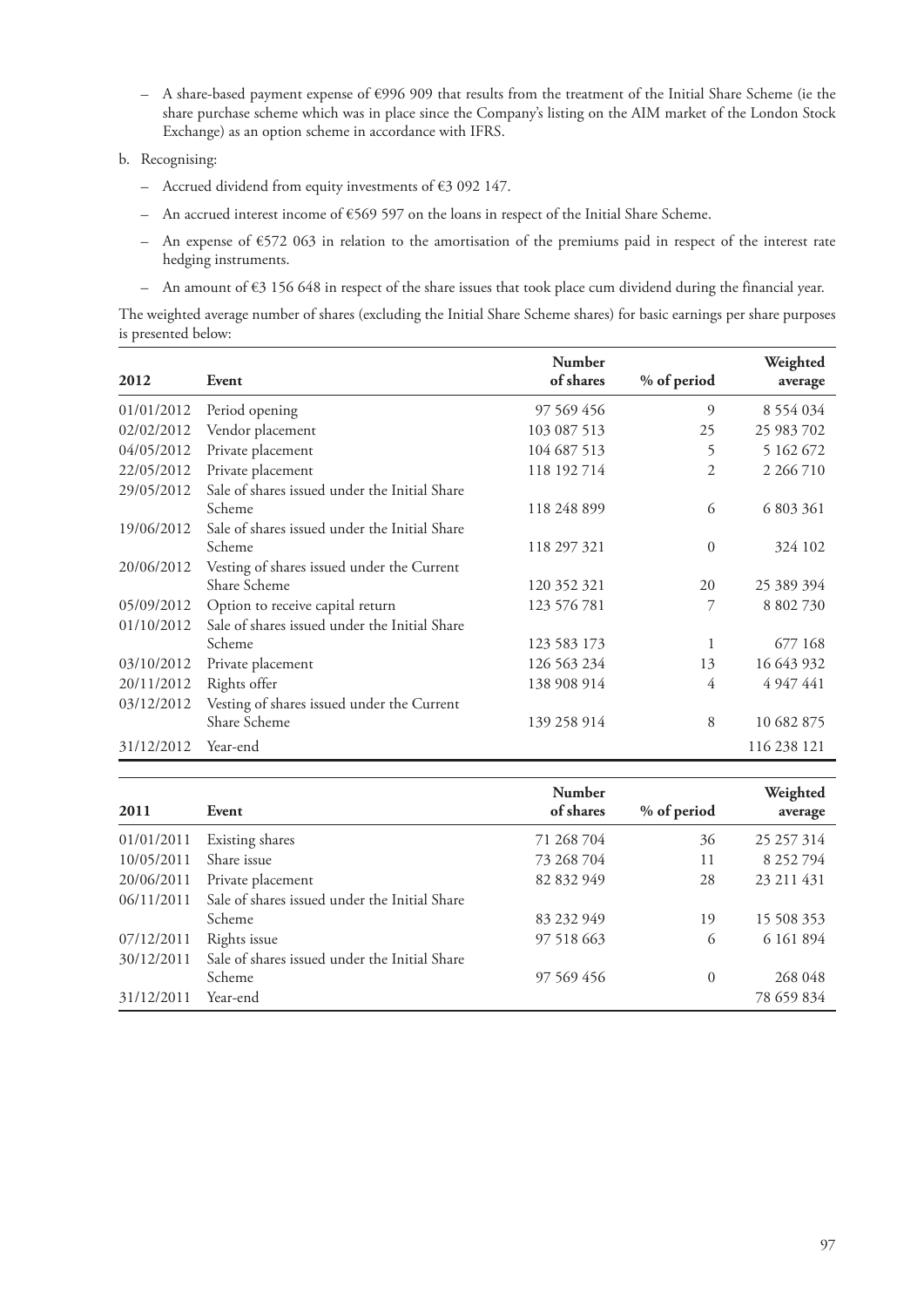– A share-based payment expense of €996 909 that results from the treatment of the Initial Share Scheme (ie the share purchase scheme which was in place since the Company's listing on the AIM market of the London Stock Exchange) as an option scheme in accordance with IFRS.

b. Recognising:

– Accrued dividend from equity investments of €3 092 147.

– An accrued interest income of €569 597 on the loans in respect of the Initial Share Scheme.

– An expense of €572 063 in relation to the amortisation of the premiums paid in respect of the interest rate hedging instruments.

– An amount of €3 156 648 in respect of the share issues that took place cum dividend during the financial year.

The weighted average number of shares (excluding the Initial Share Scheme shares) for basic earnings per share purposes is presented below:

| 2012 | Event | Number of shares | % of period | Weighted average |
|---|---|---|---|---|
| 01/01/2012 | Period opening | 97 569 456 | 9 | 8 554 034 |
| 02/02/2012 | Vendor placement | 103 087 513 | 25 | 25 983 702 |
| 04/05/2012 | Private placement | 104 687 513 | 5 | 5 162 672 |
| 22/05/2012 | Private placement | 118 192 714 | 2 | 2 266 710 |
| 29/05/2012 | Sale of shares issued under the Initial Share Scheme | 118 248 899 | 6 | 6 803 361 |
| 19/06/2012 | Sale of shares issued under the Initial Share Scheme | 118 297 321 | 0 | 324 102 |
| 20/06/2012 | Vesting of shares issued under the Current Share Scheme | 120 352 321 | 20 | 25 389 394 |
| 05/09/2012 | Option to receive capital return | 123 576 781 | 7 | 8 802 730 |
| 01/10/2012 | Sale of shares issued under the Initial Share Scheme | 123 583 173 | 1 | 677 168 |
| 03/10/2012 | Private placement | 126 563 234 | 13 | 16 643 932 |
| 20/11/2012 | Rights offer | 138 908 914 | 4 | 4 947 441 |
| 03/12/2012 | Vesting of shares issued under the Current Share Scheme | 139 258 914 | 8 | 10 682 875 |
| 31/12/2012 | Year-end | | | 116 238 121 |

| 2011 | Event | Number of shares | % of period | Weighted average |
|---|---|---|---|---|
| 01/01/2011 | Existing shares | 71 268 704 | 36 | 25 257 314 |
| 10/05/2011 | Share issue | 73 268 704 | 11 | 8 252 794 |
| 20/06/2011 | Private placement | 82 832 949 | 28 | 23 211 431 |
| 06/11/2011 | Sale of shares issued under the Initial Share Scheme | 83 232 949 | 19 | 15 508 353 |
| 07/12/2011 | Rights issue | 97 518 663 | 6 | 6 161 894 |
| 30/12/2011 | Sale of shares issued under the Initial Share Scheme | 97 569 456 | 0 | 268 048 |
| 31/12/2011 | Year-end | | | 78 659 834 |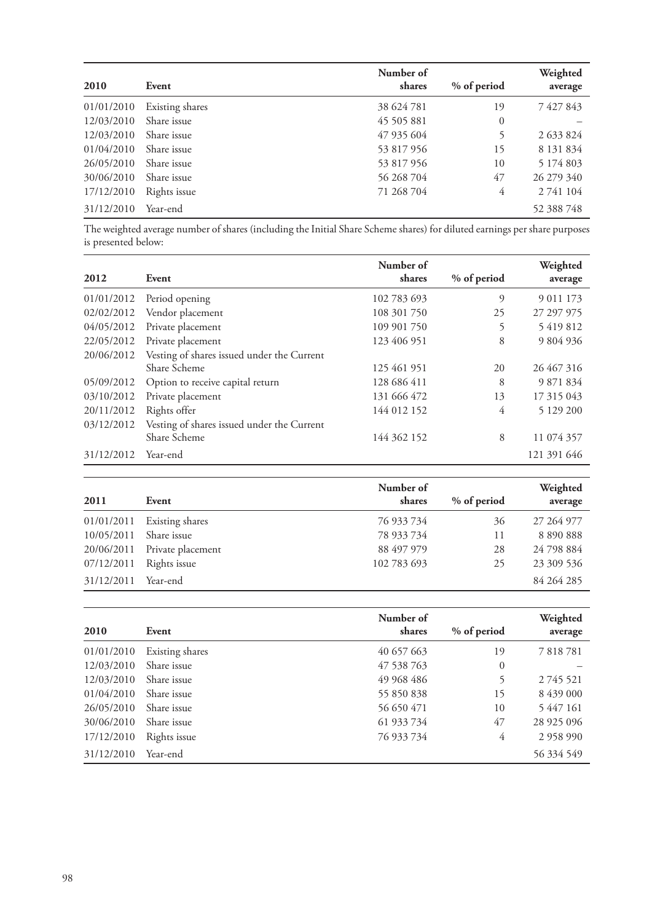| 2010 | Event | Number of shares | % of period | Weighted average |
|---|---|---|---|---|
| 01/01/2010 | Existing shares | 38 624 781 | 19 | 7 427 843 |
| 12/03/2010 | Share issue | 45 505 881 | 0 | – |
| 12/03/2010 | Share issue | 47 935 604 | 5 | 2 633 824 |
| 01/04/2010 | Share issue | 53 817 956 | 15 | 8 131 834 |
| 26/05/2010 | Share issue | 53 817 956 | 10 | 5 174 803 |
| 30/06/2010 | Share issue | 56 268 704 | 47 | 26 279 340 |
| 17/12/2010 | Rights issue | 71 268 704 | 4 | 2 741 104 |
| 31/12/2010 | Year-end | | | 52 388 748 |

The weighted average number of shares (including the Initial Share Scheme shares) for diluted earnings per share purposes is presented below:

| 2012 | Event | Number of shares | % of period | Weighted average |
|---|---|---|---|---|
| 01/01/2012 | Period opening | 102 783 693 | 9 | 9 011 173 |
| 02/02/2012 | Vendor placement | 108 301 750 | 25 | 27 297 975 |
| 04/05/2012 | Private placement | 109 901 750 | 5 | 5 419 812 |
| 22/05/2012 | Private placement | 123 406 951 | 8 | 9 804 936 |
| 20/06/2012 | Vesting of shares issued under the Current Share Scheme | 125 461 951 | 20 | 26 467 316 |
| 05/09/2012 | Option to receive capital return | 128 686 411 | 8 | 9 871 834 |
| 03/10/2012 | Private placement | 131 666 472 | 13 | 17 315 043 |
| 20/11/2012 | Rights offer | 144 012 152 | 4 | 5 129 200 |
| 03/12/2012 | Vesting of shares issued under the Current Share Scheme | 144 362 152 | 8 | 11 074 357 |
| 31/12/2012 | Year-end | | | 121 391 646 |

| 2011 | Event | Number of shares | % of period | Weighted average |
|---|---|---|---|---|
| 01/01/2011 | Existing shares | 76 933 734 | 36 | 27 264 977 |
| 10/05/2011 | Share issue | 78 933 734 | 11 | 8 890 888 |
| 20/06/2011 | Private placement | 88 497 979 | 28 | 24 798 884 |
| 07/12/2011 | Rights issue | 102 783 693 | 25 | 23 309 536 |
| 31/12/2011 | Year-end | | | 84 264 285 |

| 2010 | Event | Number of shares | % of period | Weighted average |
|---|---|---|---|---|
| 01/01/2010 | Existing shares | 40 657 663 | 19 | 7 818 781 |
| 12/03/2010 | Share issue | 47 538 763 | 0 | – |
| 12/03/2010 | Share issue | 49 968 486 | 5 | 2 745 521 |
| 01/04/2010 | Share issue | 55 850 838 | 15 | 8 439 000 |
| 26/05/2010 | Share issue | 56 650 471 | 10 | 5 447 161 |
| 30/06/2010 | Share issue | 61 933 734 | 47 | 28 925 096 |
| 17/12/2010 | Rights issue | 76 933 734 | 4 | 2 958 990 |
| 31/12/2010 | Year-end | | | 56 334 549 |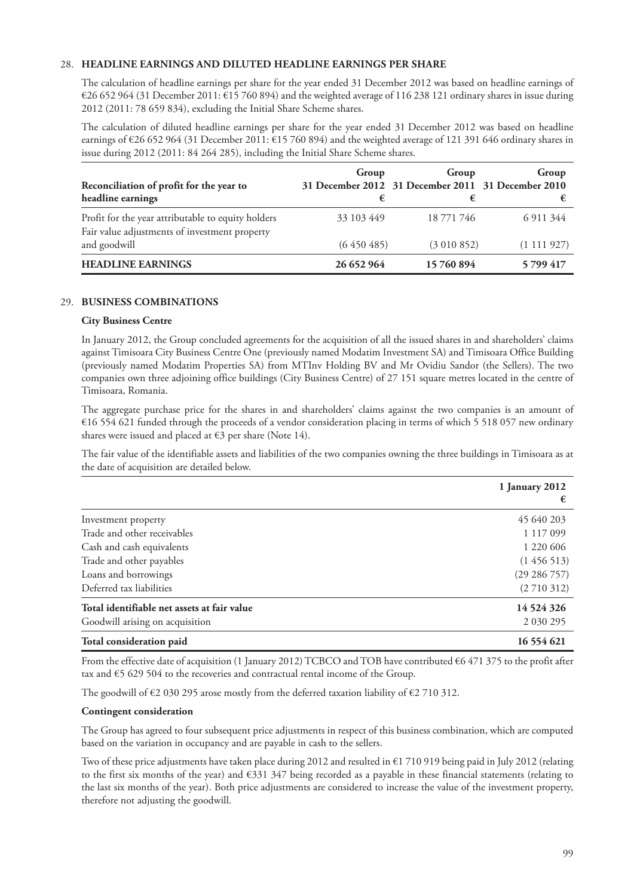## 28. HEADLINE EARNINGS AND DILUTED HEADLINE EARNINGS PER SHARE

The calculation of headline earnings per share for the year ended 31 December 2012 was based on headline earnings of €26 652 964 (31 December 2011: €15 760 894) and the weighted average of 116 238 121 ordinary shares in issue during 2012 (2011: 78 659 834), excluding the Initial Share Scheme shares.

The calculation of diluted headline earnings per share for the year ended 31 December 2012 was based on headline earnings of €26 652 964 (31 December 2011: €15 760 894) and the weighted average of 121 391 646 ordinary shares in issue during 2012 (2011: 84 264 285), including the Initial Share Scheme shares.

| Reconciliation of profit for the year to headline earnings | Group 31 December 2012 € | Group 31 December 2011 € | Group 31 December 2010 € |
|---|---|---|---|
| Profit for the year attributable to equity holders | 33 103 449 | 18 771 746 | 6 911 344 |
| Fair value adjustments of investment property and goodwill | (6 450 485) | (3 010 852) | (1 111 927) |
| **HEADLINE EARNINGS** | **26 652 964** | **15 760 894** | **5 799 417** |

## 29. BUSINESS COMBINATIONS

### City Business Centre

In January 2012, the Group concluded agreements for the acquisition of all the issued shares in and shareholders' claims against Timisoara City Business Centre One (previously named Modatim Investment SA) and Timisoara Office Building (previously named Modatim Properties SA) from MTInv Holding BV and Mr Ovidiu Sandor (the Sellers). The two companies own three adjoining office buildings (City Business Centre) of 27 151 square metres located in the centre of Timisoara, Romania.

The aggregate purchase price for the shares in and shareholders' claims against the two companies is an amount of €16 554 621 funded through the proceeds of a vendor consideration placing in terms of which 5 518 057 new ordinary shares were issued and placed at €3 per share (Note 14).

The fair value of the identifiable assets and liabilities of the two companies owning the three buildings in Timisoara as at the date of acquisition are detailed below.

| | 1 January 2012 € |
|---|---|
| Investment property | 45 640 203 |
| Trade and other receivables | 1 117 099 |
| Cash and cash equivalents | 1 220 606 |
| Trade and other payables | (1 456 513) |
| Loans and borrowings | (29 286 757) |
| Deferred tax liabilities | (2 710 312) |
| **Total identifiable net assets at fair value** | **14 524 326** |
| Goodwill arising on acquisition | 2 030 295 |
| **Total consideration paid** | **16 554 621** |

From the effective date of acquisition (1 January 2012) TCBCO and TOB have contributed €6 471 375 to the profit after tax and €5 629 504 to the recoveries and contractual rental income of the Group.

The goodwill of €2 030 295 arose mostly from the deferred taxation liability of €2 710 312.

### Contingent consideration

The Group has agreed to four subsequent price adjustments in respect of this business combination, which are computed based on the variation in occupancy and are payable in cash to the sellers.

Two of these price adjustments have taken place during 2012 and resulted in €1 710 919 being paid in July 2012 (relating to the first six months of the year) and €331 347 being recorded as a payable in these financial statements (relating to the last six months of the year). Both price adjustments are considered to increase the value of the investment property, therefore not adjusting the goodwill.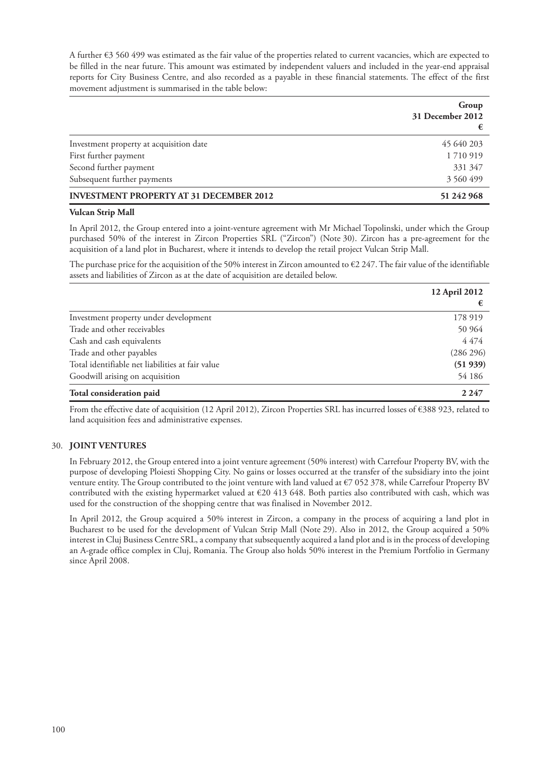A further €3 560 499 was estimated as the fair value of the properties related to current vacancies, which are expected to be filled in the near future. This amount was estimated by independent valuers and included in the year-end appraisal reports for City Business Centre, and also recorded as a payable in these financial statements. The effect of the first movement adjustment is summarised in the table below:

| | Group 31 December 2012 € |
|---|---|
| Investment property at acquisition date | 45 640 203 |
| First further payment | 1 710 919 |
| Second further payment | 331 347 |
| Subsequent further payments | 3 560 499 |
| **INVESTMENT PROPERTY AT 31 DECEMBER 2012** | **51 242 968** |

**Vulcan Strip Mall**

In April 2012, the Group entered into a joint-venture agreement with Mr Michael Topolinski, under which the Group purchased 50% of the interest in Zircon Properties SRL ("Zircon") (Note 30). Zircon has a pre-agreement for the acquisition of a land plot in Bucharest, where it intends to develop the retail project Vulcan Strip Mall.

The purchase price for the acquisition of the 50% interest in Zircon amounted to €2 247. The fair value of the identifiable assets and liabilities of Zircon as at the date of acquisition are detailed below.

| | 12 April 2012 € |
|---|---|
| Investment property under development | 178 919 |
| Trade and other receivables | 50 964 |
| Cash and cash equivalents | 4 474 |
| Trade and other payables | (286 296) |
| Total identifiable net liabilities at fair value | **(51 939)** |
| Goodwill arising on acquisition | 54 186 |
| **Total consideration paid** | **2 247** |

From the effective date of acquisition (12 April 2012), Zircon Properties SRL has incurred losses of €388 923, related to land acquisition fees and administrative expenses.

## 30. JOINT VENTURES

In February 2012, the Group entered into a joint venture agreement (50% interest) with Carrefour Property BV, with the purpose of developing Ploiesti Shopping City. No gains or losses occurred at the transfer of the subsidiary into the joint venture entity. The Group contributed to the joint venture with land valued at €7 052 378, while Carrefour Property BV contributed with the existing hypermarket valued at €20 413 648. Both parties also contributed with cash, which was used for the construction of the shopping centre that was finalised in November 2012.

In April 2012, the Group acquired a 50% interest in Zircon, a company in the process of acquiring a land plot in Bucharest to be used for the development of Vulcan Strip Mall (Note 29). Also in 2012, the Group acquired a 50% interest in Cluj Business Centre SRL, a company that subsequently acquired a land plot and is in the process of developing an A-grade office complex in Cluj, Romania. The Group also holds 50% interest in the Premium Portfolio in Germany since April 2008.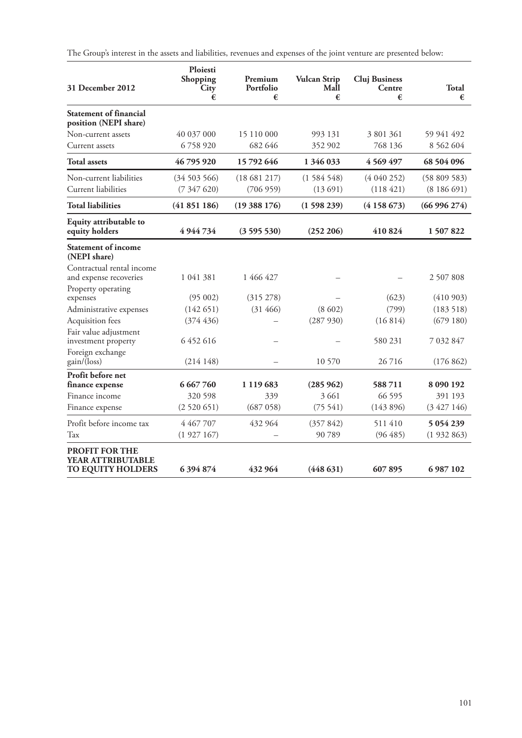The Group's interest in the assets and liabilities, revenues and expenses of the joint venture are presented below:

| 31 December 2012 | Ploiesti Shopping City € | Premium Portfolio € | Vulcan Strip Mall € | Cluj Business Centre € | Total € |
|---|---|---|---|---|---|
| **Statement of financial position (NEPI share)** | | | | | |
| Non-current assets | 40 037 000 | 15 110 000 | 993 131 | 3 801 361 | 59 941 492 |
| Current assets | 6 758 920 | 682 646 | 352 902 | 768 136 | 8 562 604 |
| **Total assets** | **46 795 920** | **15 792 646** | **1 346 033** | **4 569 497** | **68 504 096** |
| Non-current liabilities | (34 503 566) | (18 681 217) | (1 584 548) | (4 040 252) | (58 809 583) |
| Current liabilities | (7 347 620) | (706 959) | (13 691) | (118 421) | (8 186 691) |
| **Total liabilities** | **(41 851 186)** | **(19 388 176)** | **(1 598 239)** | **(4 158 673)** | **(66 996 274)** |
| **Equity attributable to equity holders** | **4 944 734** | **(3 595 530)** | **(252 206)** | **410 824** | **1 507 822** |
| **Statement of income (NEPI share)** | | | | | |
| Contractual rental income and expense recoveries | 1 041 381 | 1 466 427 | – | – | 2 507 808 |
| Property operating expenses | (95 002) | (315 278) | – | (623) | (410 903) |
| Administrative expenses | (142 651) | (31 466) | (8 602) | (799) | (183 518) |
| Acquisition fees | (374 436) | – | (287 930) | (16 814) | (679 180) |
| Fair value adjustment investment property | 6 452 616 | – | – | 580 231 | 7 032 847 |
| Foreign exchange gain/(loss) | (214 148) | – | 10 570 | 26 716 | (176 862) |
| **Profit before net finance expense** | **6 667 760** | **1 119 683** | **(285 962)** | **588 711** | **8 090 192** |
| Finance income | 320 598 | 339 | 3 661 | 66 595 | 391 193 |
| Finance expense | (2 520 651) | (687 058) | (75 541) | (143 896) | (3 427 146) |
| Profit before income tax | 4 467 707 | 432 964 | (357 842) | 511 410 | **5 054 239** |
| Tax | (1 927 167) | – | 90 789 | (96 485) | (1 932 863) |
| **PROFIT FOR THE YEAR ATTRIBUTABLE TO EQUITY HOLDERS** | **6 394 874** | **432 964** | **(448 631)** | **607 895** | **6 987 102** |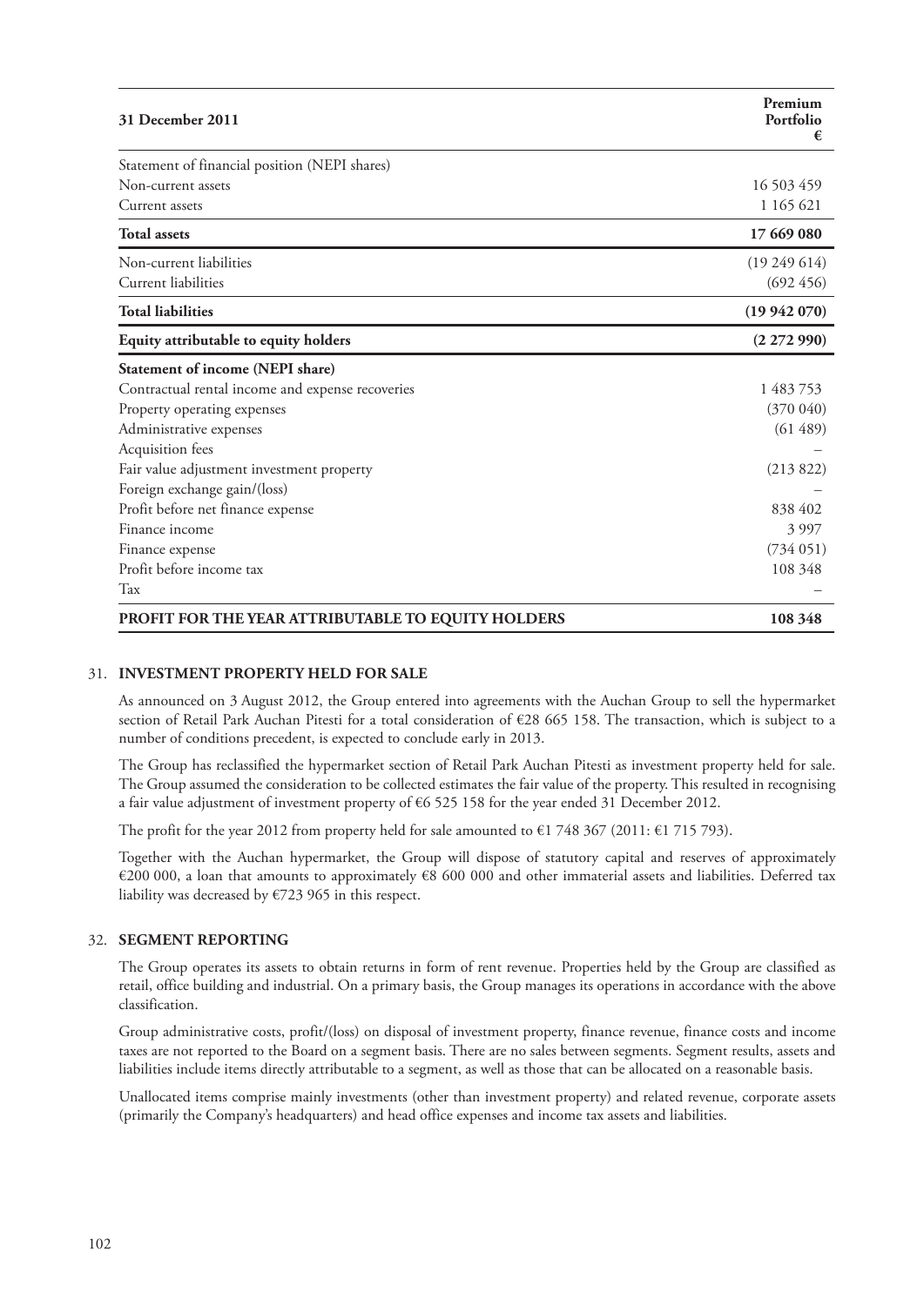| 31 December 2011 | Premium Portfolio € |
|---|---|
| Statement of financial position (NEPI shares) | |
| Non-current assets | 16 503 459 |
| Current assets | 1 165 621 |
| **Total assets** | **17 669 080** |
| Non-current liabilities | (19 249 614) |
| Current liabilities | (692 456) |
| **Total liabilities** | **(19 942 070)** |
| **Equity attributable to equity holders** | **(2 272 990)** |
| **Statement of income (NEPI share)** | |
| Contractual rental income and expense recoveries | 1 483 753 |
| Property operating expenses | (370 040) |
| Administrative expenses | (61 489) |
| Acquisition fees | – |
| Fair value adjustment investment property | (213 822) |
| Foreign exchange gain/(loss) | – |
| Profit before net finance expense | 838 402 |
| Finance income | 3 997 |
| Finance expense | (734 051) |
| Profit before income tax | 108 348 |
| Tax | – |
| **PROFIT FOR THE YEAR ATTRIBUTABLE TO EQUITY HOLDERS** | **108 348** |

## 31. INVESTMENT PROPERTY HELD FOR SALE

As announced on 3 August 2012, the Group entered into agreements with the Auchan Group to sell the hypermarket section of Retail Park Auchan Pitesti for a total consideration of €28 665 158. The transaction, which is subject to a number of conditions precedent, is expected to conclude early in 2013.

The Group has reclassified the hypermarket section of Retail Park Auchan Pitesti as investment property held for sale. The Group assumed the consideration to be collected estimates the fair value of the property. This resulted in recognising a fair value adjustment of investment property of €6 525 158 for the year ended 31 December 2012.

The profit for the year 2012 from property held for sale amounted to €1 748 367 (2011: €1 715 793).

Together with the Auchan hypermarket, the Group will dispose of statutory capital and reserves of approximately €200 000, a loan that amounts to approximately €8 600 000 and other immaterial assets and liabilities. Deferred tax liability was decreased by €723 965 in this respect.

## 32. SEGMENT REPORTING

The Group operates its assets to obtain returns in form of rent revenue. Properties held by the Group are classified as retail, office building and industrial. On a primary basis, the Group manages its operations in accordance with the above classification.

Group administrative costs, profit/(loss) on disposal of investment property, finance revenue, finance costs and income taxes are not reported to the Board on a segment basis. There are no sales between segments. Segment results, assets and liabilities include items directly attributable to a segment, as well as those that can be allocated on a reasonable basis.

Unallocated items comprise mainly investments (other than investment property) and related revenue, corporate assets (primarily the Company's headquarters) and head office expenses and income tax assets and liabilities.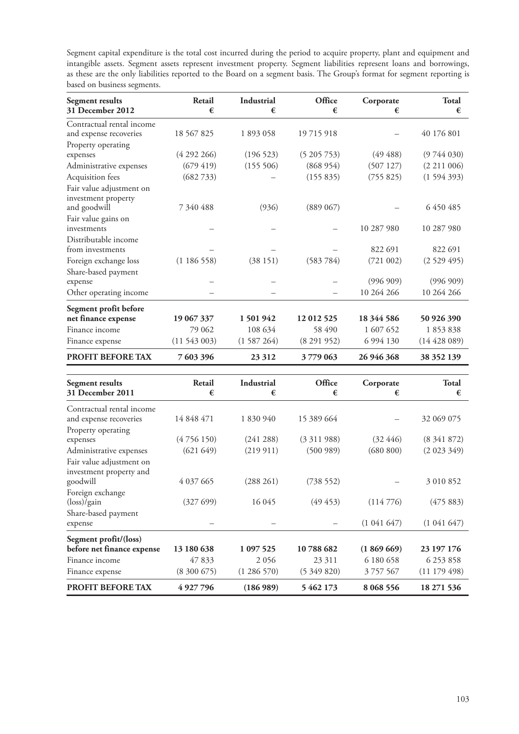Segment capital expenditure is the total cost incurred during the period to acquire property, plant and equipment and intangible assets. Segment assets represent investment property. Segment liabilities represent loans and borrowings, as these are the only liabilities reported to the Board on a segment basis. The Group's format for segment reporting is based on business segments.

| Segment results 31 December 2012 | Retail € | Industrial € | Office € | Corporate € | Total € |
|---|---|---|---|---|---|
| Contractual rental income and expense recoveries | 18 567 825 | 1 893 058 | 19 715 918 | – | 40 176 801 |
| Property operating expenses | (4 292 266) | (196 523) | (5 205 753) | (49 488) | (9 744 030) |
| Administrative expenses | (679 419) | (155 506) | (868 954) | (507 127) | (2 211 006) |
| Acquisition fees | (682 733) | – | (155 835) | (755 825) | (1 594 393) |
| Fair value adjustment on investment property and goodwill | 7 340 488 | (936) | (889 067) | – | 6 450 485 |
| Fair value gains on investments | – | – | – | 10 287 980 | 10 287 980 |
| Distributable income from investments | – | – | – | 822 691 | 822 691 |
| Foreign exchange loss | (1 186 558) | (38 151) | (583 784) | (721 002) | (2 529 495) |
| Share-based payment expense | – | – | – | (996 909) | (996 909) |
| Other operating income | – | – | – | 10 264 266 | 10 264 266 |
| **Segment profit before net finance expense** | **19 067 337** | **1 501 942** | **12 012 525** | **18 344 586** | **50 926 390** |
| Finance income | 79 062 | 108 634 | 58 490 | 1 607 652 | 1 853 838 |
| Finance expense | (11 543 003) | (1 587 264) | (8 291 952) | 6 994 130 | (14 428 089) |
| **PROFIT BEFORE TAX** | **7 603 396** | **23 312** | **3 779 063** | **26 946 368** | **38 352 139** |

| Segment results 31 December 2011 | Retail € | Industrial € | Office € | Corporate € | Total € |
|---|---|---|---|---|---|
| Contractual rental income and expense recoveries | 14 848 471 | 1 830 940 | 15 389 664 | – | 32 069 075 |
| Property operating expenses | (4 756 150) | (241 288) | (3 311 988) | (32 446) | (8 341 872) |
| Administrative expenses | (621 649) | (219 911) | (500 989) | (680 800) | (2 023 349) |
| Fair value adjustment on investment property and goodwill | 4 037 665 | (288 261) | (738 552) | – | 3 010 852 |
| Foreign exchange (loss)/gain | (327 699) | 16 045 | (49 453) | (114 776) | (475 883) |
| Share-based payment expense | – | – | – | (1 041 647) | (1 041 647) |
| **Segment profit/(loss) before net finance expense** | **13 180 638** | **1 097 525** | **10 788 682** | **(1 869 669)** | **23 197 176** |
| Finance income | 47 833 | 2 056 | 23 311 | 6 180 658 | 6 253 858 |
| Finance expense | (8 300 675) | (1 286 570) | (5 349 820) | 3 757 567 | (11 179 498) |
| **PROFIT BEFORE TAX** | **4 927 796** | **(186 989)** | **5 462 173** | **8 068 556** | **18 271 536** |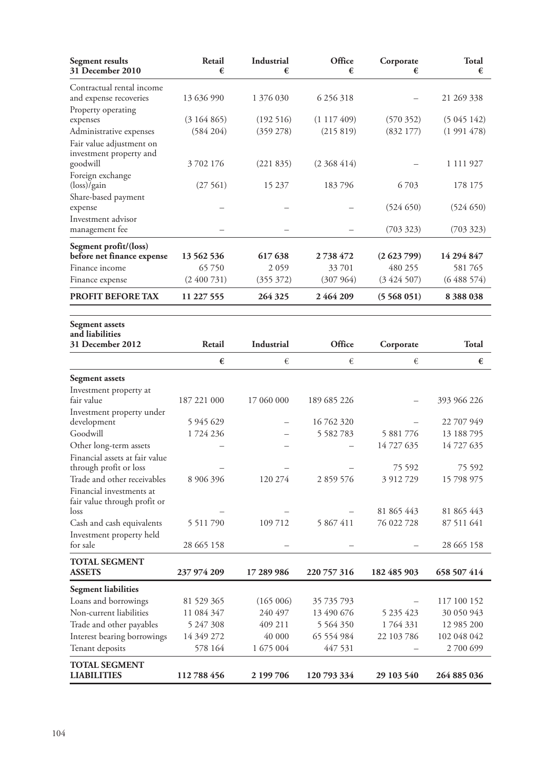| Segment results 31 December 2010 | Retail € | Industrial € | Office € | Corporate € | Total € |
|---|---|---|---|---|---|
| Contractual rental income and expense recoveries | 13 636 990 | 1 376 030 | 6 256 318 | – | 21 269 338 |
| Property operating expenses | (3 164 865) | (192 516) | (1 117 409) | (570 352) | (5 045 142) |
| Administrative expenses | (584 204) | (359 278) | (215 819) | (832 177) | (1 991 478) |
| Fair value adjustment on investment property and goodwill | 3 702 176 | (221 835) | (2 368 414) | – | 1 111 927 |
| Foreign exchange (loss)/gain | (27 561) | 15 237 | 183 796 | 6 703 | 178 175 |
| Share-based payment expense | – | – | – | (524 650) | (524 650) |
| Investment advisor management fee | – | – | – | (703 323) | (703 323) |
| **Segment profit/(loss) before net finance expense** | **13 562 536** | **617 638** | **2 738 472** | **(2 623 799)** | **14 294 847** |
| Finance income | 65 750 | 2 059 | 33 701 | 480 255 | 581 765 |
| Finance expense | (2 400 731) | (355 372) | (307 964) | (3 424 507) | (6 488 574) |
| **PROFIT BEFORE TAX** | **11 227 555** | **264 325** | **2 464 209** | **(5 568 051)** | **8 388 038** |

| Segment assets and liabilities 31 December 2012 | Retail | Industrial | Office | Corporate | Total |
|---|---|---|---|---|---|
| | € | € | € | € | € |
| **Segment assets** | | | | | |
| Investment property at fair value | 187 221 000 | 17 060 000 | 189 685 226 | – | 393 966 226 |
| Investment property under development | 5 945 629 | – | 16 762 320 | – | 22 707 949 |
| Goodwill | 1 724 236 | – | 5 582 783 | 5 881 776 | 13 188 795 |
| Other long-term assets | – | – | – | 14 727 635 | 14 727 635 |
| Financial assets at fair value through profit or loss | – | – | – | 75 592 | 75 592 |
| Trade and other receivables | 8 906 396 | 120 274 | 2 859 576 | 3 912 729 | 15 798 975 |
| Financial investments at fair value through profit or loss | – | – | – | 81 865 443 | 81 865 443 |
| Cash and cash equivalents | 5 511 790 | 109 712 | 5 867 411 | 76 022 728 | 87 511 641 |
| Investment property held for sale | 28 665 158 | – | – | – | 28 665 158 |
| **TOTAL SEGMENT ASSETS** | **237 974 209** | **17 289 986** | **220 757 316** | **182 485 903** | **658 507 414** |
| **Segment liabilities** | | | | | |
| Loans and borrowings | 81 529 365 | (165 006) | 35 735 793 | – | 117 100 152 |
| Non-current liabilities | 11 084 347 | 240 497 | 13 490 676 | 5 235 423 | 30 050 943 |
| Trade and other payables | 5 247 308 | 409 211 | 5 564 350 | 1 764 331 | 12 985 200 |
| Interest bearing borrowings | 14 349 272 | 40 000 | 65 554 984 | 22 103 786 | 102 048 042 |
| Tenant deposits | 578 164 | 1 675 004 | 447 531 | – | 2 700 699 |
| **TOTAL SEGMENT LIABILITIES** | **112 788 456** | **2 199 706** | **120 793 334** | **29 103 540** | **264 885 036** |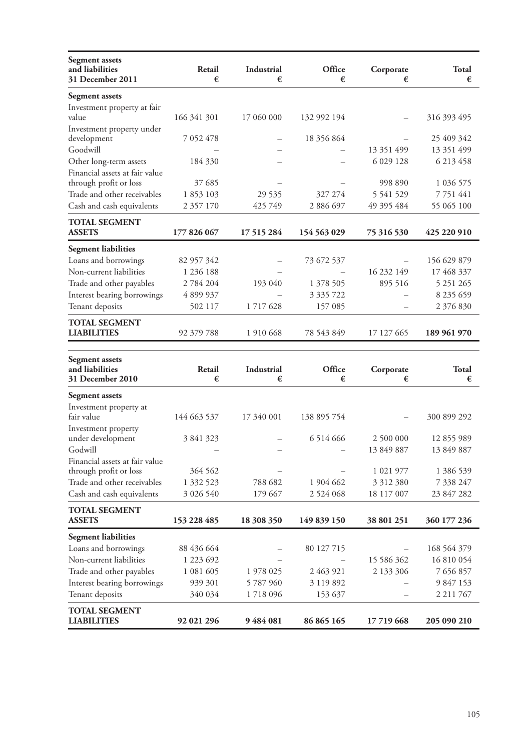| Segment assets and liabilities 31 December 2011 | Retail € | Industrial € | Office € | Corporate € | Total € |
|---|---|---|---|---|---|
| **Segment assets** | | | | | |
| Investment property at fair value | 166 341 301 | 17 060 000 | 132 992 194 | – | 316 393 495 |
| Investment property under development | 7 052 478 | – | 18 356 864 | – | 25 409 342 |
| Goodwill | – | – | – | 13 351 499 | 13 351 499 |
| Other long-term assets | 184 330 | – | – | 6 029 128 | 6 213 458 |
| Financial assets at fair value through profit or loss | 37 685 | – | – | 998 890 | 1 036 575 |
| Trade and other receivables | 1 853 103 | 29 535 | 327 274 | 5 541 529 | 7 751 441 |
| Cash and cash equivalents | 2 357 170 | 425 749 | 2 886 697 | 49 395 484 | 55 065 100 |
| **TOTAL SEGMENT ASSETS** | **177 826 067** | **17 515 284** | **154 563 029** | **75 316 530** | **425 220 910** |
| **Segment liabilities** | | | | | |
| Loans and borrowings | 82 957 342 | – | 73 672 537 | – | 156 629 879 |
| Non-current liabilities | 1 236 188 | – | – | 16 232 149 | 17 468 337 |
| Trade and other payables | 2 784 204 | 193 040 | 1 378 505 | 895 516 | 5 251 265 |
| Interest bearing borrowings | 4 899 937 | – | 3 335 722 | – | 8 235 659 |
| Tenant deposits | 502 117 | 1 717 628 | 157 085 | – | 2 376 830 |
| **TOTAL SEGMENT LIABILITIES** | 92 379 788 | 1 910 668 | 78 543 849 | 17 127 665 | **189 961 970** |

| Segment assets and liabilities 31 December 2010 | Retail € | Industrial € | Office € | Corporate € | Total € |
|---|---|---|---|---|---|
| **Segment assets** | | | | | |
| Investment property at fair value | 144 663 537 | 17 340 001 | 138 895 754 | – | 300 899 292 |
| Investment property under development | 3 841 323 | – | 6 514 666 | 2 500 000 | 12 855 989 |
| Godwill | – | – | – | 13 849 887 | 13 849 887 |
| Financial assets at fair value through profit or loss | 364 562 | – | – | 1 021 977 | 1 386 539 |
| Trade and other receivables | 1 332 523 | 788 682 | 1 904 662 | 3 312 380 | 7 338 247 |
| Cash and cash equivalents | 3 026 540 | 179 667 | 2 524 068 | 18 117 007 | 23 847 282 |
| **TOTAL SEGMENT ASSETS** | **153 228 485** | **18 308 350** | **149 839 150** | **38 801 251** | **360 177 236** |
| **Segment liabilities** | | | | | |
| Loans and borrowings | 88 436 664 | – | 80 127 715 | – | 168 564 379 |
| Non-current liabilities | 1 223 692 | – | – | 15 586 362 | 16 810 054 |
| Trade and other payables | 1 081 605 | 1 978 025 | 2 463 921 | 2 133 306 | 7 656 857 |
| Interest bearing borrowings | 939 301 | 5 787 960 | 3 119 892 | – | 9 847 153 |
| Tenant deposits | 340 034 | 1 718 096 | 153 637 | – | 2 211 767 |
| **TOTAL SEGMENT LIABILITIES** | **92 021 296** | **9 484 081** | **86 865 165** | **17 719 668** | **205 090 210** |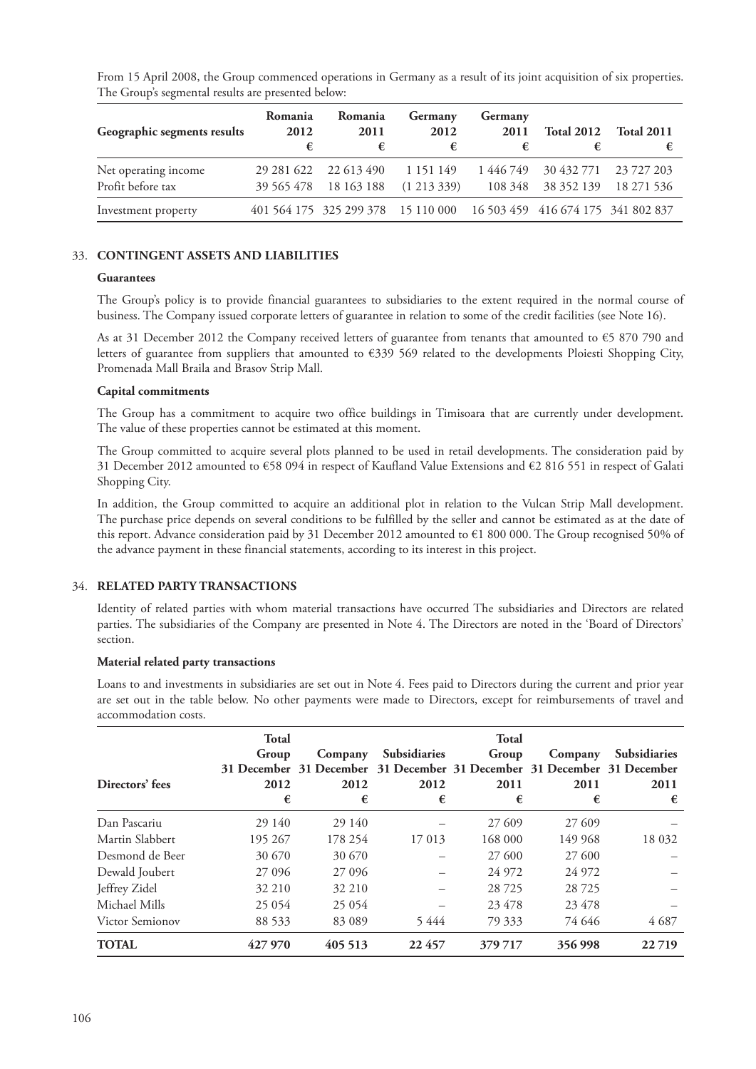From 15 April 2008, the Group commenced operations in Germany as a result of its joint acquisition of six properties. The Group's segmental results are presented below:

| Geographic segments results | Romania 2012 € | Romania 2011 € | Germany 2012 € | Germany 2011 € | Total 2012 € | Total 2011 € |
|---|---|---|---|---|---|---|
| Net operating income | 29 281 622 | 22 613 490 | 1 151 149 | 1 446 749 | 30 432 771 | 23 727 203 |
| Profit before tax | 39 565 478 | 18 163 188 | (1 213 339) | 108 348 | 38 352 139 | 18 271 536 |
| Investment property | 401 564 175 | 325 299 378 | 15 110 000 | 16 503 459 | 416 674 175 | 341 802 837 |

## 33. CONTINGENT ASSETS AND LIABILITIES

### Guarantees

The Group's policy is to provide financial guarantees to subsidiaries to the extent required in the normal course of business. The Company issued corporate letters of guarantee in relation to some of the credit facilities (see Note 16).

As at 31 December 2012 the Company received letters of guarantee from tenants that amounted to €5 870 790 and letters of guarantee from suppliers that amounted to €339 569 related to the developments Ploiesti Shopping City, Promenada Mall Braila and Brasov Strip Mall.

### Capital commitments

The Group has a commitment to acquire two office buildings in Timisoara that are currently under development. The value of these properties cannot be estimated at this moment.

The Group committed to acquire several plots planned to be used in retail developments. The consideration paid by 31 December 2012 amounted to €58 094 in respect of Kaufland Value Extensions and €2 816 551 in respect of Galati Shopping City.

In addition, the Group committed to acquire an additional plot in relation to the Vulcan Strip Mall development. The purchase price depends on several conditions to be fulfilled by the seller and cannot be estimated as at the date of this report. Advance consideration paid by 31 December 2012 amounted to €1 800 000. The Group recognised 50% of the advance payment in these financial statements, according to its interest in this project.

## 34. RELATED PARTY TRANSACTIONS

Identity of related parties with whom material transactions have occurred The subsidiaries and Directors are related parties. The subsidiaries of the Company are presented in Note 4. The Directors are noted in the 'Board of Directors' section.

### Material related party transactions

Loans to and investments in subsidiaries are set out in Note 4. Fees paid to Directors during the current and prior year are set out in the table below. No other payments were made to Directors, except for reimbursements of travel and accommodation costs.

| Directors' fees | Total Group 31 December 2012 € | Company 31 December 2012 € | Subsidiaries 31 December 2012 € | Total Group 31 December 2011 € | Company 31 December 2011 € | Subsidiaries 31 December 2011 € |
|---|---|---|---|---|---|---|
| Dan Pascariu | 29 140 | 29 140 | – | 27 609 | 27 609 | – |
| Martin Slabbert | 195 267 | 178 254 | 17 013 | 168 000 | 149 968 | 18 032 |
| Desmond de Beer | 30 670 | 30 670 | – | 27 600 | 27 600 | – |
| Dewald Joubert | 27 096 | 27 096 | – | 24 972 | 24 972 | – |
| Jeffrey Zidel | 32 210 | 32 210 | – | 28 725 | 28 725 | – |
| Michael Mills | 25 054 | 25 054 | – | 23 478 | 23 478 | – |
| Victor Semionov | 88 533 | 83 089 | 5 444 | 79 333 | 74 646 | 4 687 |
| **TOTAL** | **427 970** | **405 513** | **22 457** | **379 717** | **356 998** | **22 719** |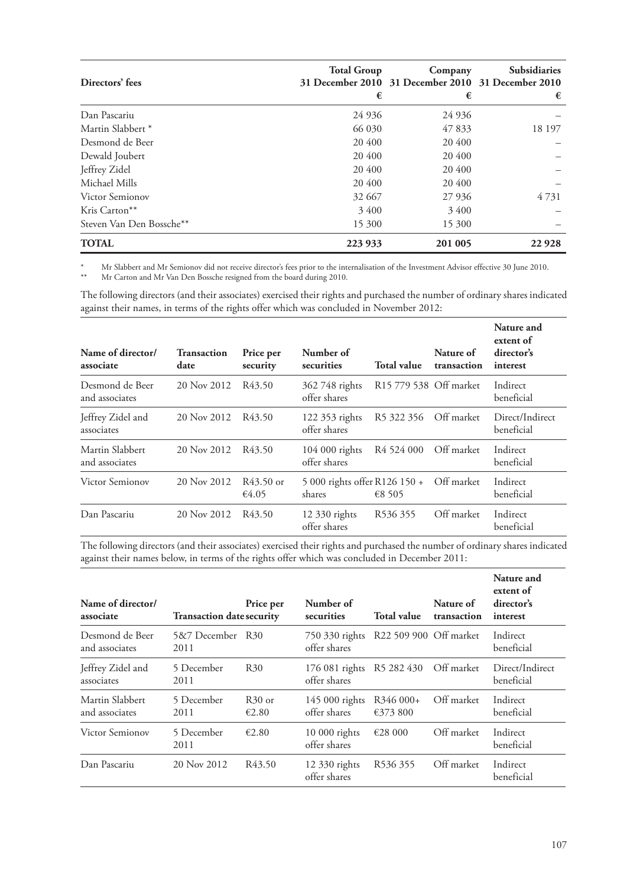| Directors' fees | Total Group 31 December 2010 € | Company 31 December 2010 € | Subsidiaries 31 December 2010 € |
|---|---|---|---|
| Dan Pascariu | 24 936 | 24 936 | – |
| Martin Slabbert * | 66 030 | 47 833 | 18 197 |
| Desmond de Beer | 20 400 | 20 400 | – |
| Dewald Joubert | 20 400 | 20 400 | – |
| Jeffrey Zidel | 20 400 | 20 400 | – |
| Michael Mills | 20 400 | 20 400 | – |
| Victor Semionov | 32 667 | 27 936 | 4 731 |
| Kris Carton** | 3 400 | 3 400 | – |
| Steven Van Den Bossche** | 15 300 | 15 300 | – |
| **TOTAL** | **223 933** | **201 005** | **22 928** |

\* Mr Slabbert and Mr Semionov did not receive director's fees prior to the internalisation of the Investment Advisor effective 30 June 2010.

\*\* Mr Carton and Mr Van Den Bossche resigned from the board during 2010.

The following directors (and their associates) exercised their rights and purchased the number of ordinary shares indicated against their names, in terms of the rights offer which was concluded in November 2012:

| Name of director/ associate | Transaction date | Price per security | Number of securities | Total value | Nature of transaction | Nature and extent of director's interest |
|---|---|---|---|---|---|---|
| Desmond de Beer and associates | 20 Nov 2012 | R43.50 | 362 748 rights offer shares | R15 779 538 | Off market | Indirect beneficial |
| Jeffrey Zidel and associates | 20 Nov 2012 | R43.50 | 122 353 rights offer shares | R5 322 356 | Off market | Direct/Indirect beneficial |
| Martin Slabbert and associates | 20 Nov 2012 | R43.50 | 104 000 rights offer shares | R4 524 000 | Off market | Indirect beneficial |
| Victor Semionov | 20 Nov 2012 | R43.50 or €4.05 | 5 000 rights offer shares | R126 150 + €8 505 | Off market | Indirect beneficial |
| Dan Pascariu | 20 Nov 2012 | R43.50 | 12 330 rights offer shares | R536 355 | Off market | Indirect beneficial |

The following directors (and their associates) exercised their rights and purchased the number of ordinary shares indicated against their names below, in terms of the rights offer which was concluded in December 2011:

| Name of director/ associate | Transaction date | Price per security | Number of securities | Total value | Nature of transaction | Nature and extent of director's interest |
|---|---|---|---|---|---|---|
| Desmond de Beer and associates | 5&7 December 2011 | R30 | 750 330 rights offer shares | R22 509 900 | Off market | Indirect beneficial |
| Jeffrey Zidel and associates | 5 December 2011 | R30 | 176 081 rights offer shares | R5 282 430 | Off market | Direct/Indirect beneficial |
| Martin Slabbert and associates | 5 December 2011 | R30 or €2.80 | 145 000 rights offer shares | R346 000+ €373 800 | Off market | Indirect beneficial |
| Victor Semionov | 5 December 2011 | €2.80 | 10 000 rights offer shares | €28 000 | Off market | Indirect beneficial |
| Dan Pascariu | 20 Nov 2012 | R43.50 | 12 330 rights offer shares | R536 355 | Off market | Indirect beneficial |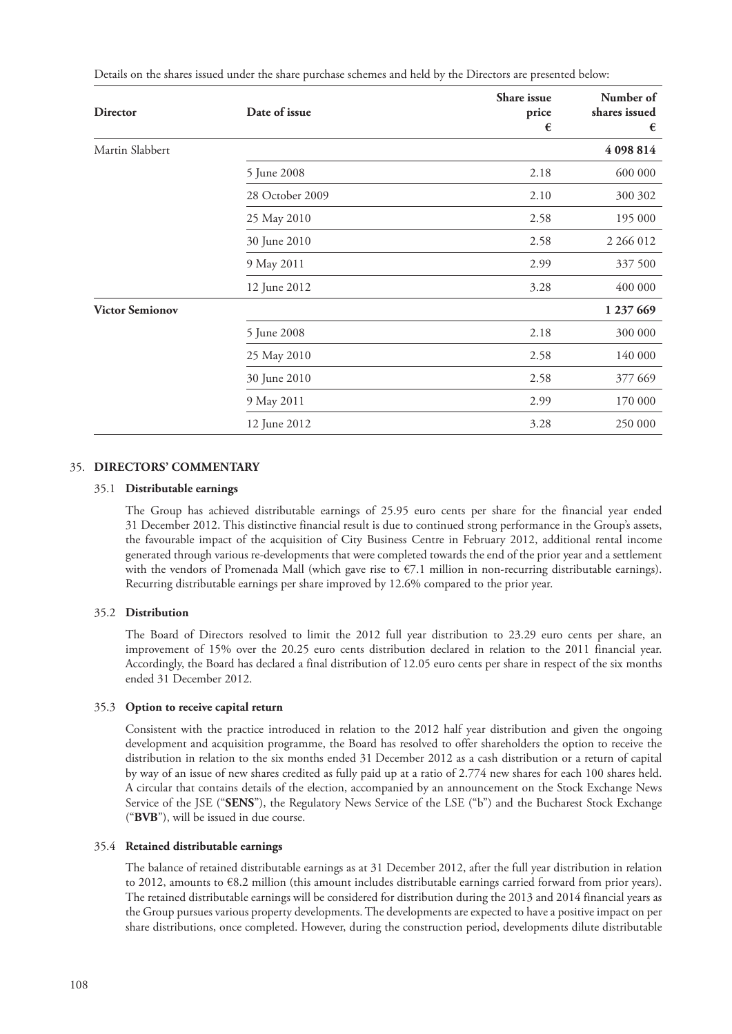Details on the shares issued under the share purchase schemes and held by the Directors are presented below:

| Director | Date of issue | Share issue price € | Number of shares issued € |
|---|---|---|---|
| Martin Slabbert | | | **4 098 814** |
| | 5 June 2008 | 2.18 | 600 000 |
| | 28 October 2009 | 2.10 | 300 302 |
| | 25 May 2010 | 2.58 | 195 000 |
| | 30 June 2010 | 2.58 | 2 266 012 |
| | 9 May 2011 | 2.99 | 337 500 |
| | 12 June 2012 | 3.28 | 400 000 |
| **Victor Semionov** | | | **1 237 669** |
| | 5 June 2008 | 2.18 | 300 000 |
| | 25 May 2010 | 2.58 | 140 000 |
| | 30 June 2010 | 2.58 | 377 669 |
| | 9 May 2011 | 2.99 | 170 000 |
| | 12 June 2012 | 3.28 | 250 000 |

## 35. DIRECTORS' COMMENTARY

### 35.1 Distributable earnings

The Group has achieved distributable earnings of 25.95 euro cents per share for the financial year ended 31 December 2012. This distinctive financial result is due to continued strong performance in the Group's assets, the favourable impact of the acquisition of City Business Centre in February 2012, additional rental income generated through various re-developments that were completed towards the end of the prior year and a settlement with the vendors of Promenada Mall (which gave rise to €7.1 million in non-recurring distributable earnings). Recurring distributable earnings per share improved by 12.6% compared to the prior year.

### 35.2 Distribution

The Board of Directors resolved to limit the 2012 full year distribution to 23.29 euro cents per share, an improvement of 15% over the 20.25 euro cents distribution declared in relation to the 2011 financial year. Accordingly, the Board has declared a final distribution of 12.05 euro cents per share in respect of the six months ended 31 December 2012.

### 35.3 Option to receive capital return

Consistent with the practice introduced in relation to the 2012 half year distribution and given the ongoing development and acquisition programme, the Board has resolved to offer shareholders the option to receive the distribution in relation to the six months ended 31 December 2012 as a cash distribution or a return of capital by way of an issue of new shares credited as fully paid up at a ratio of 2.774 new shares for each 100 shares held. A circular that contains details of the election, accompanied by an announcement on the Stock Exchange News Service of the JSE ("**SENS**"), the Regulatory News Service of the LSE ("b") and the Bucharest Stock Exchange ("**BVB**"), will be issued in due course.

### 35.4 Retained distributable earnings

The balance of retained distributable earnings as at 31 December 2012, after the full year distribution in relation to 2012, amounts to €8.2 million (this amount includes distributable earnings carried forward from prior years). The retained distributable earnings will be considered for distribution during the 2013 and 2014 financial years as the Group pursues various property developments. The developments are expected to have a positive impact on per share distributions, once completed. However, during the construction period, developments dilute distributable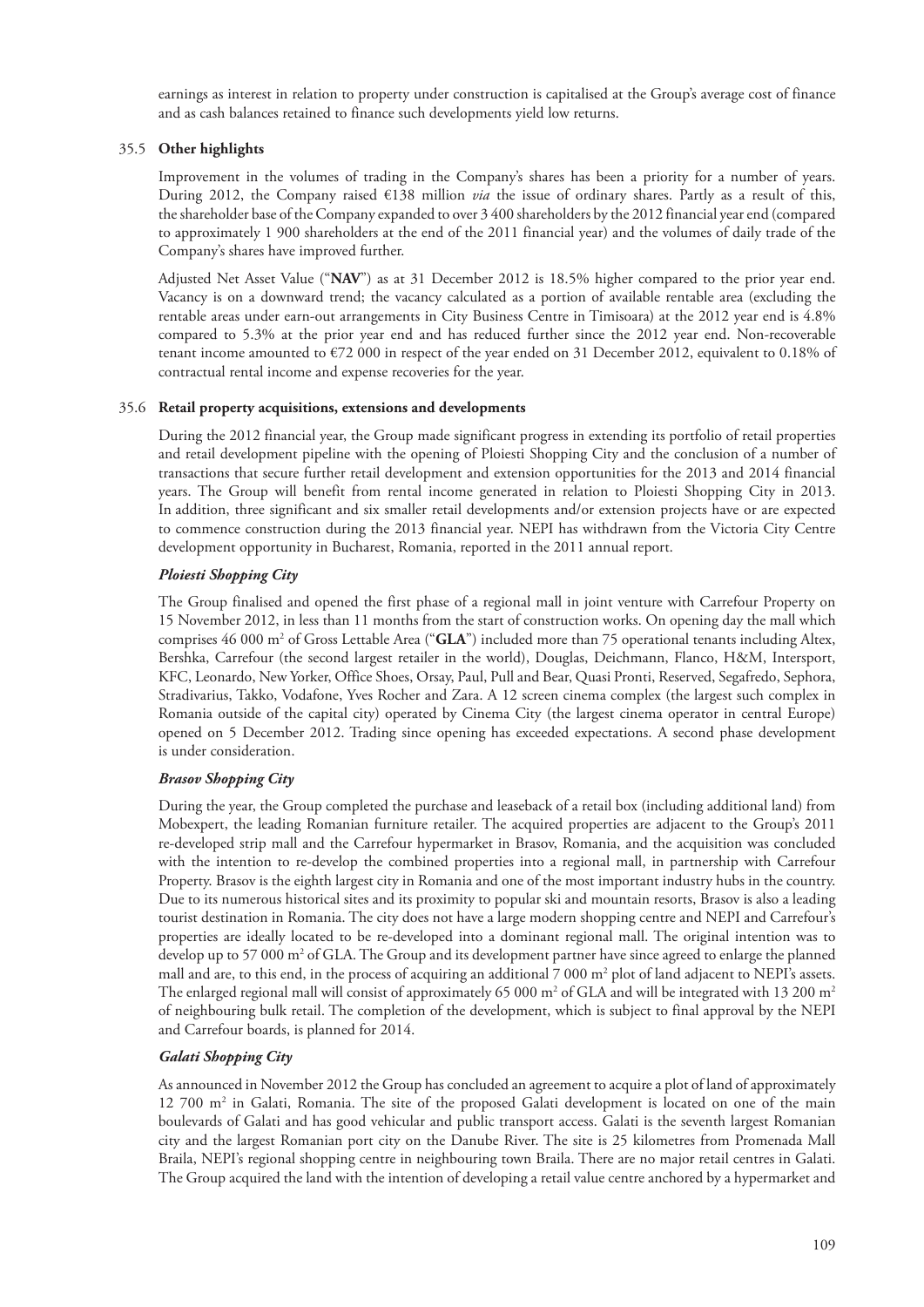earnings as interest in relation to property under construction is capitalised at the Group's average cost of finance and as cash balances retained to finance such developments yield low returns.

### 35.5 Other highlights

Improvement in the volumes of trading in the Company's shares has been a priority for a number of years. During 2012, the Company raised €138 million *via* the issue of ordinary shares. Partly as a result of this, the shareholder base of the Company expanded to over 3 400 shareholders by the 2012 financial year end (compared to approximately 1 900 shareholders at the end of the 2011 financial year) and the volumes of daily trade of the Company's shares have improved further.

Adjusted Net Asset Value ("**NAV**") as at 31 December 2012 is 18.5% higher compared to the prior year end. Vacancy is on a downward trend; the vacancy calculated as a portion of available rentable area (excluding the rentable areas under earn-out arrangements in City Business Centre in Timisoara) at the 2012 year end is 4.8% compared to 5.3% at the prior year end and has reduced further since the 2012 year end. Non-recoverable tenant income amounted to €72 000 in respect of the year ended on 31 December 2012, equivalent to 0.18% of contractual rental income and expense recoveries for the year.

### 35.6 Retail property acquisitions, extensions and developments

During the 2012 financial year, the Group made significant progress in extending its portfolio of retail properties and retail development pipeline with the opening of Ploiesti Shopping City and the conclusion of a number of transactions that secure further retail development and extension opportunities for the 2013 and 2014 financial years. The Group will benefit from rental income generated in relation to Ploiesti Shopping City in 2013. In addition, three significant and six smaller retail developments and/or extension projects have or are expected to commence construction during the 2013 financial year. NEPI has withdrawn from the Victoria City Centre development opportunity in Bucharest, Romania, reported in the 2011 annual report.

#### *Ploiesti Shopping City*

The Group finalised and opened the first phase of a regional mall in joint venture with Carrefour Property on 15 November 2012, in less than 11 months from the start of construction works. On opening day the mall which comprises 46 000 m$^2$ of Gross Lettable Area ("**GLA**") included more than 75 operational tenants including Altex, Bershka, Carrefour (the second largest retailer in the world), Douglas, Deichmann, Flanco, H&M, Intersport, KFC, Leonardo, New Yorker, Office Shoes, Orsay, Paul, Pull and Bear, Quasi Pronti, Reserved, Segafredo, Sephora, Stradivarius, Takko, Vodafone, Yves Rocher and Zara. A 12 screen cinema complex (the largest such complex in Romania outside of the capital city) operated by Cinema City (the largest cinema operator in central Europe) opened on 5 December 2012. Trading since opening has exceeded expectations. A second phase development is under consideration.

#### *Brasov Shopping City*

During the year, the Group completed the purchase and leaseback of a retail box (including additional land) from Mobexpert, the leading Romanian furniture retailer. The acquired properties are adjacent to the Group's 2011 re-developed strip mall and the Carrefour hypermarket in Brasov, Romania, and the acquisition was concluded with the intention to re-develop the combined properties into a regional mall, in partnership with Carrefour Property. Brasov is the eighth largest city in Romania and one of the most important industry hubs in the country. Due to its numerous historical sites and its proximity to popular ski and mountain resorts, Brasov is also a leading tourist destination in Romania. The city does not have a large modern shopping centre and NEPI and Carrefour's properties are ideally located to be re-developed into a dominant regional mall. The original intention was to develop up to 57 000 m$^2$ of GLA. The Group and its development partner have since agreed to enlarge the planned mall and are, to this end, in the process of acquiring an additional 7 000 m$^2$ plot of land adjacent to NEPI's assets. The enlarged regional mall will consist of approximately 65 000 m$^2$ of GLA and will be integrated with 13 200 m$^2$ of neighbouring bulk retail. The completion of the development, which is subject to final approval by the NEPI and Carrefour boards, is planned for 2014.

#### *Galati Shopping City*

As announced in November 2012 the Group has concluded an agreement to acquire a plot of land of approximately 12 700 m$^2$ in Galati, Romania. The site of the proposed Galati development is located on one of the main boulevards of Galati and has good vehicular and public transport access. Galati is the seventh largest Romanian city and the largest Romanian port city on the Danube River. The site is 25 kilometres from Promenada Mall Braila, NEPI's regional shopping centre in neighbouring town Braila. There are no major retail centres in Galati. The Group acquired the land with the intention of developing a retail value centre anchored by a hypermarket and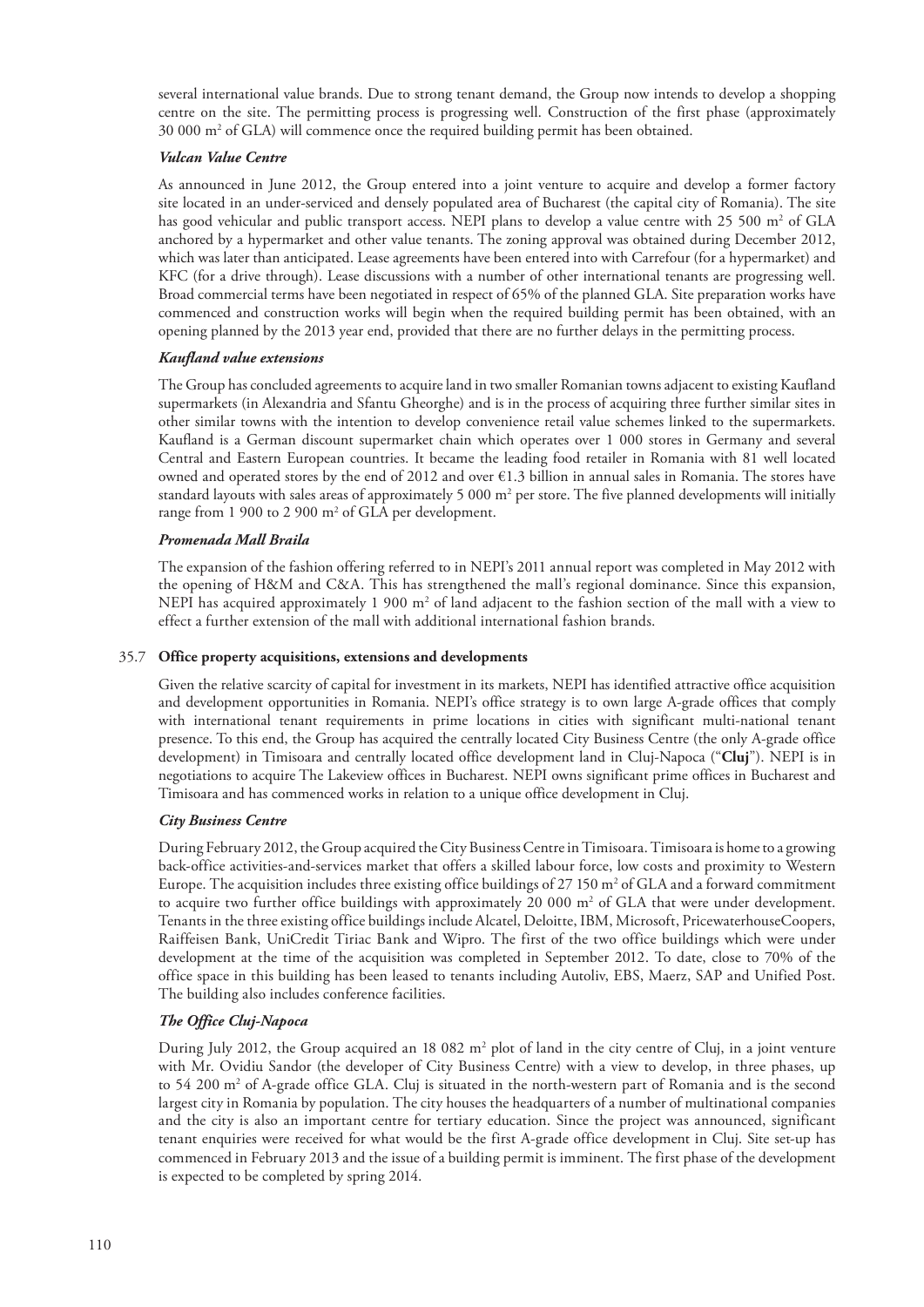several international value brands. Due to strong tenant demand, the Group now intends to develop a shopping centre on the site. The permitting process is progressing well. Construction of the first phase (approximately 30 000 m$^2$ of GLA) will commence once the required building permit has been obtained.

***Vulcan Value Centre***

As announced in June 2012, the Group entered into a joint venture to acquire and develop a former factory site located in an under-serviced and densely populated area of Bucharest (the capital city of Romania). The site has good vehicular and public transport access. NEPI plans to develop a value centre with 25 500 m$^2$ of GLA anchored by a hypermarket and other value tenants. The zoning approval was obtained during December 2012, which was later than anticipated. Lease agreements have been entered into with Carrefour (for a hypermarket) and KFC (for a drive through). Lease discussions with a number of other international tenants are progressing well. Broad commercial terms have been negotiated in respect of 65% of the planned GLA. Site preparation works have commenced and construction works will begin when the required building permit has been obtained, with an opening planned by the 2013 year end, provided that there are no further delays in the permitting process.

***Kaufland value extensions***

The Group has concluded agreements to acquire land in two smaller Romanian towns adjacent to existing Kaufland supermarkets (in Alexandria and Sfantu Gheorghe) and is in the process of acquiring three further similar sites in other similar towns with the intention to develop convenience retail value schemes linked to the supermarkets. Kaufland is a German discount supermarket chain which operates over 1 000 stores in Germany and several Central and Eastern European countries. It became the leading food retailer in Romania with 81 well located owned and operated stores by the end of 2012 and over €1.3 billion in annual sales in Romania. The stores have standard layouts with sales areas of approximately 5 000 m$^2$ per store. The five planned developments will initially range from 1 900 to 2 900 m$^2$ of GLA per development.

***Promenada Mall Braila***

The expansion of the fashion offering referred to in NEPI's 2011 annual report was completed in May 2012 with the opening of H&M and C&A. This has strengthened the mall's regional dominance. Since this expansion, NEPI has acquired approximately 1 900 m$^2$ of land adjacent to the fashion section of the mall with a view to effect a further extension of the mall with additional international fashion brands.

### 35.7 Office property acquisitions, extensions and developments

Given the relative scarcity of capital for investment in its markets, NEPI has identified attractive office acquisition and development opportunities in Romania. NEPI's office strategy is to own large A-grade offices that comply with international tenant requirements in prime locations in cities with significant multi-national tenant presence. To this end, the Group has acquired the centrally located City Business Centre (the only A-grade office development) in Timisoara and centrally located office development land in Cluj-Napoca ("**Cluj**"). NEPI is in negotiations to acquire The Lakeview offices in Bucharest. NEPI owns significant prime offices in Bucharest and Timisoara and has commenced works in relation to a unique office development in Cluj.

***City Business Centre***

During February 2012, the Group acquired the City Business Centre in Timisoara. Timisoara is home to a growing back-office activities-and-services market that offers a skilled labour force, low costs and proximity to Western Europe. The acquisition includes three existing office buildings of 27 150 m$^2$ of GLA and a forward commitment to acquire two further office buildings with approximately 20 000 m$^2$ of GLA that were under development. Tenants in the three existing office buildings include Alcatel, Deloitte, IBM, Microsoft, PricewaterhouseCoopers, Raiffeisen Bank, UniCredit Tiriac Bank and Wipro. The first of the two office buildings which were under development at the time of the acquisition was completed in September 2012. To date, close to 70% of the office space in this building has been leased to tenants including Autoliv, EBS, Maerz, SAP and Unified Post. The building also includes conference facilities.

***The Office Cluj-Napoca***

During July 2012, the Group acquired an 18 082 m$^2$ plot of land in the city centre of Cluj, in a joint venture with Mr. Ovidiu Sandor (the developer of City Business Centre) with a view to develop, in three phases, up to 54 200 m$^2$ of A-grade office GLA. Cluj is situated in the north-western part of Romania and is the second largest city in Romania by population. The city houses the headquarters of a number of multinational companies and the city is also an important centre for tertiary education. Since the project was announced, significant tenant enquiries were received for what would be the first A-grade office development in Cluj. Site set-up has commenced in February 2013 and the issue of a building permit is imminent. The first phase of the development is expected to be completed by spring 2014.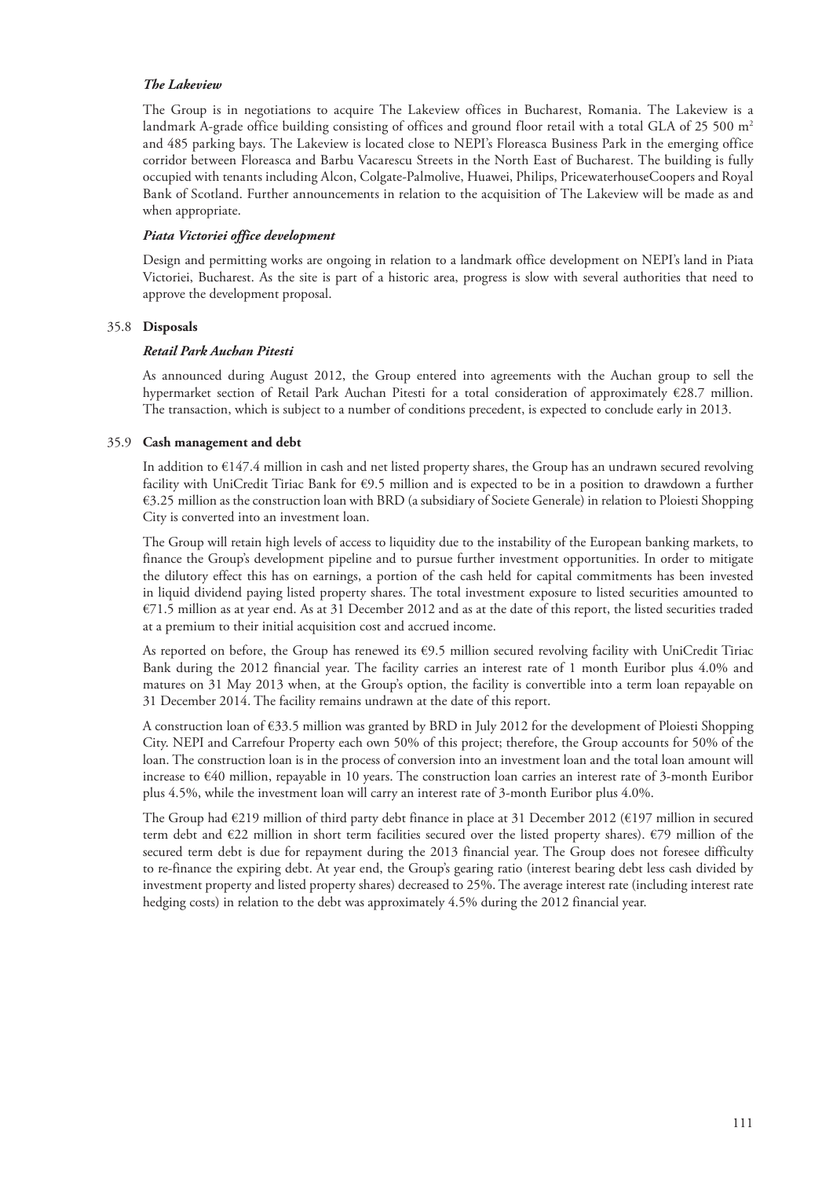*The Lakeview*

The Group is in negotiations to acquire The Lakeview offices in Bucharest, Romania. The Lakeview is a landmark A-grade office building consisting of offices and ground floor retail with a total GLA of 25 500 m$^2$ and 485 parking bays. The Lakeview is located close to NEPI's Floreasca Business Park in the emerging office corridor between Floreasca and Barbu Vacarescu Streets in the North East of Bucharest. The building is fully occupied with tenants including Alcon, Colgate-Palmolive, Huawei, Philips, PricewaterhouseCoopers and Royal Bank of Scotland. Further announcements in relation to the acquisition of The Lakeview will be made as and when appropriate.

*Piata Victoriei office development*

Design and permitting works are ongoing in relation to a landmark office development on NEPI's land in Piata Victoriei, Bucharest. As the site is part of a historic area, progress is slow with several authorities that need to approve the development proposal.

35.8 **Disposals**

*Retail Park Auchan Pitesti*

As announced during August 2012, the Group entered into agreements with the Auchan group to sell the hypermarket section of Retail Park Auchan Pitesti for a total consideration of approximately €28.7 million. The transaction, which is subject to a number of conditions precedent, is expected to conclude early in 2013.

35.9 **Cash management and debt**

In addition to €147.4 million in cash and net listed property shares, the Group has an undrawn secured revolving facility with UniCredit Tiriac Bank for €9.5 million and is expected to be in a position to drawdown a further €3.25 million as the construction loan with BRD (a subsidiary of Societe Generale) in relation to Ploiesti Shopping City is converted into an investment loan.

The Group will retain high levels of access to liquidity due to the instability of the European banking markets, to finance the Group's development pipeline and to pursue further investment opportunities. In order to mitigate the dilutory effect this has on earnings, a portion of the cash held for capital commitments has been invested in liquid dividend paying listed property shares. The total investment exposure to listed securities amounted to €71.5 million as at year end. As at 31 December 2012 and as at the date of this report, the listed securities traded at a premium to their initial acquisition cost and accrued income.

As reported on before, the Group has renewed its €9.5 million secured revolving facility with UniCredit Tiriac Bank during the 2012 financial year. The facility carries an interest rate of 1 month Euribor plus 4.0% and matures on 31 May 2013 when, at the Group's option, the facility is convertible into a term loan repayable on 31 December 2014. The facility remains undrawn at the date of this report.

A construction loan of €33.5 million was granted by BRD in July 2012 for the development of Ploiesti Shopping City. NEPI and Carrefour Property each own 50% of this project; therefore, the Group accounts for 50% of the loan. The construction loan is in the process of conversion into an investment loan and the total loan amount will increase to €40 million, repayable in 10 years. The construction loan carries an interest rate of 3-month Euribor plus 4.5%, while the investment loan will carry an interest rate of 3-month Euribor plus 4.0%.

The Group had €219 million of third party debt finance in place at 31 December 2012 (€197 million in secured term debt and €22 million in short term facilities secured over the listed property shares). €79 million of the secured term debt is due for repayment during the 2013 financial year. The Group does not foresee difficulty to re-finance the expiring debt. At year end, the Group's gearing ratio (interest bearing debt less cash divided by investment property and listed property shares) decreased to 25%. The average interest rate (including interest rate hedging costs) in relation to the debt was approximately 4.5% during the 2012 financial year.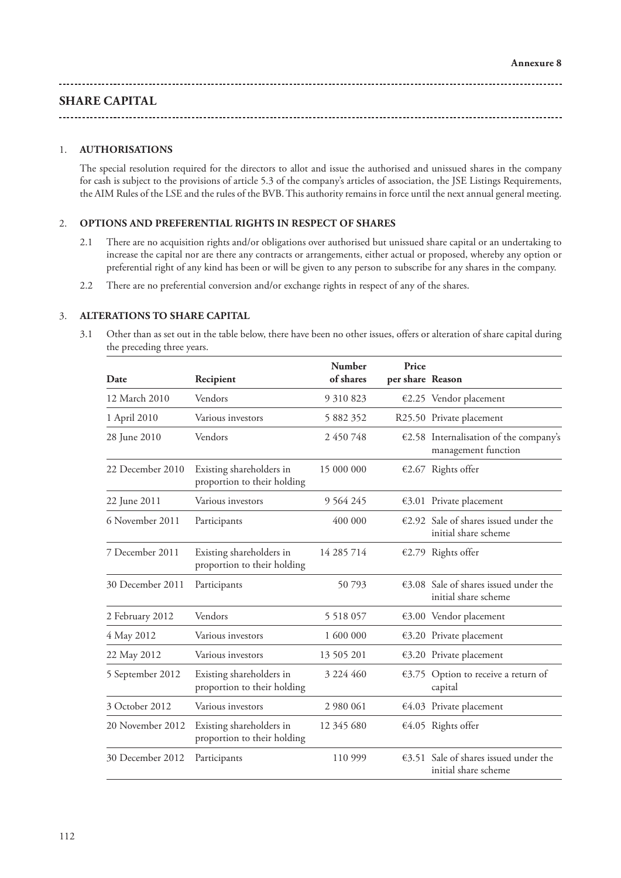Annexure 8

## SHARE CAPITAL

### 1. AUTHORISATIONS

The special resolution required for the directors to allot and issue the authorised and unissued shares in the company for cash is subject to the provisions of article 5.3 of the company's articles of association, the JSE Listings Requirements, the AIM Rules of the LSE and the rules of the BVB. This authority remains in force until the next annual general meeting.

### 2. OPTIONS AND PREFERENTIAL RIGHTS IN RESPECT OF SHARES

2.1 There are no acquisition rights and/or obligations over authorised but unissued share capital or an undertaking to increase the capital nor are there any contracts or arrangements, either actual or proposed, whereby any option or preferential right of any kind has been or will be given to any person to subscribe for any shares in the company.

2.2 There are no preferential conversion and/or exchange rights in respect of any of the shares.

### 3. ALTERATIONS TO SHARE CAPITAL

3.1 Other than as set out in the table below, there have been no other issues, offers or alteration of share capital during the preceding three years.

| Date | Recipient | Number of shares | Price per share | Reason |
|---|---|---|---|---|
| 12 March 2010 | Vendors | 9 310 823 | €2.25 | Vendor placement |
| 1 April 2010 | Various investors | 5 882 352 | R25.50 | Private placement |
| 28 June 2010 | Vendors | 2 450 748 | €2.58 | Internalisation of the company's management function |
| 22 December 2010 | Existing shareholders in proportion to their holding | 15 000 000 | €2.67 | Rights offer |
| 22 June 2011 | Various investors | 9 564 245 | €3.01 | Private placement |
| 6 November 2011 | Participants | 400 000 | €2.92 | Sale of shares issued under the initial share scheme |
| 7 December 2011 | Existing shareholders in proportion to their holding | 14 285 714 | €2.79 | Rights offer |
| 30 December 2011 | Participants | 50 793 | €3.08 | Sale of shares issued under the initial share scheme |
| 2 February 2012 | Vendors | 5 518 057 | €3.00 | Vendor placement |
| 4 May 2012 | Various investors | 1 600 000 | €3.20 | Private placement |
| 22 May 2012 | Various investors | 13 505 201 | €3.20 | Private placement |
| 5 September 2012 | Existing shareholders in proportion to their holding | 3 224 460 | €3.75 | Option to receive a return of capital |
| 3 October 2012 | Various investors | 2 980 061 | €4.03 | Private placement |
| 20 November 2012 | Existing shareholders in proportion to their holding | 12 345 680 | €4.05 | Rights offer |
| 30 December 2012 | Participants | 110 999 | €3.51 | Sale of shares issued under the initial share scheme |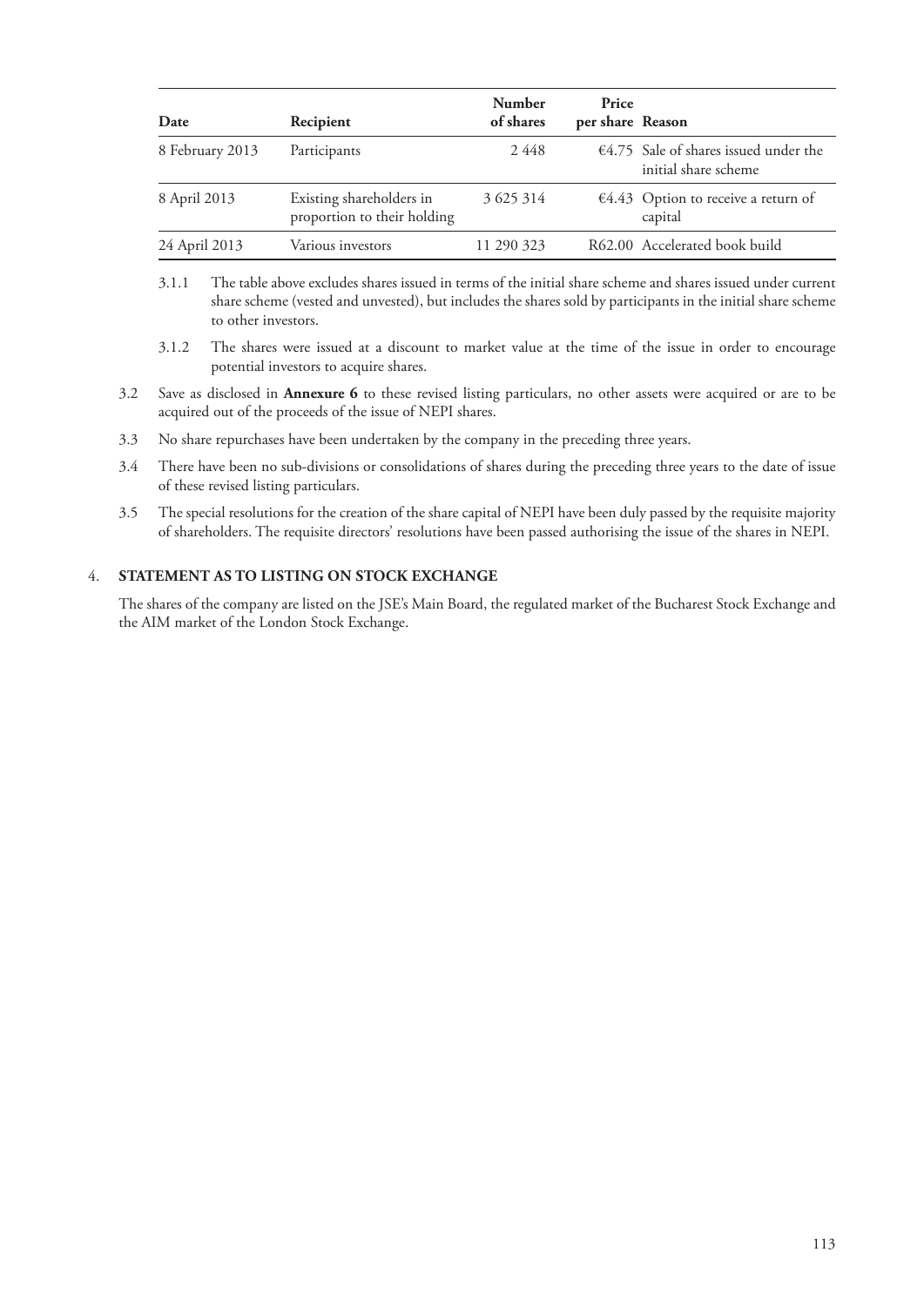| Date | Recipient | Number of shares | Price per share | Reason |
|---|---|---|---|---|
| 8 February 2013 | Participants | 2 448 | €4.75 | Sale of shares issued under the initial share scheme |
| 8 April 2013 | Existing shareholders in proportion to their holding | 3 625 314 | €4.43 | Option to receive a return of capital |
| 24 April 2013 | Various investors | 11 290 323 | R62.00 | Accelerated book build |

3.1.1 The table above excludes shares issued in terms of the initial share scheme and shares issued under current share scheme (vested and unvested), but includes the shares sold by participants in the initial share scheme to other investors.

3.1.2 The shares were issued at a discount to market value at the time of the issue in order to encourage potential investors to acquire shares.

3.2 Save as disclosed in **Annexure 6** to these revised listing particulars, no other assets were acquired or are to be acquired out of the proceeds of the issue of NEPI shares.

3.3 No share repurchases have been undertaken by the company in the preceding three years.

3.4 There have been no sub-divisions or consolidations of shares during the preceding three years to the date of issue of these revised listing particulars.

3.5 The special resolutions for the creation of the share capital of NEPI have been duly passed by the requisite majority of shareholders. The requisite directors' resolutions have been passed authorising the issue of the shares in NEPI.

## 4. STATEMENT AS TO LISTING ON STOCK EXCHANGE

The shares of the company are listed on the JSE's Main Board, the regulated market of the Bucharest Stock Exchange and the AIM market of the London Stock Exchange.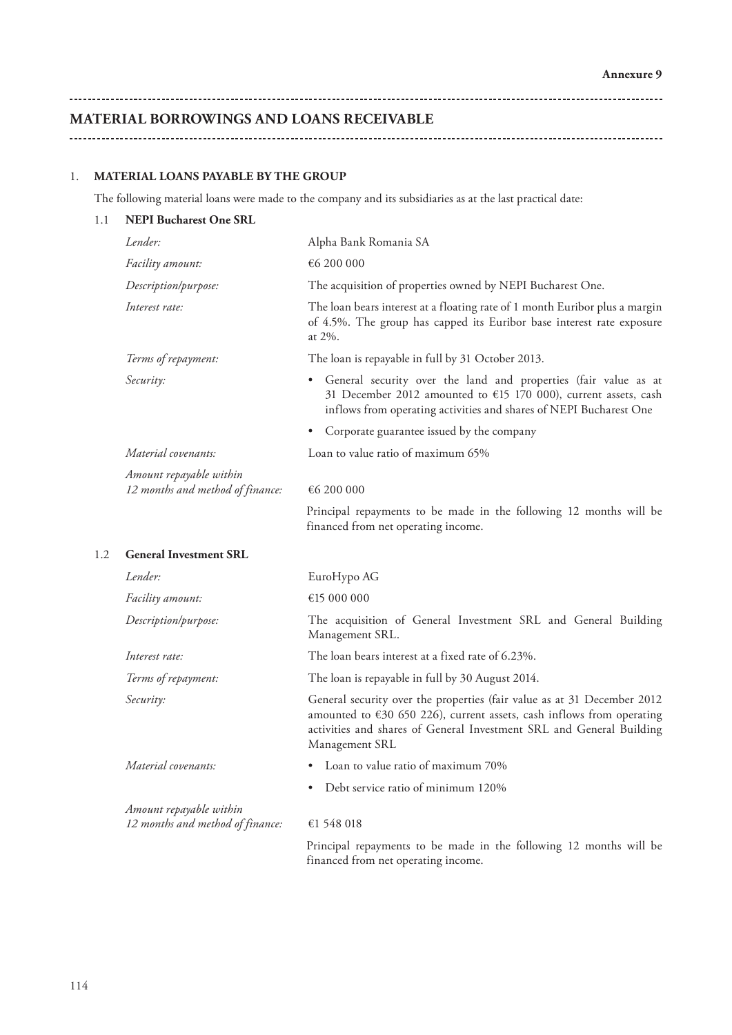Annexure 9

# MATERIAL BORROWINGS AND LOANS RECEIVABLE

## 1. MATERIAL LOANS PAYABLE BY THE GROUP

The following material loans were made to the company and its subsidiaries as at the last practical date:

### 1.1 NEPI Bucharest One SRL

| | |
|---|---|
| *Lender:* | Alpha Bank Romania SA |
| *Facility amount:* | €6 200 000 |
| *Description/purpose:* | The acquisition of properties owned by NEPI Bucharest One. |
| *Interest rate:* | The loan bears interest at a floating rate of 1 month Euribor plus a margin of 4.5%. The group has capped its Euribor base interest rate exposure at 2%. |
| *Terms of repayment:* | The loan is repayable in full by 31 October 2013. |
| *Security:* | • General security over the land and properties (fair value as at 31 December 2012 amounted to €15 170 000), current assets, cash inflows from operating activities and shares of NEPI Bucharest One<br>• Corporate guarantee issued by the company |
| *Material covenants:* | Loan to value ratio of maximum 65% |
| *Amount repayable within 12 months and method of finance:* | €6 200 000<br>Principal repayments to be made in the following 12 months will be financed from net operating income. |

### 1.2 General Investment SRL

| | |
|---|---|
| *Lender:* | EuroHypo AG |
| *Facility amount:* | €15 000 000 |
| *Description/purpose:* | The acquisition of General Investment SRL and General Building Management SRL. |
| *Interest rate:* | The loan bears interest at a fixed rate of 6.23%. |
| *Terms of repayment:* | The loan is repayable in full by 30 August 2014. |
| *Security:* | General security over the properties (fair value as at 31 December 2012 amounted to €30 650 226), current assets, cash inflows from operating activities and shares of General Investment SRL and General Building Management SRL |
| *Material covenants:* | • Loan to value ratio of maximum 70%<br>• Debt service ratio of minimum 120% |
| *Amount repayable within 12 months and method of finance:* | €1 548 018<br>Principal repayments to be made in the following 12 months will be financed from net operating income. |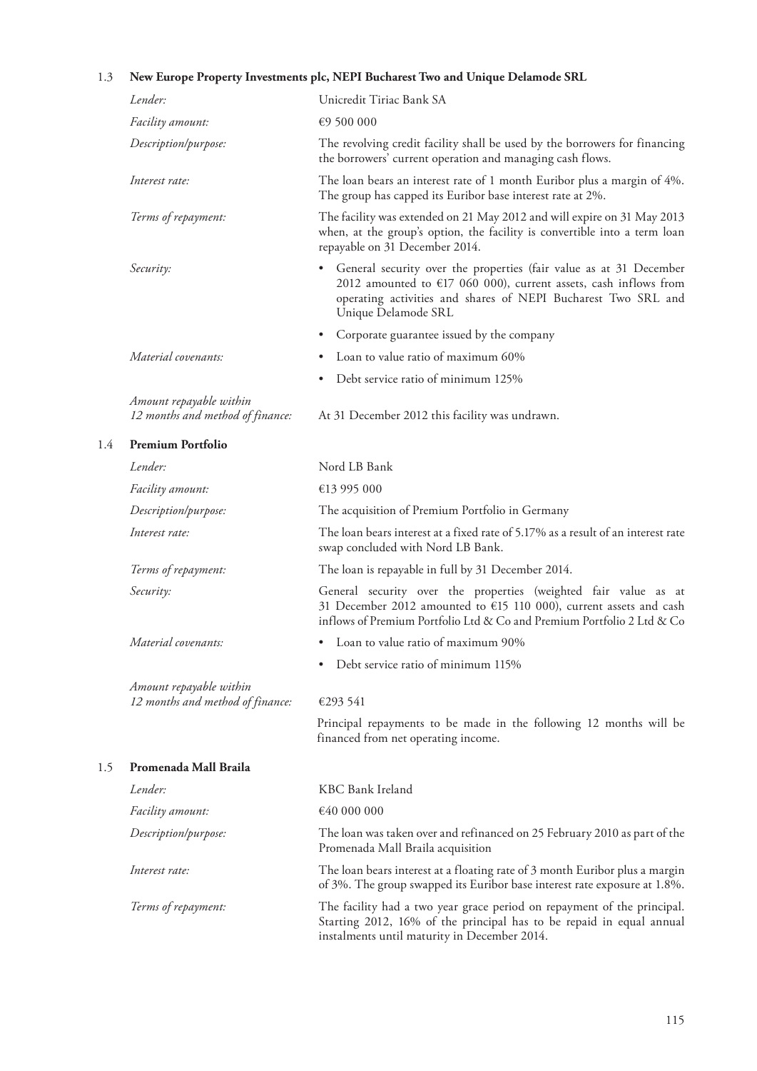### 1.3 New Europe Property Investments plc, NEPI Bucharest Two and Unique Delamode SRL

| | |
|---|---|
| *Lender:* | Unicredit Tiriac Bank SA |
| *Facility amount:* | €9 500 000 |
| *Description/purpose:* | The revolving credit facility shall be used by the borrowers for financing the borrowers' current operation and managing cash flows. |
| *Interest rate:* | The loan bears an interest rate of 1 month Euribor plus a margin of 4%. The group has capped its Euribor base interest rate at 2%. |
| *Terms of repayment:* | The facility was extended on 21 May 2012 and will expire on 31 May 2013 when, at the group's option, the facility is convertible into a term loan repayable on 31 December 2014. |
| *Security:* | • General security over the properties (fair value as at 31 December 2012 amounted to €17 060 000), current assets, cash inflows from operating activities and shares of NEPI Bucharest Two SRL and Unique Delamode SRL<br>• Corporate guarantee issued by the company |
| *Material covenants:* | • Loan to value ratio of maximum 60%<br>• Debt service ratio of minimum 125% |
| *Amount repayable within 12 months and method of finance:* | At 31 December 2012 this facility was undrawn. |

### 1.4 Premium Portfolio

| | |
|---|---|
| *Lender:* | Nord LB Bank |
| *Facility amount:* | €13 995 000 |
| *Description/purpose:* | The acquisition of Premium Portfolio in Germany |
| *Interest rate:* | The loan bears interest at a fixed rate of 5.17% as a result of an interest rate swap concluded with Nord LB Bank. |
| *Terms of repayment:* | The loan is repayable in full by 31 December 2014. |
| *Security:* | General security over the properties (weighted fair value as at 31 December 2012 amounted to €15 110 000), current assets and cash inflows of Premium Portfolio Ltd & Co and Premium Portfolio 2 Ltd & Co |
| *Material covenants:* | • Loan to value ratio of maximum 90%<br>• Debt service ratio of minimum 115% |
| *Amount repayable within 12 months and method of finance:* | €293 541<br>Principal repayments to be made in the following 12 months will be financed from net operating income. |

### 1.5 Promenada Mall Braila

| | |
|---|---|
| *Lender:* | KBC Bank Ireland |
| *Facility amount:* | €40 000 000 |
| *Description/purpose:* | The loan was taken over and refinanced on 25 February 2010 as part of the Promenada Mall Braila acquisition |
| *Interest rate:* | The loan bears interest at a floating rate of 3 month Euribor plus a margin of 3%. The group swapped its Euribor base interest rate exposure at 1.8%. |
| *Terms of repayment:* | The facility had a two year grace period on repayment of the principal. Starting 2012, 16% of the principal has to be repaid in equal annual instalments until maturity in December 2014. |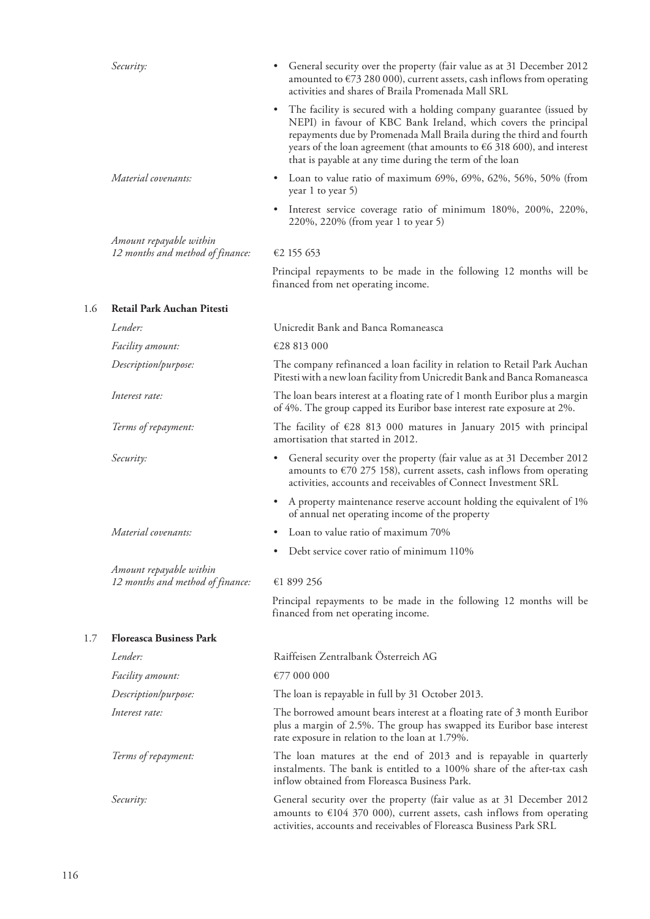| | |
|---|---|
| *Security:* | • General security over the property (fair value as at 31 December 2012 amounted to €73 280 000), current assets, cash inflows from operating activities and shares of Braila Promenada Mall SRL |
| | • The facility is secured with a holding company guarantee (issued by NEPI) in favour of KBC Bank Ireland, which covers the principal repayments due by Promenada Mall Braila during the third and fourth years of the loan agreement (that amounts to €6 318 600), and interest that is payable at any time during the term of the loan |
| *Material covenants:* | • Loan to value ratio of maximum 69%, 69%, 62%, 56%, 50% (from year 1 to year 5) |
| | • Interest service coverage ratio of minimum 180%, 200%, 220%, 220%, 220% (from year 1 to year 5) |
| *Amount repayable within 12 months and method of finance:* | €2 155 653 |
| | Principal repayments to be made in the following 12 months will be financed from net operating income. |

## 1.6 Retail Park Auchan Pitesti

| | |
|---|---|
| *Lender:* | Unicredit Bank and Banca Romaneasca |
| *Facility amount:* | €28 813 000 |
| *Description/purpose:* | The company refinanced a loan facility in relation to Retail Park Auchan Pitesti with a new loan facility from Unicredit Bank and Banca Romaneasca |
| *Interest rate:* | The loan bears interest at a floating rate of 1 month Euribor plus a margin of 4%. The group capped its Euribor base interest rate exposure at 2%. |
| *Terms of repayment:* | The facility of €28 813 000 matures in January 2015 with principal amortisation that started in 2012. |
| *Security:* | • General security over the property (fair value as at 31 December 2012 amounts to €70 275 158), current assets, cash inflows from operating activities, accounts and receivables of Connect Investment SRL |
| | • A property maintenance reserve account holding the equivalent of 1% of annual net operating income of the property |
| *Material covenants:* | • Loan to value ratio of maximum 70% |
| | • Debt service cover ratio of minimum 110% |
| *Amount repayable within 12 months and method of finance:* | €1 899 256 |
| | Principal repayments to be made in the following 12 months will be financed from net operating income. |

## 1.7 Floreasca Business Park

| | |
|---|---|
| *Lender:* | Raiffeisen Zentralbank Österreich AG |
| *Facility amount:* | €77 000 000 |
| *Description/purpose:* | The loan is repayable in full by 31 October 2013. |
| *Interest rate:* | The borrowed amount bears interest at a floating rate of 3 month Euribor plus a margin of 2.5%. The group has swapped its Euribor base interest rate exposure in relation to the loan at 1.79%. |
| *Terms of repayment:* | The loan matures at the end of 2013 and is repayable in quarterly instalments. The bank is entitled to a 100% share of the after-tax cash inflow obtained from Floreasca Business Park. |
| *Security:* | General security over the property (fair value as at 31 December 2012 amounts to €104 370 000), current assets, cash inflows from operating activities, accounts and receivables of Floreasca Business Park SRL |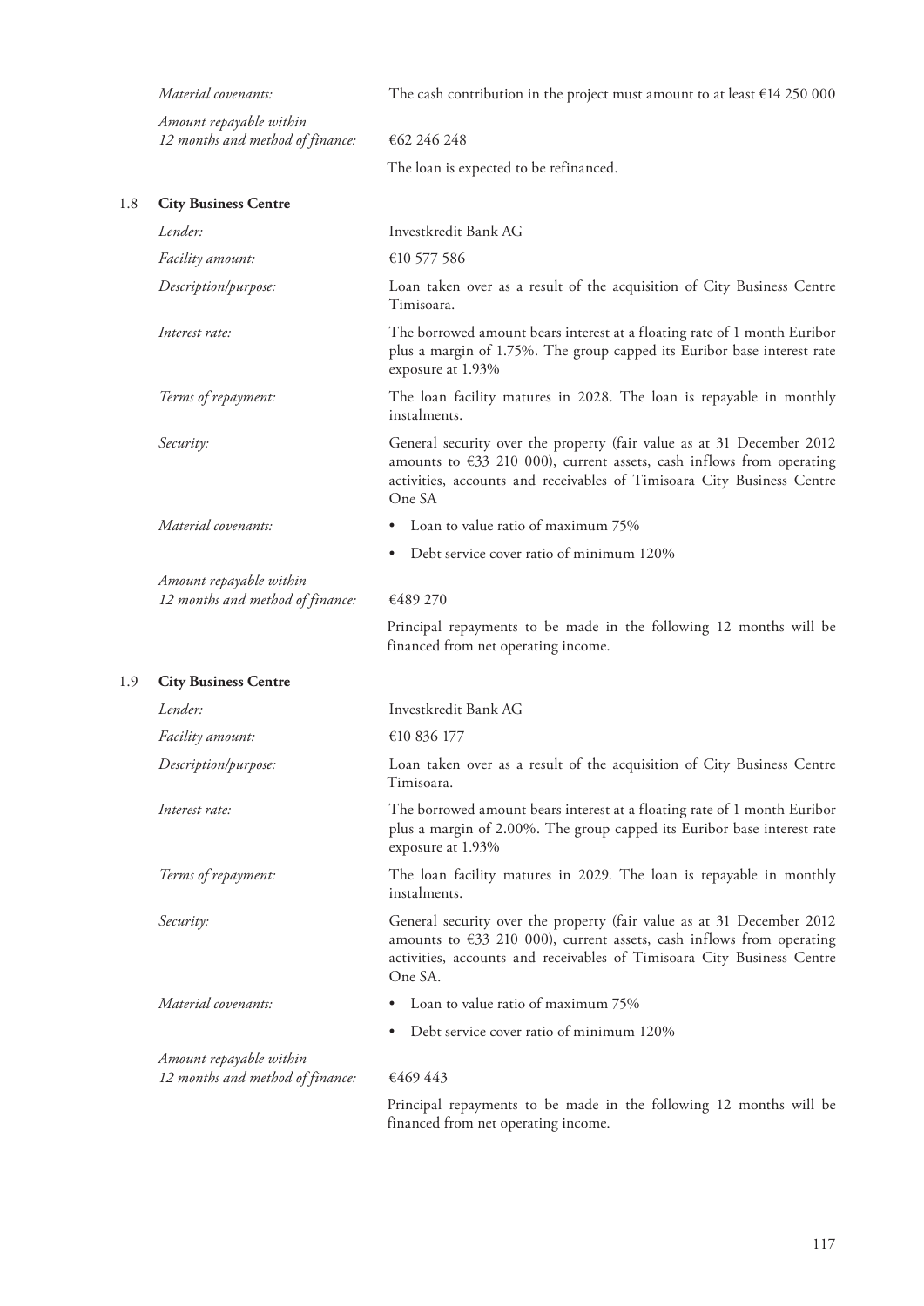| | |
|---|---|
| *Material covenants:* | The cash contribution in the project must amount to at least €14 250 000 |
| *Amount repayable within 12 months and method of finance:* | €62 246 248 |
| | The loan is expected to be refinanced. |

### 1.8 City Business Centre

| | |
|---|---|
| *Lender:* | Investkredit Bank AG |
| *Facility amount:* | €10 577 586 |
| *Description/purpose:* | Loan taken over as a result of the acquisition of City Business Centre Timisoara. |
| *Interest rate:* | The borrowed amount bears interest at a floating rate of 1 month Euribor plus a margin of 1.75%. The group capped its Euribor base interest rate exposure at 1.93% |
| *Terms of repayment:* | The loan facility matures in 2028. The loan is repayable in monthly instalments. |
| *Security:* | General security over the property (fair value as at 31 December 2012 amounts to €33 210 000), current assets, cash inflows from operating activities, accounts and receivables of Timisoara City Business Centre One SA |
| *Material covenants:* | • Loan to value ratio of maximum 75% |
| | • Debt service cover ratio of minimum 120% |
| *Amount repayable within 12 months and method of finance:* | €489 270 |
| | Principal repayments to be made in the following 12 months will be financed from net operating income. |

### 1.9 City Business Centre

| | |
|---|---|
| *Lender:* | Investkredit Bank AG |
| *Facility amount:* | €10 836 177 |
| *Description/purpose:* | Loan taken over as a result of the acquisition of City Business Centre Timisoara. |
| *Interest rate:* | The borrowed amount bears interest at a floating rate of 1 month Euribor plus a margin of 2.00%. The group capped its Euribor base interest rate exposure at 1.93% |
| *Terms of repayment:* | The loan facility matures in 2029. The loan is repayable in monthly instalments. |
| *Security:* | General security over the property (fair value as at 31 December 2012 amounts to €33 210 000), current assets, cash inflows from operating activities, accounts and receivables of Timisoara City Business Centre One SA. |
| *Material covenants:* | • Loan to value ratio of maximum 75% |
| | • Debt service cover ratio of minimum 120% |
| *Amount repayable within 12 months and method of finance:* | €469 443 |
| | Principal repayments to be made in the following 12 months will be financed from net operating income. |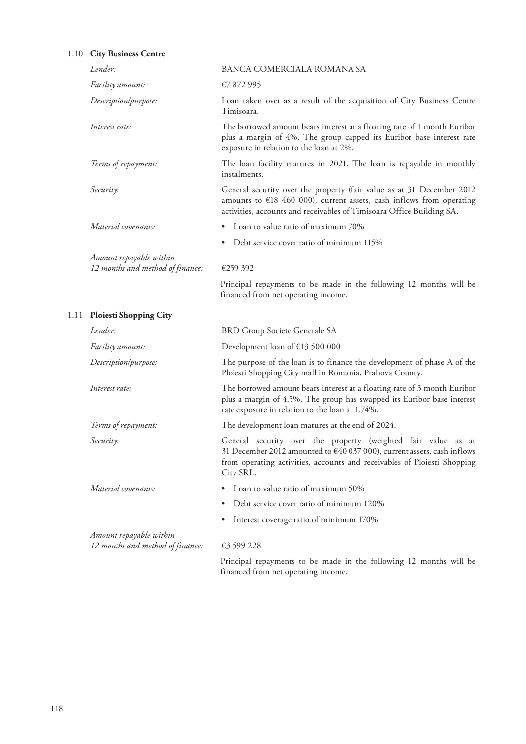### 1.10 City Business Centre

| | |
|---|---|
| *Lender:* | BANCA COMERCIALA ROMANA SA |
| *Facility amount:* | €7 872 995 |
| *Description/purpose:* | Loan taken over as a result of the acquisition of City Business Centre Timisoara. |
| *Interest rate:* | The borrowed amount bears interest at a floating rate of 1 month Euribor plus a margin of 4%. The group capped its Euribor base interest rate exposure in relation to the loan at 2%. |
| *Terms of repayment:* | The loan facility matures in 2021. The loan is repayable in monthly instalments. |
| *Security:* | General security over the property (fair value as at 31 December 2012 amounts to €18 460 000), current assets, cash inflows from operating activities, accounts and receivables of Timisoara Office Building SA. |
| *Material covenants:* | • Loan to value ratio of maximum 70%<br>• Debt service cover ratio of minimum 115% |
| *Amount repayable within 12 months and method of finance:* | €259 392<br><br>Principal repayments to be made in the following 12 months will be financed from net operating income. |

### 1.11 Ploiesti Shopping City

| | |
|---|---|
| *Lender:* | BRD Group Societe Generale SA |
| *Facility amount:* | Development loan of €13 500 000 |
| *Description/purpose:* | The purpose of the loan is to finance the development of phase A of the Ploiesti Shopping City mall in Romania, Prahova County. |
| *Interest rate:* | The borrowed amount bears interest at a floating rate of 3 month Euribor plus a margin of 4.5%. The group has swapped its Euribor base interest rate exposure in relation to the loan at 1.74%. |
| *Terms of repayment:* | The development loan matures at the end of 2024. |
| *Security:* | General security over the property (weighted fair value as at 31 December 2012 amounted to €40 037 000), current assets, cash inflows from operating activities, accounts and receivables of Ploiesti Shopping City SRL. |
| *Material covenants:* | • Loan to value ratio of maximum 50%<br>• Debt service cover ratio of minimum 120%<br>• Interest coverage ratio of minimum 170% |
| *Amount repayable within 12 months and method of finance:* | €3 599 228<br><br>Principal repayments to be made in the following 12 months will be financed from net operating income. |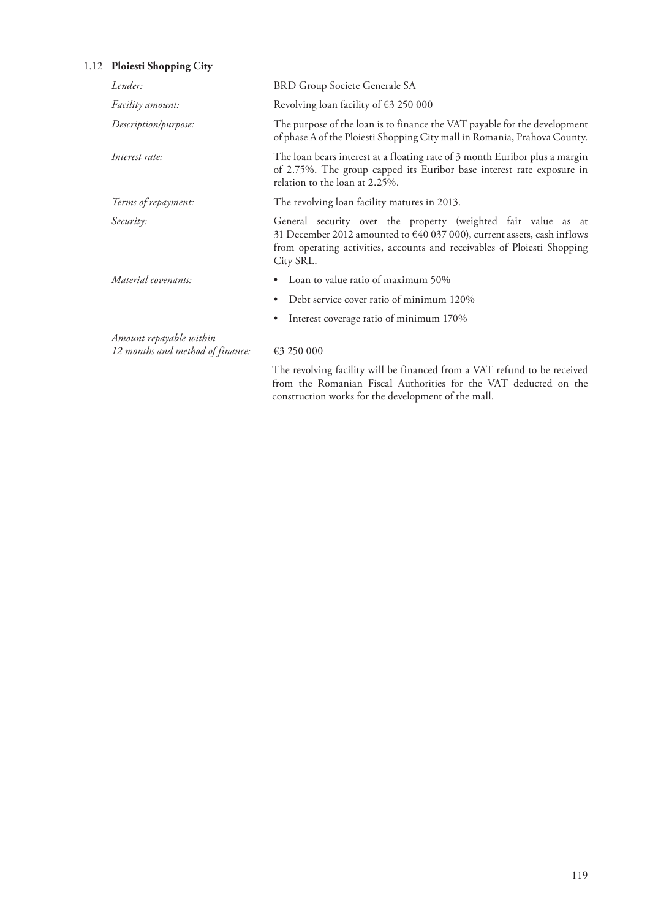### 1.12 **Ploiesti Shopping City**

| | |
|---|---|
| *Lender:* | BRD Group Societe Generale SA |
| *Facility amount:* | Revolving loan facility of €3 250 000 |
| *Description/purpose:* | The purpose of the loan is to finance the VAT payable for the development of phase A of the Ploiesti Shopping City mall in Romania, Prahova County. |
| *Interest rate:* | The loan bears interest at a floating rate of 3 month Euribor plus a margin of 2.75%. The group capped its Euribor base interest rate exposure in relation to the loan at 2.25%. |
| *Terms of repayment:* | The revolving loan facility matures in 2013. |
| *Security:* | General security over the property (weighted fair value as at 31 December 2012 amounted to €40 037 000), current assets, cash inflows from operating activities, accounts and receivables of Ploiesti Shopping City SRL. |
| *Material covenants:* | • Loan to value ratio of maximum 50%<br>• Debt service cover ratio of minimum 120%<br>• Interest coverage ratio of minimum 170% |
| *Amount repayable within 12 months and method of finance:* | €3 250 000<br><br>The revolving facility will be financed from a VAT refund to be received from the Romanian Fiscal Authorities for the VAT deducted on the construction works for the development of the mall. |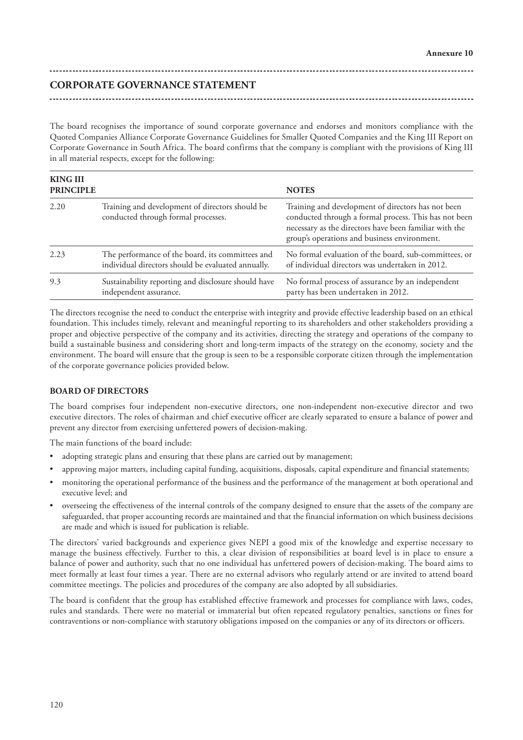**Annexure 10**

## CORPORATE GOVERNANCE STATEMENT

The board recognises the importance of sound corporate governance and endorses and monitors compliance with the Quoted Companies Alliance Corporate Governance Guidelines for Smaller Quoted Companies and the King III Report on Corporate Governance in South Africa. The board confirms that the company is compliant with the provisions of King III in all material respects, except for the following:

| KING III PRINCIPLE | | NOTES |
|---|---|---|
| 2.20 | Training and development of directors should be conducted through formal processes. | Training and development of directors has not been conducted through a formal process. This has not been necessary as the directors have been familiar with the group's operations and business environment. |
| 2.23 | The performance of the board, its committees and individual directors should be evaluated annually. | No formal evaluation of the board, sub-committees, or of individual directors was undertaken in 2012. |
| 9.3 | Sustainability reporting and disclosure should have independent assurance. | No formal process of assurance by an independent party has been undertaken in 2012. |

The directors recognise the need to conduct the enterprise with integrity and provide effective leadership based on an ethical foundation. This includes timely, relevant and meaningful reporting to its shareholders and other stakeholders providing a proper and objective perspective of the company and its activities, directing the strategy and operations of the company to build a sustainable business and considering short and long-term impacts of the strategy on the economy, society and the environment. The board will ensure that the group is seen to be a responsible corporate citizen through the implementation of the corporate governance policies provided below.

### BOARD OF DIRECTORS

The board comprises four independent non-executive directors, one non-independent non-executive director and two executive directors. The roles of chairman and chief executive officer are clearly separated to ensure a balance of power and prevent any director from exercising unfettered powers of decision-making.

The main functions of the board include:

- adopting strategic plans and ensuring that these plans are carried out by management;
- approving major matters, including capital funding, acquisitions, disposals, capital expenditure and financial statements;
- monitoring the operational performance of the business and the performance of the management at both operational and executive level; and
- overseeing the effectiveness of the internal controls of the company designed to ensure that the assets of the company are safeguarded, that proper accounting records are maintained and that the financial information on which business decisions are made and which is issued for publication is reliable.

The directors' varied backgrounds and experience gives NEPI a good mix of the knowledge and expertise necessary to manage the business effectively. Further to this, a clear division of responsibilities at board level is in place to ensure a balance of power and authority, such that no one individual has unfettered powers of decision-making. The board aims to meet formally at least four times a year. There are no external advisors who regularly attend or are invited to attend board committee meetings. The policies and procedures of the company are also adopted by all subsidiaries.

The board is confident that the group has established effective framework and processes for compliance with laws, codes, rules and standards. There were no material or immaterial but often repeated regulatory penalties, sanctions or fines for contraventions or non-compliance with statutory obligations imposed on the companies or any of its directors or officers.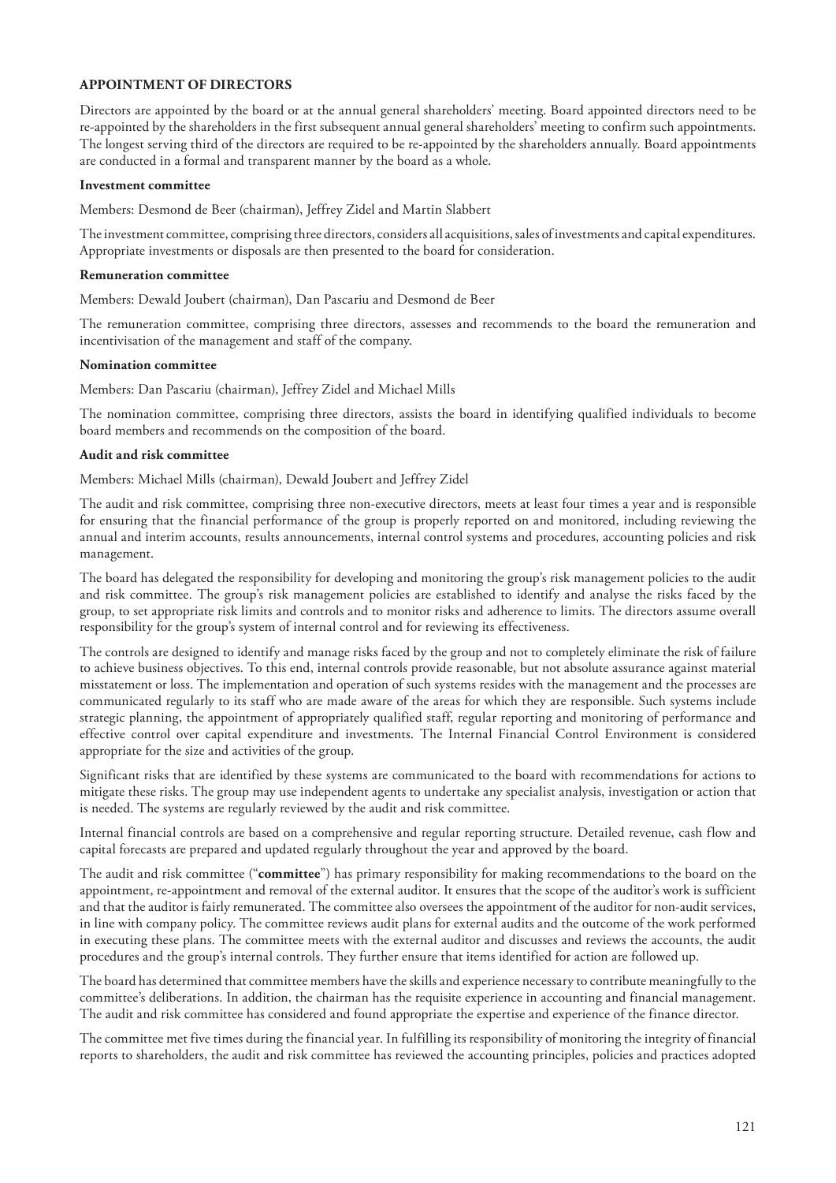## APPOINTMENT OF DIRECTORS

Directors are appointed by the board or at the annual general shareholders' meeting. Board appointed directors need to be re-appointed by the shareholders in the first subsequent annual general shareholders' meeting to confirm such appointments. The longest serving third of the directors are required to be re-appointed by the shareholders annually. Board appointments are conducted in a formal and transparent manner by the board as a whole.

### Investment committee

Members: Desmond de Beer (chairman), Jeffrey Zidel and Martin Slabbert

The investment committee, comprising three directors, considers all acquisitions, sales of investments and capital expenditures. Appropriate investments or disposals are then presented to the board for consideration.

### Remuneration committee

Members: Dewald Joubert (chairman), Dan Pascariu and Desmond de Beer

The remuneration committee, comprising three directors, assesses and recommends to the board the remuneration and incentivisation of the management and staff of the company.

### Nomination committee

Members: Dan Pascariu (chairman), Jeffrey Zidel and Michael Mills

The nomination committee, comprising three directors, assists the board in identifying qualified individuals to become board members and recommends on the composition of the board.

### Audit and risk committee

Members: Michael Mills (chairman), Dewald Joubert and Jeffrey Zidel

The audit and risk committee, comprising three non-executive directors, meets at least four times a year and is responsible for ensuring that the financial performance of the group is properly reported on and monitored, including reviewing the annual and interim accounts, results announcements, internal control systems and procedures, accounting policies and risk management.

The board has delegated the responsibility for developing and monitoring the group's risk management policies to the audit and risk committee. The group's risk management policies are established to identify and analyse the risks faced by the group, to set appropriate risk limits and controls and to monitor risks and adherence to limits. The directors assume overall responsibility for the group's system of internal control and for reviewing its effectiveness.

The controls are designed to identify and manage risks faced by the group and not to completely eliminate the risk of failure to achieve business objectives. To this end, internal controls provide reasonable, but not absolute assurance against material misstatement or loss. The implementation and operation of such systems resides with the management and the processes are communicated regularly to its staff who are made aware of the areas for which they are responsible. Such systems include strategic planning, the appointment of appropriately qualified staff, regular reporting and monitoring of performance and effective control over capital expenditure and investments. The Internal Financial Control Environment is considered appropriate for the size and activities of the group.

Significant risks that are identified by these systems are communicated to the board with recommendations for actions to mitigate these risks. The group may use independent agents to undertake any specialist analysis, investigation or action that is needed. The systems are regularly reviewed by the audit and risk committee.

Internal financial controls are based on a comprehensive and regular reporting structure. Detailed revenue, cash flow and capital forecasts are prepared and updated regularly throughout the year and approved by the board.

The audit and risk committee ("**committee**") has primary responsibility for making recommendations to the board on the appointment, re-appointment and removal of the external auditor. It ensures that the scope of the auditor's work is sufficient and that the auditor is fairly remunerated. The committee also oversees the appointment of the auditor for non-audit services, in line with company policy. The committee reviews audit plans for external audits and the outcome of the work performed in executing these plans. The committee meets with the external auditor and discusses and reviews the accounts, the audit procedures and the group's internal controls. They further ensure that items identified for action are followed up.

The board has determined that committee members have the skills and experience necessary to contribute meaningfully to the committee's deliberations. In addition, the chairman has the requisite experience in accounting and financial management. The audit and risk committee has considered and found appropriate the expertise and experience of the finance director.

The committee met five times during the financial year. In fulfilling its responsibility of monitoring the integrity of financial reports to shareholders, the audit and risk committee has reviewed the accounting principles, policies and practices adopted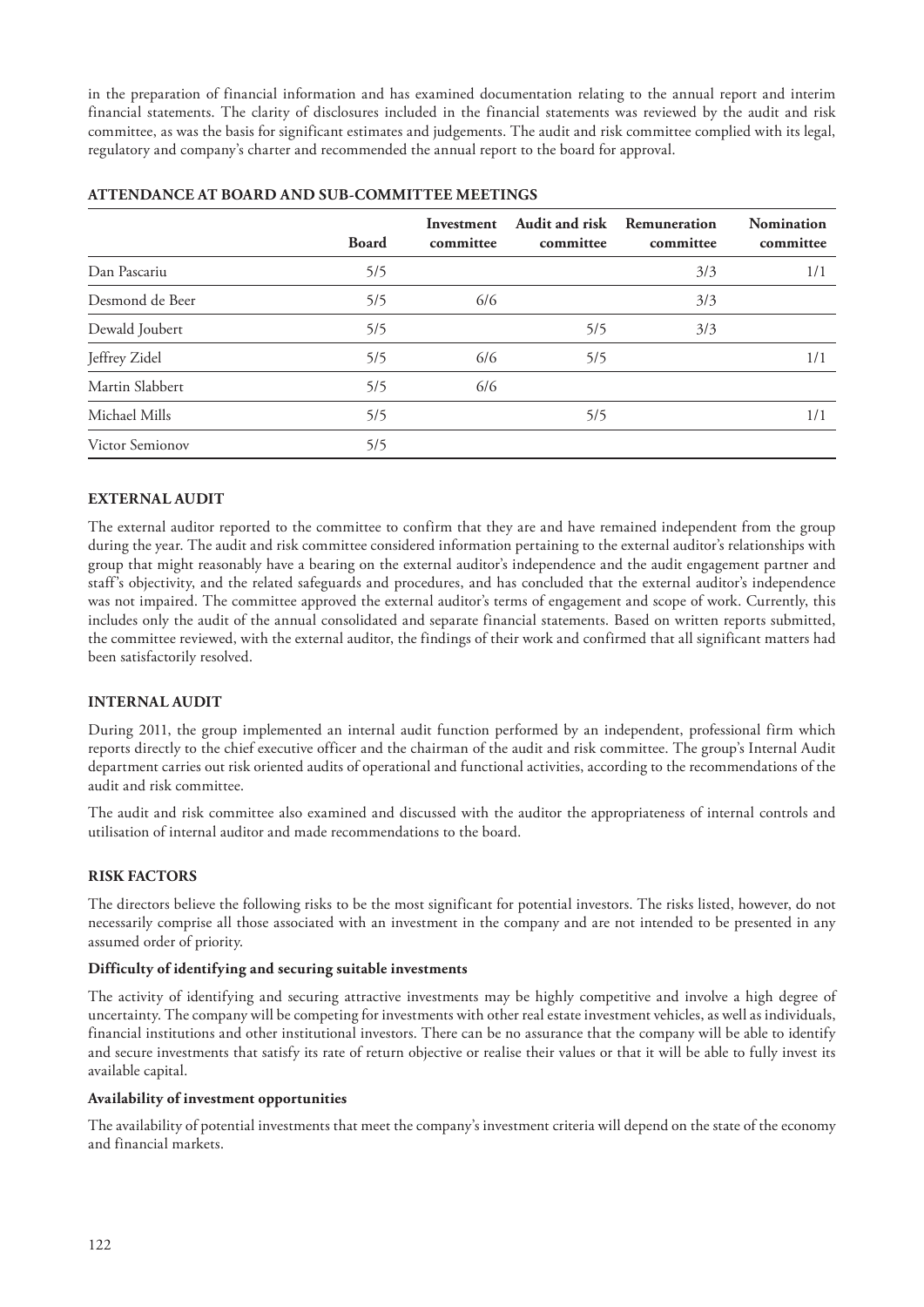in the preparation of financial information and has examined documentation relating to the annual report and interim financial statements. The clarity of disclosures included in the financial statements was reviewed by the audit and risk committee, as was the basis for significant estimates and judgements. The audit and risk committee complied with its legal, regulatory and company's charter and recommended the annual report to the board for approval.

## ATTENDANCE AT BOARD AND SUB-COMMITTEE MEETINGS

| | Board | Investment committee | Audit and risk committee | Remuneration committee | Nomination committee |
|---|---|---|---|---|---|
| Dan Pascariu | 5/5 | | | 3/3 | 1/1 |
| Desmond de Beer | 5/5 | 6/6 | | 3/3 | |
| Dewald Joubert | 5/5 | | 5/5 | 3/3 | |
| Jeffrey Zidel | 5/5 | 6/6 | 5/5 | | 1/1 |
| Martin Slabbert | 5/5 | 6/6 | | | |
| Michael Mills | 5/5 | | 5/5 | | 1/1 |
| Victor Semionov | 5/5 | | | | |

## EXTERNAL AUDIT

The external auditor reported to the committee to confirm that they are and have remained independent from the group during the year. The audit and risk committee considered information pertaining to the external auditor's relationships with group that might reasonably have a bearing on the external auditor's independence and the audit engagement partner and staff's objectivity, and the related safeguards and procedures, and has concluded that the external auditor's independence was not impaired. The committee approved the external auditor's terms of engagement and scope of work. Currently, this includes only the audit of the annual consolidated and separate financial statements. Based on written reports submitted, the committee reviewed, with the external auditor, the findings of their work and confirmed that all significant matters had been satisfactorily resolved.

## INTERNAL AUDIT

During 2011, the group implemented an internal audit function performed by an independent, professional firm which reports directly to the chief executive officer and the chairman of the audit and risk committee. The group's Internal Audit department carries out risk oriented audits of operational and functional activities, according to the recommendations of the audit and risk committee.

The audit and risk committee also examined and discussed with the auditor the appropriateness of internal controls and utilisation of internal auditor and made recommendations to the board.

## RISK FACTORS

The directors believe the following risks to be the most significant for potential investors. The risks listed, however, do not necessarily comprise all those associated with an investment in the company and are not intended to be presented in any assumed order of priority.

### Difficulty of identifying and securing suitable investments

The activity of identifying and securing attractive investments may be highly competitive and involve a high degree of uncertainty. The company will be competing for investments with other real estate investment vehicles, as well as individuals, financial institutions and other institutional investors. There can be no assurance that the company will be able to identify and secure investments that satisfy its rate of return objective or realise their values or that it will be able to fully invest its available capital.

### Availability of investment opportunities

The availability of potential investments that meet the company's investment criteria will depend on the state of the economy and financial markets.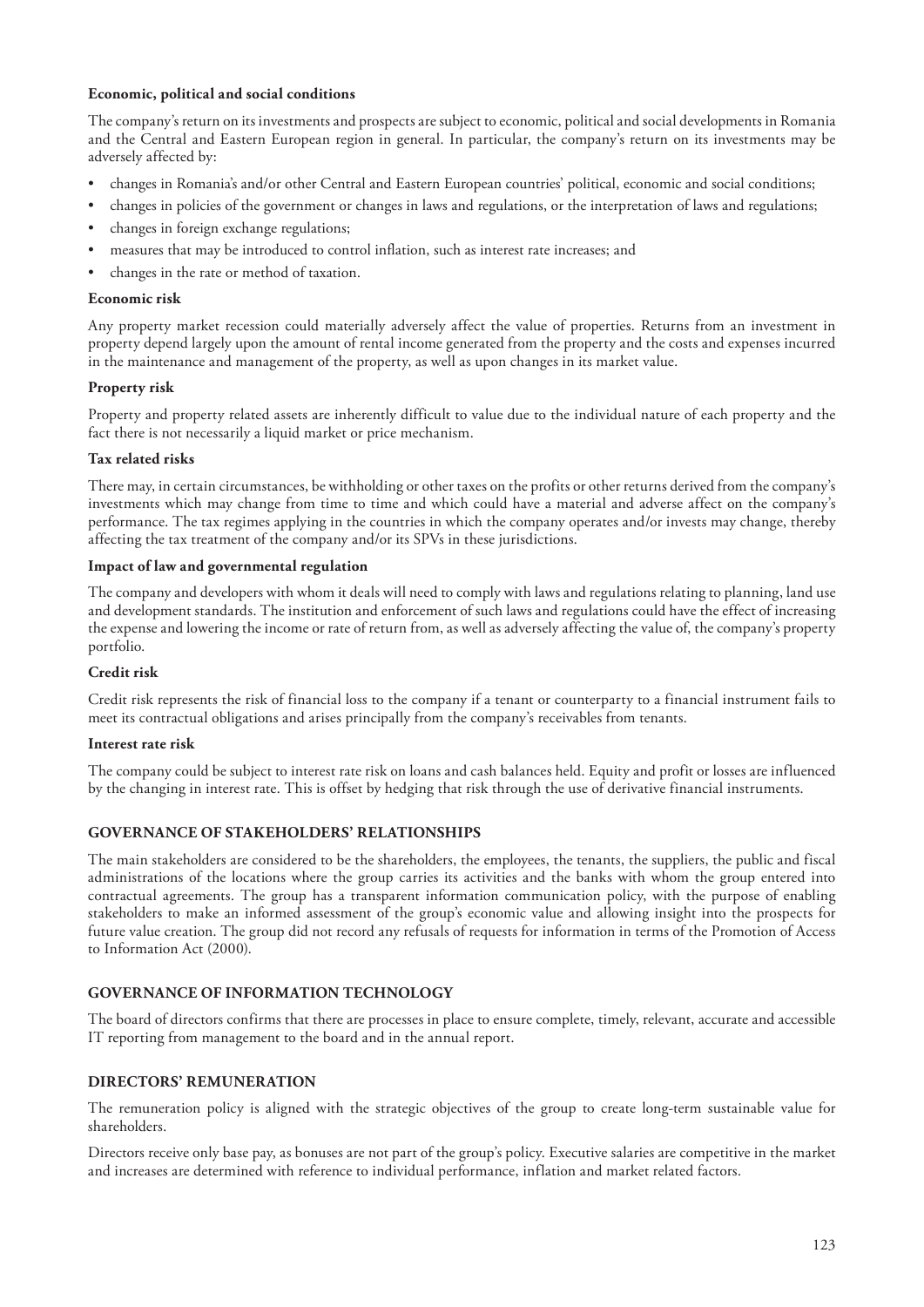**Economic, political and social conditions**

The company's return on its investments and prospects are subject to economic, political and social developments in Romania and the Central and Eastern European region in general. In particular, the company's return on its investments may be adversely affected by:

- changes in Romania's and/or other Central and Eastern European countries' political, economic and social conditions;
- changes in policies of the government or changes in laws and regulations, or the interpretation of laws and regulations;
- changes in foreign exchange regulations;
- measures that may be introduced to control inflation, such as interest rate increases; and
- changes in the rate or method of taxation.

**Economic risk**

Any property market recession could materially adversely affect the value of properties. Returns from an investment in property depend largely upon the amount of rental income generated from the property and the costs and expenses incurred in the maintenance and management of the property, as well as upon changes in its market value.

**Property risk**

Property and property related assets are inherently difficult to value due to the individual nature of each property and the fact there is not necessarily a liquid market or price mechanism.

**Tax related risks**

There may, in certain circumstances, be withholding or other taxes on the profits or other returns derived from the company's investments which may change from time to time and which could have a material and adverse affect on the company's performance. The tax regimes applying in the countries in which the company operates and/or invests may change, thereby affecting the tax treatment of the company and/or its SPVs in these jurisdictions.

**Impact of law and governmental regulation**

The company and developers with whom it deals will need to comply with laws and regulations relating to planning, land use and development standards. The institution and enforcement of such laws and regulations could have the effect of increasing the expense and lowering the income or rate of return from, as well as adversely affecting the value of, the company's property portfolio.

**Credit risk**

Credit risk represents the risk of financial loss to the company if a tenant or counterparty to a financial instrument fails to meet its contractual obligations and arises principally from the company's receivables from tenants.

**Interest rate risk**

The company could be subject to interest rate risk on loans and cash balances held. Equity and profit or losses are influenced by the changing in interest rate. This is offset by hedging that risk through the use of derivative financial instruments.

## GOVERNANCE OF STAKEHOLDERS' RELATIONSHIPS

The main stakeholders are considered to be the shareholders, the employees, the tenants, the suppliers, the public and fiscal administrations of the locations where the group carries its activities and the banks with whom the group entered into contractual agreements. The group has a transparent information communication policy, with the purpose of enabling stakeholders to make an informed assessment of the group's economic value and allowing insight into the prospects for future value creation. The group did not record any refusals of requests for information in terms of the Promotion of Access to Information Act (2000).

## GOVERNANCE OF INFORMATION TECHNOLOGY

The board of directors confirms that there are processes in place to ensure complete, timely, relevant, accurate and accessible IT reporting from management to the board and in the annual report.

## DIRECTORS' REMUNERATION

The remuneration policy is aligned with the strategic objectives of the group to create long-term sustainable value for shareholders.

Directors receive only base pay, as bonuses are not part of the group's policy. Executive salaries are competitive in the market and increases are determined with reference to individual performance, inflation and market related factors.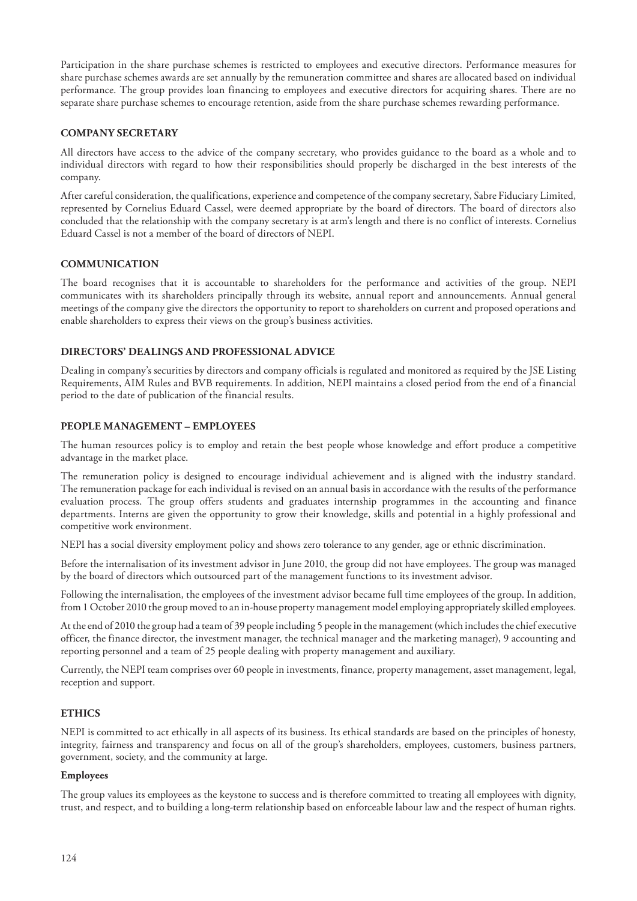Participation in the share purchase schemes is restricted to employees and executive directors. Performance measures for share purchase schemes awards are set annually by the remuneration committee and shares are allocated based on individual performance. The group provides loan financing to employees and executive directors for acquiring shares. There are no separate share purchase schemes to encourage retention, aside from the share purchase schemes rewarding performance.

## COMPANY SECRETARY

All directors have access to the advice of the company secretary, who provides guidance to the board as a whole and to individual directors with regard to how their responsibilities should properly be discharged in the best interests of the company.

After careful consideration, the qualifications, experience and competence of the company secretary, Sabre Fiduciary Limited, represented by Cornelius Eduard Cassel, were deemed appropriate by the board of directors. The board of directors also concluded that the relationship with the company secretary is at arm's length and there is no conflict of interests. Cornelius Eduard Cassel is not a member of the board of directors of NEPI.

## COMMUNICATION

The board recognises that it is accountable to shareholders for the performance and activities of the group. NEPI communicates with its shareholders principally through its website, annual report and announcements. Annual general meetings of the company give the directors the opportunity to report to shareholders on current and proposed operations and enable shareholders to express their views on the group's business activities.

## DIRECTORS' DEALINGS AND PROFESSIONAL ADVICE

Dealing in company's securities by directors and company officials is regulated and monitored as required by the JSE Listing Requirements, AIM Rules and BVB requirements. In addition, NEPI maintains a closed period from the end of a financial period to the date of publication of the financial results.

## PEOPLE MANAGEMENT – EMPLOYEES

The human resources policy is to employ and retain the best people whose knowledge and effort produce a competitive advantage in the market place.

The remuneration policy is designed to encourage individual achievement and is aligned with the industry standard. The remuneration package for each individual is revised on an annual basis in accordance with the results of the performance evaluation process. The group offers students and graduates internship programmes in the accounting and finance departments. Interns are given the opportunity to grow their knowledge, skills and potential in a highly professional and competitive work environment.

NEPI has a social diversity employment policy and shows zero tolerance to any gender, age or ethnic discrimination.

Before the internalisation of its investment advisor in June 2010, the group did not have employees. The group was managed by the board of directors which outsourced part of the management functions to its investment advisor.

Following the internalisation, the employees of the investment advisor became full time employees of the group. In addition, from 1 October 2010 the group moved to an in-house property management model employing appropriately skilled employees.

At the end of 2010 the group had a team of 39 people including 5 people in the management (which includes the chief executive officer, the finance director, the investment manager, the technical manager and the marketing manager), 9 accounting and reporting personnel and a team of 25 people dealing with property management and auxiliary.

Currently, the NEPI team comprises over 60 people in investments, finance, property management, asset management, legal, reception and support.

## ETHICS

NEPI is committed to act ethically in all aspects of its business. Its ethical standards are based on the principles of honesty, integrity, fairness and transparency and focus on all of the group's shareholders, employees, customers, business partners, government, society, and the community at large.

### Employees

The group values its employees as the keystone to success and is therefore committed to treating all employees with dignity, trust, and respect, and to building a long-term relationship based on enforceable labour law and the respect of human rights.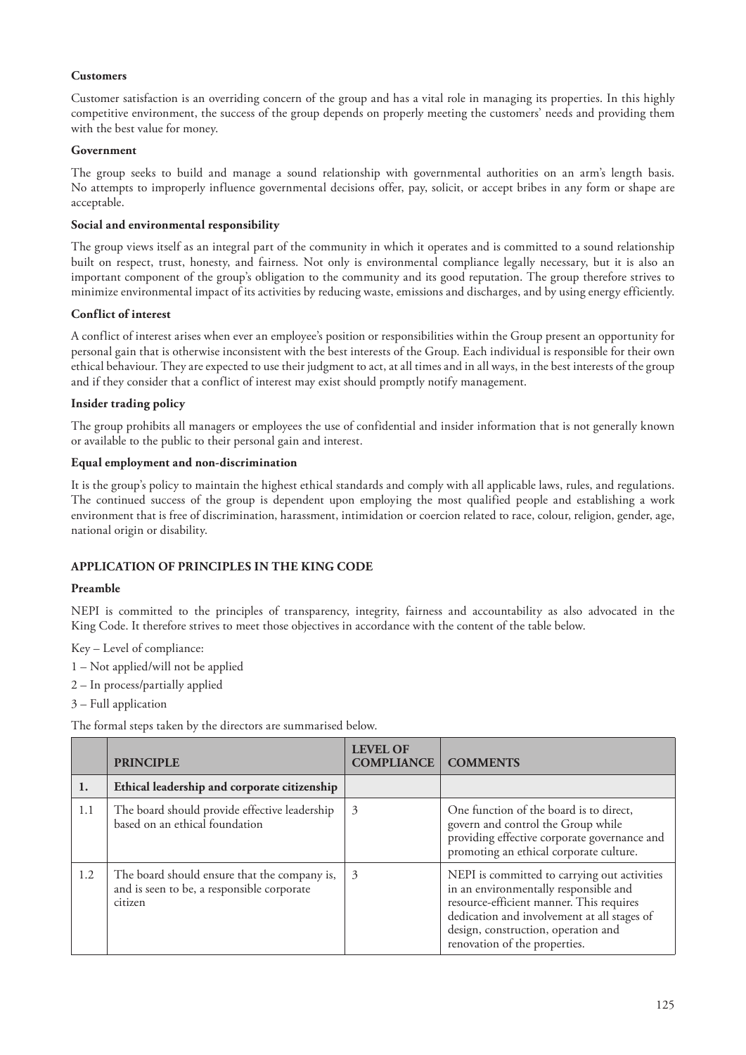**Customers**

Customer satisfaction is an overriding concern of the group and has a vital role in managing its properties. In this highly competitive environment, the success of the group depends on properly meeting the customers' needs and providing them with the best value for money.

**Government**

The group seeks to build and manage a sound relationship with governmental authorities on an arm's length basis. No attempts to improperly influence governmental decisions offer, pay, solicit, or accept bribes in any form or shape are acceptable.

**Social and environmental responsibility**

The group views itself as an integral part of the community in which it operates and is committed to a sound relationship built on respect, trust, honesty, and fairness. Not only is environmental compliance legally necessary, but it is also an important component of the group's obligation to the community and its good reputation. The group therefore strives to minimize environmental impact of its activities by reducing waste, emissions and discharges, and by using energy efficiently.

**Conflict of interest**

A conflict of interest arises when ever an employee's position or responsibilities within the Group present an opportunity for personal gain that is otherwise inconsistent with the best interests of the Group. Each individual is responsible for their own ethical behaviour. They are expected to use their judgment to act, at all times and in all ways, in the best interests of the group and if they consider that a conflict of interest may exist should promptly notify management.

**Insider trading policy**

The group prohibits all managers or employees the use of confidential and insider information that is not generally known or available to the public to their personal gain and interest.

**Equal employment and non-discrimination**

It is the group's policy to maintain the highest ethical standards and comply with all applicable laws, rules, and regulations. The continued success of the group is dependent upon employing the most qualified people and establishing a work environment that is free of discrimination, harassment, intimidation or coercion related to race, colour, religion, gender, age, national origin or disability.

## APPLICATION OF PRINCIPLES IN THE KING CODE

**Preamble**

NEPI is committed to the principles of transparency, integrity, fairness and accountability as also advocated in the King Code. It therefore strives to meet those objectives in accordance with the content of the table below.

Key – Level of compliance:

1 – Not applied/will not be applied

2 – In process/partially applied

3 – Full application

The formal steps taken by the directors are summarised below.

| | PRINCIPLE | LEVEL OF COMPLIANCE | COMMENTS |
|---|---|---|---|
| **1.** | **Ethical leadership and corporate citizenship** | | |
| 1.1 | The board should provide effective leadership based on an ethical foundation | 3 | One function of the board is to direct, govern and control the Group while providing effective corporate governance and promoting an ethical corporate culture. |
| 1.2 | The board should ensure that the company is, and is seen to be, a responsible corporate citizen | 3 | NEPI is committed to carrying out activities in an environmentally responsible and resource-efficient manner. This requires dedication and involvement at all stages of design, construction, operation and renovation of the properties. |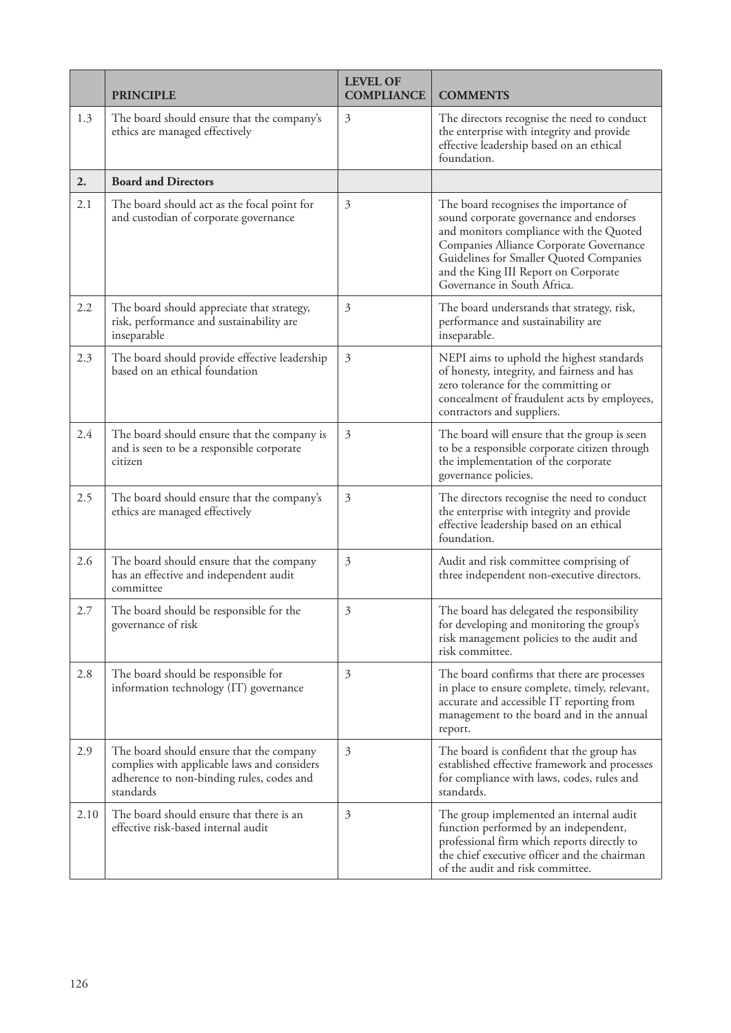|  | PRINCIPLE | LEVEL OF COMPLIANCE | COMMENTS |
|---|---|---|---|
| 1.3 | The board should ensure that the company's ethics are managed effectively | 3 | The directors recognise the need to conduct the enterprise with integrity and provide effective leadership based on an ethical foundation. |
| **2.** | **Board and Directors** |  |  |
| 2.1 | The board should act as the focal point for and custodian of corporate governance | 3 | The board recognises the importance of sound corporate governance and endorses and monitors compliance with the Quoted Companies Alliance Corporate Governance Guidelines for Smaller Quoted Companies and the King III Report on Corporate Governance in South Africa. |
| 2.2 | The board should appreciate that strategy, risk, performance and sustainability are inseparable | 3 | The board understands that strategy, risk, performance and sustainability are inseparable. |
| 2.3 | The board should provide effective leadership based on an ethical foundation | 3 | NEPI aims to uphold the highest standards of honesty, integrity, and fairness and has zero tolerance for the committing or concealment of fraudulent acts by employees, contractors and suppliers. |
| 2.4 | The board should ensure that the company is and is seen to be a responsible corporate citizen | 3 | The board will ensure that the group is seen to be a responsible corporate citizen through the implementation of the corporate governance policies. |
| 2.5 | The board should ensure that the company's ethics are managed effectively | 3 | The directors recognise the need to conduct the enterprise with integrity and provide effective leadership based on an ethical foundation. |
| 2.6 | The board should ensure that the company has an effective and independent audit committee | 3 | Audit and risk committee comprising of three independent non-executive directors. |
| 2.7 | The board should be responsible for the governance of risk | 3 | The board has delegated the responsibility for developing and monitoring the group's risk management policies to the audit and risk committee. |
| 2.8 | The board should be responsible for information technology (IT) governance | 3 | The board confirms that there are processes in place to ensure complete, timely, relevant, accurate and accessible IT reporting from management to the board and in the annual report. |
| 2.9 | The board should ensure that the company complies with applicable laws and considers adherence to non-binding rules, codes and standards | 3 | The board is confident that the group has established effective framework and processes for compliance with laws, codes, rules and standards. |
| 2.10 | The board should ensure that there is an effective risk-based internal audit | 3 | The group implemented an internal audit function performed by an independent, professional firm which reports directly to the chief executive officer and the chairman of the audit and risk committee. |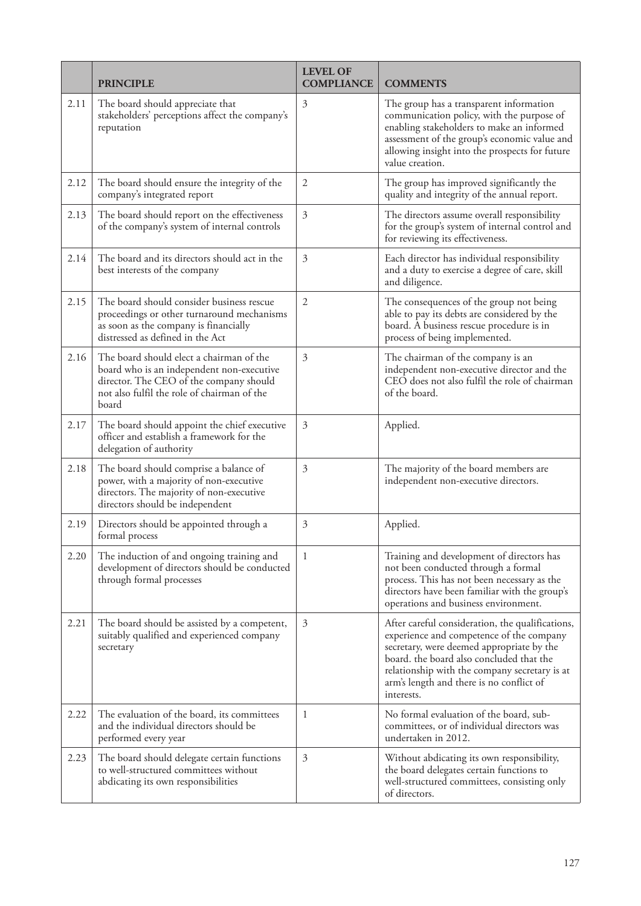| | PRINCIPLE | LEVEL OF COMPLIANCE | COMMENTS |
|---|---|---|---|
| 2.11 | The board should appreciate that stakeholders' perceptions affect the company's reputation | 3 | The group has a transparent information communication policy, with the purpose of enabling stakeholders to make an informed assessment of the group's economic value and allowing insight into the prospects for future value creation. |
| 2.12 | The board should ensure the integrity of the company's integrated report | 2 | The group has improved significantly the quality and integrity of the annual report. |
| 2.13 | The board should report on the effectiveness of the company's system of internal controls | 3 | The directors assume overall responsibility for the group's system of internal control and for reviewing its effectiveness. |
| 2.14 | The board and its directors should act in the best interests of the company | 3 | Each director has individual responsibility and a duty to exercise a degree of care, skill and diligence. |
| 2.15 | The board should consider business rescue proceedings or other turnaround mechanisms as soon as the company is financially distressed as defined in the Act | 2 | The consequences of the group not being able to pay its debts are considered by the board. A business rescue procedure is in process of being implemented. |
| 2.16 | The board should elect a chairman of the board who is an independent non-executive director. The CEO of the company should not also fulfil the role of chairman of the board | 3 | The chairman of the company is an independent non-executive director and the CEO does not also fulfil the role of chairman of the board. |
| 2.17 | The board should appoint the chief executive officer and establish a framework for the delegation of authority | 3 | Applied. |
| 2.18 | The board should comprise a balance of power, with a majority of non-executive directors. The majority of non-executive directors should be independent | 3 | The majority of the board members are independent non-executive directors. |
| 2.19 | Directors should be appointed through a formal process | 3 | Applied. |
| 2.20 | The induction of and ongoing training and development of directors should be conducted through formal processes | 1 | Training and development of directors has not been conducted through a formal process. This has not been necessary as the directors have been familiar with the group's operations and business environment. |
| 2.21 | The board should be assisted by a competent, suitably qualified and experienced company secretary | 3 | After careful consideration, the qualifications, experience and competence of the company secretary, were deemed appropriate by the board. the board also concluded that the relationship with the company secretary is at arm's length and there is no conflict of interests. |
| 2.22 | The evaluation of the board, its committees and the individual directors should be performed every year | 1 | No formal evaluation of the board, sub-committees, or of individual directors was undertaken in 2012. |
| 2.23 | The board should delegate certain functions to well-structured committees without abdicating its own responsibilities | 3 | Without abdicating its own responsibility, the board delegates certain functions to well-structured committees, consisting only of directors. |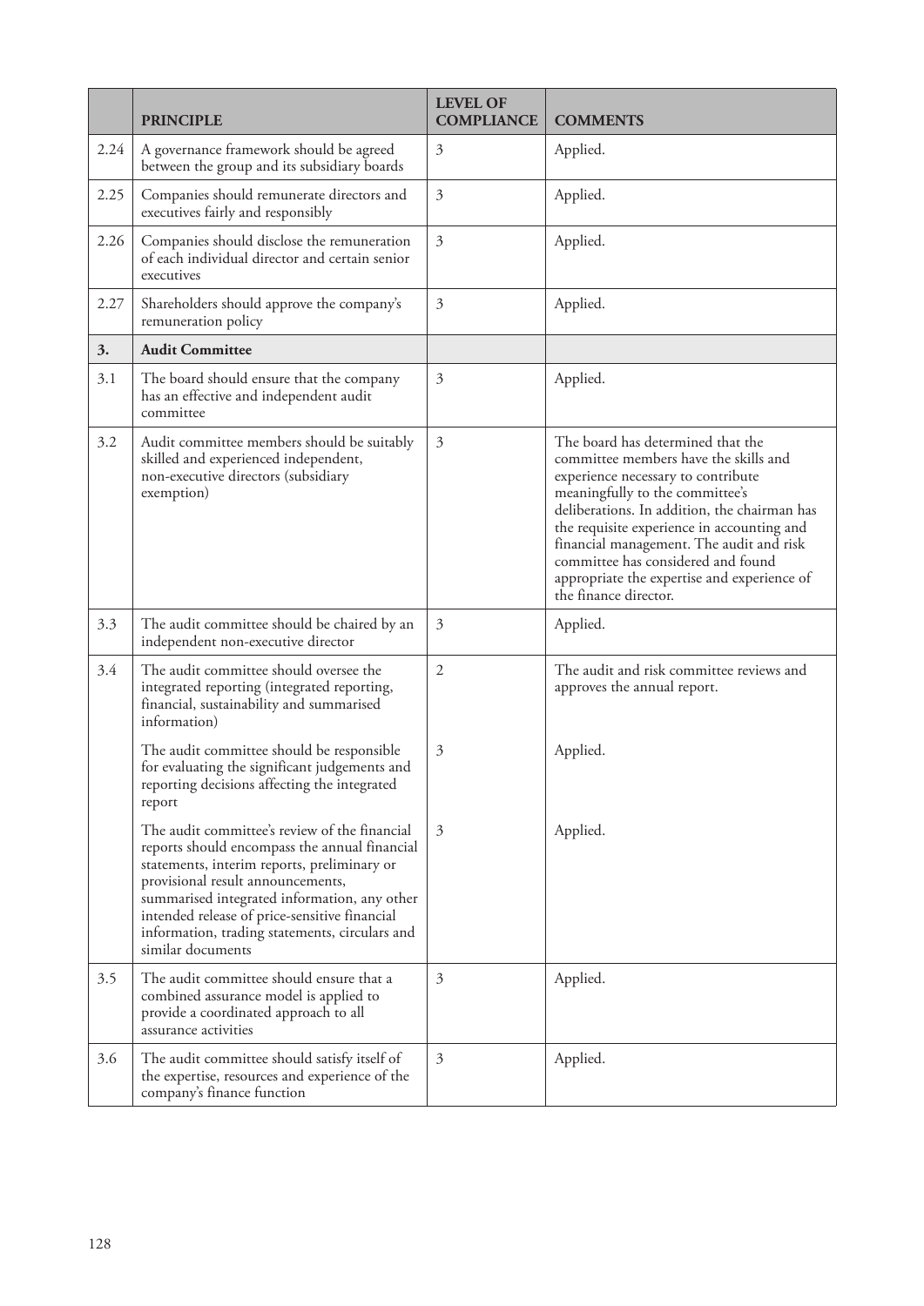| | PRINCIPLE | LEVEL OF COMPLIANCE | COMMENTS |
|---|---|---|---|
| 2.24 | A governance framework should be agreed between the group and its subsidiary boards | 3 | Applied. |
| 2.25 | Companies should remunerate directors and executives fairly and responsibly | 3 | Applied. |
| 2.26 | Companies should disclose the remuneration of each individual director and certain senior executives | 3 | Applied. |
| 2.27 | Shareholders should approve the company's remuneration policy | 3 | Applied. |
| **3.** | **Audit Committee** | | |
| 3.1 | The board should ensure that the company has an effective and independent audit committee | 3 | Applied. |
| 3.2 | Audit committee members should be suitably skilled and experienced independent, non-executive directors (subsidiary exemption) | 3 | The board has determined that the committee members have the skills and experience necessary to contribute meaningfully to the committee's deliberations. In addition, the chairman has the requisite experience in accounting and financial management. The audit and risk committee has considered and found appropriate the expertise and experience of the finance director. |
| 3.3 | The audit committee should be chaired by an independent non-executive director | 3 | Applied. |
| 3.4 | The audit committee should oversee the integrated reporting (integrated reporting, financial, sustainability and summarised information) | 2 | The audit and risk committee reviews and approves the annual report. |
| | The audit committee should be responsible for evaluating the significant judgements and reporting decisions affecting the integrated report | 3 | Applied. |
| | The audit committee's review of the financial reports should encompass the annual financial statements, interim reports, preliminary or provisional result announcements, summarised integrated information, any other intended release of price-sensitive financial information, trading statements, circulars and similar documents | 3 | Applied. |
| 3.5 | The audit committee should ensure that a combined assurance model is applied to provide a coordinated approach to all assurance activities | 3 | Applied. |
| 3.6 | The audit committee should satisfy itself of the expertise, resources and experience of the company's finance function | 3 | Applied. |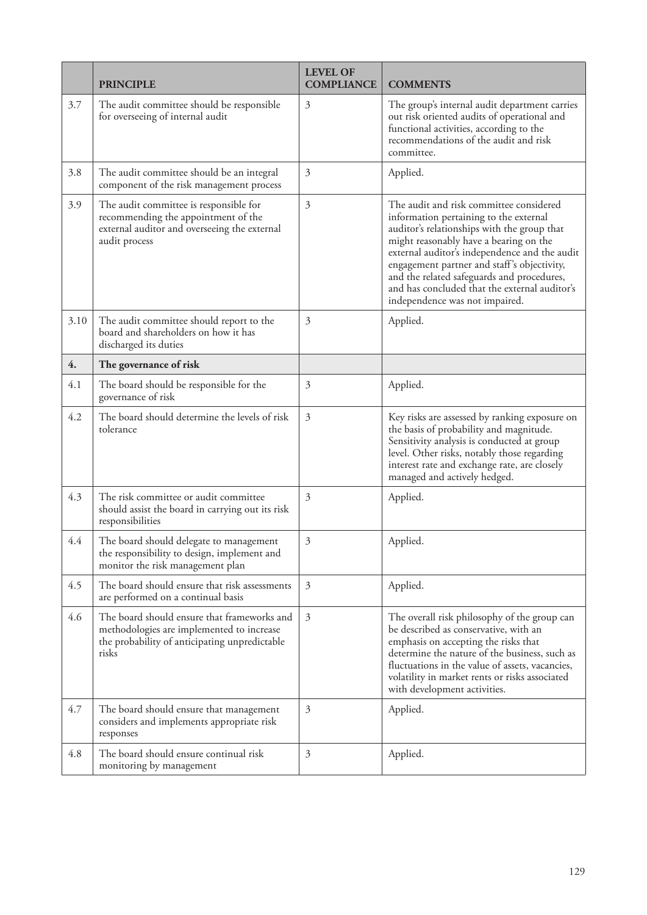|  | PRINCIPLE | LEVEL OF COMPLIANCE | COMMENTS |
| --- | --- | --- | --- |
| 3.7 | The audit committee should be responsible for overseeing of internal audit | 3 | The group's internal audit department carries out risk oriented audits of operational and functional activities, according to the recommendations of the audit and risk committee. |
| 3.8 | The audit committee should be an integral component of the risk management process | 3 | Applied. |
| 3.9 | The audit committee is responsible for recommending the appointment of the external auditor and overseeing the external audit process | 3 | The audit and risk committee considered information pertaining to the external auditor's relationships with the group that might reasonably have a bearing on the external auditor's independence and the audit engagement partner and staff's objectivity, and the related safeguards and procedures, and has concluded that the external auditor's independence was not impaired. |
| 3.10 | The audit committee should report to the board and shareholders on how it has discharged its duties | 3 | Applied. |
| **4.** | **The governance of risk** |  |  |
| 4.1 | The board should be responsible for the governance of risk | 3 | Applied. |
| 4.2 | The board should determine the levels of risk tolerance | 3 | Key risks are assessed by ranking exposure on the basis of probability and magnitude. Sensitivity analysis is conducted at group level. Other risks, notably those regarding interest rate and exchange rate, are closely managed and actively hedged. |
| 4.3 | The risk committee or audit committee should assist the board in carrying out its risk responsibilities | 3 | Applied. |
| 4.4 | The board should delegate to management the responsibility to design, implement and monitor the risk management plan | 3 | Applied. |
| 4.5 | The board should ensure that risk assessments are performed on a continual basis | 3 | Applied. |
| 4.6 | The board should ensure that frameworks and methodologies are implemented to increase the probability of anticipating unpredictable risks | 3 | The overall risk philosophy of the group can be described as conservative, with an emphasis on accepting the risks that determine the nature of the business, such as fluctuations in the value of assets, vacancies, volatility in market rents or risks associated with development activities. |
| 4.7 | The board should ensure that management considers and implements appropriate risk responses | 3 | Applied. |
| 4.8 | The board should ensure continual risk monitoring by management | 3 | Applied. |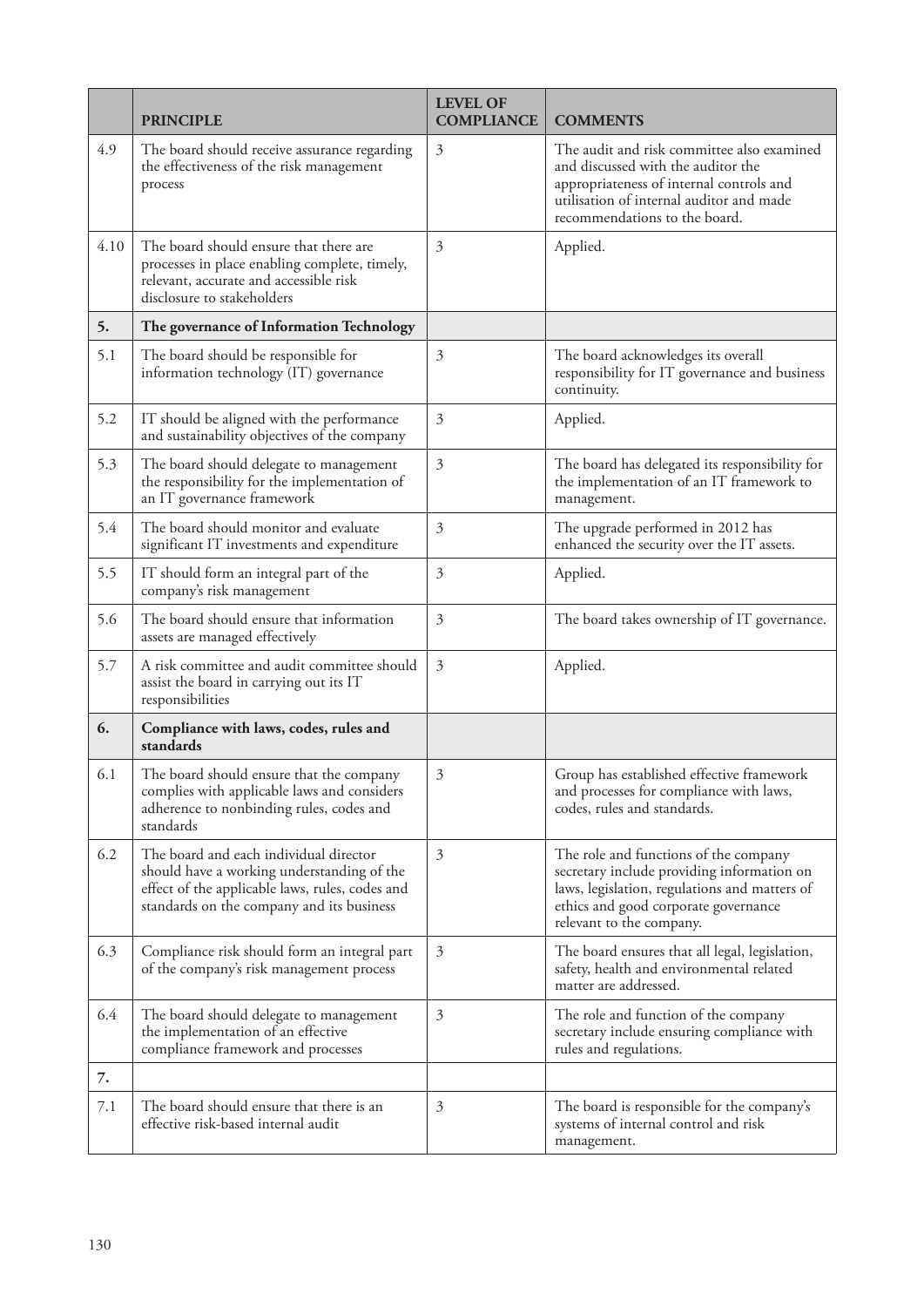|  | PRINCIPLE | LEVEL OF COMPLIANCE | COMMENTS |
|---|---|---|---|
| 4.9 | The board should receive assurance regarding the effectiveness of the risk management process | 3 | The audit and risk committee also examined and discussed with the auditor the appropriateness of internal controls and utilisation of internal auditor and made recommendations to the board. |
| 4.10 | The board should ensure that there are processes in place enabling complete, timely, relevant, accurate and accessible risk disclosure to stakeholders | 3 | Applied. |
| **5.** | **The governance of Information Technology** |  |  |
| 5.1 | The board should be responsible for information technology (IT) governance | 3 | The board acknowledges its overall responsibility for IT governance and business continuity. |
| 5.2 | IT should be aligned with the performance and sustainability objectives of the company | 3 | Applied. |
| 5.3 | The board should delegate to management the responsibility for the implementation of an IT governance framework | 3 | The board has delegated its responsibility for the implementation of an IT framework to management. |
| 5.4 | The board should monitor and evaluate significant IT investments and expenditure | 3 | The upgrade performed in 2012 has enhanced the security over the IT assets. |
| 5.5 | IT should form an integral part of the company's risk management | 3 | Applied. |
| 5.6 | The board should ensure that information assets are managed effectively | 3 | The board takes ownership of IT governance. |
| 5.7 | A risk committee and audit committee should assist the board in carrying out its IT responsibilities | 3 | Applied. |
| **6.** | **Compliance with laws, codes, rules and standards** |  |  |
| 6.1 | The board should ensure that the company complies with applicable laws and considers adherence to nonbinding rules, codes and standards | 3 | Group has established effective framework and processes for compliance with laws, codes, rules and standards. |
| 6.2 | The board and each individual director should have a working understanding of the effect of the applicable laws, rules, codes and standards on the company and its business | 3 | The role and functions of the company secretary include providing information on laws, legislation, regulations and matters of ethics and good corporate governance relevant to the company. |
| 6.3 | Compliance risk should form an integral part of the company's risk management process | 3 | The board ensures that all legal, legislation, safety, health and environmental related matter are addressed. |
| 6.4 | The board should delegate to management the implementation of an effective compliance framework and processes | 3 | The role and function of the company secretary include ensuring compliance with rules and regulations. |
| **7.** |  |  |  |
| 7.1 | The board should ensure that there is an effective risk-based internal audit | 3 | The board is responsible for the company's systems of internal control and risk management. |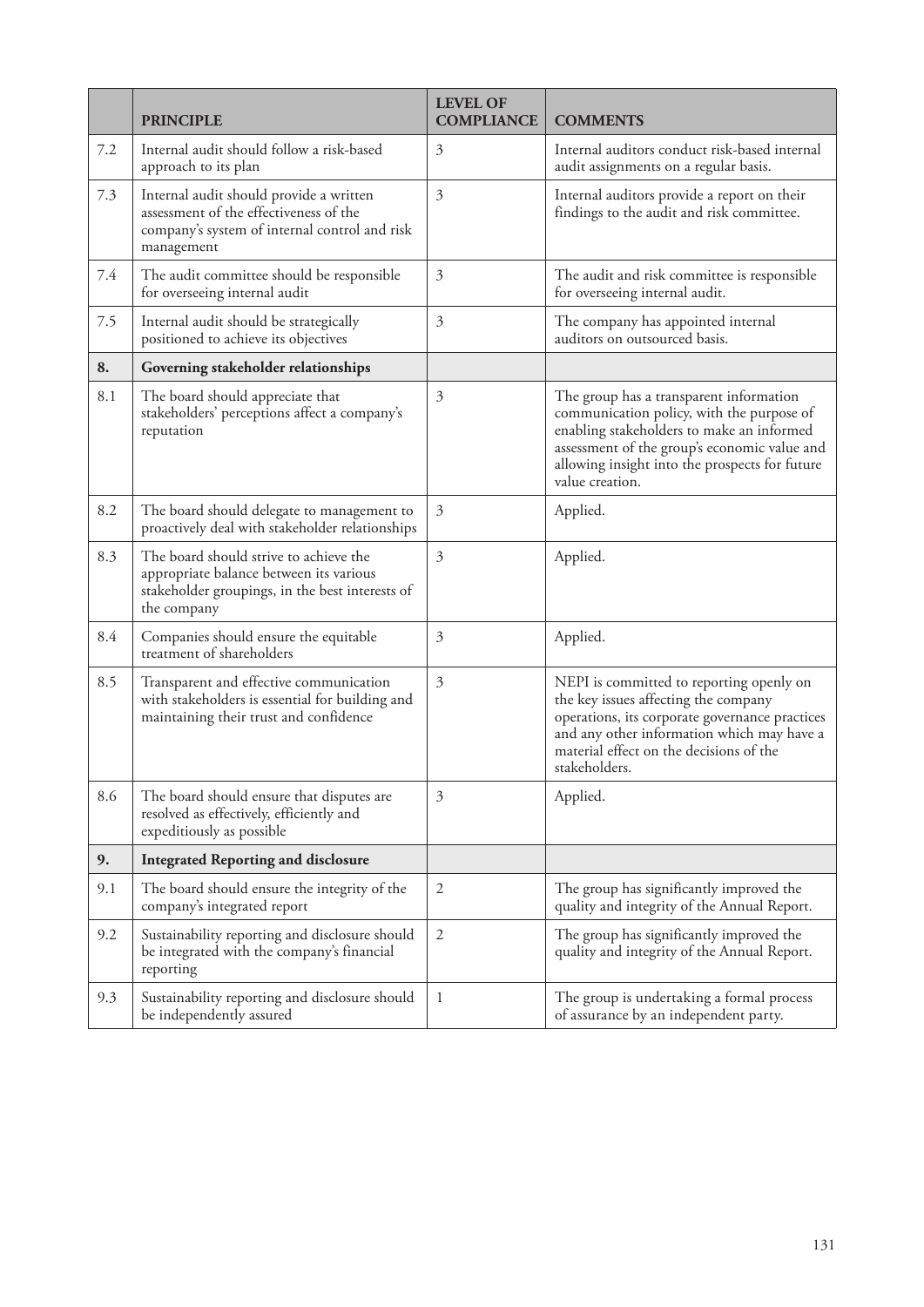| | PRINCIPLE | LEVEL OF COMPLIANCE | COMMENTS |
|---|---|---|---|
| 7.2 | Internal audit should follow a risk-based approach to its plan | 3 | Internal auditors conduct risk-based internal audit assignments on a regular basis. |
| 7.3 | Internal audit should provide a written assessment of the effectiveness of the company's system of internal control and risk management | 3 | Internal auditors provide a report on their findings to the audit and risk committee. |
| 7.4 | The audit committee should be responsible for overseeing internal audit | 3 | The audit and risk committee is responsible for overseeing internal audit. |
| 7.5 | Internal audit should be strategically positioned to achieve its objectives | 3 | The company has appointed internal auditors on outsourced basis. |
| **8.** | **Governing stakeholder relationships** | | |
| 8.1 | The board should appreciate that stakeholders' perceptions affect a company's reputation | 3 | The group has a transparent information communication policy, with the purpose of enabling stakeholders to make an informed assessment of the group's economic value and allowing insight into the prospects for future value creation. |
| 8.2 | The board should delegate to management to proactively deal with stakeholder relationships | 3 | Applied. |
| 8.3 | The board should strive to achieve the appropriate balance between its various stakeholder groupings, in the best interests of the company | 3 | Applied. |
| 8.4 | Companies should ensure the equitable treatment of shareholders | 3 | Applied. |
| 8.5 | Transparent and effective communication with stakeholders is essential for building and maintaining their trust and confidence | 3 | NEPI is committed to reporting openly on the key issues affecting the company operations, its corporate governance practices and any other information which may have a material effect on the decisions of the stakeholders. |
| 8.6 | The board should ensure that disputes are resolved as effectively, efficiently and expeditiously as possible | 3 | Applied. |
| **9.** | **Integrated Reporting and disclosure** | | |
| 9.1 | The board should ensure the integrity of the company's integrated report | 2 | The group has significantly improved the quality and integrity of the Annual Report. |
| 9.2 | Sustainability reporting and disclosure should be integrated with the company's financial reporting | 2 | The group has significantly improved the quality and integrity of the Annual Report. |
| 9.3 | Sustainability reporting and disclosure should be independently assured | 1 | The group is undertaking a formal process of assurance by an independent party. |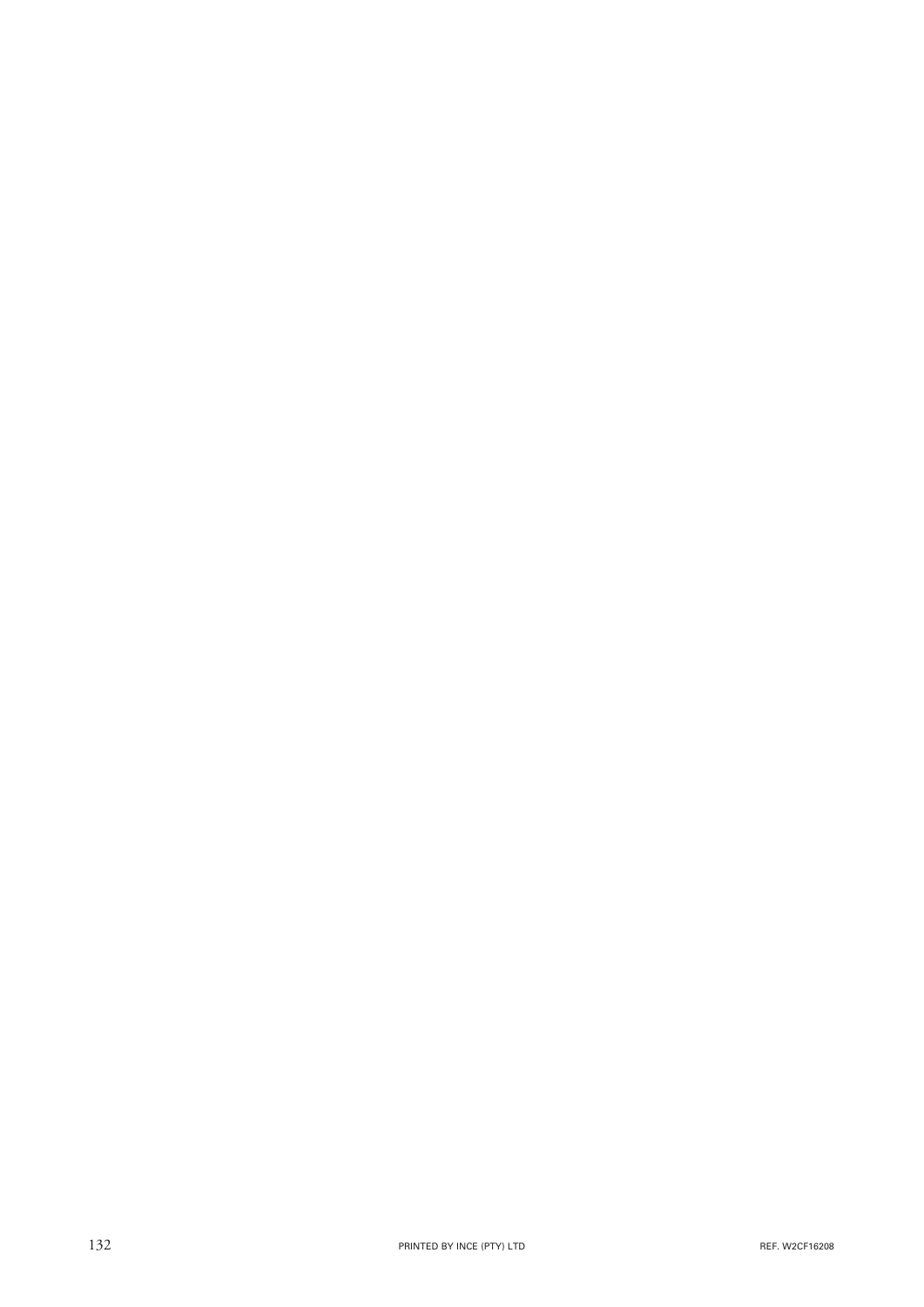PRINTED BY INCE (PTY) LTD

REF. W2CF16208